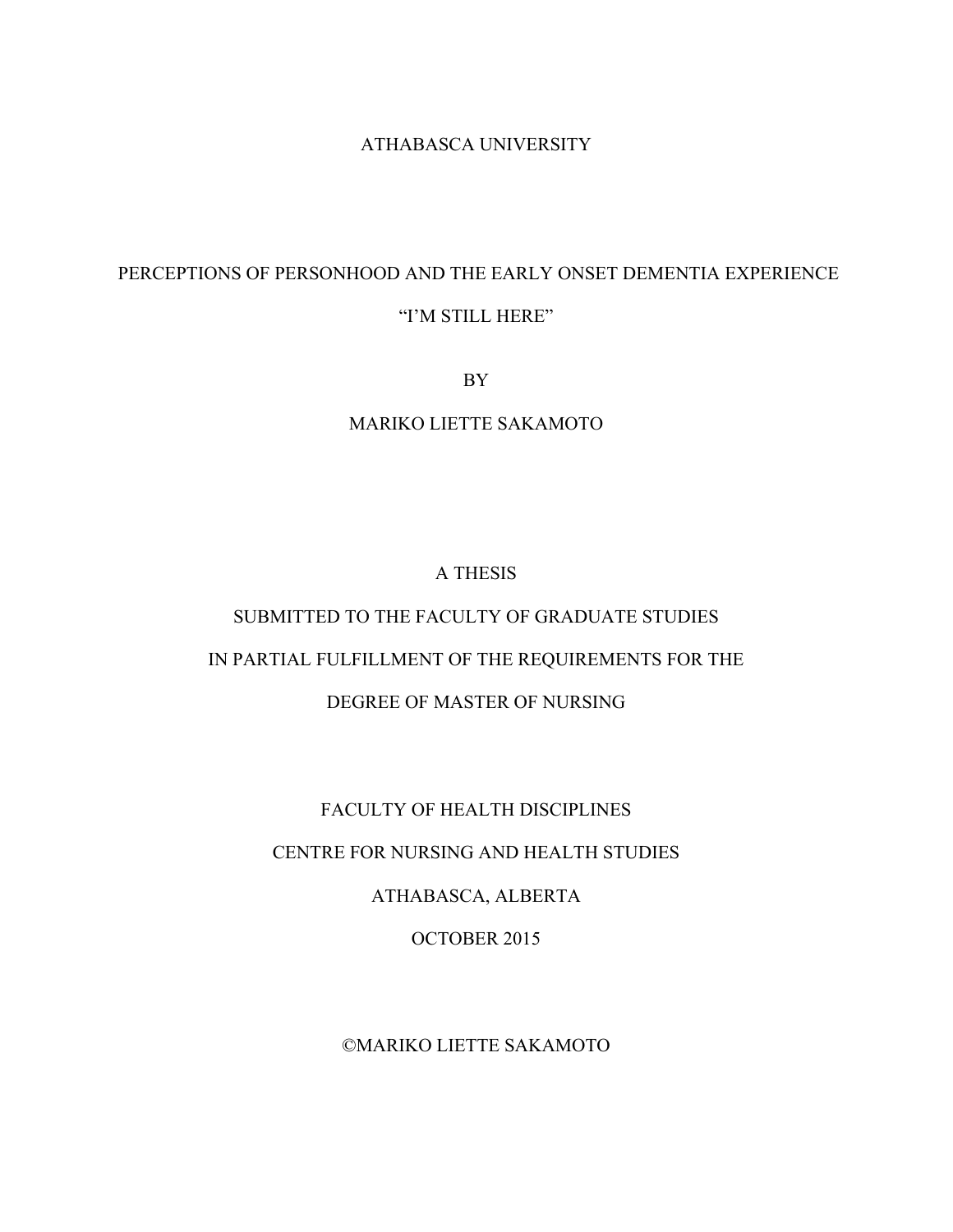ATHABASCA UNIVERSITY

# PERCEPTIONS OF PERSONHOOD AND THE EARLY ONSET DEMENTIA EXPERIENCE

# "I'M STILL HERE"

BY

MARIKO LIETTE SAKAMOTO

A THESIS

SUBMITTED TO THE FACULTY OF GRADUATE STUDIES

IN PARTIAL FULFILLMENT OF THE REQUIREMENTS FOR THE

DEGREE OF MASTER OF NURSING

FACULTY OF HEALTH DISCIPLINES

CENTRE FOR NURSING AND HEALTH STUDIES

ATHABASCA, ALBERTA

OCTOBER 2015

©MARIKO LIETTE SAKAMOTO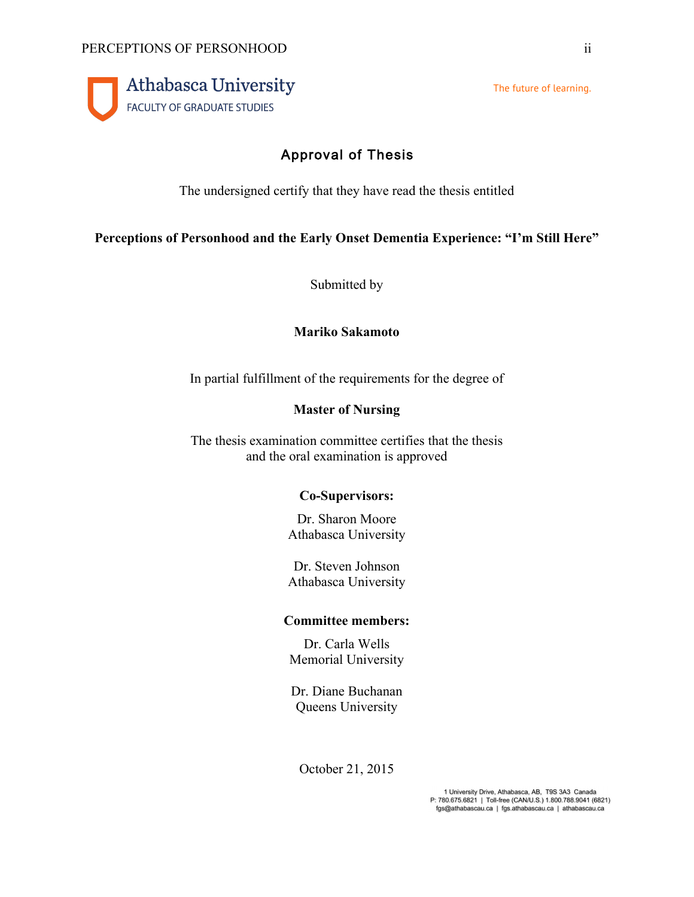Athabasca University

FACULTY OF GRADUATE STUDIES

The future of learning.

## Approval of Thesis

The undersigned certify that they have read the thesis entitled

**Perceptions of Personhood and the Early Onset Dementia Experience: "I'm Still Here"**

Submitted by

**Mariko Sakamoto**

In partial fulfillment of the requirements for the degree of

**Master of Nursing**

The thesis examination committee certifies that the thesis and the oral examination is approved

**Co-Supervisors:**

Dr. Sharon Moore
Athabasca University

Dr. Steven Johnson
Athabasca University

**Committee members:**

Dr. Carla Wells
Memorial University

Dr. Diane Buchanan
Queens University

October 21, 2015

1 University Drive, Athabasca, AB, T9S 3A3 Canada
P: 780.675.6821 | Toll-free (CAN/U.S.) 1.800.788.9041 (6821)
fgs@athabascau.ca | fgs.athabascau.ca | athabascau.ca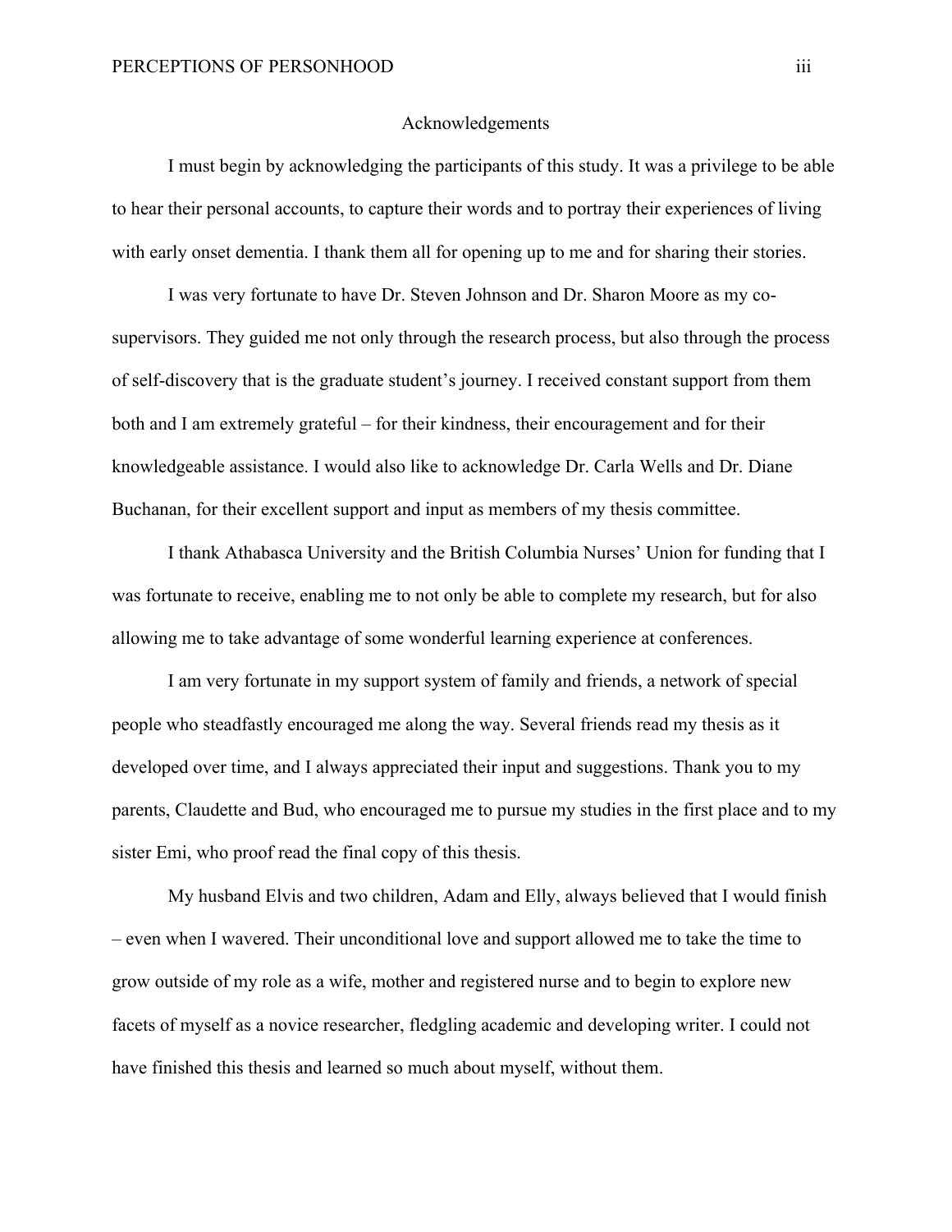# Acknowledgements

I must begin by acknowledging the participants of this study. It was a privilege to be able to hear their personal accounts, to capture their words and to portray their experiences of living with early onset dementia. I thank them all for opening up to me and for sharing their stories.

I was very fortunate to have Dr. Steven Johnson and Dr. Sharon Moore as my co-supervisors. They guided me not only through the research process, but also through the process of self-discovery that is the graduate student's journey. I received constant support from them both and I am extremely grateful – for their kindness, their encouragement and for their knowledgeable assistance. I would also like to acknowledge Dr. Carla Wells and Dr. Diane Buchanan, for their excellent support and input as members of my thesis committee.

I thank Athabasca University and the British Columbia Nurses' Union for funding that I was fortunate to receive, enabling me to not only be able to complete my research, but for also allowing me to take advantage of some wonderful learning experience at conferences.

I am very fortunate in my support system of family and friends, a network of special people who steadfastly encouraged me along the way. Several friends read my thesis as it developed over time, and I always appreciated their input and suggestions. Thank you to my parents, Claudette and Bud, who encouraged me to pursue my studies in the first place and to my sister Emi, who proof read the final copy of this thesis.

My husband Elvis and two children, Adam and Elly, always believed that I would finish – even when I wavered. Their unconditional love and support allowed me to take the time to grow outside of my role as a wife, mother and registered nurse and to begin to explore new facets of myself as a novice researcher, fledgling academic and developing writer. I could not have finished this thesis and learned so much about myself, without them.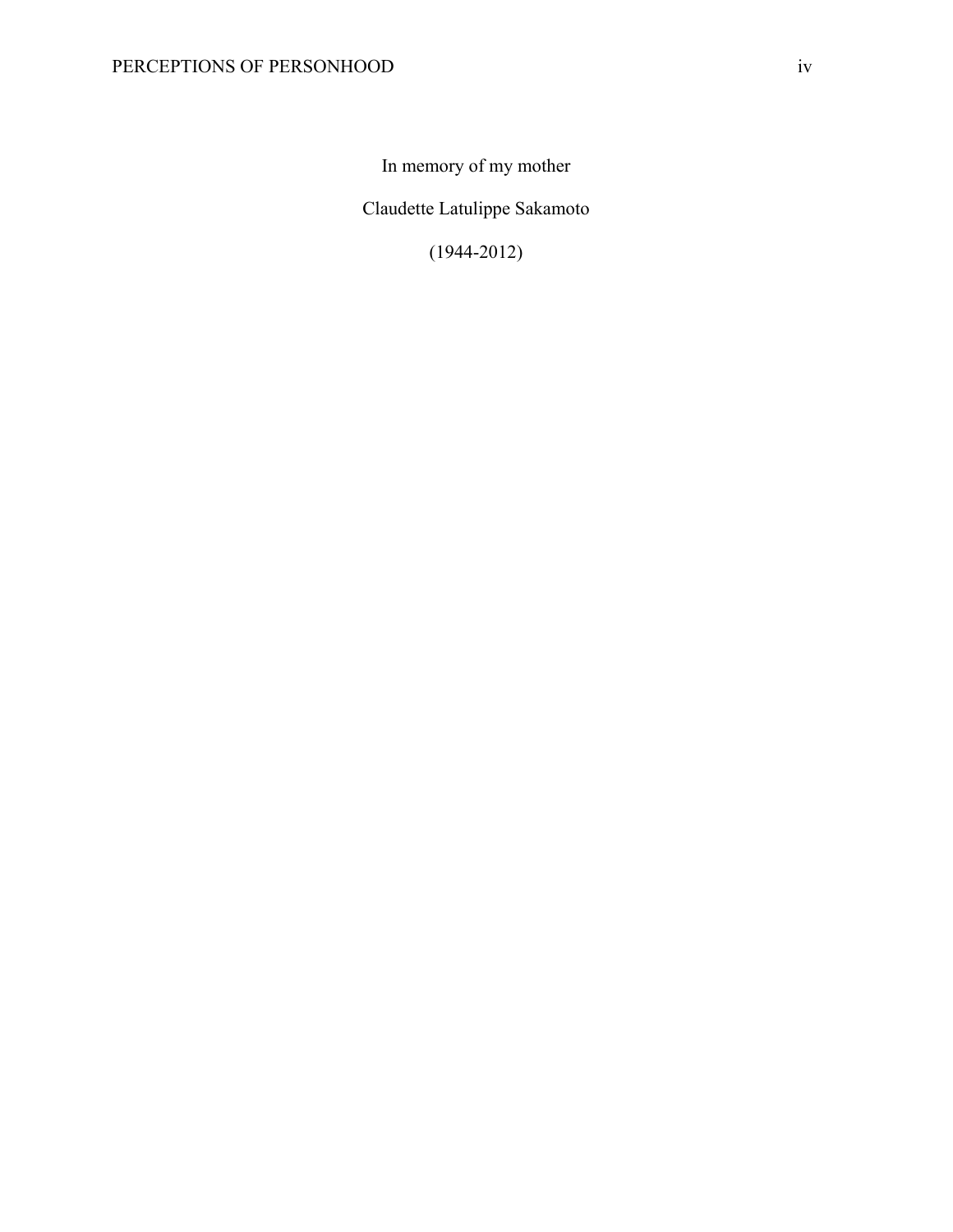In memory of my mother

Claudette Latulippe Sakamoto

(1944-2012)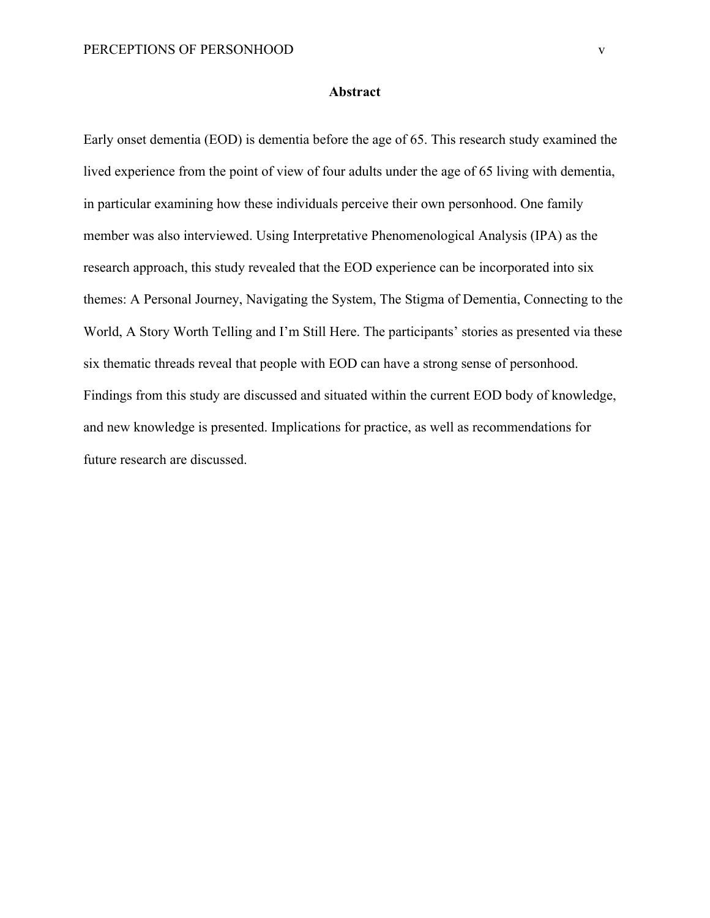## Abstract

Early onset dementia (EOD) is dementia before the age of 65. This research study examined the lived experience from the point of view of four adults under the age of 65 living with dementia, in particular examining how these individuals perceive their own personhood. One family member was also interviewed. Using Interpretative Phenomenological Analysis (IPA) as the research approach, this study revealed that the EOD experience can be incorporated into six themes: A Personal Journey, Navigating the System, The Stigma of Dementia, Connecting to the World, A Story Worth Telling and I'm Still Here. The participants' stories as presented via these six thematic threads reveal that people with EOD can have a strong sense of personhood. Findings from this study are discussed and situated within the current EOD body of knowledge, and new knowledge is presented. Implications for practice, as well as recommendations for future research are discussed.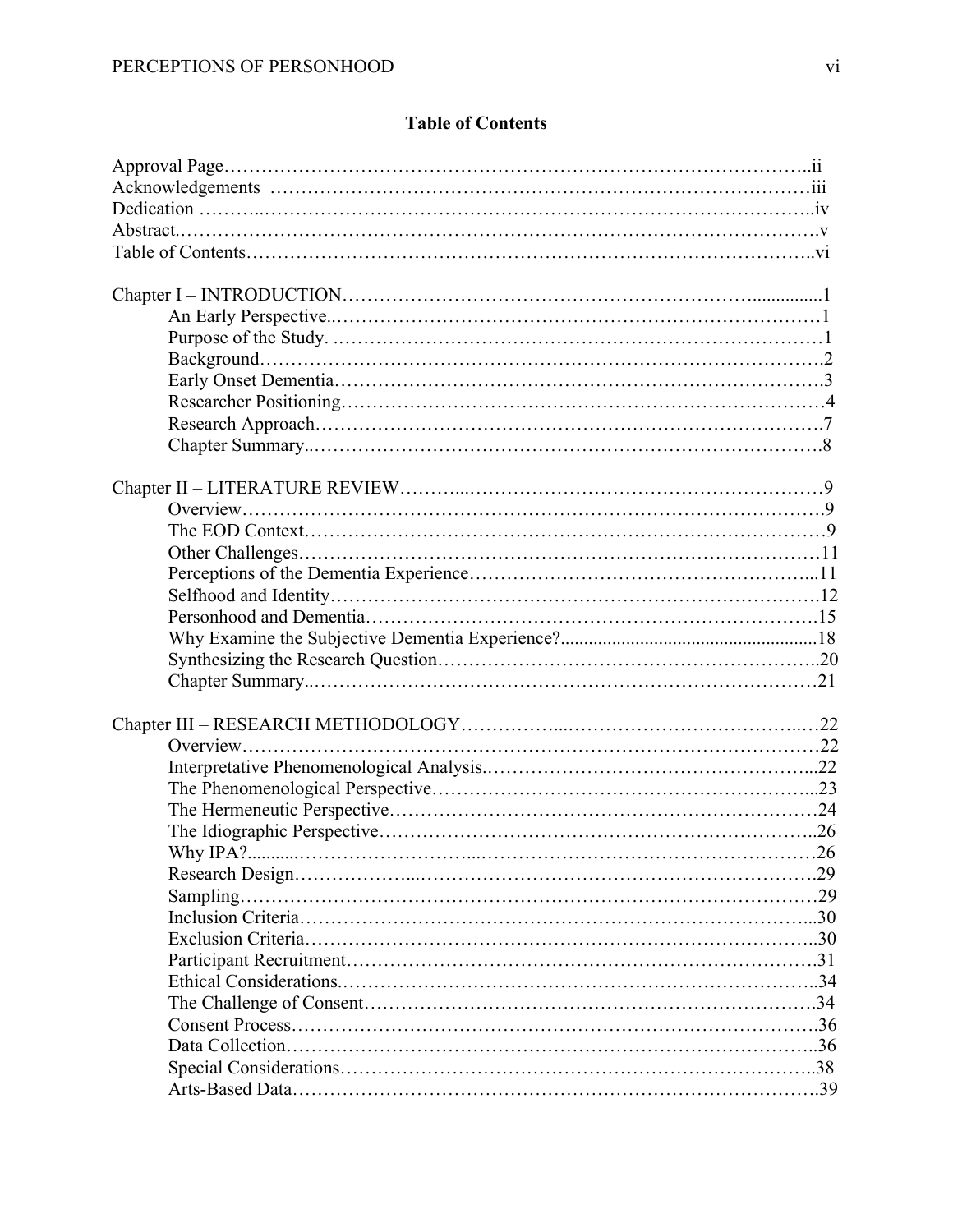## Table of Contents

Approval Page……………………………………………………………………………..ii
Acknowledgements …………………………………………………………………………iii
Dedication ………..…………………………………………………………………………..iv
Abstract.……………………………………………………………………………………….v
Table of Contents……………………………………………………………………………..vi

Chapter I – INTRODUCTION……………………………………………………….…..............1
- An Early Perspective..……………………………………………………………………1
- Purpose of the Study. .……………………………………………………………………1
- Background…………………………………………………………………………….2
- Early Onset Dementia……………………………………………………………………3
- Researcher Positioning……………………………………………………………………4
- Research Approach………………………………………………………………………7
- Chapter Summary..……………………………………………………………………….8

Chapter II – LITERATURE REVIEW………...…………………………………………………9
- Overview………………………………………………………………………………….9
- The EOD Context…………………………………………………………………………9
- Other Challenges…………………………………………………………………………11
- Perceptions of the Dementia Experience………………………………………………...11
- Selfhood and Identity…………………………………………………………………….12
- Personhood and Dementia……………………………………………………………….15
- Why Examine the Subjective Dementia Experience?.......................................................18
- Synthesizing the Research Question……………………………………………………..20
- Chapter Summary..………………………………………………………………………21

Chapter III – RESEARCH METHODOLOGY……………...………………………………..…22
- Overview…………………………………………………………………………………22
- Interpretative Phenomenological Analysis.……………………………………………...22
- The Phenomenological Perspective……………………………………………………...23
- The Hermeneutic Perspective……………………………………………………………24
- The Idiographic Perspective……………………………………………………………..26
- Why IPA?..........…………………...……………………………………………………26
- Research Design………………...………………………………………………………29
- Sampling…………………………………………………………………………………29
- Inclusion Criteria………………………………………………………………………...30
- Exclusion Criteria………………………………………………………………………..30
- Participant Recruitment………………………………………………………………….31
- Ethical Considerations.…………………………………………………………………..34
- The Challenge of Consent……………………………………………………………….34
- Consent Process………………………………………………………………………….36
- Data Collection…………………………………………………………………………..36
- Special Considerations…………………………………………………………………..38
- Arts-Based Data………………………………………………………………………….39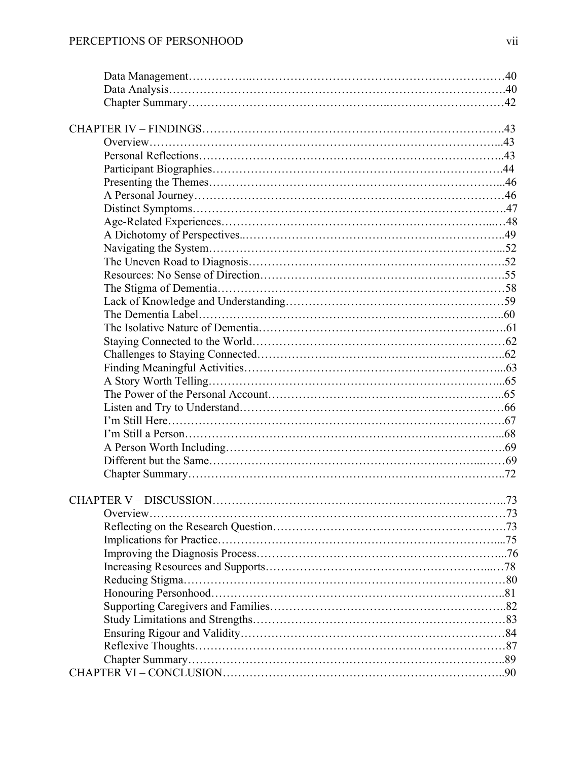Data Management……………………………………………………………………40
Data Analysis…………………………………………………………………………40
Chapter Summary……………………………………………………………………42

CHAPTER IV – FINDINGS…………………………………………………………………43
Overview………………………………………………………………………………43
Personal Reflections…………………………………………………………………43
Participant Biographies………………………………………………………………44
Presenting the Themes………………………………………………………………46
A Personal Journey…………………………………………………………………46
Distinct Symptoms…………………………………………………………………47
Age-Related Experiences……………………………………………………………48
A Dichotomy of Perspectives…………………………………………………………49
Navigating the System………………………………………………………………52
The Uneven Road to Diagnosis………………………………………………………52
Resources: No Sense of Direction……………………………………………………55
The Stigma of Dementia……………………………………………………………58
Lack of Knowledge and Understanding………………………………………………59
The Dementia Label…………………………………………………………………60
The Isolative Nature of Dementia……………………………………………………61
Staying Connected to the World………………………………………………………62
Challenges to Staying Connected………………………………………………………62
Finding Meaningful Activities…………………………………………………………63
A Story Worth Telling………………………………………………………………65
The Power of the Personal Account…………………………………………………65
Listen and Try to Understand…………………………………………………………66
I'm Still Here…………………………………………………………………………67
I'm Still a Person……………………………………………………………………68
A Person Worth Including……………………………………………………………69
Different but the Same………………………………………………………………69
Chapter Summary……………………………………………………………………72

CHAPTER V – DISCUSSION………………………………………………………………73
Overview………………………………………………………………………………73
Reflecting on the Research Question…………………………………………………73
Implications for Practice……………………………………………………………75
Improving the Diagnosis Process……………………………………………………76
Increasing Resources and Supports…………………………………………………78
Reducing Stigma……………………………………………………………………80
Honouring Personhood………………………………………………………………81
Supporting Caregivers and Families…………………………………………………82
Study Limitations and Strengths……………………………………………………83
Ensuring Rigour and Validity…………………………………………………………84
Reflexive Thoughts…………………………………………………………………87
Chapter Summary……………………………………………………………………89

CHAPTER VI – CONCLUSION……………………………………………………………90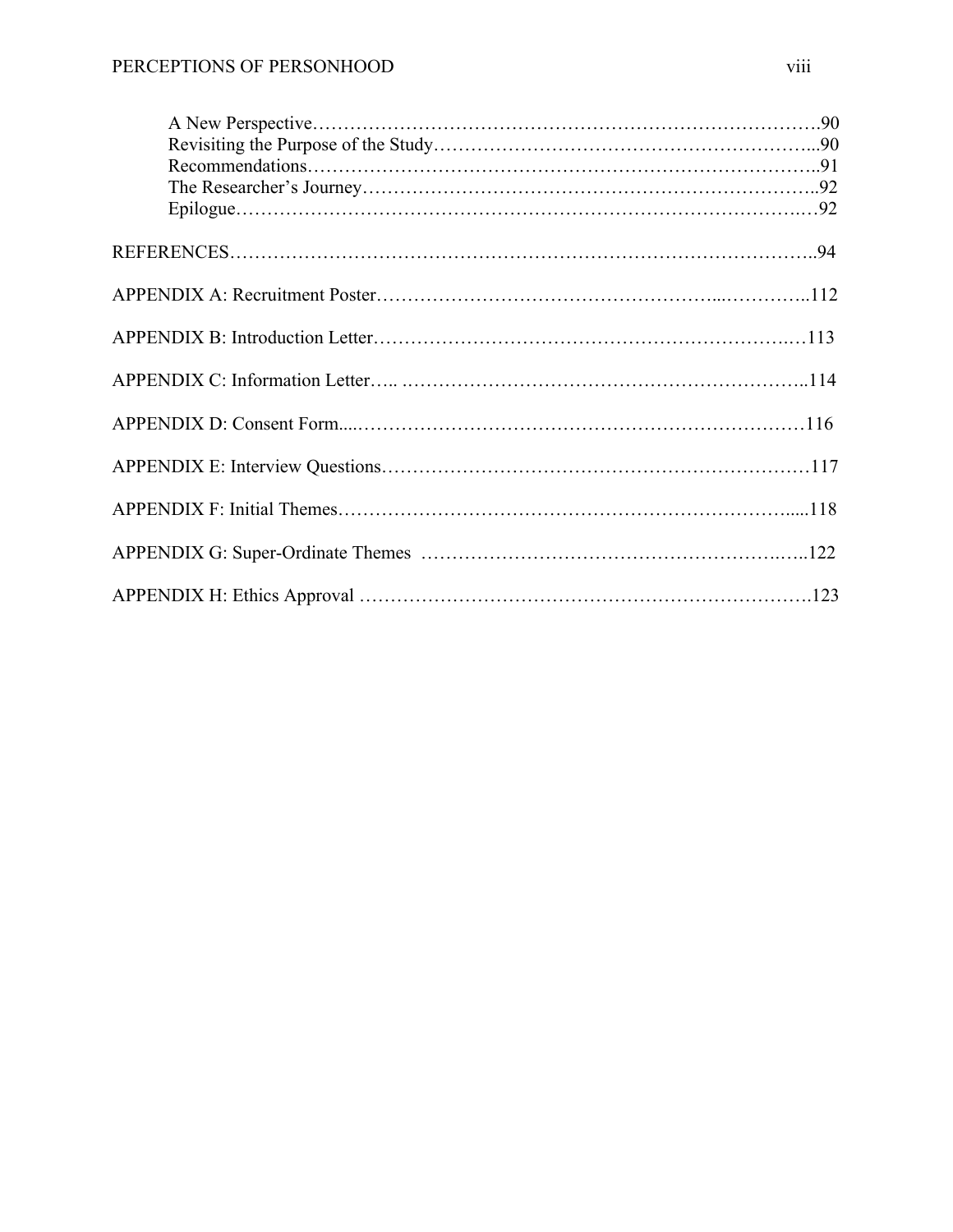A New Perspective……………………………………………………………………….90
Revisiting the Purpose of the Study……………………………………………………..90
Recommendations……………………………………………………………………..91
The Researcher's Journey………………………………………………………………..92
Epilogue……………………………………………………………………………….92

REFERENCES……………………………………………………………………………..94

APPENDIX A: Recruitment Poster………………………………………………...…………..112

APPENDIX B: Introduction Letter……………………………………………………….…113

APPENDIX C: Information Letter….. ……………………………………………………..114

APPENDIX D: Consent Form....……………………………………………………………116

APPENDIX E: Interview Questions…………………………………………………………117

APPENDIX F: Initial Themes……………………………………………………………....118

APPENDIX G: Super-Ordinate Themes ……………………………………………….…..122

APPENDIX H: Ethics Approval ……………………………………………………………..123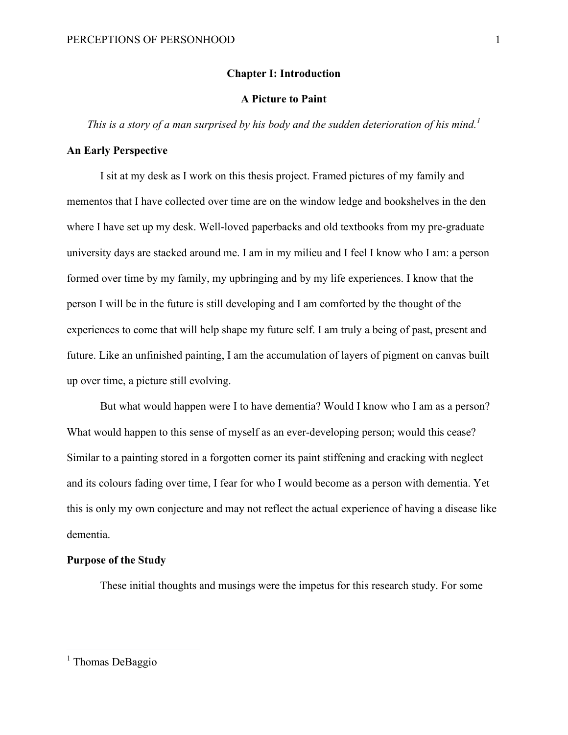# Chapter I: Introduction

## A Picture to Paint

*This is a story of a man surprised by his body and the sudden deterioration of his mind.*[1]

### An Early Perspective

I sit at my desk as I work on this thesis project. Framed pictures of my family and mementos that I have collected over time are on the window ledge and bookshelves in the den where I have set up my desk. Well-loved paperbacks and old textbooks from my pre-graduate university days are stacked around me. I am in my milieu and I feel I know who I am: a person formed over time by my family, my upbringing and by my life experiences. I know that the person I will be in the future is still developing and I am comforted by the thought of the experiences to come that will help shape my future self. I am truly a being of past, present and future. Like an unfinished painting, I am the accumulation of layers of pigment on canvas built up over time, a picture still evolving.

But what would happen were I to have dementia? Would I know who I am as a person? What would happen to this sense of myself as an ever-developing person; would this cease? Similar to a painting stored in a forgotten corner its paint stiffening and cracking with neglect and its colours fading over time, I fear for who I would become as a person with dementia. Yet this is only my own conjecture and may not reflect the actual experience of having a disease like dementia.

### Purpose of the Study

These initial thoughts and musings were the impetus for this research study. For some

---

[1] Thomas DeBaggio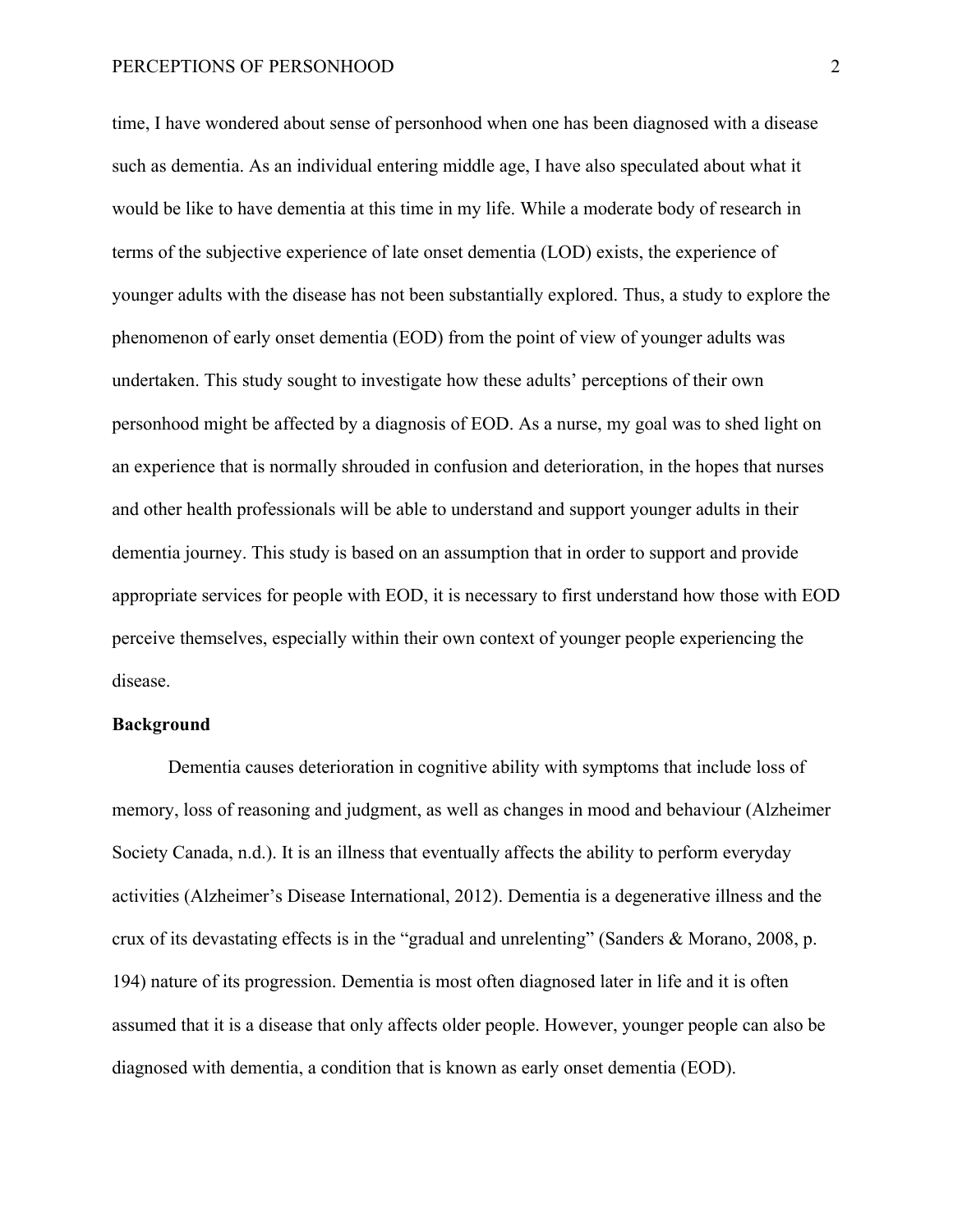time, I have wondered about sense of personhood when one has been diagnosed with a disease such as dementia. As an individual entering middle age, I have also speculated about what it would be like to have dementia at this time in my life. While a moderate body of research in terms of the subjective experience of late onset dementia (LOD) exists, the experience of younger adults with the disease has not been substantially explored. Thus, a study to explore the phenomenon of early onset dementia (EOD) from the point of view of younger adults was undertaken. This study sought to investigate how these adults' perceptions of their own personhood might be affected by a diagnosis of EOD. As a nurse, my goal was to shed light on an experience that is normally shrouded in confusion and deterioration, in the hopes that nurses and other health professionals will be able to understand and support younger adults in their dementia journey. This study is based on an assumption that in order to support and provide appropriate services for people with EOD, it is necessary to first understand how those with EOD perceive themselves, especially within their own context of younger people experiencing the disease.

## Background

Dementia causes deterioration in cognitive ability with symptoms that include loss of memory, loss of reasoning and judgment, as well as changes in mood and behaviour (Alzheimer Society Canada, n.d.). It is an illness that eventually affects the ability to perform everyday activities (Alzheimer's Disease International, 2012). Dementia is a degenerative illness and the crux of its devastating effects is in the "gradual and unrelenting" (Sanders & Morano, 2008, p. 194) nature of its progression. Dementia is most often diagnosed later in life and it is often assumed that it is a disease that only affects older people. However, younger people can also be diagnosed with dementia, a condition that is known as early onset dementia (EOD).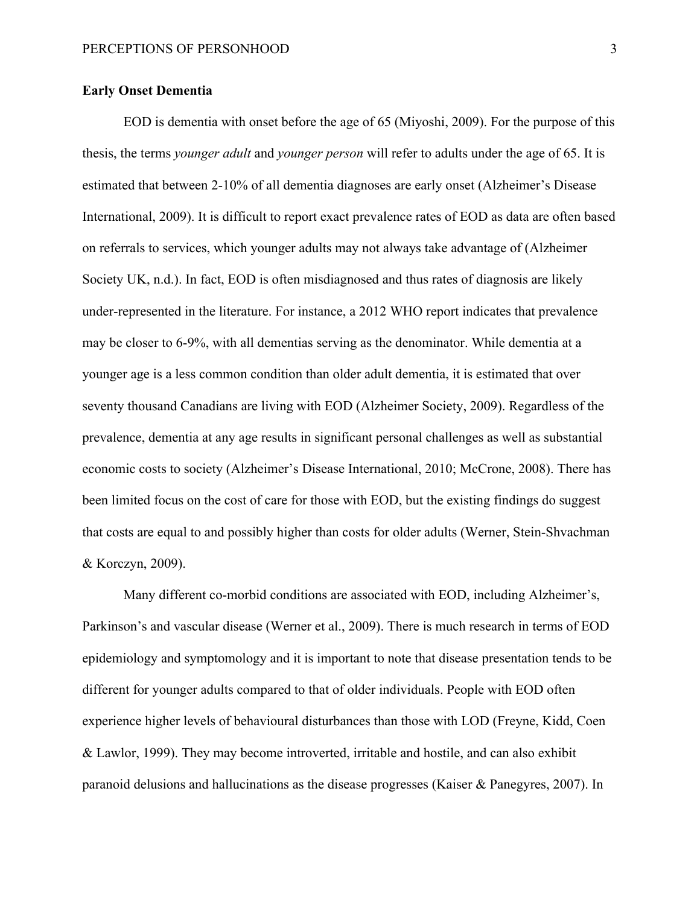**Early Onset Dementia**

EOD is dementia with onset before the age of 65 (Miyoshi, 2009). For the purpose of this thesis, the terms *younger adult* and *younger person* will refer to adults under the age of 65. It is estimated that between 2-10% of all dementia diagnoses are early onset (Alzheimer's Disease International, 2009). It is difficult to report exact prevalence rates of EOD as data are often based on referrals to services, which younger adults may not always take advantage of (Alzheimer Society UK, n.d.). In fact, EOD is often misdiagnosed and thus rates of diagnosis are likely under-represented in the literature. For instance, a 2012 WHO report indicates that prevalence may be closer to 6-9%, with all dementias serving as the denominator. While dementia at a younger age is a less common condition than older adult dementia, it is estimated that over seventy thousand Canadians are living with EOD (Alzheimer Society, 2009). Regardless of the prevalence, dementia at any age results in significant personal challenges as well as substantial economic costs to society (Alzheimer's Disease International, 2010; McCrone, 2008). There has been limited focus on the cost of care for those with EOD, but the existing findings do suggest that costs are equal to and possibly higher than costs for older adults (Werner, Stein-Shvachman & Korczyn, 2009).

Many different co-morbid conditions are associated with EOD, including Alzheimer's, Parkinson's and vascular disease (Werner et al., 2009). There is much research in terms of EOD epidemiology and symptomology and it is important to note that disease presentation tends to be different for younger adults compared to that of older individuals. People with EOD often experience higher levels of behavioural disturbances than those with LOD (Freyne, Kidd, Coen & Lawlor, 1999). They may become introverted, irritable and hostile, and can also exhibit paranoid delusions and hallucinations as the disease progresses (Kaiser & Panegyres, 2007). In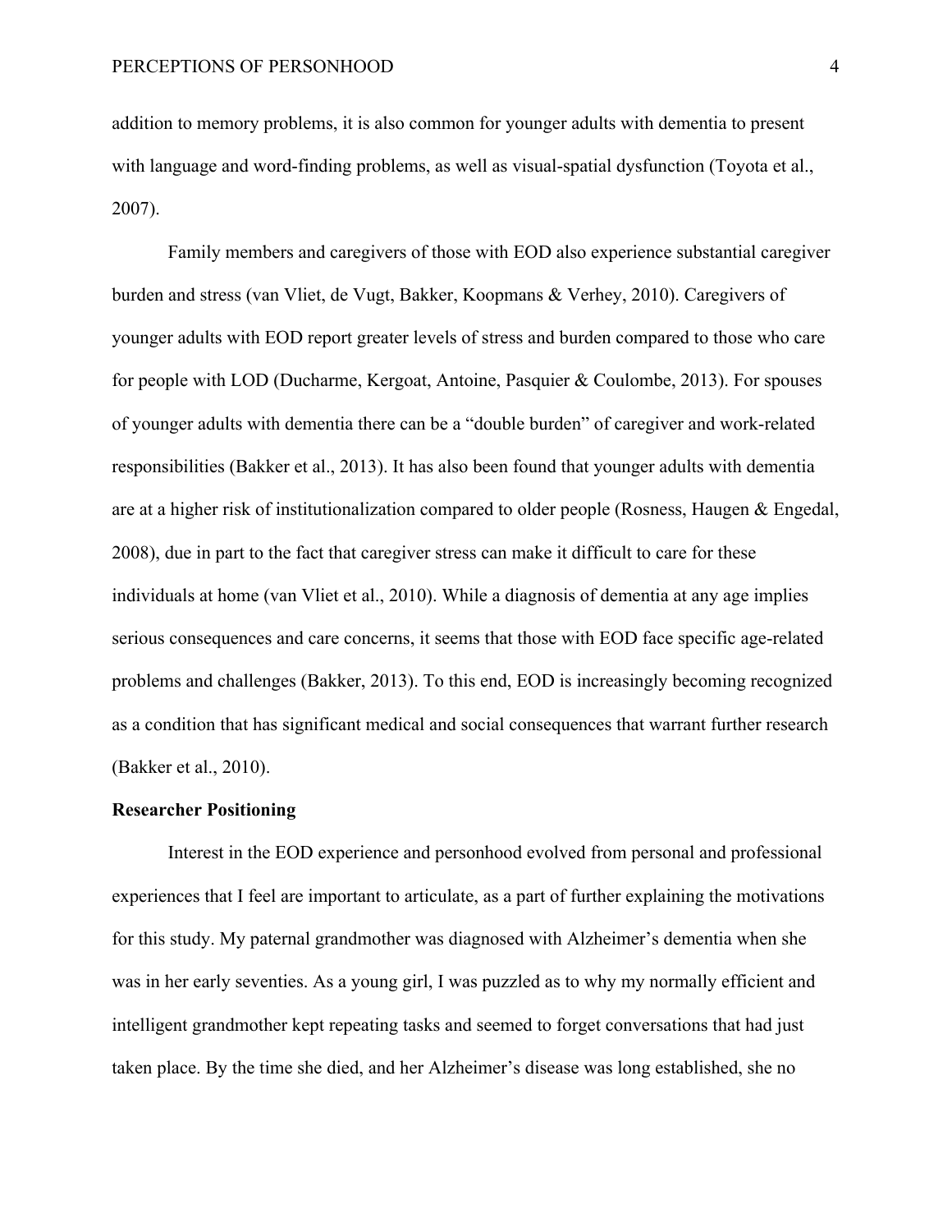addition to memory problems, it is also common for younger adults with dementia to present with language and word-finding problems, as well as visual-spatial dysfunction (Toyota et al., 2007).

Family members and caregivers of those with EOD also experience substantial caregiver burden and stress (van Vliet, de Vugt, Bakker, Koopmans & Verhey, 2010). Caregivers of younger adults with EOD report greater levels of stress and burden compared to those who care for people with LOD (Ducharme, Kergoat, Antoine, Pasquier & Coulombe, 2013). For spouses of younger adults with dementia there can be a "double burden" of caregiver and work-related responsibilities (Bakker et al., 2013). It has also been found that younger adults with dementia are at a higher risk of institutionalization compared to older people (Rosness, Haugen & Engedal, 2008), due in part to the fact that caregiver stress can make it difficult to care for these individuals at home (van Vliet et al., 2010). While a diagnosis of dementia at any age implies serious consequences and care concerns, it seems that those with EOD face specific age-related problems and challenges (Bakker, 2013). To this end, EOD is increasingly becoming recognized as a condition that has significant medical and social consequences that warrant further research (Bakker et al., 2010).

**Researcher Positioning**

Interest in the EOD experience and personhood evolved from personal and professional experiences that I feel are important to articulate, as a part of further explaining the motivations for this study. My paternal grandmother was diagnosed with Alzheimer's dementia when she was in her early seventies. As a young girl, I was puzzled as to why my normally efficient and intelligent grandmother kept repeating tasks and seemed to forget conversations that had just taken place. By the time she died, and her Alzheimer's disease was long established, she no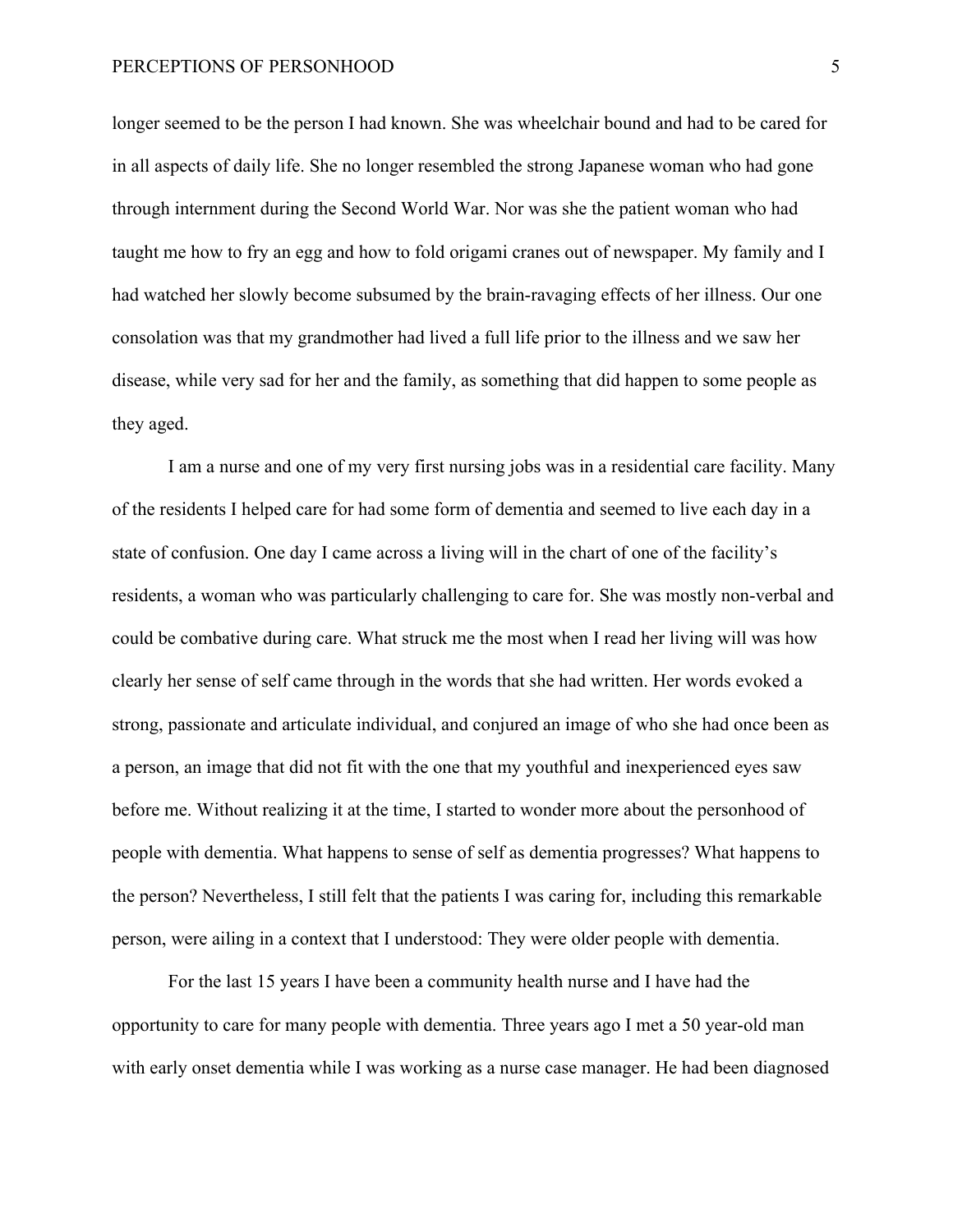longer seemed to be the person I had known. She was wheelchair bound and had to be cared for in all aspects of daily life. She no longer resembled the strong Japanese woman who had gone through internment during the Second World War. Nor was she the patient woman who had taught me how to fry an egg and how to fold origami cranes out of newspaper. My family and I had watched her slowly become subsumed by the brain-ravaging effects of her illness. Our one consolation was that my grandmother had lived a full life prior to the illness and we saw her disease, while very sad for her and the family, as something that did happen to some people as they aged.

I am a nurse and one of my very first nursing jobs was in a residential care facility. Many of the residents I helped care for had some form of dementia and seemed to live each day in a state of confusion. One day I came across a living will in the chart of one of the facility's residents, a woman who was particularly challenging to care for. She was mostly non-verbal and could be combative during care. What struck me the most when I read her living will was how clearly her sense of self came through in the words that she had written. Her words evoked a strong, passionate and articulate individual, and conjured an image of who she had once been as a person, an image that did not fit with the one that my youthful and inexperienced eyes saw before me. Without realizing it at the time, I started to wonder more about the personhood of people with dementia. What happens to sense of self as dementia progresses? What happens to the person? Nevertheless, I still felt that the patients I was caring for, including this remarkable person, were ailing in a context that I understood: They were older people with dementia.

For the last 15 years I have been a community health nurse and I have had the opportunity to care for many people with dementia. Three years ago I met a 50 year-old man with early onset dementia while I was working as a nurse case manager. He had been diagnosed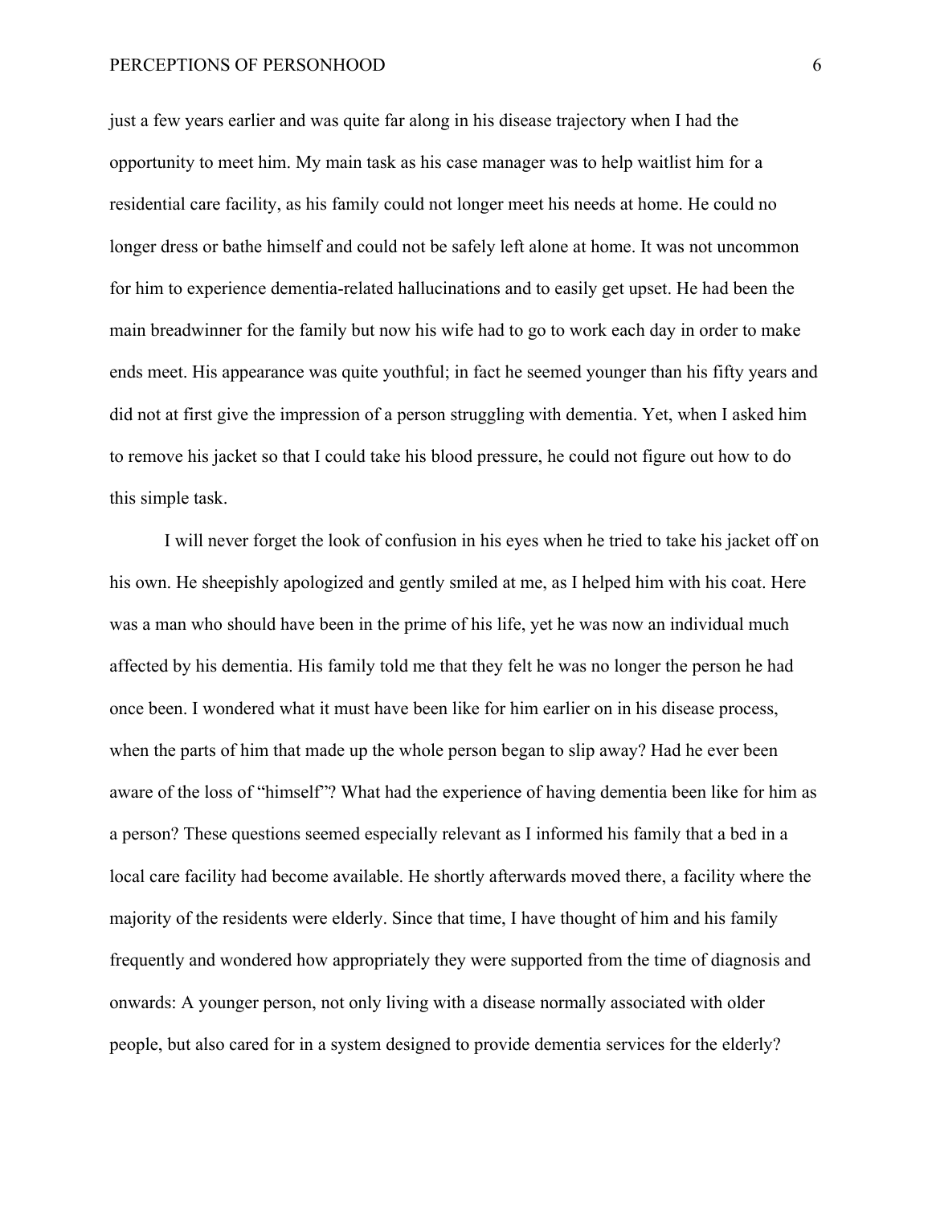just a few years earlier and was quite far along in his disease trajectory when I had the opportunity to meet him. My main task as his case manager was to help waitlist him for a residential care facility, as his family could not longer meet his needs at home. He could no longer dress or bathe himself and could not be safely left alone at home. It was not uncommon for him to experience dementia-related hallucinations and to easily get upset. He had been the main breadwinner for the family but now his wife had to go to work each day in order to make ends meet. His appearance was quite youthful; in fact he seemed younger than his fifty years and did not at first give the impression of a person struggling with dementia. Yet, when I asked him to remove his jacket so that I could take his blood pressure, he could not figure out how to do this simple task.

I will never forget the look of confusion in his eyes when he tried to take his jacket off on his own. He sheepishly apologized and gently smiled at me, as I helped him with his coat. Here was a man who should have been in the prime of his life, yet he was now an individual much affected by his dementia. His family told me that they felt he was no longer the person he had once been. I wondered what it must have been like for him earlier on in his disease process, when the parts of him that made up the whole person began to slip away? Had he ever been aware of the loss of "himself"? What had the experience of having dementia been like for him as a person? These questions seemed especially relevant as I informed his family that a bed in a local care facility had become available. He shortly afterwards moved there, a facility where the majority of the residents were elderly. Since that time, I have thought of him and his family frequently and wondered how appropriately they were supported from the time of diagnosis and onwards: A younger person, not only living with a disease normally associated with older people, but also cared for in a system designed to provide dementia services for the elderly?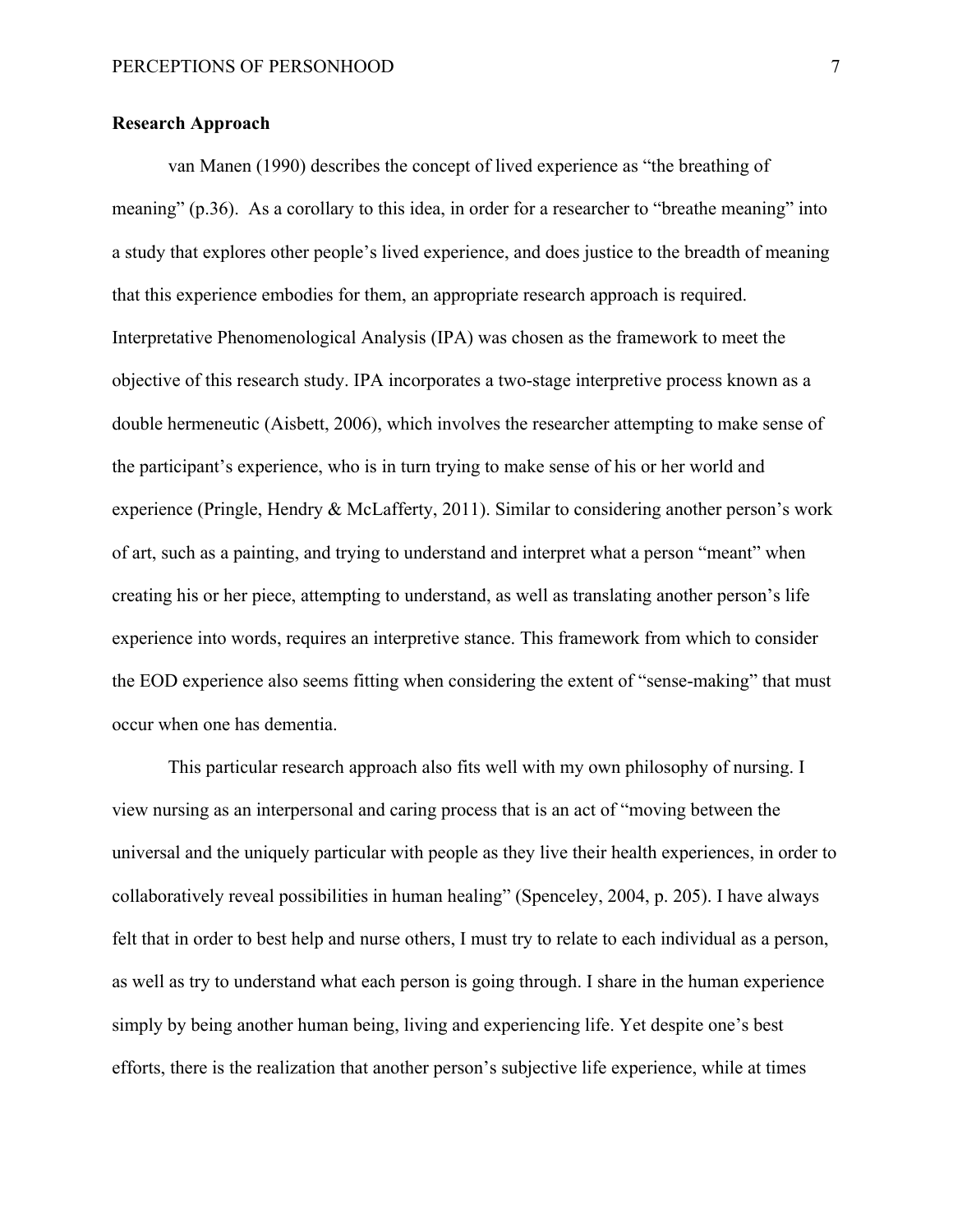**Research Approach**

van Manen (1990) describes the concept of lived experience as "the breathing of meaning" (p.36). As a corollary to this idea, in order for a researcher to "breathe meaning" into a study that explores other people's lived experience, and does justice to the breadth of meaning that this experience embodies for them, an appropriate research approach is required. Interpretative Phenomenological Analysis (IPA) was chosen as the framework to meet the objective of this research study. IPA incorporates a two-stage interpretive process known as a double hermeneutic (Aisbett, 2006), which involves the researcher attempting to make sense of the participant's experience, who is in turn trying to make sense of his or her world and experience (Pringle, Hendry & McLafferty, 2011). Similar to considering another person's work of art, such as a painting, and trying to understand and interpret what a person "meant" when creating his or her piece, attempting to understand, as well as translating another person's life experience into words, requires an interpretive stance. This framework from which to consider the EOD experience also seems fitting when considering the extent of "sense-making" that must occur when one has dementia.

This particular research approach also fits well with my own philosophy of nursing. I view nursing as an interpersonal and caring process that is an act of "moving between the universal and the uniquely particular with people as they live their health experiences, in order to collaboratively reveal possibilities in human healing" (Spenceley, 2004, p. 205). I have always felt that in order to best help and nurse others, I must try to relate to each individual as a person, as well as try to understand what each person is going through. I share in the human experience simply by being another human being, living and experiencing life. Yet despite one's best efforts, there is the realization that another person's subjective life experience, while at times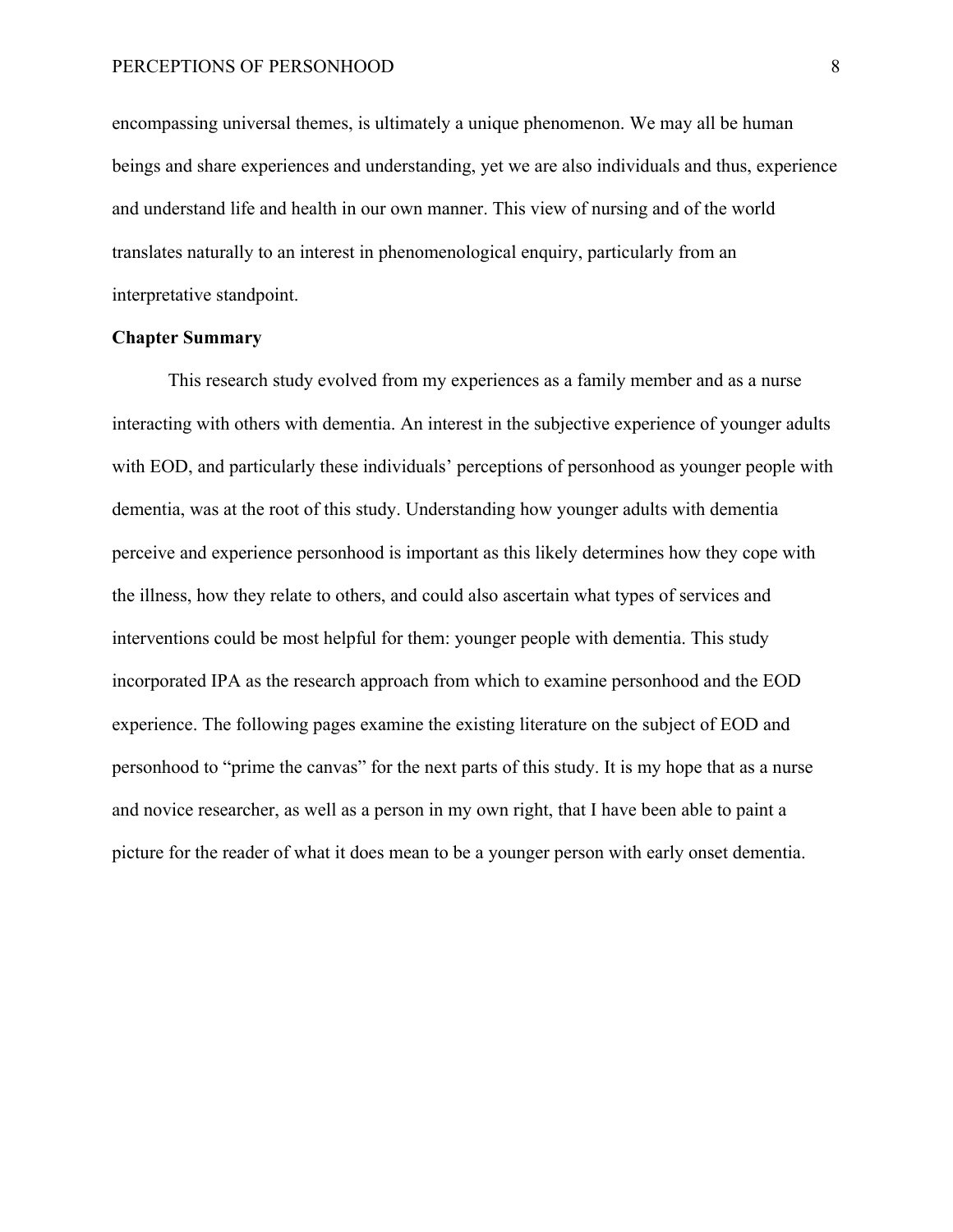encompassing universal themes, is ultimately a unique phenomenon. We may all be human beings and share experiences and understanding, yet we are also individuals and thus, experience and understand life and health in our own manner. This view of nursing and of the world translates naturally to an interest in phenomenological enquiry, particularly from an interpretative standpoint.

**Chapter Summary**

This research study evolved from my experiences as a family member and as a nurse interacting with others with dementia. An interest in the subjective experience of younger adults with EOD, and particularly these individuals' perceptions of personhood as younger people with dementia, was at the root of this study. Understanding how younger adults with dementia perceive and experience personhood is important as this likely determines how they cope with the illness, how they relate to others, and could also ascertain what types of services and interventions could be most helpful for them: younger people with dementia. This study incorporated IPA as the research approach from which to examine personhood and the EOD experience. The following pages examine the existing literature on the subject of EOD and personhood to "prime the canvas" for the next parts of this study. It is my hope that as a nurse and novice researcher, as well as a person in my own right, that I have been able to paint a picture for the reader of what it does mean to be a younger person with early onset dementia.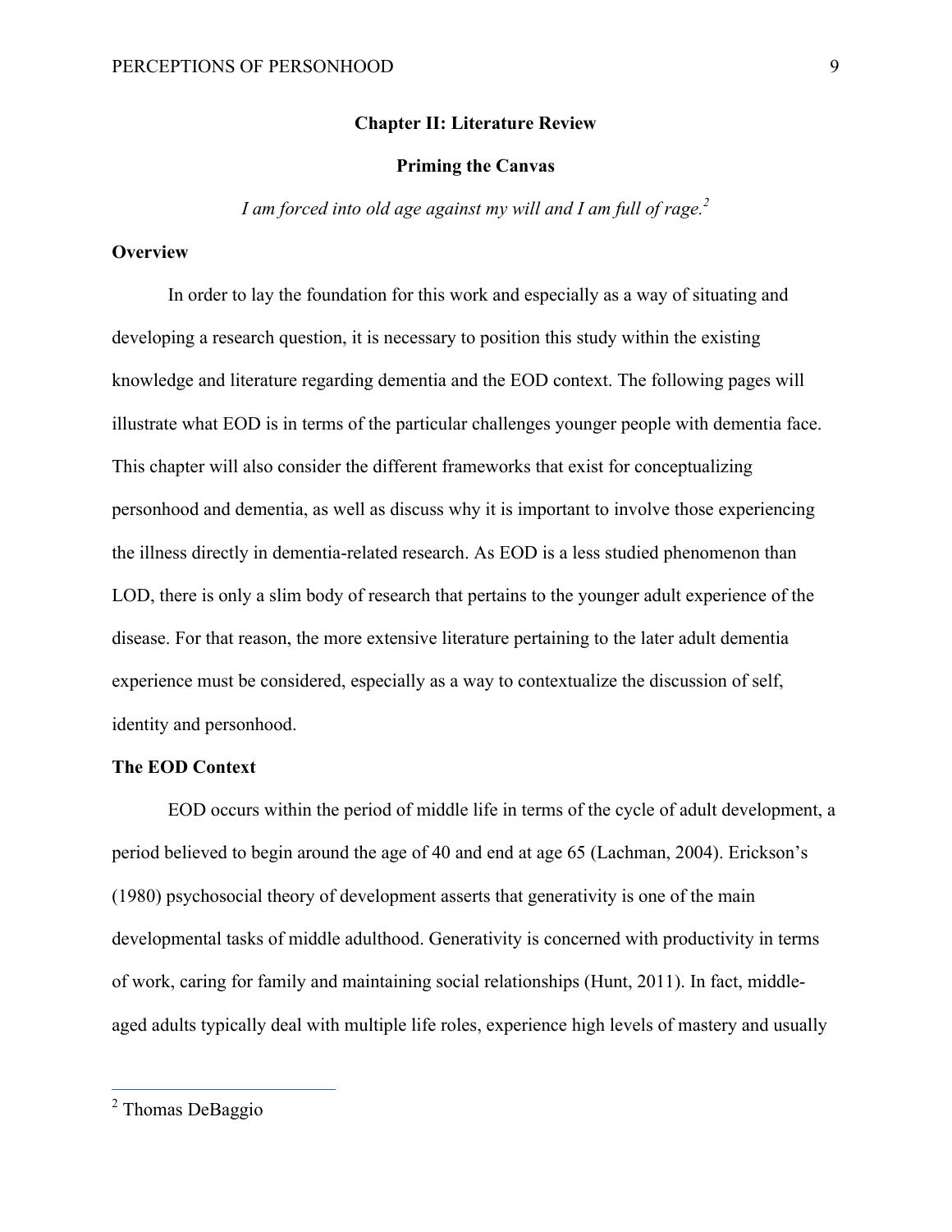## Chapter II: Literature Review

### Priming the Canvas

*I am forced into old age against my will and I am full of rage.*[2]

**Overview**

In order to lay the foundation for this work and especially as a way of situating and developing a research question, it is necessary to position this study within the existing knowledge and literature regarding dementia and the EOD context. The following pages will illustrate what EOD is in terms of the particular challenges younger people with dementia face. This chapter will also consider the different frameworks that exist for conceptualizing personhood and dementia, as well as discuss why it is important to involve those experiencing the illness directly in dementia-related research. As EOD is a less studied phenomenon than LOD, there is only a slim body of research that pertains to the younger adult experience of the disease. For that reason, the more extensive literature pertaining to the later adult dementia experience must be considered, especially as a way to contextualize the discussion of self, identity and personhood.

**The EOD Context**

EOD occurs within the period of middle life in terms of the cycle of adult development, a period believed to begin around the age of 40 and end at age 65 (Lachman, 2004). Erickson's (1980) psychosocial theory of development asserts that generativity is one of the main developmental tasks of middle adulthood. Generativity is concerned with productivity in terms of work, caring for family and maintaining social relationships (Hunt, 2011). In fact, middle-aged adults typically deal with multiple life roles, experience high levels of mastery and usually

---

[2] Thomas DeBaggio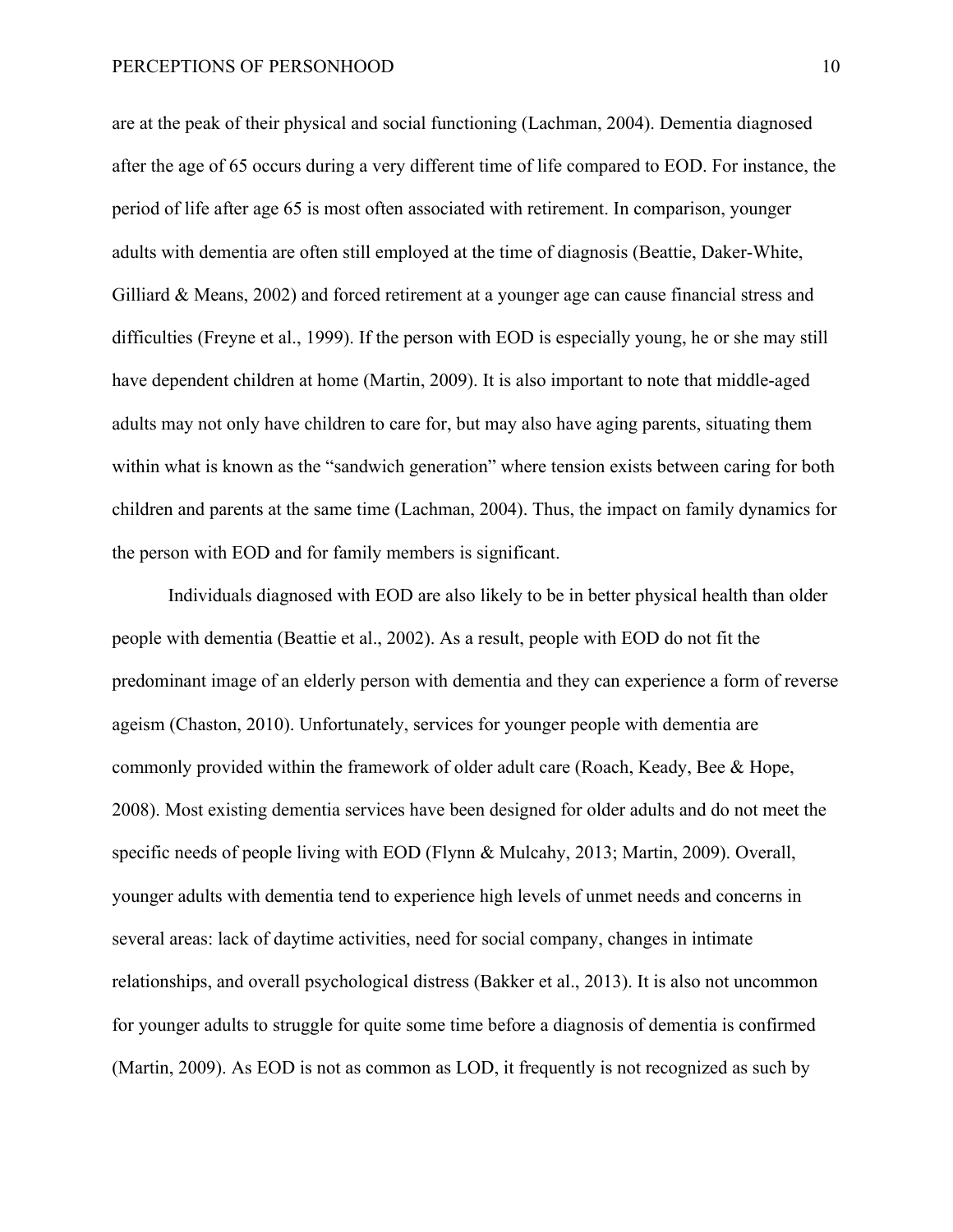are at the peak of their physical and social functioning (Lachman, 2004). Dementia diagnosed after the age of 65 occurs during a very different time of life compared to EOD. For instance, the period of life after age 65 is most often associated with retirement. In comparison, younger adults with dementia are often still employed at the time of diagnosis (Beattie, Daker-White, Gilliard & Means, 2002) and forced retirement at a younger age can cause financial stress and difficulties (Freyne et al., 1999). If the person with EOD is especially young, he or she may still have dependent children at home (Martin, 2009). It is also important to note that middle-aged adults may not only have children to care for, but may also have aging parents, situating them within what is known as the "sandwich generation" where tension exists between caring for both children and parents at the same time (Lachman, 2004). Thus, the impact on family dynamics for the person with EOD and for family members is significant.

Individuals diagnosed with EOD are also likely to be in better physical health than older people with dementia (Beattie et al., 2002). As a result, people with EOD do not fit the predominant image of an elderly person with dementia and they can experience a form of reverse ageism (Chaston, 2010). Unfortunately, services for younger people with dementia are commonly provided within the framework of older adult care (Roach, Keady, Bee & Hope, 2008). Most existing dementia services have been designed for older adults and do not meet the specific needs of people living with EOD (Flynn & Mulcahy, 2013; Martin, 2009). Overall, younger adults with dementia tend to experience high levels of unmet needs and concerns in several areas: lack of daytime activities, need for social company, changes in intimate relationships, and overall psychological distress (Bakker et al., 2013). It is also not uncommon for younger adults to struggle for quite some time before a diagnosis of dementia is confirmed (Martin, 2009). As EOD is not as common as LOD, it frequently is not recognized as such by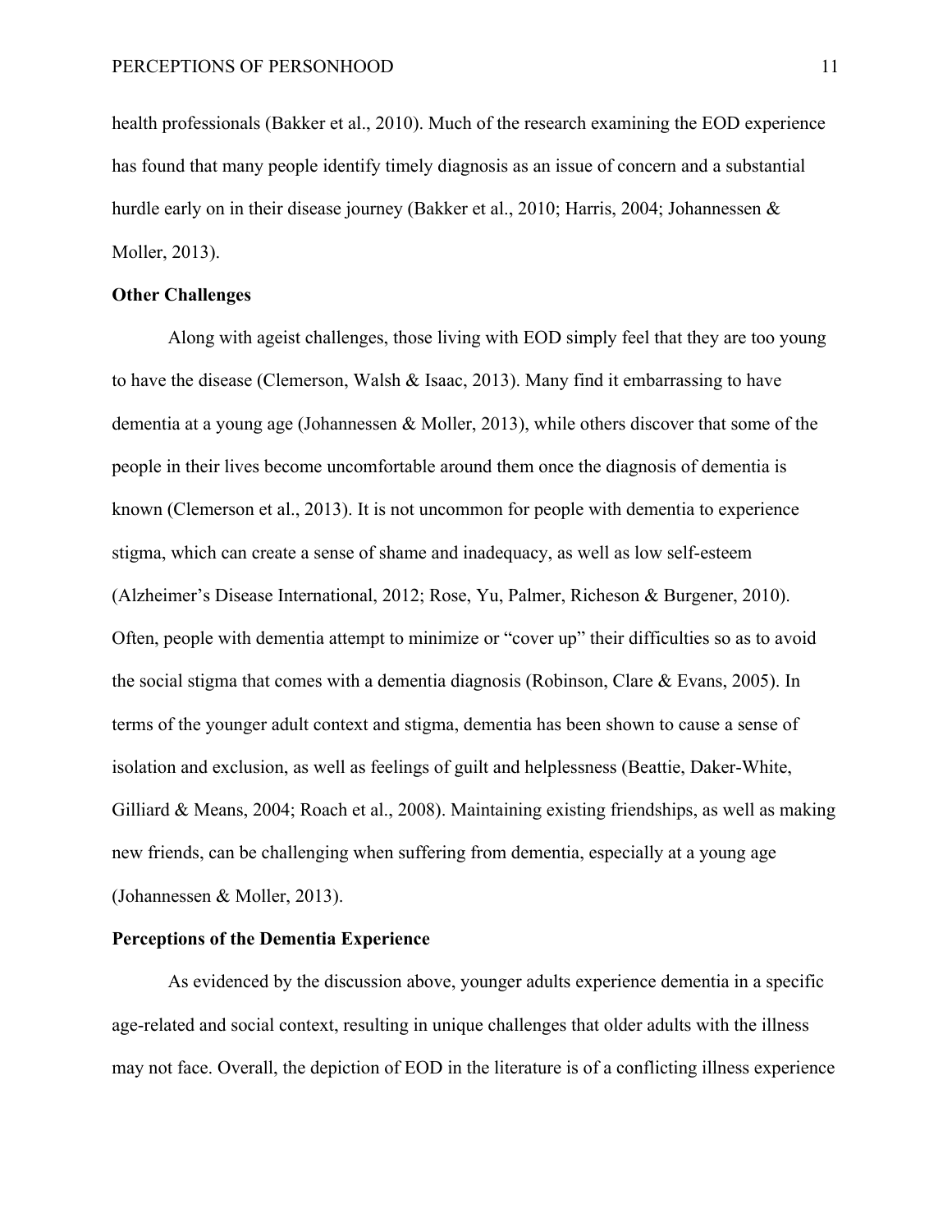health professionals (Bakker et al., 2010). Much of the research examining the EOD experience has found that many people identify timely diagnosis as an issue of concern and a substantial hurdle early on in their disease journey (Bakker et al., 2010; Harris, 2004; Johannessen & Moller, 2013).

## Other Challenges

Along with ageist challenges, those living with EOD simply feel that they are too young to have the disease (Clemerson, Walsh & Isaac, 2013). Many find it embarrassing to have dementia at a young age (Johannessen & Moller, 2013), while others discover that some of the people in their lives become uncomfortable around them once the diagnosis of dementia is known (Clemerson et al., 2013). It is not uncommon for people with dementia to experience stigma, which can create a sense of shame and inadequacy, as well as low self-esteem (Alzheimer's Disease International, 2012; Rose, Yu, Palmer, Richeson & Burgener, 2010). Often, people with dementia attempt to minimize or "cover up" their difficulties so as to avoid the social stigma that comes with a dementia diagnosis (Robinson, Clare & Evans, 2005). In terms of the younger adult context and stigma, dementia has been shown to cause a sense of isolation and exclusion, as well as feelings of guilt and helplessness (Beattie, Daker-White, Gilliard & Means, 2004; Roach et al., 2008). Maintaining existing friendships, as well as making new friends, can be challenging when suffering from dementia, especially at a young age (Johannessen & Moller, 2013).

## Perceptions of the Dementia Experience

As evidenced by the discussion above, younger adults experience dementia in a specific age-related and social context, resulting in unique challenges that older adults with the illness may not face. Overall, the depiction of EOD in the literature is of a conflicting illness experience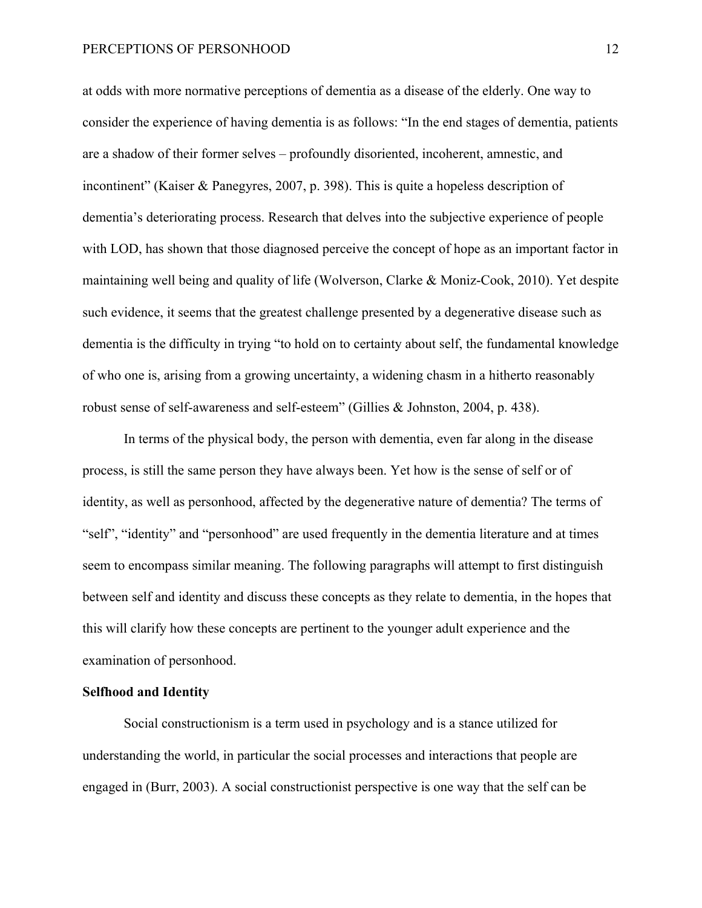at odds with more normative perceptions of dementia as a disease of the elderly. One way to consider the experience of having dementia is as follows: "In the end stages of dementia, patients are a shadow of their former selves – profoundly disoriented, incoherent, amnestic, and incontinent" (Kaiser & Panegyres, 2007, p. 398). This is quite a hopeless description of dementia's deteriorating process. Research that delves into the subjective experience of people with LOD, has shown that those diagnosed perceive the concept of hope as an important factor in maintaining well being and quality of life (Wolverson, Clarke & Moniz-Cook, 2010). Yet despite such evidence, it seems that the greatest challenge presented by a degenerative disease such as dementia is the difficulty in trying "to hold on to certainty about self, the fundamental knowledge of who one is, arising from a growing uncertainty, a widening chasm in a hitherto reasonably robust sense of self-awareness and self-esteem" (Gillies & Johnston, 2004, p. 438).

In terms of the physical body, the person with dementia, even far along in the disease process, is still the same person they have always been. Yet how is the sense of self or of identity, as well as personhood, affected by the degenerative nature of dementia? The terms of "self", "identity" and "personhood" are used frequently in the dementia literature and at times seem to encompass similar meaning. The following paragraphs will attempt to first distinguish between self and identity and discuss these concepts as they relate to dementia, in the hopes that this will clarify how these concepts are pertinent to the younger adult experience and the examination of personhood.

**Selfhood and Identity**

Social constructionism is a term used in psychology and is a stance utilized for understanding the world, in particular the social processes and interactions that people are engaged in (Burr, 2003). A social constructionist perspective is one way that the self can be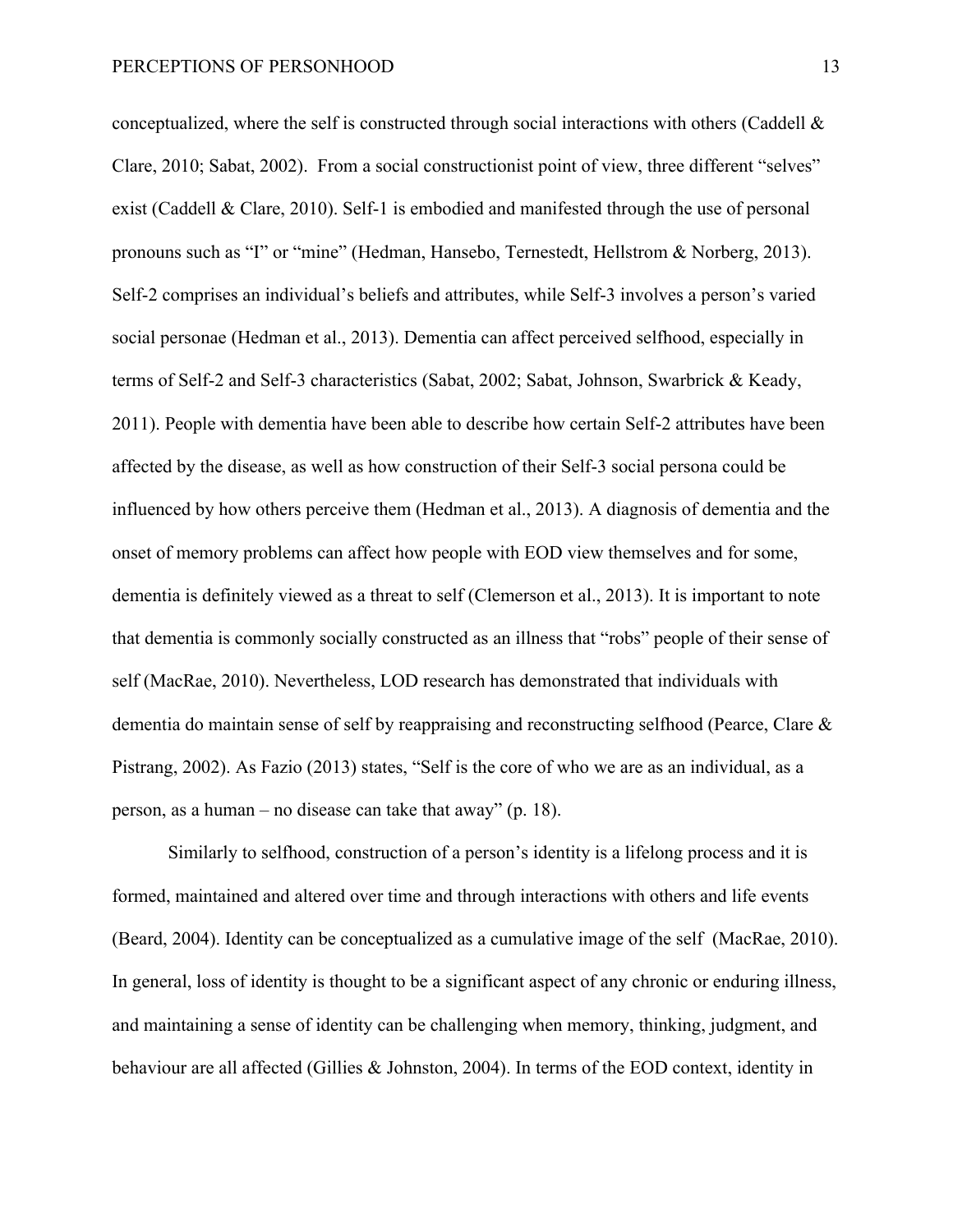conceptualized, where the self is constructed through social interactions with others (Caddell & Clare, 2010; Sabat, 2002). From a social constructionist point of view, three different "selves" exist (Caddell & Clare, 2010). Self-1 is embodied and manifested through the use of personal pronouns such as "I" or "mine" (Hedman, Hansebo, Ternestedt, Hellstrom & Norberg, 2013). Self-2 comprises an individual's beliefs and attributes, while Self-3 involves a person's varied social personae (Hedman et al., 2013). Dementia can affect perceived selfhood, especially in terms of Self-2 and Self-3 characteristics (Sabat, 2002; Sabat, Johnson, Swarbrick & Keady, 2011). People with dementia have been able to describe how certain Self-2 attributes have been affected by the disease, as well as how construction of their Self-3 social persona could be influenced by how others perceive them (Hedman et al., 2013). A diagnosis of dementia and the onset of memory problems can affect how people with EOD view themselves and for some, dementia is definitely viewed as a threat to self (Clemerson et al., 2013). It is important to note that dementia is commonly socially constructed as an illness that "robs" people of their sense of self (MacRae, 2010). Nevertheless, LOD research has demonstrated that individuals with dementia do maintain sense of self by reappraising and reconstructing selfhood (Pearce, Clare & Pistrang, 2002). As Fazio (2013) states, "Self is the core of who we are as an individual, as a person, as a human – no disease can take that away" (p. 18).

Similarly to selfhood, construction of a person's identity is a lifelong process and it is formed, maintained and altered over time and through interactions with others and life events (Beard, 2004). Identity can be conceptualized as a cumulative image of the self (MacRae, 2010). In general, loss of identity is thought to be a significant aspect of any chronic or enduring illness, and maintaining a sense of identity can be challenging when memory, thinking, judgment, and behaviour are all affected (Gillies & Johnston, 2004). In terms of the EOD context, identity in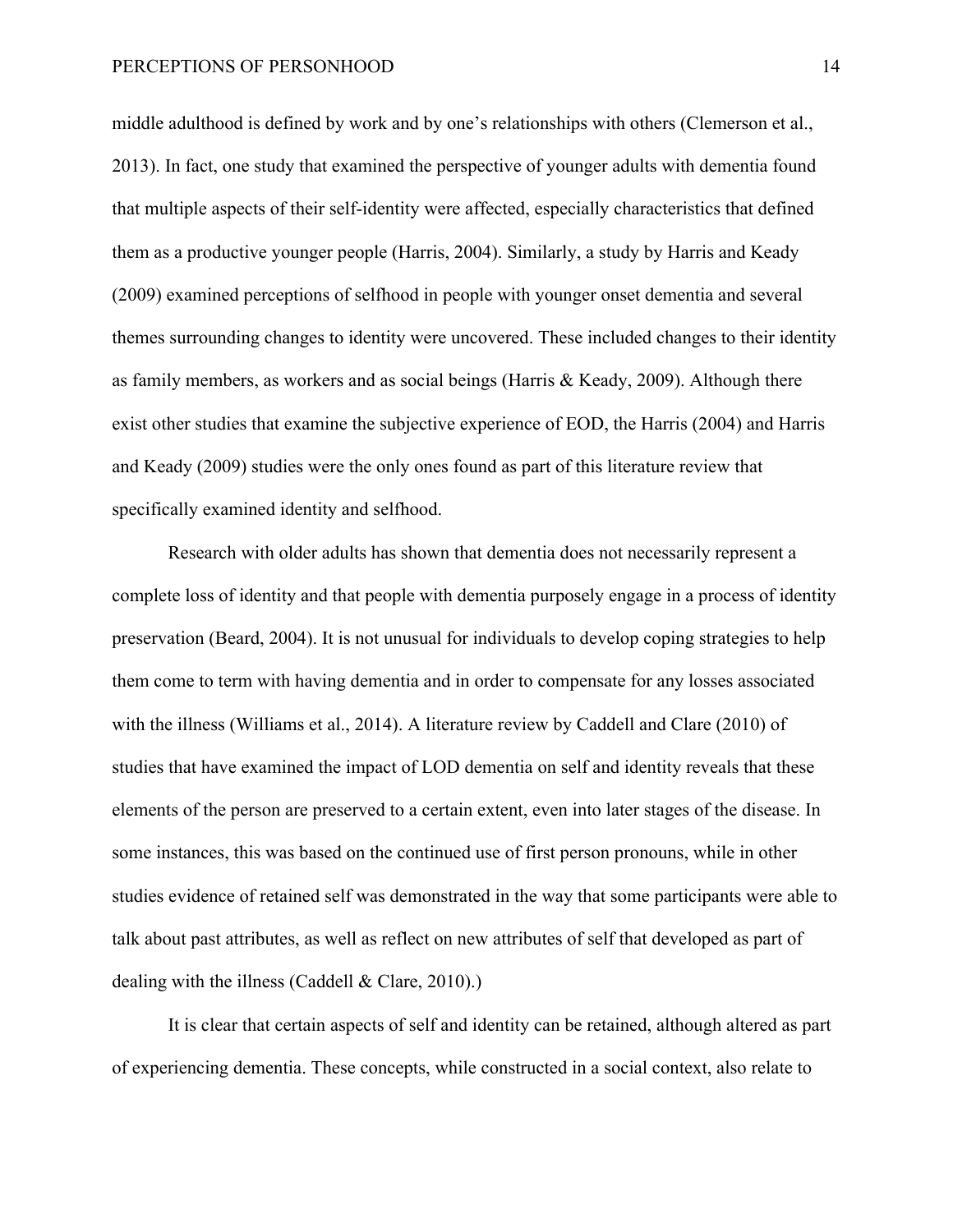middle adulthood is defined by work and by one's relationships with others (Clemerson et al., 2013). In fact, one study that examined the perspective of younger adults with dementia found that multiple aspects of their self-identity were affected, especially characteristics that defined them as a productive younger people (Harris, 2004). Similarly, a study by Harris and Keady (2009) examined perceptions of selfhood in people with younger onset dementia and several themes surrounding changes to identity were uncovered. These included changes to their identity as family members, as workers and as social beings (Harris & Keady, 2009). Although there exist other studies that examine the subjective experience of EOD, the Harris (2004) and Harris and Keady (2009) studies were the only ones found as part of this literature review that specifically examined identity and selfhood.

Research with older adults has shown that dementia does not necessarily represent a complete loss of identity and that people with dementia purposely engage in a process of identity preservation (Beard, 2004). It is not unusual for individuals to develop coping strategies to help them come to term with having dementia and in order to compensate for any losses associated with the illness (Williams et al., 2014). A literature review by Caddell and Clare (2010) of studies that have examined the impact of LOD dementia on self and identity reveals that these elements of the person are preserved to a certain extent, even into later stages of the disease. In some instances, this was based on the continued use of first person pronouns, while in other studies evidence of retained self was demonstrated in the way that some participants were able to talk about past attributes, as well as reflect on new attributes of self that developed as part of dealing with the illness (Caddell & Clare, 2010).)

It is clear that certain aspects of self and identity can be retained, although altered as part of experiencing dementia. These concepts, while constructed in a social context, also relate to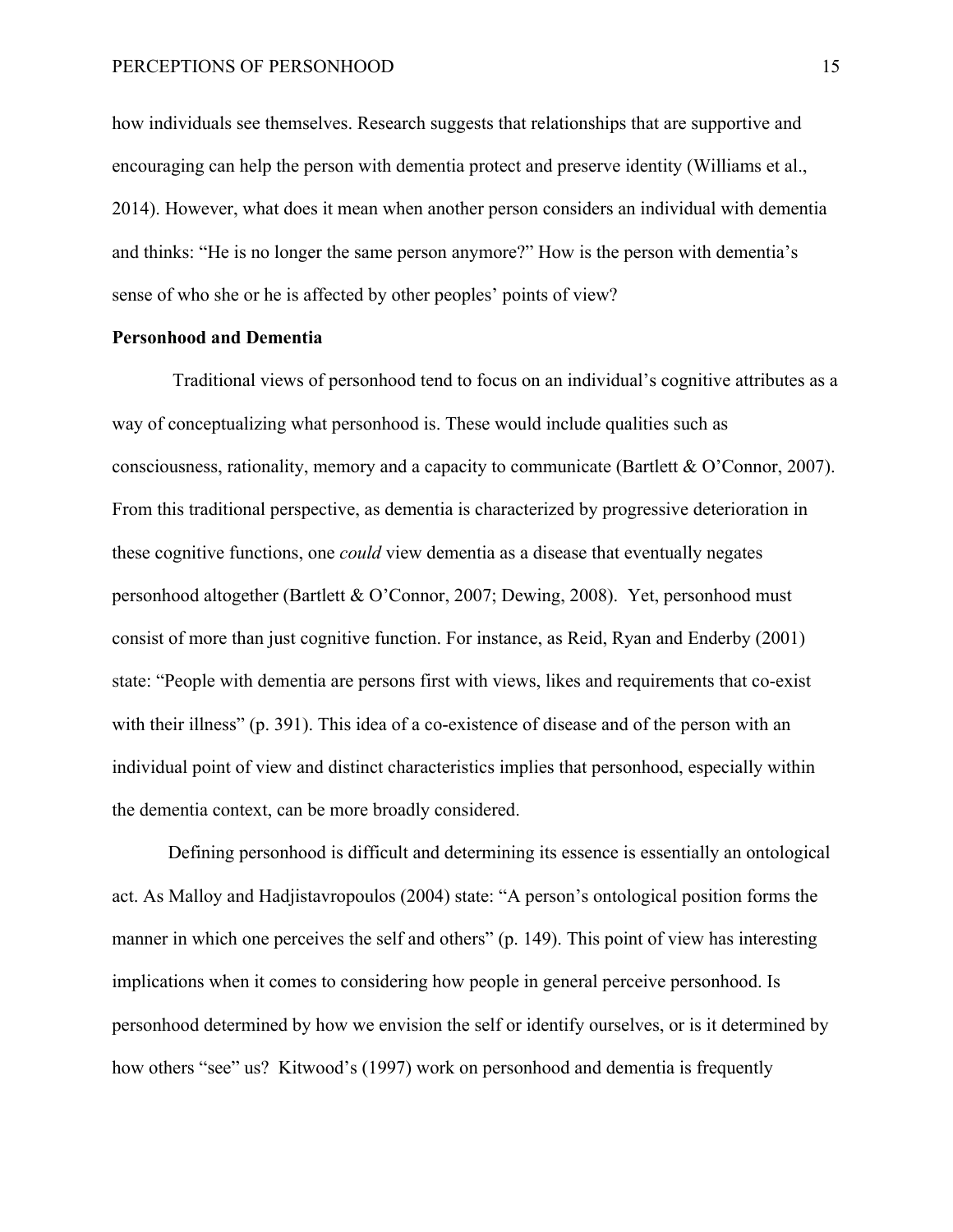how individuals see themselves. Research suggests that relationships that are supportive and encouraging can help the person with dementia protect and preserve identity (Williams et al., 2014). However, what does it mean when another person considers an individual with dementia and thinks: "He is no longer the same person anymore?" How is the person with dementia's sense of who she or he is affected by other peoples' points of view?

**Personhood and Dementia**

Traditional views of personhood tend to focus on an individual's cognitive attributes as a way of conceptualizing what personhood is. These would include qualities such as consciousness, rationality, memory and a capacity to communicate (Bartlett & O'Connor, 2007). From this traditional perspective, as dementia is characterized by progressive deterioration in these cognitive functions, one *could* view dementia as a disease that eventually negates personhood altogether (Bartlett & O'Connor, 2007; Dewing, 2008). Yet, personhood must consist of more than just cognitive function. For instance, as Reid, Ryan and Enderby (2001) state: "People with dementia are persons first with views, likes and requirements that co-exist with their illness" (p. 391). This idea of a co-existence of disease and of the person with an individual point of view and distinct characteristics implies that personhood, especially within the dementia context, can be more broadly considered.

Defining personhood is difficult and determining its essence is essentially an ontological act. As Malloy and Hadjistavropoulos (2004) state: "A person's ontological position forms the manner in which one perceives the self and others" (p. 149). This point of view has interesting implications when it comes to considering how people in general perceive personhood. Is personhood determined by how we envision the self or identify ourselves, or is it determined by how others "see" us? Kitwood's (1997) work on personhood and dementia is frequently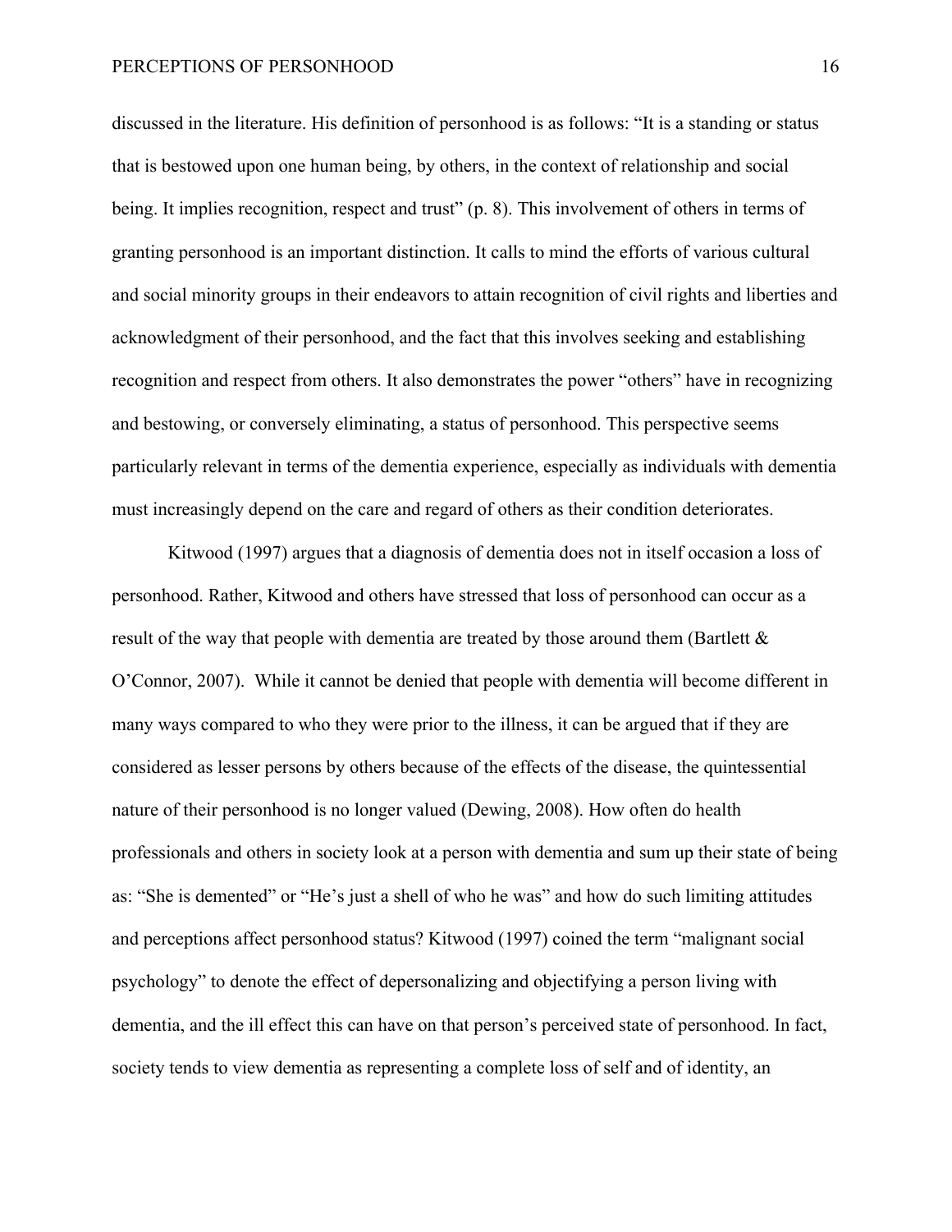discussed in the literature. His definition of personhood is as follows: "It is a standing or status that is bestowed upon one human being, by others, in the context of relationship and social being. It implies recognition, respect and trust" (p. 8). This involvement of others in terms of granting personhood is an important distinction. It calls to mind the efforts of various cultural and social minority groups in their endeavors to attain recognition of civil rights and liberties and acknowledgment of their personhood, and the fact that this involves seeking and establishing recognition and respect from others. It also demonstrates the power "others" have in recognizing and bestowing, or conversely eliminating, a status of personhood. This perspective seems particularly relevant in terms of the dementia experience, especially as individuals with dementia must increasingly depend on the care and regard of others as their condition deteriorates.

Kitwood (1997) argues that a diagnosis of dementia does not in itself occasion a loss of personhood. Rather, Kitwood and others have stressed that loss of personhood can occur as a result of the way that people with dementia are treated by those around them (Bartlett & O'Connor, 2007). While it cannot be denied that people with dementia will become different in many ways compared to who they were prior to the illness, it can be argued that if they are considered as lesser persons by others because of the effects of the disease, the quintessential nature of their personhood is no longer valued (Dewing, 2008). How often do health professionals and others in society look at a person with dementia and sum up their state of being as: "She is demented" or "He's just a shell of who he was" and how do such limiting attitudes and perceptions affect personhood status? Kitwood (1997) coined the term "malignant social psychology" to denote the effect of depersonalizing and objectifying a person living with dementia, and the ill effect this can have on that person's perceived state of personhood. In fact, society tends to view dementia as representing a complete loss of self and of identity, an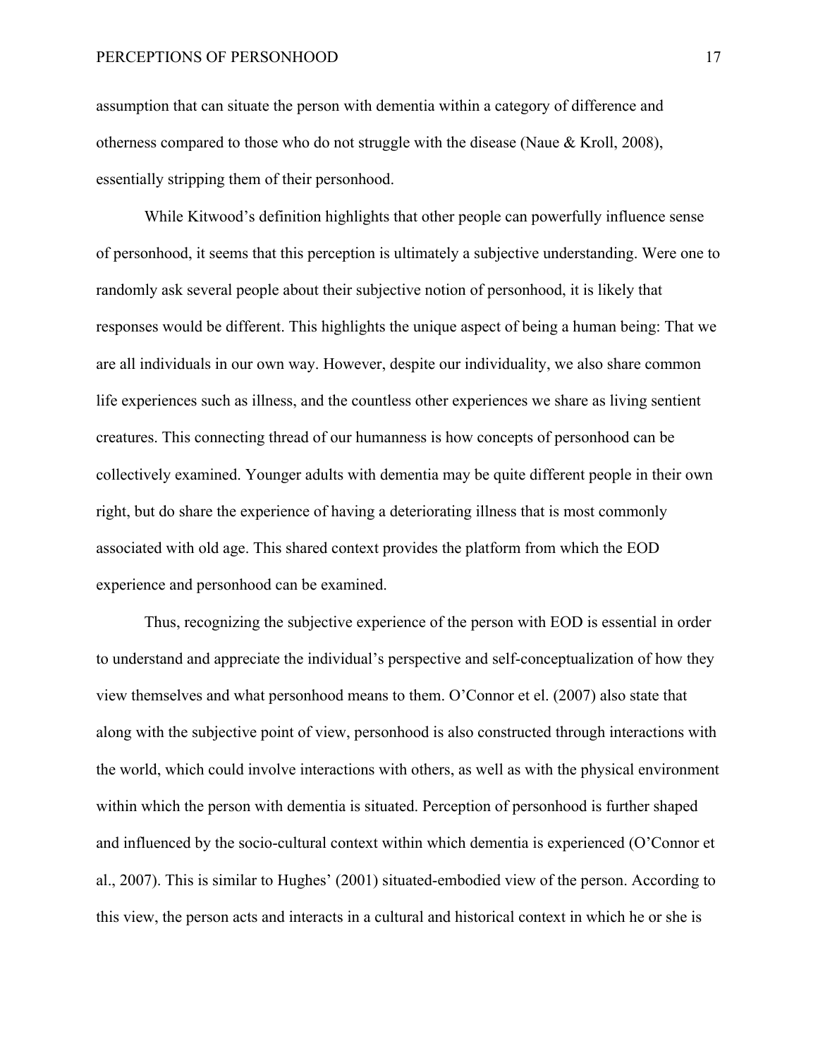assumption that can situate the person with dementia within a category of difference and otherness compared to those who do not struggle with the disease (Naue & Kroll, 2008), essentially stripping them of their personhood.

While Kitwood's definition highlights that other people can powerfully influence sense of personhood, it seems that this perception is ultimately a subjective understanding. Were one to randomly ask several people about their subjective notion of personhood, it is likely that responses would be different. This highlights the unique aspect of being a human being: That we are all individuals in our own way. However, despite our individuality, we also share common life experiences such as illness, and the countless other experiences we share as living sentient creatures. This connecting thread of our humanness is how concepts of personhood can be collectively examined. Younger adults with dementia may be quite different people in their own right, but do share the experience of having a deteriorating illness that is most commonly associated with old age. This shared context provides the platform from which the EOD experience and personhood can be examined.

Thus, recognizing the subjective experience of the person with EOD is essential in order to understand and appreciate the individual's perspective and self-conceptualization of how they view themselves and what personhood means to them. O'Connor et el. (2007) also state that along with the subjective point of view, personhood is also constructed through interactions with the world, which could involve interactions with others, as well as with the physical environment within which the person with dementia is situated. Perception of personhood is further shaped and influenced by the socio-cultural context within which dementia is experienced (O'Connor et al., 2007). This is similar to Hughes' (2001) situated-embodied view of the person. According to this view, the person acts and interacts in a cultural and historical context in which he or she is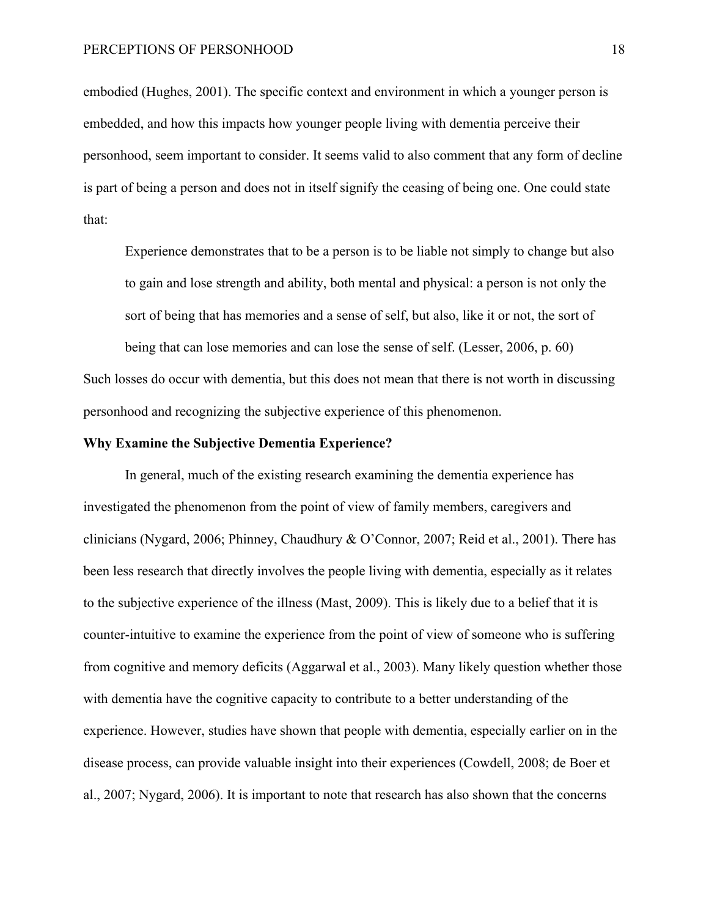embodied (Hughes, 2001). The specific context and environment in which a younger person is embedded, and how this impacts how younger people living with dementia perceive their personhood, seem important to consider. It seems valid to also comment that any form of decline is part of being a person and does not in itself signify the ceasing of being one. One could state that:

> Experience demonstrates that to be a person is to be liable not simply to change but also to gain and lose strength and ability, both mental and physical: a person is not only the sort of being that has memories and a sense of self, but also, like it or not, the sort of being that can lose memories and can lose the sense of self. (Lesser, 2006, p. 60)

Such losses do occur with dementia, but this does not mean that there is not worth in discussing personhood and recognizing the subjective experience of this phenomenon.

**Why Examine the Subjective Dementia Experience?**

In general, much of the existing research examining the dementia experience has investigated the phenomenon from the point of view of family members, caregivers and clinicians (Nygard, 2006; Phinney, Chaudhury & O'Connor, 2007; Reid et al., 2001). There has been less research that directly involves the people living with dementia, especially as it relates to the subjective experience of the illness (Mast, 2009). This is likely due to a belief that it is counter-intuitive to examine the experience from the point of view of someone who is suffering from cognitive and memory deficits (Aggarwal et al., 2003). Many likely question whether those with dementia have the cognitive capacity to contribute to a better understanding of the experience. However, studies have shown that people with dementia, especially earlier on in the disease process, can provide valuable insight into their experiences (Cowdell, 2008; de Boer et al., 2007; Nygard, 2006). It is important to note that research has also shown that the concerns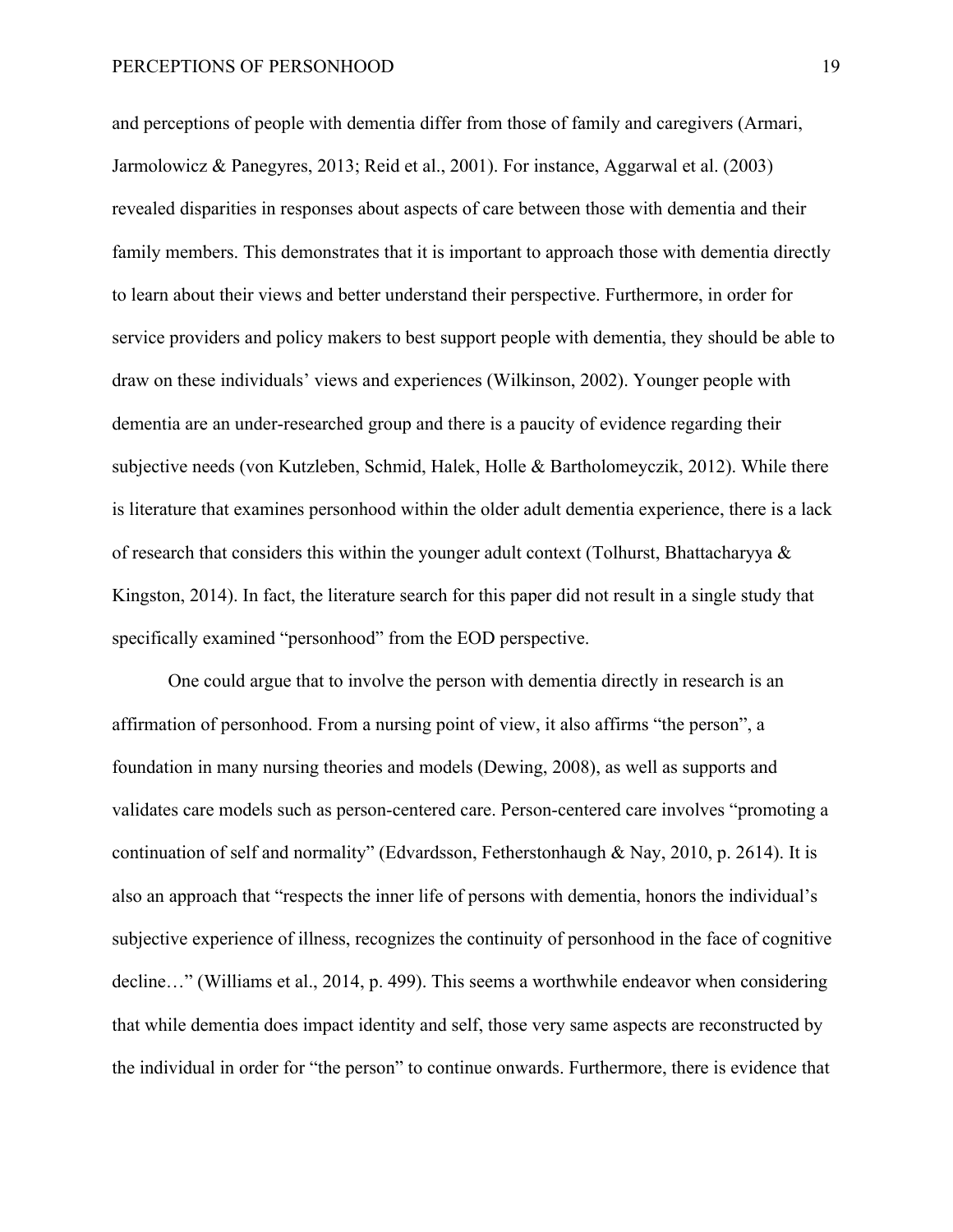and perceptions of people with dementia differ from those of family and caregivers (Armari, Jarmolowicz & Panegyres, 2013; Reid et al., 2001). For instance, Aggarwal et al. (2003) revealed disparities in responses about aspects of care between those with dementia and their family members. This demonstrates that it is important to approach those with dementia directly to learn about their views and better understand their perspective. Furthermore, in order for service providers and policy makers to best support people with dementia, they should be able to draw on these individuals' views and experiences (Wilkinson, 2002). Younger people with dementia are an under-researched group and there is a paucity of evidence regarding their subjective needs (von Kutzleben, Schmid, Halek, Holle & Bartholomeyczik, 2012). While there is literature that examines personhood within the older adult dementia experience, there is a lack of research that considers this within the younger adult context (Tolhurst, Bhattacharyya & Kingston, 2014). In fact, the literature search for this paper did not result in a single study that specifically examined "personhood" from the EOD perspective.

One could argue that to involve the person with dementia directly in research is an affirmation of personhood. From a nursing point of view, it also affirms "the person", a foundation in many nursing theories and models (Dewing, 2008), as well as supports and validates care models such as person-centered care. Person-centered care involves "promoting a continuation of self and normality" (Edvardsson, Fetherstonhaugh & Nay, 2010, p. 2614). It is also an approach that "respects the inner life of persons with dementia, honors the individual's subjective experience of illness, recognizes the continuity of personhood in the face of cognitive decline…" (Williams et al., 2014, p. 499). This seems a worthwhile endeavor when considering that while dementia does impact identity and self, those very same aspects are reconstructed by the individual in order for "the person" to continue onwards. Furthermore, there is evidence that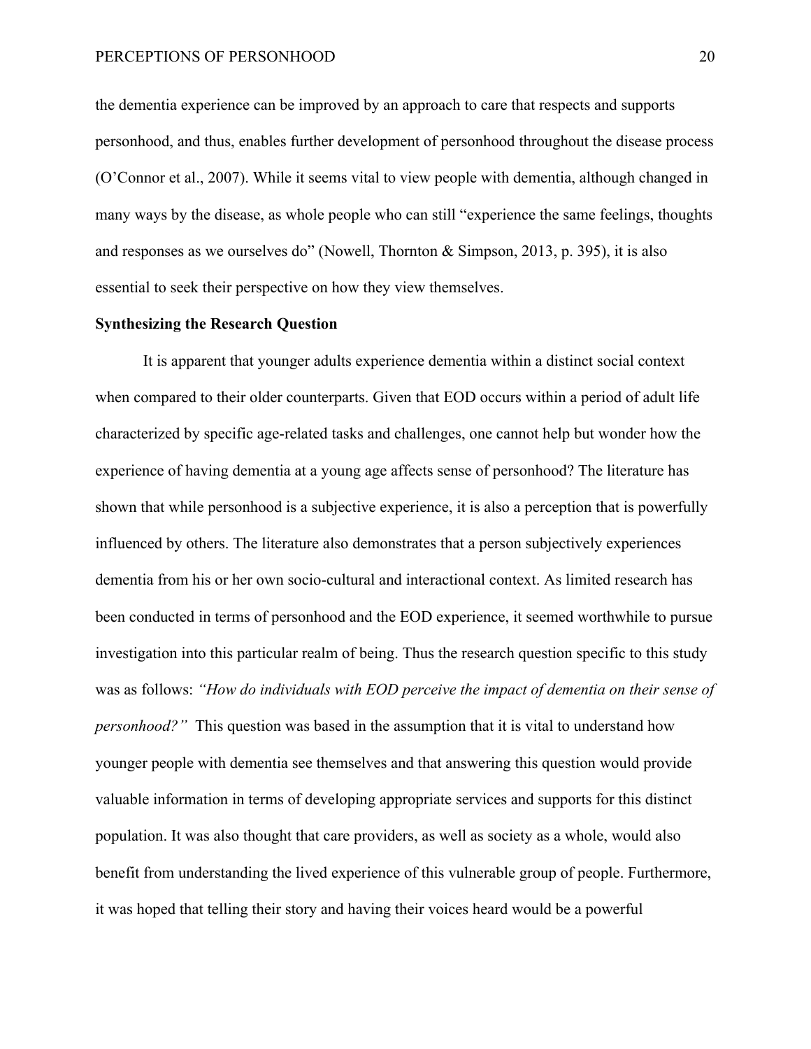the dementia experience can be improved by an approach to care that respects and supports personhood, and thus, enables further development of personhood throughout the disease process (O'Connor et al., 2007). While it seems vital to view people with dementia, although changed in many ways by the disease, as whole people who can still "experience the same feelings, thoughts and responses as we ourselves do" (Nowell, Thornton & Simpson, 2013, p. 395), it is also essential to seek their perspective on how they view themselves.

**Synthesizing the Research Question**

It is apparent that younger adults experience dementia within a distinct social context when compared to their older counterparts. Given that EOD occurs within a period of adult life characterized by specific age-related tasks and challenges, one cannot help but wonder how the experience of having dementia at a young age affects sense of personhood? The literature has shown that while personhood is a subjective experience, it is also a perception that is powerfully influenced by others. The literature also demonstrates that a person subjectively experiences dementia from his or her own socio-cultural and interactional context. As limited research has been conducted in terms of personhood and the EOD experience, it seemed worthwhile to pursue investigation into this particular realm of being. Thus the research question specific to this study was as follows: *"How do individuals with EOD perceive the impact of dementia on their sense of personhood?"* This question was based in the assumption that it is vital to understand how younger people with dementia see themselves and that answering this question would provide valuable information in terms of developing appropriate services and supports for this distinct population. It was also thought that care providers, as well as society as a whole, would also benefit from understanding the lived experience of this vulnerable group of people. Furthermore, it was hoped that telling their story and having their voices heard would be a powerful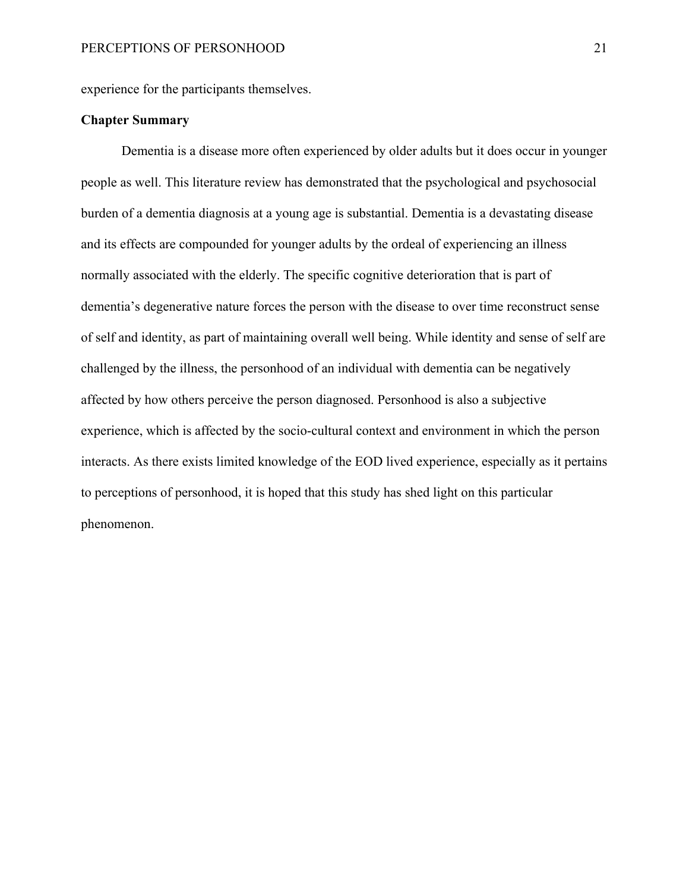experience for the participants themselves.

## Chapter Summary

Dementia is a disease more often experienced by older adults but it does occur in younger people as well. This literature review has demonstrated that the psychological and psychosocial burden of a dementia diagnosis at a young age is substantial. Dementia is a devastating disease and its effects are compounded for younger adults by the ordeal of experiencing an illness normally associated with the elderly. The specific cognitive deterioration that is part of dementia's degenerative nature forces the person with the disease to over time reconstruct sense of self and identity, as part of maintaining overall well being. While identity and sense of self are challenged by the illness, the personhood of an individual with dementia can be negatively affected by how others perceive the person diagnosed. Personhood is also a subjective experience, which is affected by the socio-cultural context and environment in which the person interacts. As there exists limited knowledge of the EOD lived experience, especially as it pertains to perceptions of personhood, it is hoped that this study has shed light on this particular phenomenon.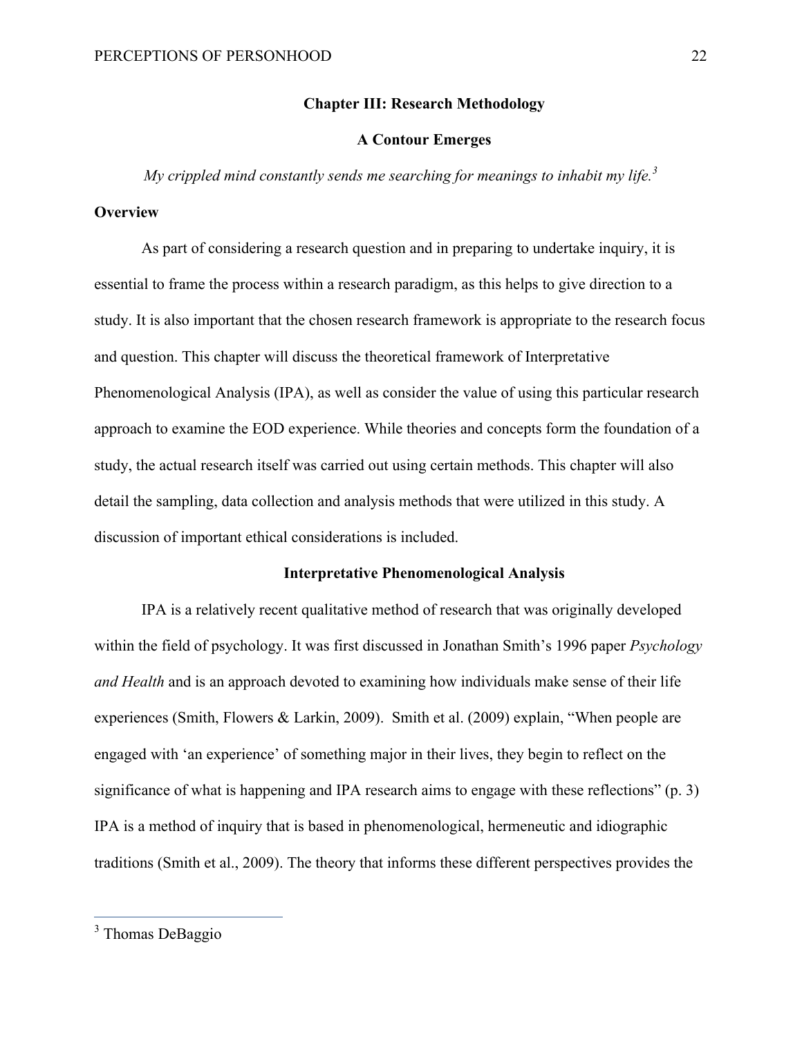## Chapter III: Research Methodology

### A Contour Emerges

*My crippled mind constantly sends me searching for meanings to inhabit my life.*[3]

**Overview**

As part of considering a research question and in preparing to undertake inquiry, it is essential to frame the process within a research paradigm, as this helps to give direction to a study. It is also important that the chosen research framework is appropriate to the research focus and question. This chapter will discuss the theoretical framework of Interpretative Phenomenological Analysis (IPA), as well as consider the value of using this particular research approach to examine the EOD experience. While theories and concepts form the foundation of a study, the actual research itself was carried out using certain methods. This chapter will also detail the sampling, data collection and analysis methods that were utilized in this study. A discussion of important ethical considerations is included.

### Interpretative Phenomenological Analysis

IPA is a relatively recent qualitative method of research that was originally developed within the field of psychology. It was first discussed in Jonathan Smith's 1996 paper *Psychology and Health* and is an approach devoted to examining how individuals make sense of their life experiences (Smith, Flowers & Larkin, 2009). Smith et al. (2009) explain, "When people are engaged with 'an experience' of something major in their lives, they begin to reflect on the significance of what is happening and IPA research aims to engage with these reflections" (p. 3) IPA is a method of inquiry that is based in phenomenological, hermeneutic and idiographic traditions (Smith et al., 2009). The theory that informs these different perspectives provides the

---

[3] Thomas DeBaggio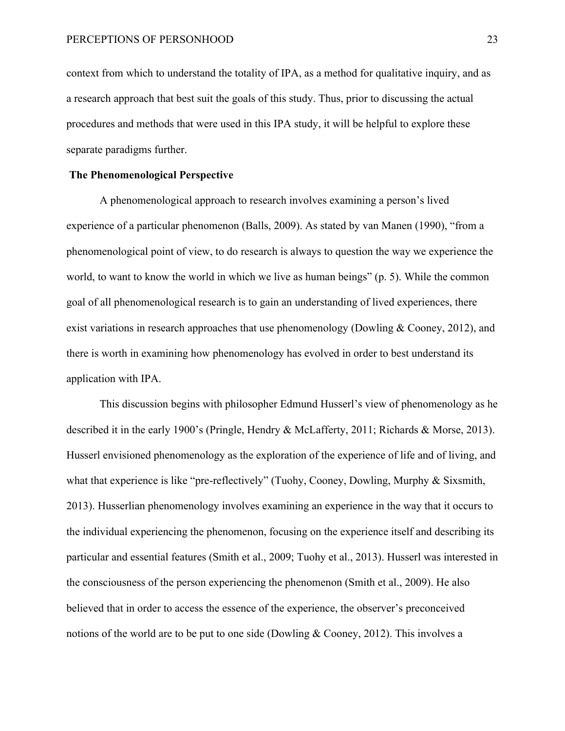context from which to understand the totality of IPA, as a method for qualitative inquiry, and as a research approach that best suit the goals of this study. Thus, prior to discussing the actual procedures and methods that were used in this IPA study, it will be helpful to explore these separate paradigms further.

**The Phenomenological Perspective**

A phenomenological approach to research involves examining a person's lived experience of a particular phenomenon (Balls, 2009). As stated by van Manen (1990), "from a phenomenological point of view, to do research is always to question the way we experience the world, to want to know the world in which we live as human beings" (p. 5). While the common goal of all phenomenological research is to gain an understanding of lived experiences, there exist variations in research approaches that use phenomenology (Dowling & Cooney, 2012), and there is worth in examining how phenomenology has evolved in order to best understand its application with IPA.

This discussion begins with philosopher Edmund Husserl's view of phenomenology as he described it in the early 1900's (Pringle, Hendry & McLafferty, 2011; Richards & Morse, 2013). Husserl envisioned phenomenology as the exploration of the experience of life and of living, and what that experience is like "pre-reflectively" (Tuohy, Cooney, Dowling, Murphy & Sixsmith, 2013). Husserlian phenomenology involves examining an experience in the way that it occurs to the individual experiencing the phenomenon, focusing on the experience itself and describing its particular and essential features (Smith et al., 2009; Tuohy et al., 2013). Husserl was interested in the consciousness of the person experiencing the phenomenon (Smith et al., 2009). He also believed that in order to access the essence of the experience, the observer's preconceived notions of the world are to be put to one side (Dowling & Cooney, 2012). This involves a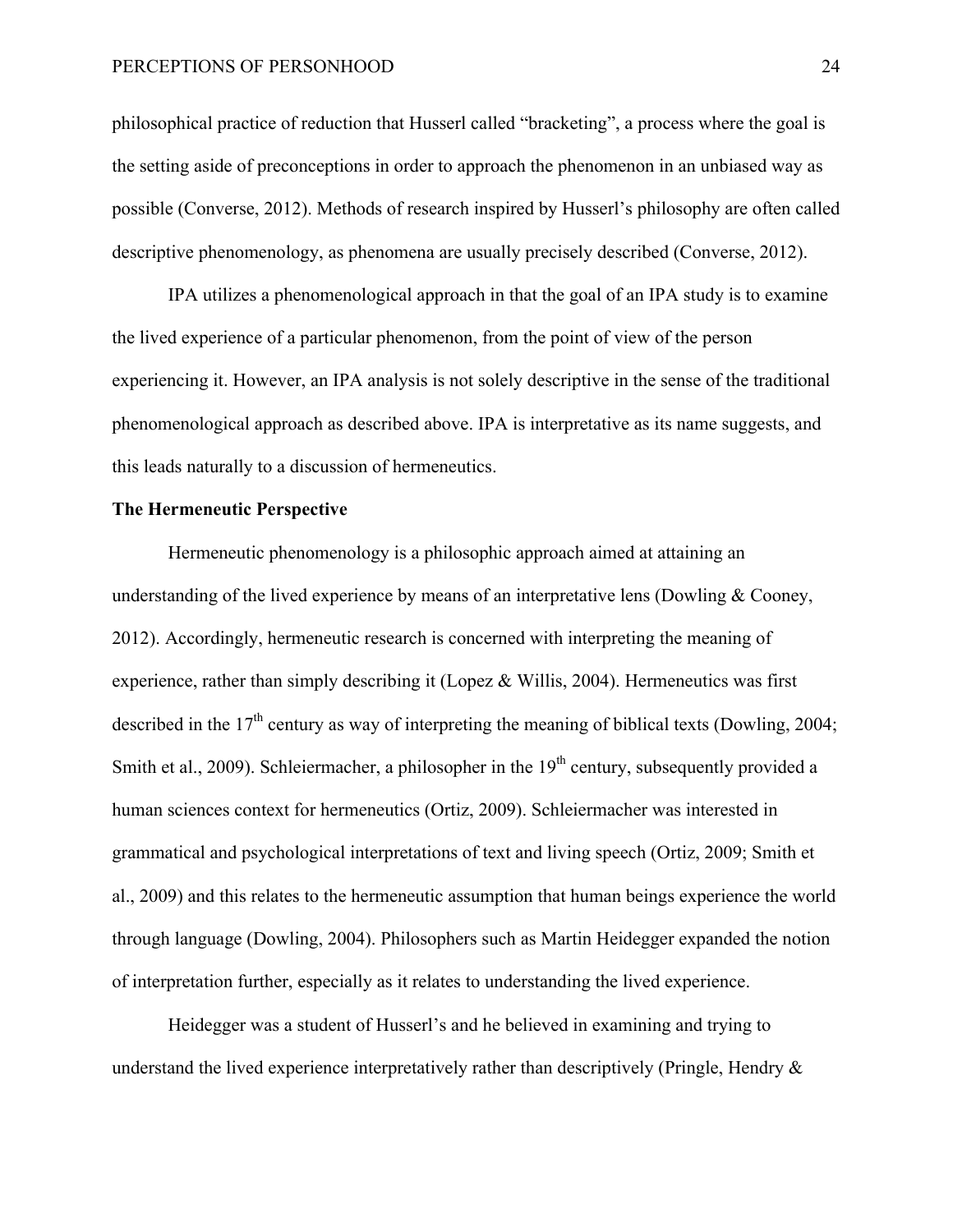philosophical practice of reduction that Husserl called "bracketing", a process where the goal is the setting aside of preconceptions in order to approach the phenomenon in an unbiased way as possible (Converse, 2012). Methods of research inspired by Husserl's philosophy are often called descriptive phenomenology, as phenomena are usually precisely described (Converse, 2012).

IPA utilizes a phenomenological approach in that the goal of an IPA study is to examine the lived experience of a particular phenomenon, from the point of view of the person experiencing it. However, an IPA analysis is not solely descriptive in the sense of the traditional phenomenological approach as described above. IPA is interpretative as its name suggests, and this leads naturally to a discussion of hermeneutics.

**The Hermeneutic Perspective**

Hermeneutic phenomenology is a philosophic approach aimed at attaining an understanding of the lived experience by means of an interpretative lens (Dowling & Cooney, 2012). Accordingly, hermeneutic research is concerned with interpreting the meaning of experience, rather than simply describing it (Lopez & Willis, 2004). Hermeneutics was first described in the 17th century as way of interpreting the meaning of biblical texts (Dowling, 2004; Smith et al., 2009). Schleiermacher, a philosopher in the 19th century, subsequently provided a human sciences context for hermeneutics (Ortiz, 2009). Schleiermacher was interested in grammatical and psychological interpretations of text and living speech (Ortiz, 2009; Smith et al., 2009) and this relates to the hermeneutic assumption that human beings experience the world through language (Dowling, 2004). Philosophers such as Martin Heidegger expanded the notion of interpretation further, especially as it relates to understanding the lived experience.

Heidegger was a student of Husserl's and he believed in examining and trying to understand the lived experience interpretatively rather than descriptively (Pringle, Hendry &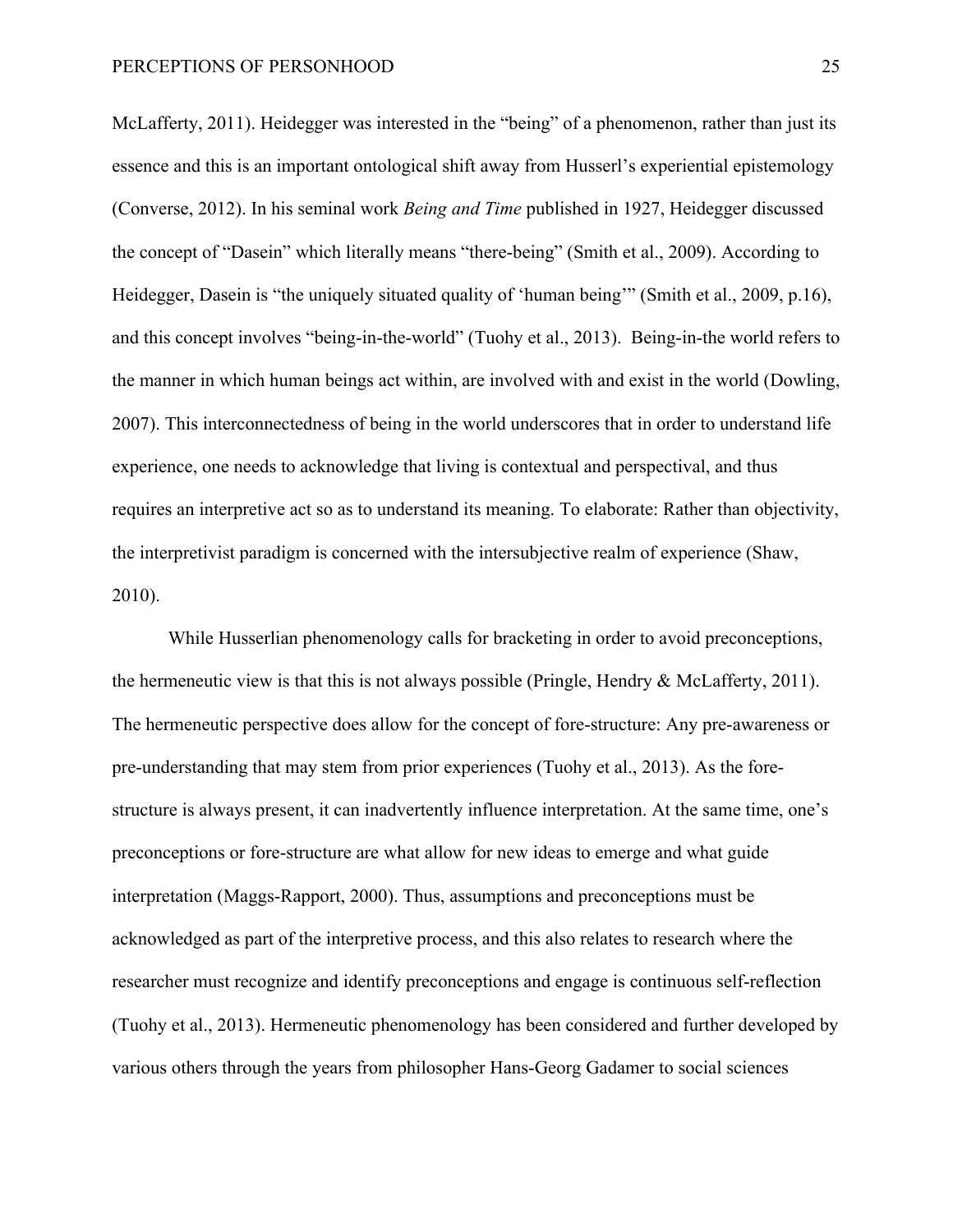McLafferty, 2011). Heidegger was interested in the "being" of a phenomenon, rather than just its essence and this is an important ontological shift away from Husserl's experiential epistemology (Converse, 2012). In his seminal work *Being and Time* published in 1927, Heidegger discussed the concept of "Dasein" which literally means "there-being" (Smith et al., 2009). According to Heidegger, Dasein is "the uniquely situated quality of 'human being'" (Smith et al., 2009, p.16), and this concept involves "being-in-the-world" (Tuohy et al., 2013). Being-in-the world refers to the manner in which human beings act within, are involved with and exist in the world (Dowling, 2007). This interconnectedness of being in the world underscores that in order to understand life experience, one needs to acknowledge that living is contextual and perspectival, and thus requires an interpretive act so as to understand its meaning. To elaborate: Rather than objectivity, the interpretivist paradigm is concerned with the intersubjective realm of experience (Shaw, 2010).

While Husserlian phenomenology calls for bracketing in order to avoid preconceptions, the hermeneutic view is that this is not always possible (Pringle, Hendry & McLafferty, 2011). The hermeneutic perspective does allow for the concept of fore-structure: Any pre-awareness or pre-understanding that may stem from prior experiences (Tuohy et al., 2013). As the fore-structure is always present, it can inadvertently influence interpretation. At the same time, one's preconceptions or fore-structure are what allow for new ideas to emerge and what guide interpretation (Maggs-Rapport, 2000). Thus, assumptions and preconceptions must be acknowledged as part of the interpretive process, and this also relates to research where the researcher must recognize and identify preconceptions and engage is continuous self-reflection (Tuohy et al., 2013). Hermeneutic phenomenology has been considered and further developed by various others through the years from philosopher Hans-Georg Gadamer to social sciences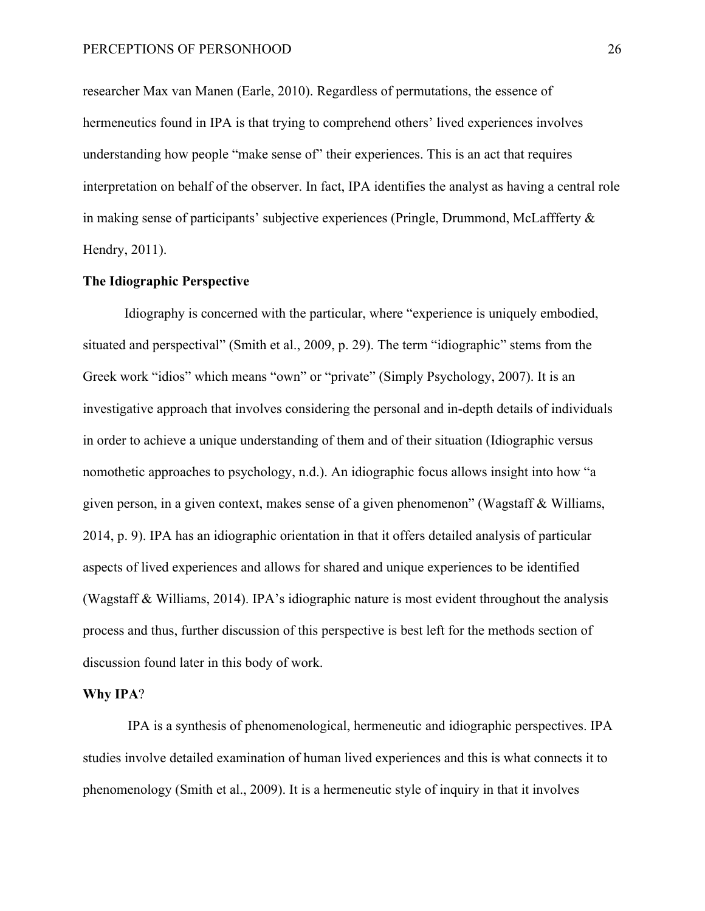researcher Max van Manen (Earle, 2010). Regardless of permutations, the essence of hermeneutics found in IPA is that trying to comprehend others' lived experiences involves understanding how people "make sense of" their experiences. This is an act that requires interpretation on behalf of the observer. In fact, IPA identifies the analyst as having a central role in making sense of participants' subjective experiences (Pringle, Drummond, McLaffferty & Hendry, 2011).

**The Idiographic Perspective**

Idiography is concerned with the particular, where "experience is uniquely embodied, situated and perspectival" (Smith et al., 2009, p. 29). The term "idiographic" stems from the Greek work "idios" which means "own" or "private" (Simply Psychology, 2007). It is an investigative approach that involves considering the personal and in-depth details of individuals in order to achieve a unique understanding of them and of their situation (Idiographic versus nomothetic approaches to psychology, n.d.). An idiographic focus allows insight into how "a given person, in a given context, makes sense of a given phenomenon" (Wagstaff & Williams, 2014, p. 9). IPA has an idiographic orientation in that it offers detailed analysis of particular aspects of lived experiences and allows for shared and unique experiences to be identified (Wagstaff & Williams, 2014). IPA's idiographic nature is most evident throughout the analysis process and thus, further discussion of this perspective is best left for the methods section of discussion found later in this body of work.

**Why IPA**?

IPA is a synthesis of phenomenological, hermeneutic and idiographic perspectives. IPA studies involve detailed examination of human lived experiences and this is what connects it to phenomenology (Smith et al., 2009). It is a hermeneutic style of inquiry in that it involves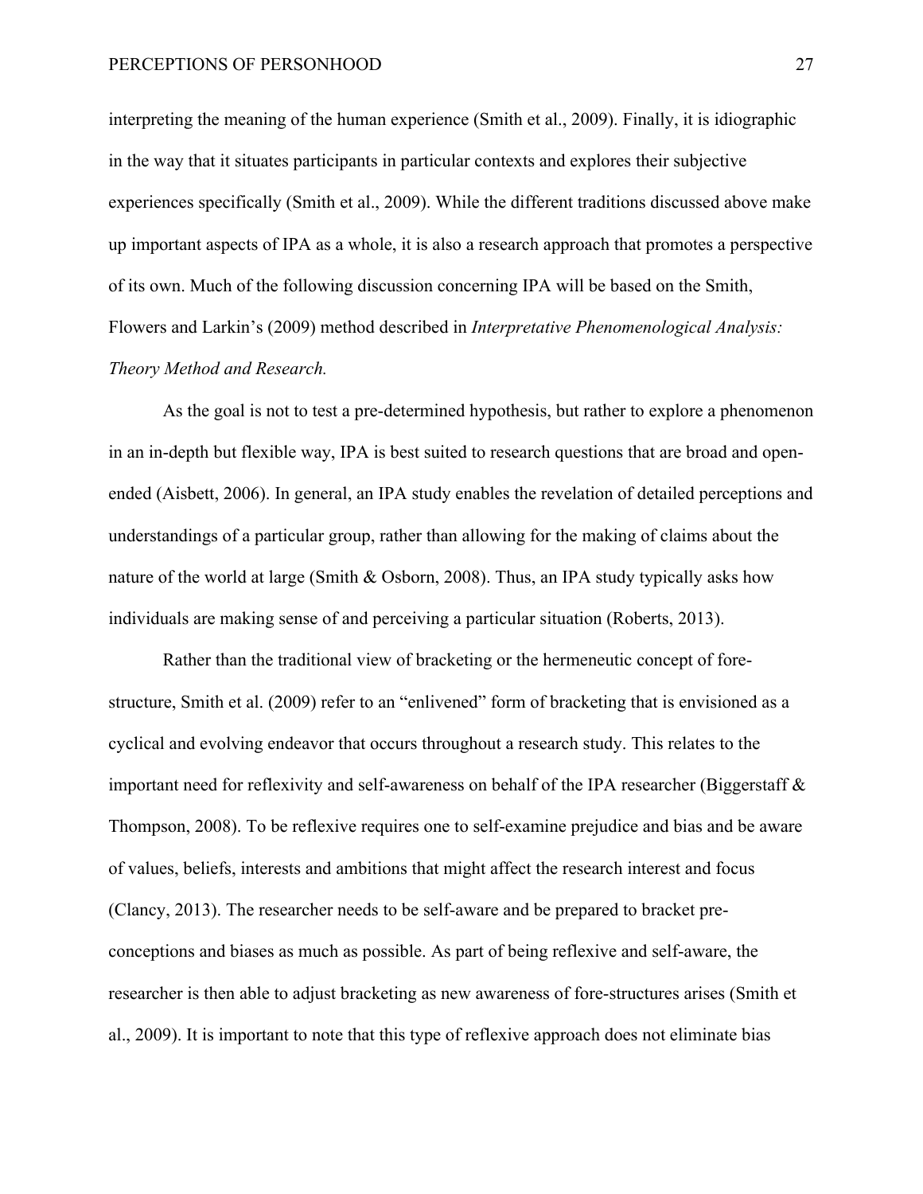interpreting the meaning of the human experience (Smith et al., 2009). Finally, it is idiographic in the way that it situates participants in particular contexts and explores their subjective experiences specifically (Smith et al., 2009). While the different traditions discussed above make up important aspects of IPA as a whole, it is also a research approach that promotes a perspective of its own. Much of the following discussion concerning IPA will be based on the Smith, Flowers and Larkin's (2009) method described in *Interpretative Phenomenological Analysis: Theory Method and Research.*

As the goal is not to test a pre-determined hypothesis, but rather to explore a phenomenon in an in-depth but flexible way, IPA is best suited to research questions that are broad and open-ended (Aisbett, 2006). In general, an IPA study enables the revelation of detailed perceptions and understandings of a particular group, rather than allowing for the making of claims about the nature of the world at large (Smith & Osborn, 2008). Thus, an IPA study typically asks how individuals are making sense of and perceiving a particular situation (Roberts, 2013).

Rather than the traditional view of bracketing or the hermeneutic concept of fore-structure, Smith et al. (2009) refer to an "enlivened" form of bracketing that is envisioned as a cyclical and evolving endeavor that occurs throughout a research study. This relates to the important need for reflexivity and self-awareness on behalf of the IPA researcher (Biggerstaff & Thompson, 2008). To be reflexive requires one to self-examine prejudice and bias and be aware of values, beliefs, interests and ambitions that might affect the research interest and focus (Clancy, 2013). The researcher needs to be self-aware and be prepared to bracket pre-conceptions and biases as much as possible. As part of being reflexive and self-aware, the researcher is then able to adjust bracketing as new awareness of fore-structures arises (Smith et al., 2009). It is important to note that this type of reflexive approach does not eliminate bias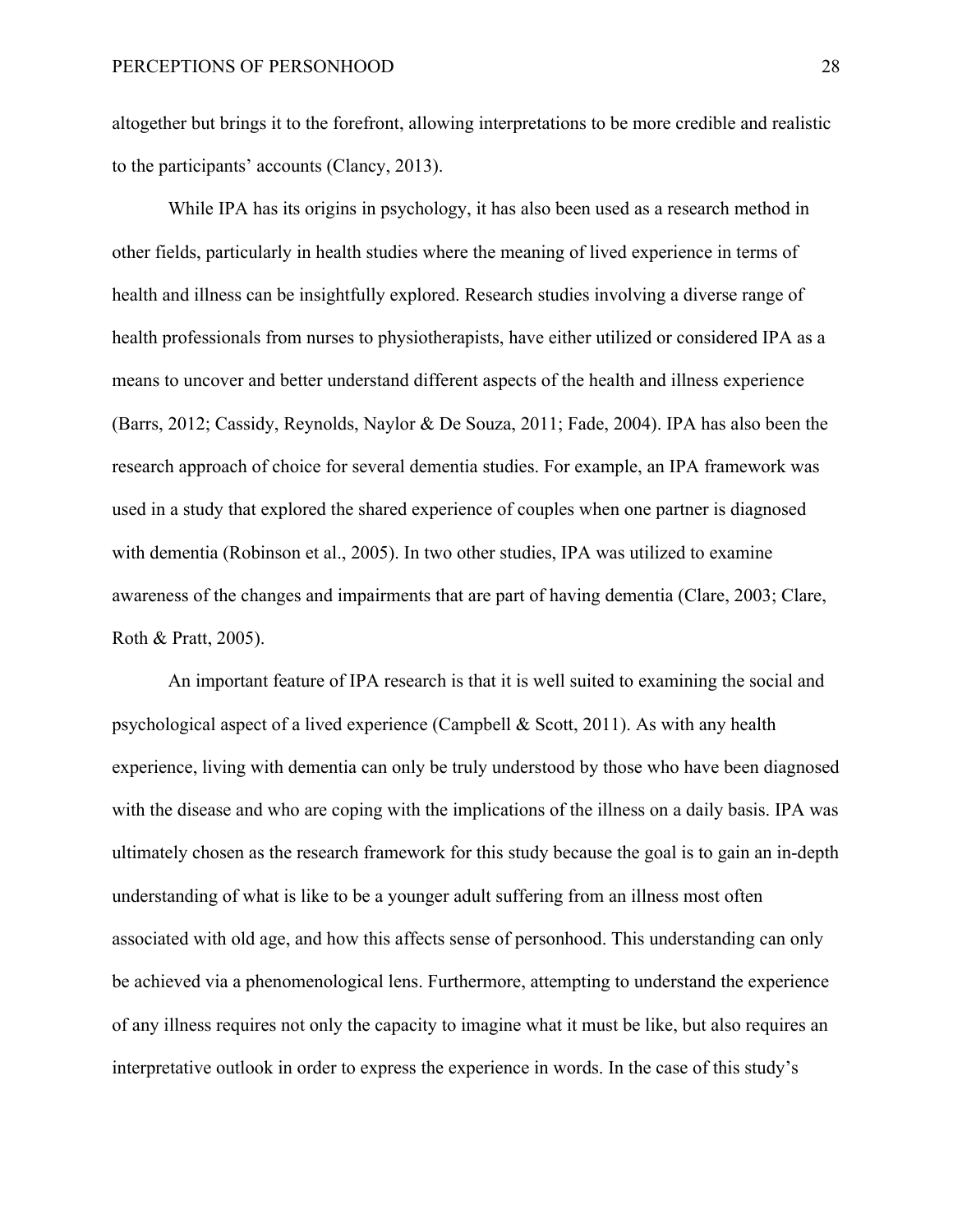altogether but brings it to the forefront, allowing interpretations to be more credible and realistic to the participants' accounts (Clancy, 2013).

While IPA has its origins in psychology, it has also been used as a research method in other fields, particularly in health studies where the meaning of lived experience in terms of health and illness can be insightfully explored. Research studies involving a diverse range of health professionals from nurses to physiotherapists, have either utilized or considered IPA as a means to uncover and better understand different aspects of the health and illness experience (Barrs, 2012; Cassidy, Reynolds, Naylor & De Souza, 2011; Fade, 2004). IPA has also been the research approach of choice for several dementia studies. For example, an IPA framework was used in a study that explored the shared experience of couples when one partner is diagnosed with dementia (Robinson et al., 2005). In two other studies, IPA was utilized to examine awareness of the changes and impairments that are part of having dementia (Clare, 2003; Clare, Roth & Pratt, 2005).

An important feature of IPA research is that it is well suited to examining the social and psychological aspect of a lived experience (Campbell & Scott, 2011). As with any health experience, living with dementia can only be truly understood by those who have been diagnosed with the disease and who are coping with the implications of the illness on a daily basis. IPA was ultimately chosen as the research framework for this study because the goal is to gain an in-depth understanding of what is like to be a younger adult suffering from an illness most often associated with old age, and how this affects sense of personhood. This understanding can only be achieved via a phenomenological lens. Furthermore, attempting to understand the experience of any illness requires not only the capacity to imagine what it must be like, but also requires an interpretative outlook in order to express the experience in words. In the case of this study's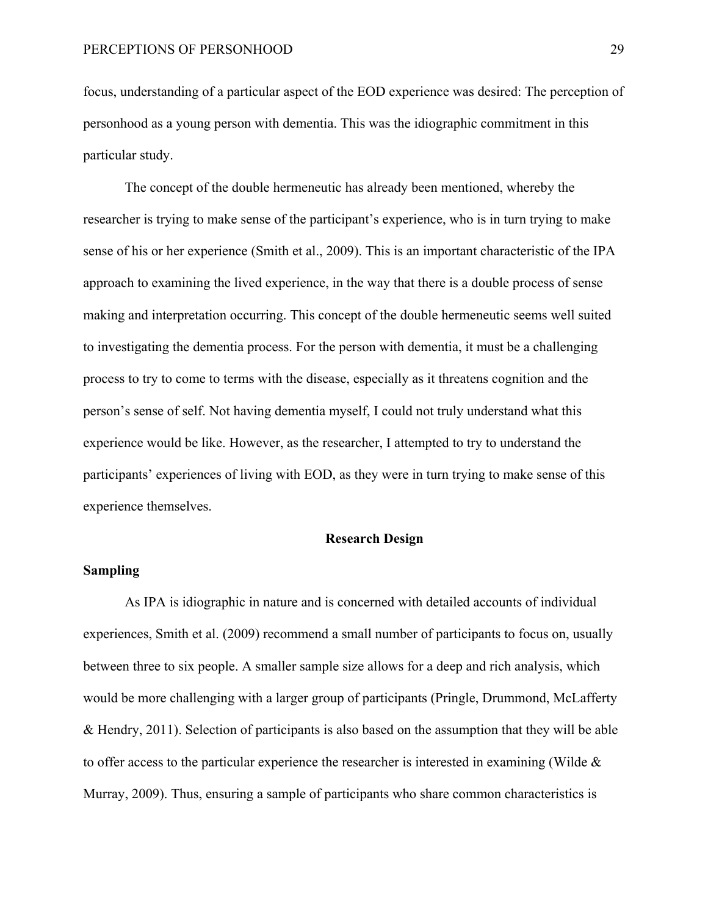focus, understanding of a particular aspect of the EOD experience was desired: The perception of personhood as a young person with dementia. This was the idiographic commitment in this particular study.

The concept of the double hermeneutic has already been mentioned, whereby the researcher is trying to make sense of the participant's experience, who is in turn trying to make sense of his or her experience (Smith et al., 2009). This is an important characteristic of the IPA approach to examining the lived experience, in the way that there is a double process of sense making and interpretation occurring. This concept of the double hermeneutic seems well suited to investigating the dementia process. For the person with dementia, it must be a challenging process to try to come to terms with the disease, especially as it threatens cognition and the person's sense of self. Not having dementia myself, I could not truly understand what this experience would be like. However, as the researcher, I attempted to try to understand the participants' experiences of living with EOD, as they were in turn trying to make sense of this experience themselves.

## Research Design

### Sampling

As IPA is idiographic in nature and is concerned with detailed accounts of individual experiences, Smith et al. (2009) recommend a small number of participants to focus on, usually between three to six people. A smaller sample size allows for a deep and rich analysis, which would be more challenging with a larger group of participants (Pringle, Drummond, McLafferty & Hendry, 2011). Selection of participants is also based on the assumption that they will be able to offer access to the particular experience the researcher is interested in examining (Wilde & Murray, 2009). Thus, ensuring a sample of participants who share common characteristics is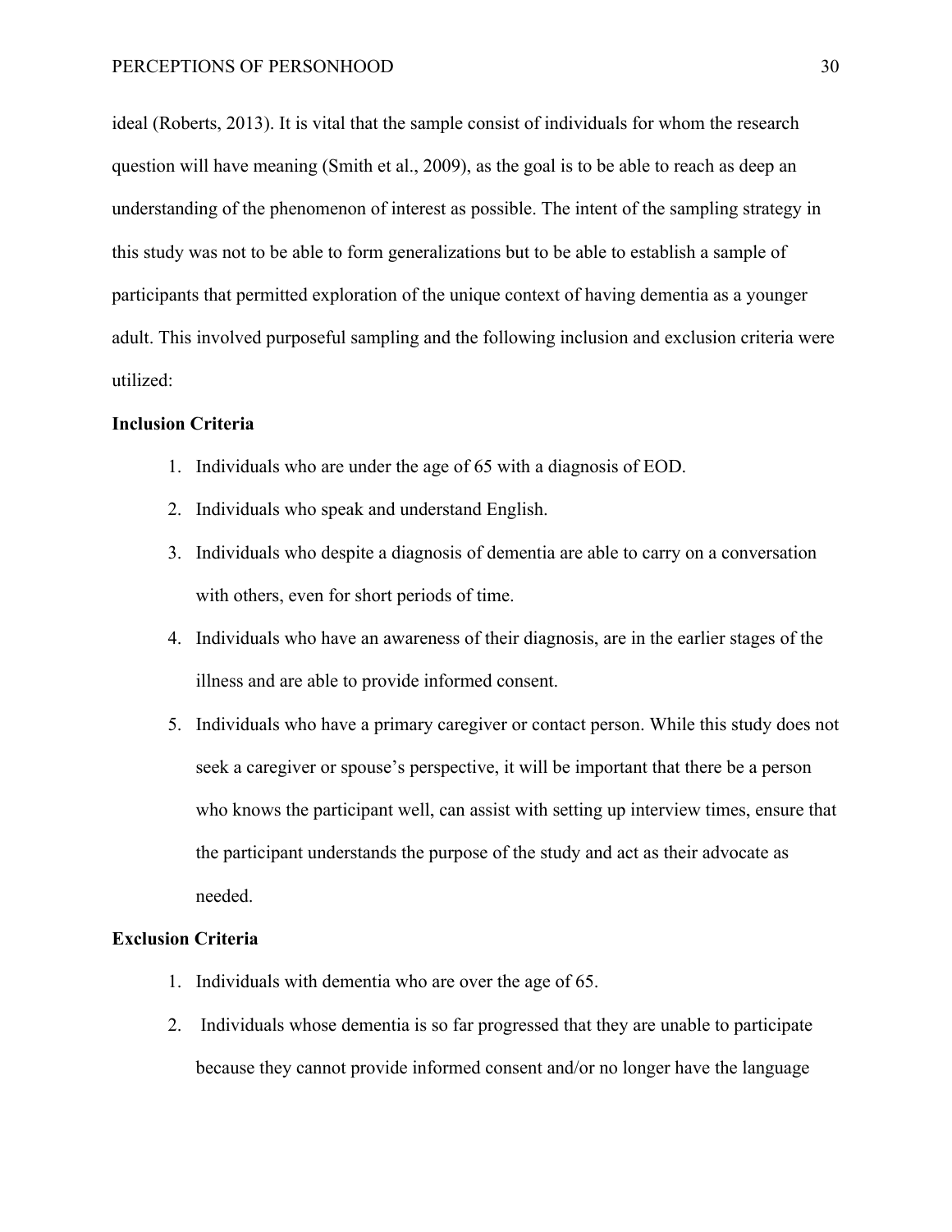ideal (Roberts, 2013). It is vital that the sample consist of individuals for whom the research question will have meaning (Smith et al., 2009), as the goal is to be able to reach as deep an understanding of the phenomenon of interest as possible. The intent of the sampling strategy in this study was not to be able to form generalizations but to be able to establish a sample of participants that permitted exploration of the unique context of having dementia as a younger adult. This involved purposeful sampling and the following inclusion and exclusion criteria were utilized:

**Inclusion Criteria**

1. Individuals who are under the age of 65 with a diagnosis of EOD.
2. Individuals who speak and understand English.
3. Individuals who despite a diagnosis of dementia are able to carry on a conversation with others, even for short periods of time.
4. Individuals who have an awareness of their diagnosis, are in the earlier stages of the illness and are able to provide informed consent.
5. Individuals who have a primary caregiver or contact person. While this study does not seek a caregiver or spouse's perspective, it will be important that there be a person who knows the participant well, can assist with setting up interview times, ensure that the participant understands the purpose of the study and act as their advocate as needed.

**Exclusion Criteria**

1. Individuals with dementia who are over the age of 65.
2. Individuals whose dementia is so far progressed that they are unable to participate because they cannot provide informed consent and/or no longer have the language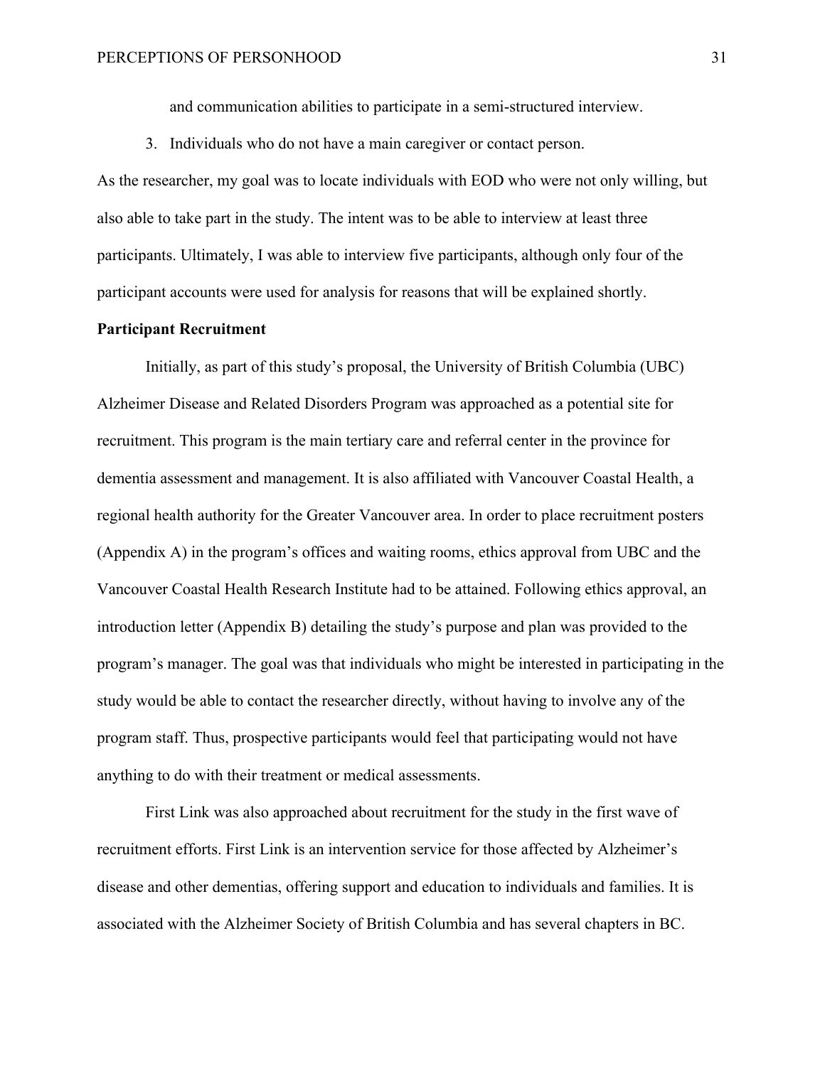and communication abilities to participate in a semi-structured interview.

3. Individuals who do not have a main caregiver or contact person.

As the researcher, my goal was to locate individuals with EOD who were not only willing, but also able to take part in the study. The intent was to be able to interview at least three participants. Ultimately, I was able to interview five participants, although only four of the participant accounts were used for analysis for reasons that will be explained shortly.

**Participant Recruitment**

Initially, as part of this study's proposal, the University of British Columbia (UBC) Alzheimer Disease and Related Disorders Program was approached as a potential site for recruitment. This program is the main tertiary care and referral center in the province for dementia assessment and management. It is also affiliated with Vancouver Coastal Health, a regional health authority for the Greater Vancouver area. In order to place recruitment posters (Appendix A) in the program's offices and waiting rooms, ethics approval from UBC and the Vancouver Coastal Health Research Institute had to be attained. Following ethics approval, an introduction letter (Appendix B) detailing the study's purpose and plan was provided to the program's manager. The goal was that individuals who might be interested in participating in the study would be able to contact the researcher directly, without having to involve any of the program staff. Thus, prospective participants would feel that participating would not have anything to do with their treatment or medical assessments.

First Link was also approached about recruitment for the study in the first wave of recruitment efforts. First Link is an intervention service for those affected by Alzheimer's disease and other dementias, offering support and education to individuals and families. It is associated with the Alzheimer Society of British Columbia and has several chapters in BC.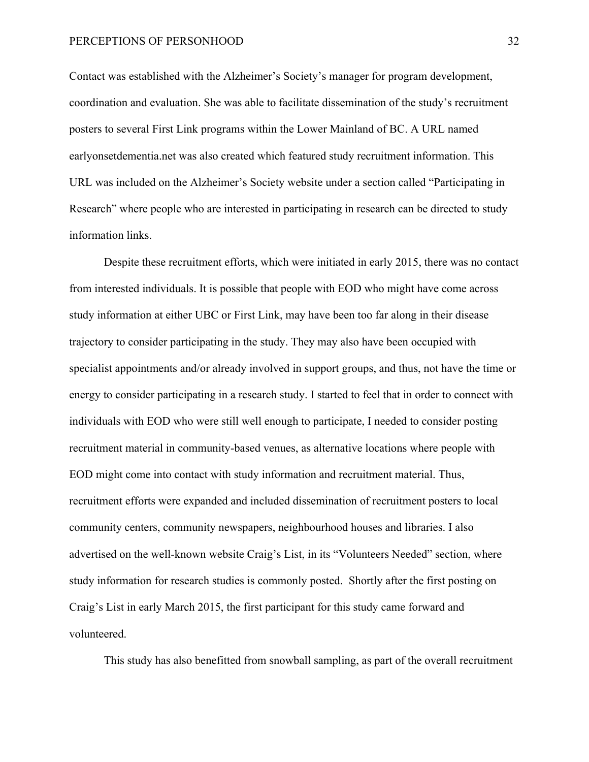Contact was established with the Alzheimer's Society's manager for program development, coordination and evaluation. She was able to facilitate dissemination of the study's recruitment posters to several First Link programs within the Lower Mainland of BC. A URL named earlyonsetdementia.net was also created which featured study recruitment information. This URL was included on the Alzheimer's Society website under a section called "Participating in Research" where people who are interested in participating in research can be directed to study information links.

Despite these recruitment efforts, which were initiated in early 2015, there was no contact from interested individuals. It is possible that people with EOD who might have come across study information at either UBC or First Link, may have been too far along in their disease trajectory to consider participating in the study. They may also have been occupied with specialist appointments and/or already involved in support groups, and thus, not have the time or energy to consider participating in a research study. I started to feel that in order to connect with individuals with EOD who were still well enough to participate, I needed to consider posting recruitment material in community-based venues, as alternative locations where people with EOD might come into contact with study information and recruitment material. Thus, recruitment efforts were expanded and included dissemination of recruitment posters to local community centers, community newspapers, neighbourhood houses and libraries. I also advertised on the well-known website Craig's List, in its "Volunteers Needed" section, where study information for research studies is commonly posted. Shortly after the first posting on Craig's List in early March 2015, the first participant for this study came forward and volunteered.

This study has also benefitted from snowball sampling, as part of the overall recruitment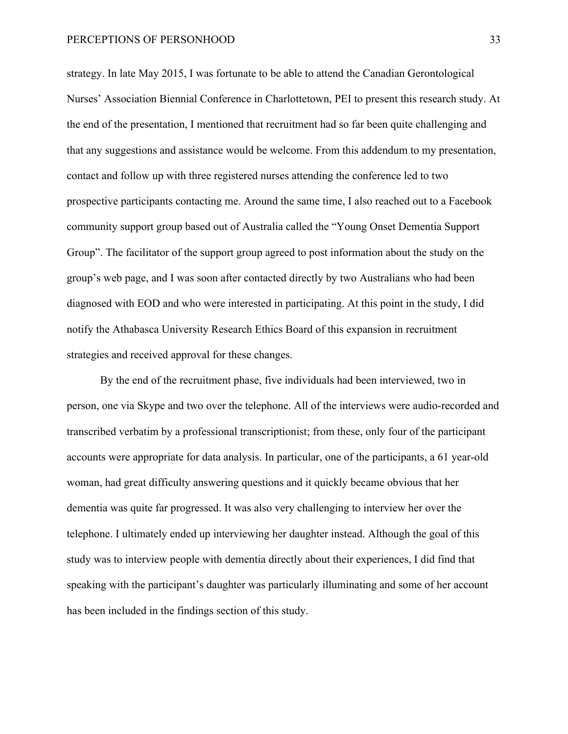strategy. In late May 2015, I was fortunate to be able to attend the Canadian Gerontological Nurses' Association Biennial Conference in Charlottetown, PEI to present this research study. At the end of the presentation, I mentioned that recruitment had so far been quite challenging and that any suggestions and assistance would be welcome. From this addendum to my presentation, contact and follow up with three registered nurses attending the conference led to two prospective participants contacting me. Around the same time, I also reached out to a Facebook community support group based out of Australia called the "Young Onset Dementia Support Group". The facilitator of the support group agreed to post information about the study on the group's web page, and I was soon after contacted directly by two Australians who had been diagnosed with EOD and who were interested in participating. At this point in the study, I did notify the Athabasca University Research Ethics Board of this expansion in recruitment strategies and received approval for these changes.

By the end of the recruitment phase, five individuals had been interviewed, two in person, one via Skype and two over the telephone. All of the interviews were audio-recorded and transcribed verbatim by a professional transcriptionist; from these, only four of the participant accounts were appropriate for data analysis. In particular, one of the participants, a 61 year-old woman, had great difficulty answering questions and it quickly became obvious that her dementia was quite far progressed. It was also very challenging to interview her over the telephone. I ultimately ended up interviewing her daughter instead. Although the goal of this study was to interview people with dementia directly about their experiences, I did find that speaking with the participant's daughter was particularly illuminating and some of her account has been included in the findings section of this study.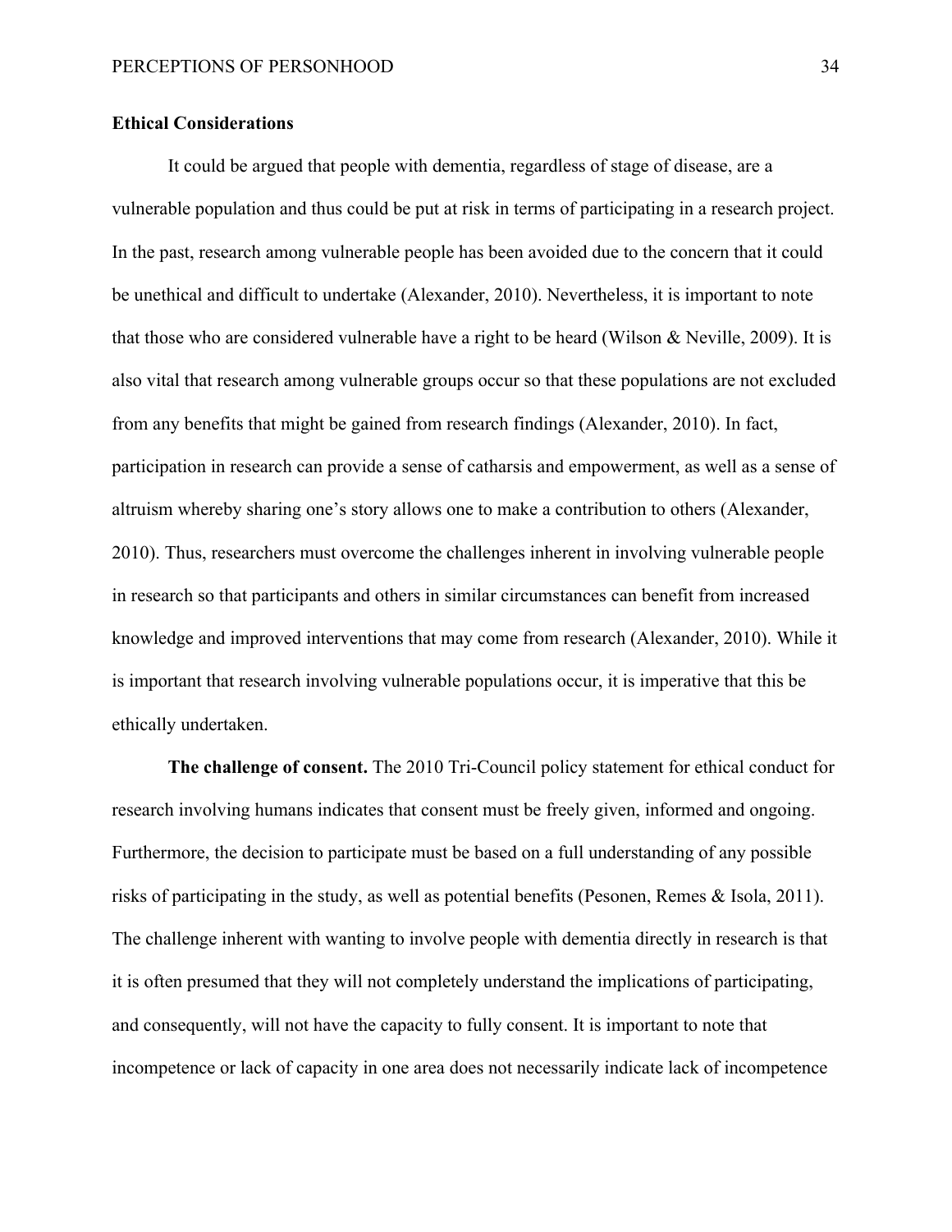## Ethical Considerations

It could be argued that people with dementia, regardless of stage of disease, are a vulnerable population and thus could be put at risk in terms of participating in a research project. In the past, research among vulnerable people has been avoided due to the concern that it could be unethical and difficult to undertake (Alexander, 2010). Nevertheless, it is important to note that those who are considered vulnerable have a right to be heard (Wilson & Neville, 2009). It is also vital that research among vulnerable groups occur so that these populations are not excluded from any benefits that might be gained from research findings (Alexander, 2010). In fact, participation in research can provide a sense of catharsis and empowerment, as well as a sense of altruism whereby sharing one's story allows one to make a contribution to others (Alexander, 2010). Thus, researchers must overcome the challenges inherent in involving vulnerable people in research so that participants and others in similar circumstances can benefit from increased knowledge and improved interventions that may come from research (Alexander, 2010). While it is important that research involving vulnerable populations occur, it is imperative that this be ethically undertaken.

**The challenge of consent.** The 2010 Tri-Council policy statement for ethical conduct for research involving humans indicates that consent must be freely given, informed and ongoing. Furthermore, the decision to participate must be based on a full understanding of any possible risks of participating in the study, as well as potential benefits (Pesonen, Remes & Isola, 2011). The challenge inherent with wanting to involve people with dementia directly in research is that it is often presumed that they will not completely understand the implications of participating, and consequently, will not have the capacity to fully consent. It is important to note that incompetence or lack of capacity in one area does not necessarily indicate lack of incompetence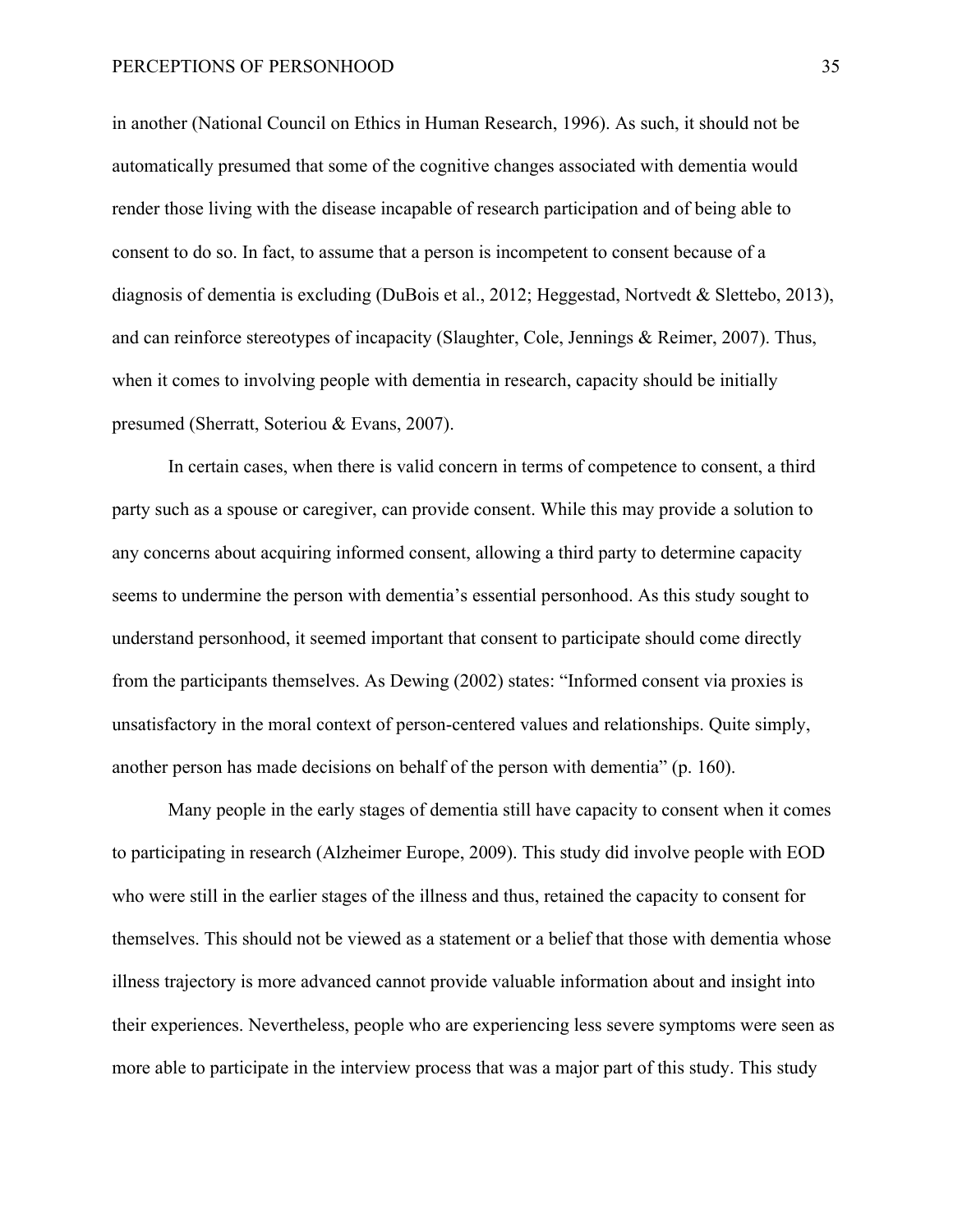in another (National Council on Ethics in Human Research, 1996). As such, it should not be automatically presumed that some of the cognitive changes associated with dementia would render those living with the disease incapable of research participation and of being able to consent to do so. In fact, to assume that a person is incompetent to consent because of a diagnosis of dementia is excluding (DuBois et al., 2012; Heggestad, Nortvedt & Slettebo, 2013), and can reinforce stereotypes of incapacity (Slaughter, Cole, Jennings & Reimer, 2007). Thus, when it comes to involving people with dementia in research, capacity should be initially presumed (Sherratt, Soteriou & Evans, 2007).

In certain cases, when there is valid concern in terms of competence to consent, a third party such as a spouse or caregiver, can provide consent. While this may provide a solution to any concerns about acquiring informed consent, allowing a third party to determine capacity seems to undermine the person with dementia's essential personhood. As this study sought to understand personhood, it seemed important that consent to participate should come directly from the participants themselves. As Dewing (2002) states: "Informed consent via proxies is unsatisfactory in the moral context of person-centered values and relationships. Quite simply, another person has made decisions on behalf of the person with dementia" (p. 160).

Many people in the early stages of dementia still have capacity to consent when it comes to participating in research (Alzheimer Europe, 2009). This study did involve people with EOD who were still in the earlier stages of the illness and thus, retained the capacity to consent for themselves. This should not be viewed as a statement or a belief that those with dementia whose illness trajectory is more advanced cannot provide valuable information about and insight into their experiences. Nevertheless, people who are experiencing less severe symptoms were seen as more able to participate in the interview process that was a major part of this study. This study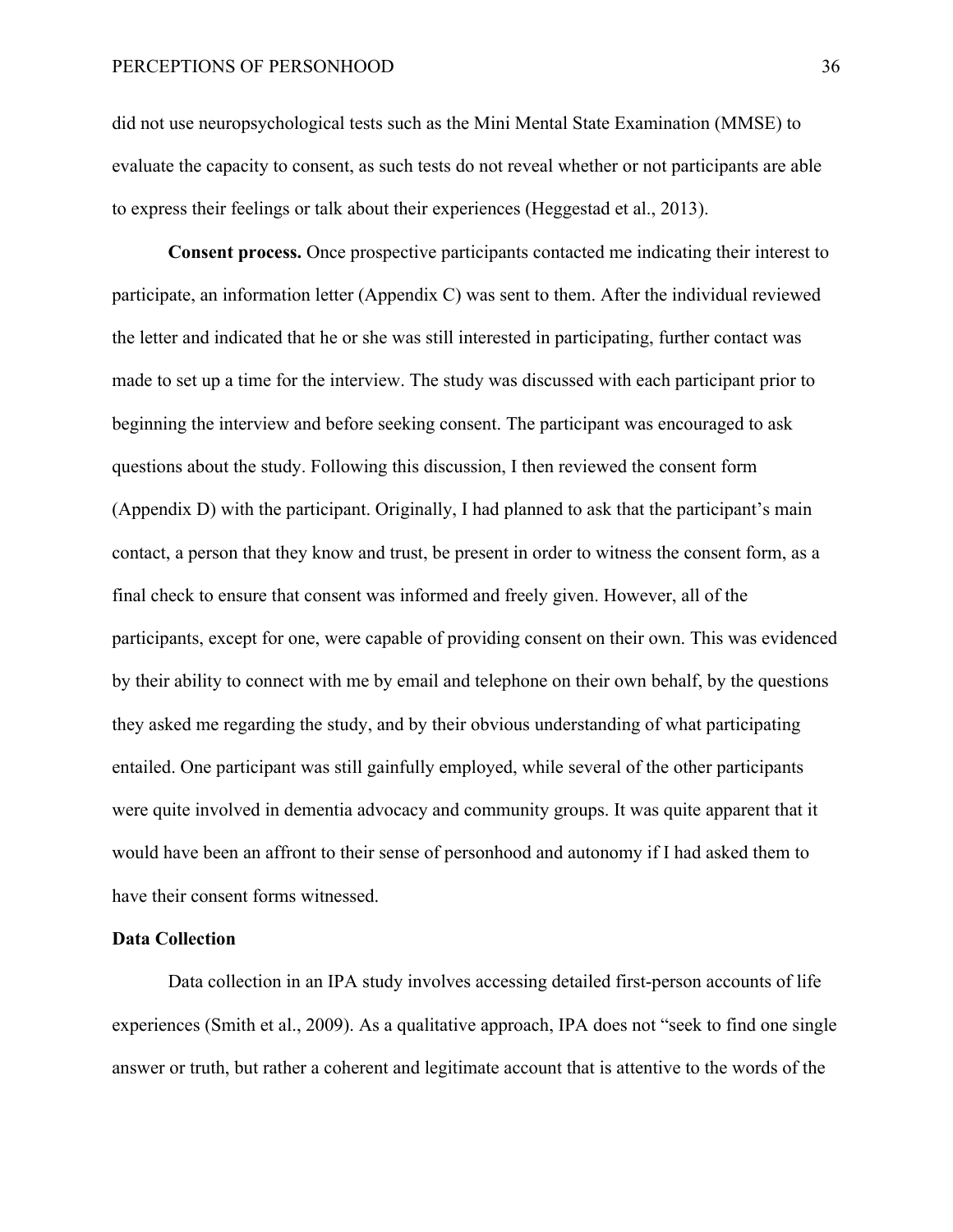did not use neuropsychological tests such as the Mini Mental State Examination (MMSE) to evaluate the capacity to consent, as such tests do not reveal whether or not participants are able to express their feelings or talk about their experiences (Heggestad et al., 2013).

**Consent process.** Once prospective participants contacted me indicating their interest to participate, an information letter (Appendix C) was sent to them. After the individual reviewed the letter and indicated that he or she was still interested in participating, further contact was made to set up a time for the interview. The study was discussed with each participant prior to beginning the interview and before seeking consent. The participant was encouraged to ask questions about the study. Following this discussion, I then reviewed the consent form (Appendix D) with the participant. Originally, I had planned to ask that the participant's main contact, a person that they know and trust, be present in order to witness the consent form, as a final check to ensure that consent was informed and freely given. However, all of the participants, except for one, were capable of providing consent on their own. This was evidenced by their ability to connect with me by email and telephone on their own behalf, by the questions they asked me regarding the study, and by their obvious understanding of what participating entailed. One participant was still gainfully employed, while several of the other participants were quite involved in dementia advocacy and community groups. It was quite apparent that it would have been an affront to their sense of personhood and autonomy if I had asked them to have their consent forms witnessed.

## Data Collection

Data collection in an IPA study involves accessing detailed first-person accounts of life experiences (Smith et al., 2009). As a qualitative approach, IPA does not "seek to find one single answer or truth, but rather a coherent and legitimate account that is attentive to the words of the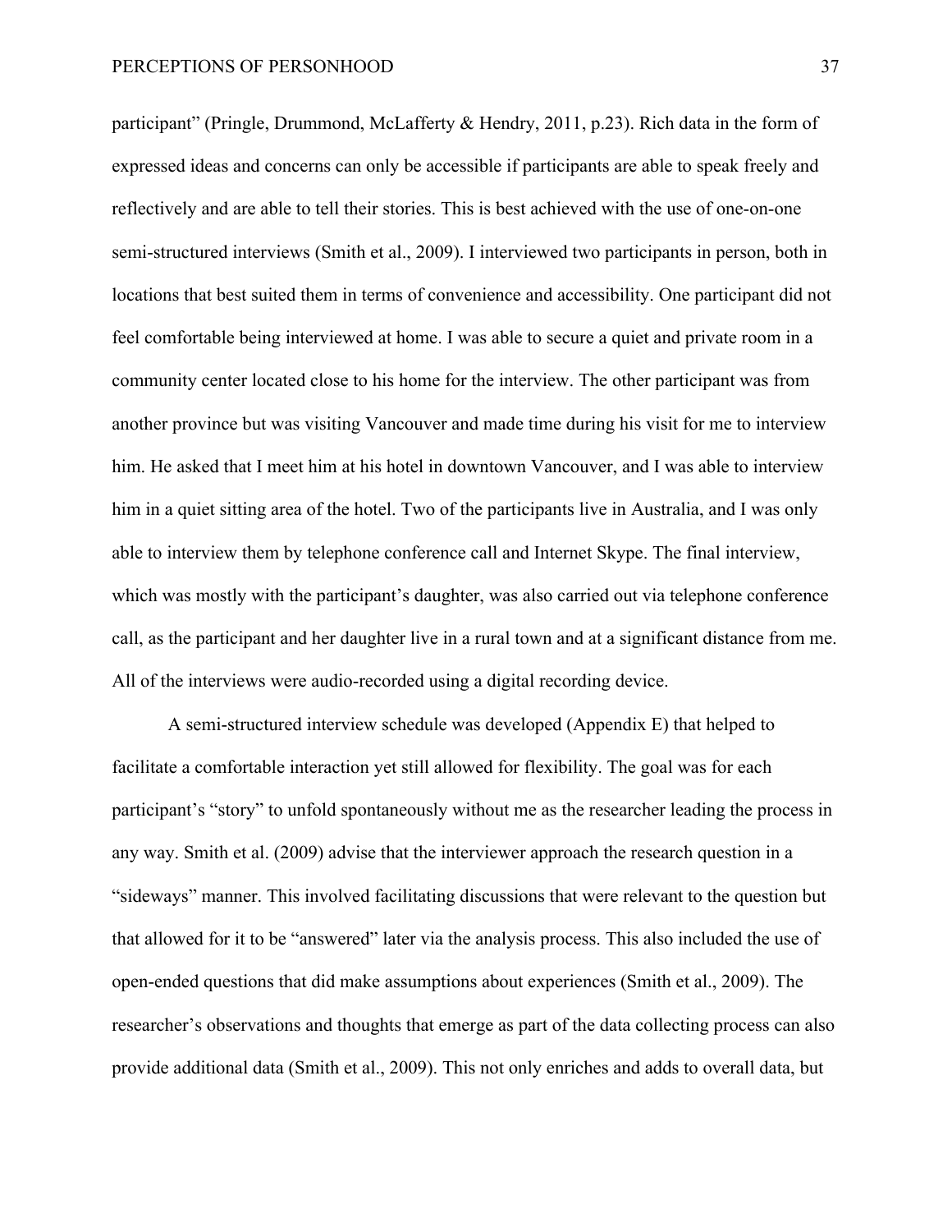participant" (Pringle, Drummond, McLafferty & Hendry, 2011, p.23). Rich data in the form of expressed ideas and concerns can only be accessible if participants are able to speak freely and reflectively and are able to tell their stories. This is best achieved with the use of one-on-one semi-structured interviews (Smith et al., 2009). I interviewed two participants in person, both in locations that best suited them in terms of convenience and accessibility. One participant did not feel comfortable being interviewed at home. I was able to secure a quiet and private room in a community center located close to his home for the interview. The other participant was from another province but was visiting Vancouver and made time during his visit for me to interview him. He asked that I meet him at his hotel in downtown Vancouver, and I was able to interview him in a quiet sitting area of the hotel. Two of the participants live in Australia, and I was only able to interview them by telephone conference call and Internet Skype. The final interview, which was mostly with the participant's daughter, was also carried out via telephone conference call, as the participant and her daughter live in a rural town and at a significant distance from me. All of the interviews were audio-recorded using a digital recording device.

A semi-structured interview schedule was developed (Appendix E) that helped to facilitate a comfortable interaction yet still allowed for flexibility. The goal was for each participant's "story" to unfold spontaneously without me as the researcher leading the process in any way. Smith et al. (2009) advise that the interviewer approach the research question in a "sideways" manner. This involved facilitating discussions that were relevant to the question but that allowed for it to be "answered" later via the analysis process. This also included the use of open-ended questions that did make assumptions about experiences (Smith et al., 2009). The researcher's observations and thoughts that emerge as part of the data collecting process can also provide additional data (Smith et al., 2009). This not only enriches and adds to overall data, but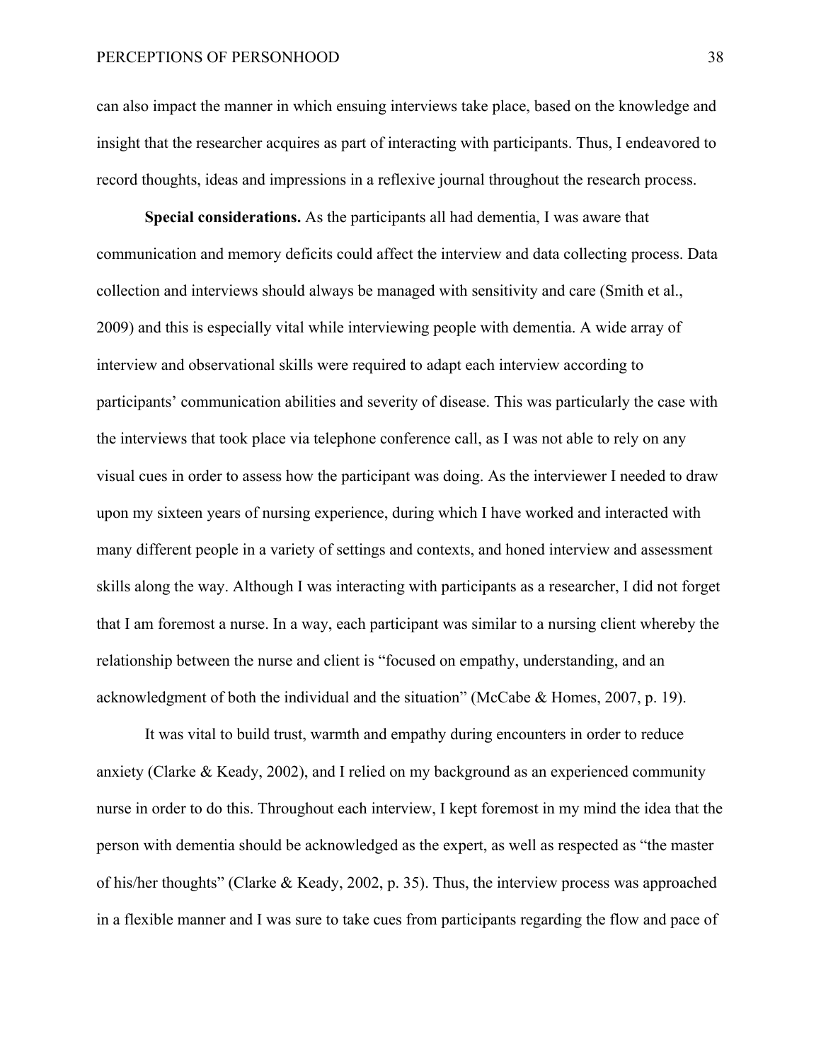can also impact the manner in which ensuing interviews take place, based on the knowledge and insight that the researcher acquires as part of interacting with participants. Thus, I endeavored to record thoughts, ideas and impressions in a reflexive journal throughout the research process.

**Special considerations.** As the participants all had dementia, I was aware that communication and memory deficits could affect the interview and data collecting process. Data collection and interviews should always be managed with sensitivity and care (Smith et al., 2009) and this is especially vital while interviewing people with dementia. A wide array of interview and observational skills were required to adapt each interview according to participants' communication abilities and severity of disease. This was particularly the case with the interviews that took place via telephone conference call, as I was not able to rely on any visual cues in order to assess how the participant was doing. As the interviewer I needed to draw upon my sixteen years of nursing experience, during which I have worked and interacted with many different people in a variety of settings and contexts, and honed interview and assessment skills along the way. Although I was interacting with participants as a researcher, I did not forget that I am foremost a nurse. In a way, each participant was similar to a nursing client whereby the relationship between the nurse and client is "focused on empathy, understanding, and an acknowledgment of both the individual and the situation" (McCabe & Homes, 2007, p. 19).

It was vital to build trust, warmth and empathy during encounters in order to reduce anxiety (Clarke & Keady, 2002), and I relied on my background as an experienced community nurse in order to do this. Throughout each interview, I kept foremost in my mind the idea that the person with dementia should be acknowledged as the expert, as well as respected as "the master of his/her thoughts" (Clarke & Keady, 2002, p. 35). Thus, the interview process was approached in a flexible manner and I was sure to take cues from participants regarding the flow and pace of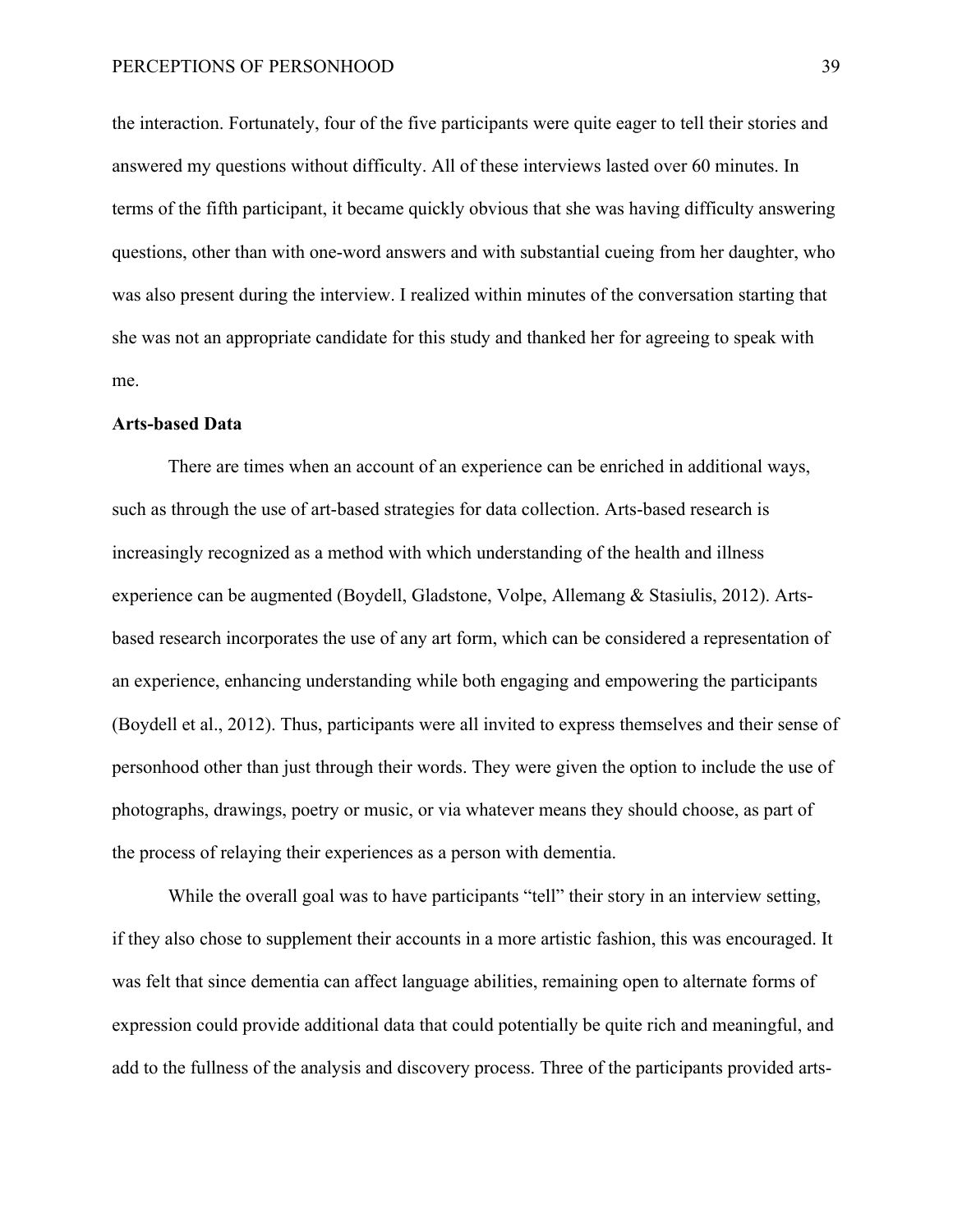the interaction. Fortunately, four of the five participants were quite eager to tell their stories and answered my questions without difficulty. All of these interviews lasted over 60 minutes. In terms of the fifth participant, it became quickly obvious that she was having difficulty answering questions, other than with one-word answers and with substantial cueing from her daughter, who was also present during the interview. I realized within minutes of the conversation starting that she was not an appropriate candidate for this study and thanked her for agreeing to speak with me.

**Arts-based Data**

There are times when an account of an experience can be enriched in additional ways, such as through the use of art-based strategies for data collection. Arts-based research is increasingly recognized as a method with which understanding of the health and illness experience can be augmented (Boydell, Gladstone, Volpe, Allemang & Stasiulis, 2012). Arts-based research incorporates the use of any art form, which can be considered a representation of an experience, enhancing understanding while both engaging and empowering the participants (Boydell et al., 2012). Thus, participants were all invited to express themselves and their sense of personhood other than just through their words. They were given the option to include the use of photographs, drawings, poetry or music, or via whatever means they should choose, as part of the process of relaying their experiences as a person with dementia.

While the overall goal was to have participants "tell" their story in an interview setting, if they also chose to supplement their accounts in a more artistic fashion, this was encouraged. It was felt that since dementia can affect language abilities, remaining open to alternate forms of expression could provide additional data that could potentially be quite rich and meaningful, and add to the fullness of the analysis and discovery process. Three of the participants provided arts-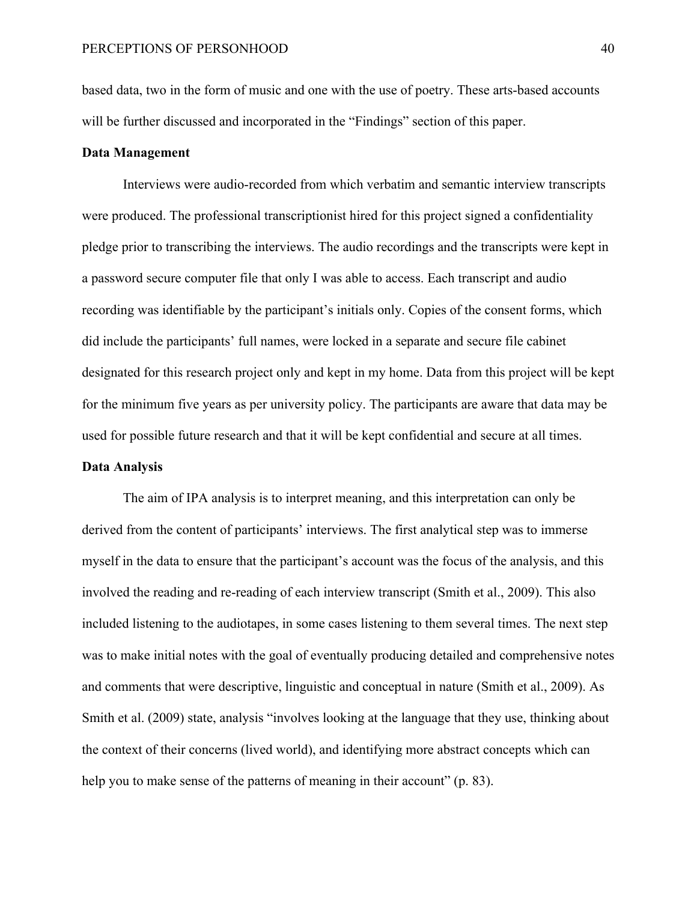based data, two in the form of music and one with the use of poetry. These arts-based accounts will be further discussed and incorporated in the "Findings" section of this paper.

**Data Management**

Interviews were audio-recorded from which verbatim and semantic interview transcripts were produced. The professional transcriptionist hired for this project signed a confidentiality pledge prior to transcribing the interviews. The audio recordings and the transcripts were kept in a password secure computer file that only I was able to access. Each transcript and audio recording was identifiable by the participant's initials only. Copies of the consent forms, which did include the participants' full names, were locked in a separate and secure file cabinet designated for this research project only and kept in my home. Data from this project will be kept for the minimum five years as per university policy. The participants are aware that data may be used for possible future research and that it will be kept confidential and secure at all times.

**Data Analysis**

The aim of IPA analysis is to interpret meaning, and this interpretation can only be derived from the content of participants' interviews. The first analytical step was to immerse myself in the data to ensure that the participant's account was the focus of the analysis, and this involved the reading and re-reading of each interview transcript (Smith et al., 2009). This also included listening to the audiotapes, in some cases listening to them several times. The next step was to make initial notes with the goal of eventually producing detailed and comprehensive notes and comments that were descriptive, linguistic and conceptual in nature (Smith et al., 2009). As Smith et al. (2009) state, analysis "involves looking at the language that they use, thinking about the context of their concerns (lived world), and identifying more abstract concepts which can help you to make sense of the patterns of meaning in their account" (p. 83).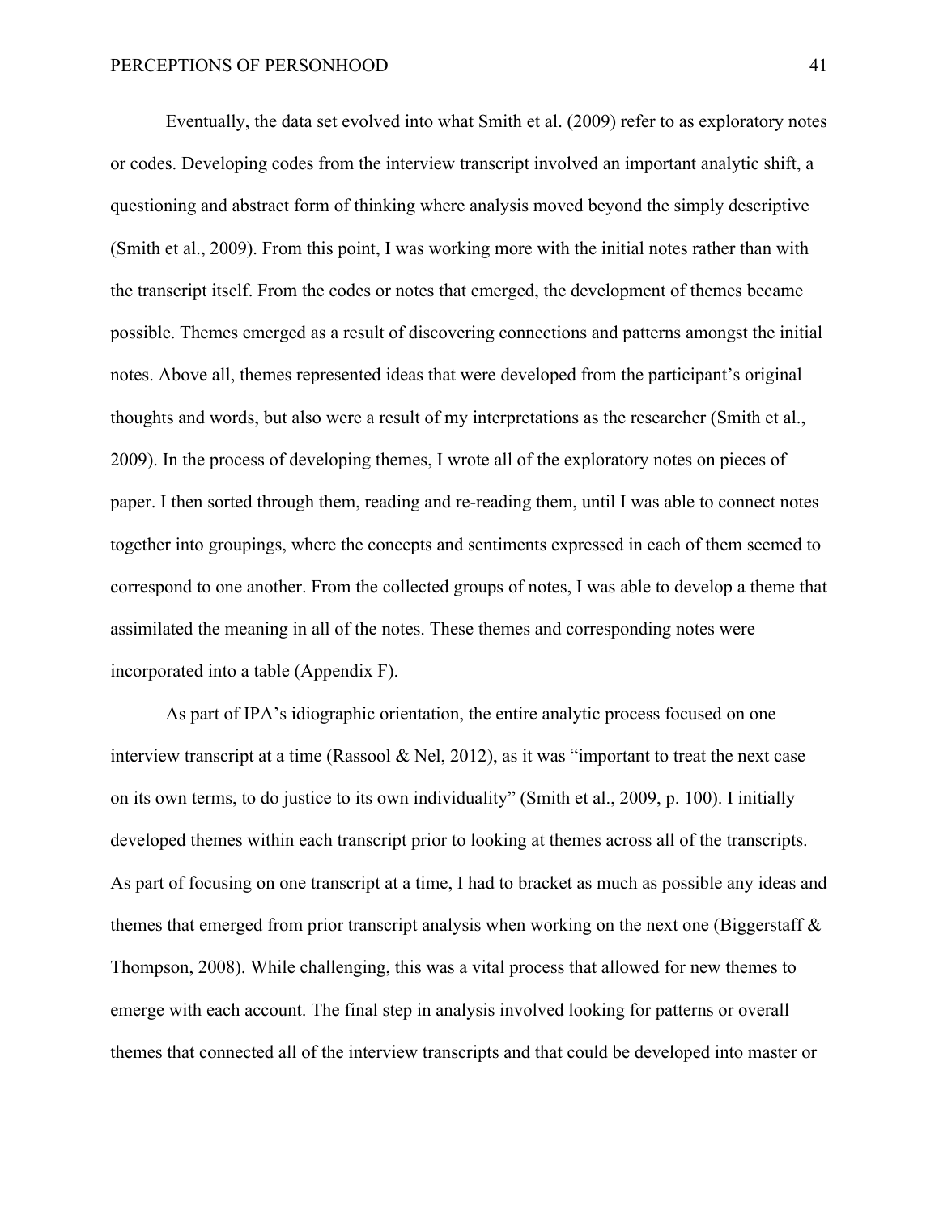Eventually, the data set evolved into what Smith et al. (2009) refer to as exploratory notes or codes. Developing codes from the interview transcript involved an important analytic shift, a questioning and abstract form of thinking where analysis moved beyond the simply descriptive (Smith et al., 2009). From this point, I was working more with the initial notes rather than with the transcript itself. From the codes or notes that emerged, the development of themes became possible. Themes emerged as a result of discovering connections and patterns amongst the initial notes. Above all, themes represented ideas that were developed from the participant's original thoughts and words, but also were a result of my interpretations as the researcher (Smith et al., 2009). In the process of developing themes, I wrote all of the exploratory notes on pieces of paper. I then sorted through them, reading and re-reading them, until I was able to connect notes together into groupings, where the concepts and sentiments expressed in each of them seemed to correspond to one another. From the collected groups of notes, I was able to develop a theme that assimilated the meaning in all of the notes. These themes and corresponding notes were incorporated into a table (Appendix F).

As part of IPA's idiographic orientation, the entire analytic process focused on one interview transcript at a time (Rassool & Nel, 2012), as it was "important to treat the next case on its own terms, to do justice to its own individuality" (Smith et al., 2009, p. 100). I initially developed themes within each transcript prior to looking at themes across all of the transcripts. As part of focusing on one transcript at a time, I had to bracket as much as possible any ideas and themes that emerged from prior transcript analysis when working on the next one (Biggerstaff & Thompson, 2008). While challenging, this was a vital process that allowed for new themes to emerge with each account. The final step in analysis involved looking for patterns or overall themes that connected all of the interview transcripts and that could be developed into master or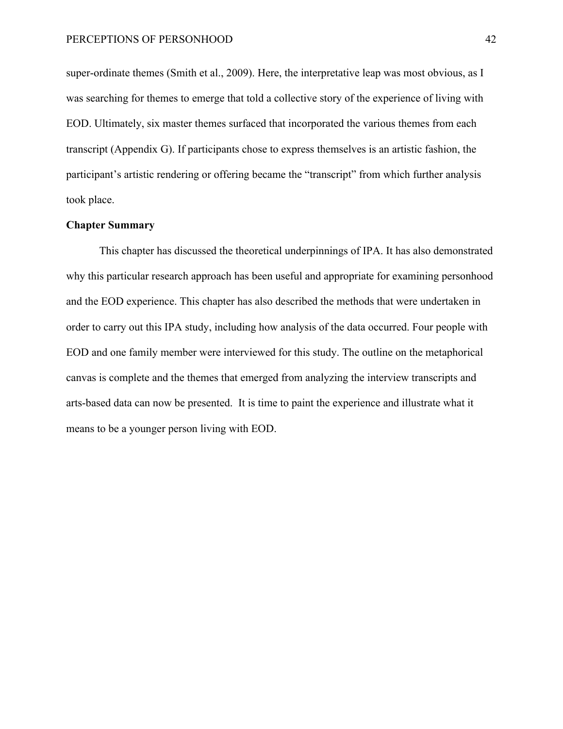super-ordinate themes (Smith et al., 2009). Here, the interpretative leap was most obvious, as I was searching for themes to emerge that told a collective story of the experience of living with EOD. Ultimately, six master themes surfaced that incorporated the various themes from each transcript (Appendix G). If participants chose to express themselves is an artistic fashion, the participant's artistic rendering or offering became the "transcript" from which further analysis took place.

## Chapter Summary

This chapter has discussed the theoretical underpinnings of IPA. It has also demonstrated why this particular research approach has been useful and appropriate for examining personhood and the EOD experience. This chapter has also described the methods that were undertaken in order to carry out this IPA study, including how analysis of the data occurred. Four people with EOD and one family member were interviewed for this study. The outline on the metaphorical canvas is complete and the themes that emerged from analyzing the interview transcripts and arts-based data can now be presented. It is time to paint the experience and illustrate what it means to be a younger person living with EOD.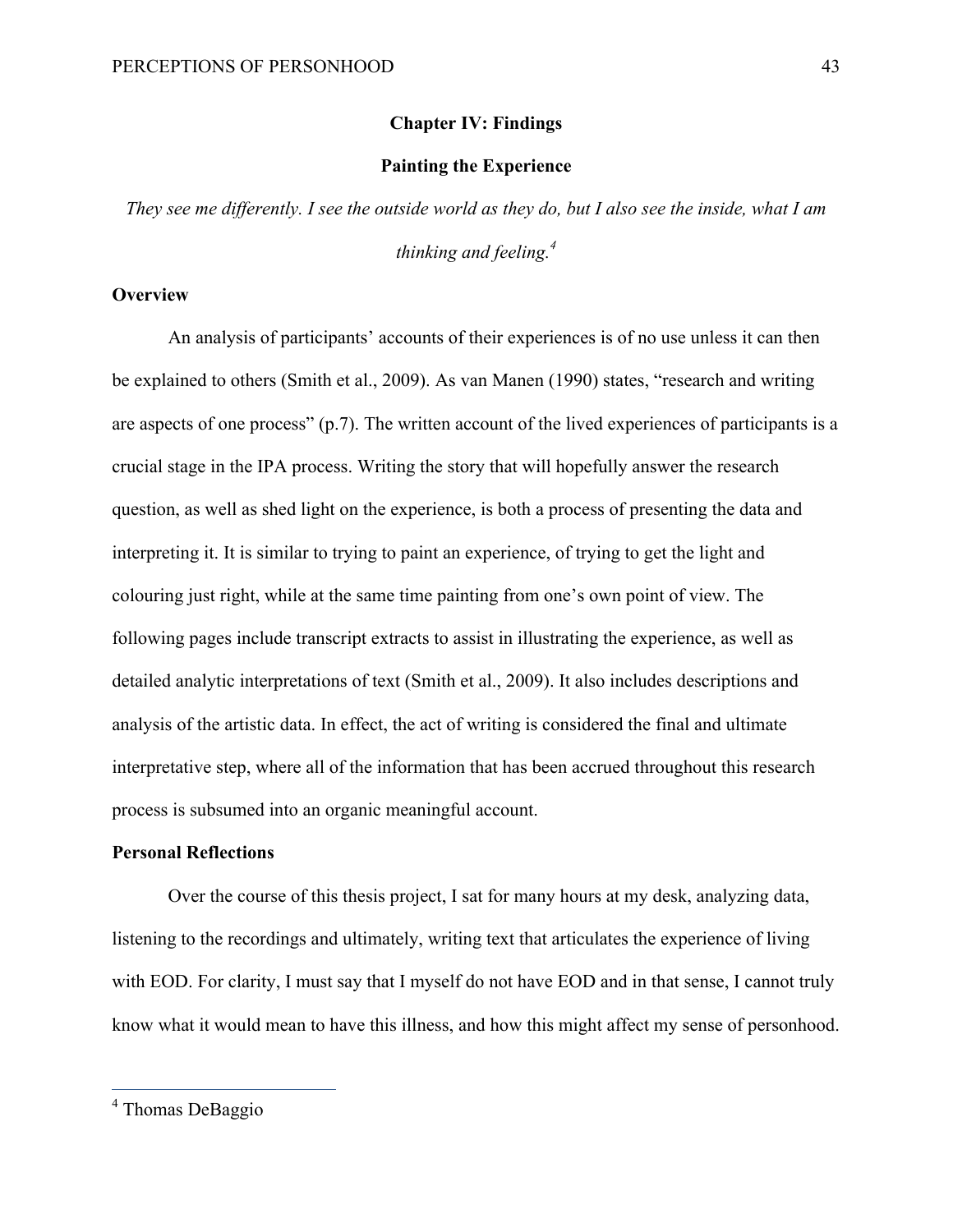# Chapter IV: Findings

## Painting the Experience

*They see me differently. I see the outside world as they do, but I also see the inside, what I am thinking and feeling.*[4]

### Overview

An analysis of participants' accounts of their experiences is of no use unless it can then be explained to others (Smith et al., 2009). As van Manen (1990) states, "research and writing are aspects of one process" (p.7). The written account of the lived experiences of participants is a crucial stage in the IPA process. Writing the story that will hopefully answer the research question, as well as shed light on the experience, is both a process of presenting the data and interpreting it. It is similar to trying to paint an experience, of trying to get the light and colouring just right, while at the same time painting from one's own point of view. The following pages include transcript extracts to assist in illustrating the experience, as well as detailed analytic interpretations of text (Smith et al., 2009). It also includes descriptions and analysis of the artistic data. In effect, the act of writing is considered the final and ultimate interpretative step, where all of the information that has been accrued throughout this research process is subsumed into an organic meaningful account.

### Personal Reflections

Over the course of this thesis project, I sat for many hours at my desk, analyzing data, listening to the recordings and ultimately, writing text that articulates the experience of living with EOD. For clarity, I must say that I myself do not have EOD and in that sense, I cannot truly know what it would mean to have this illness, and how this might affect my sense of personhood.

[4] Thomas DeBaggio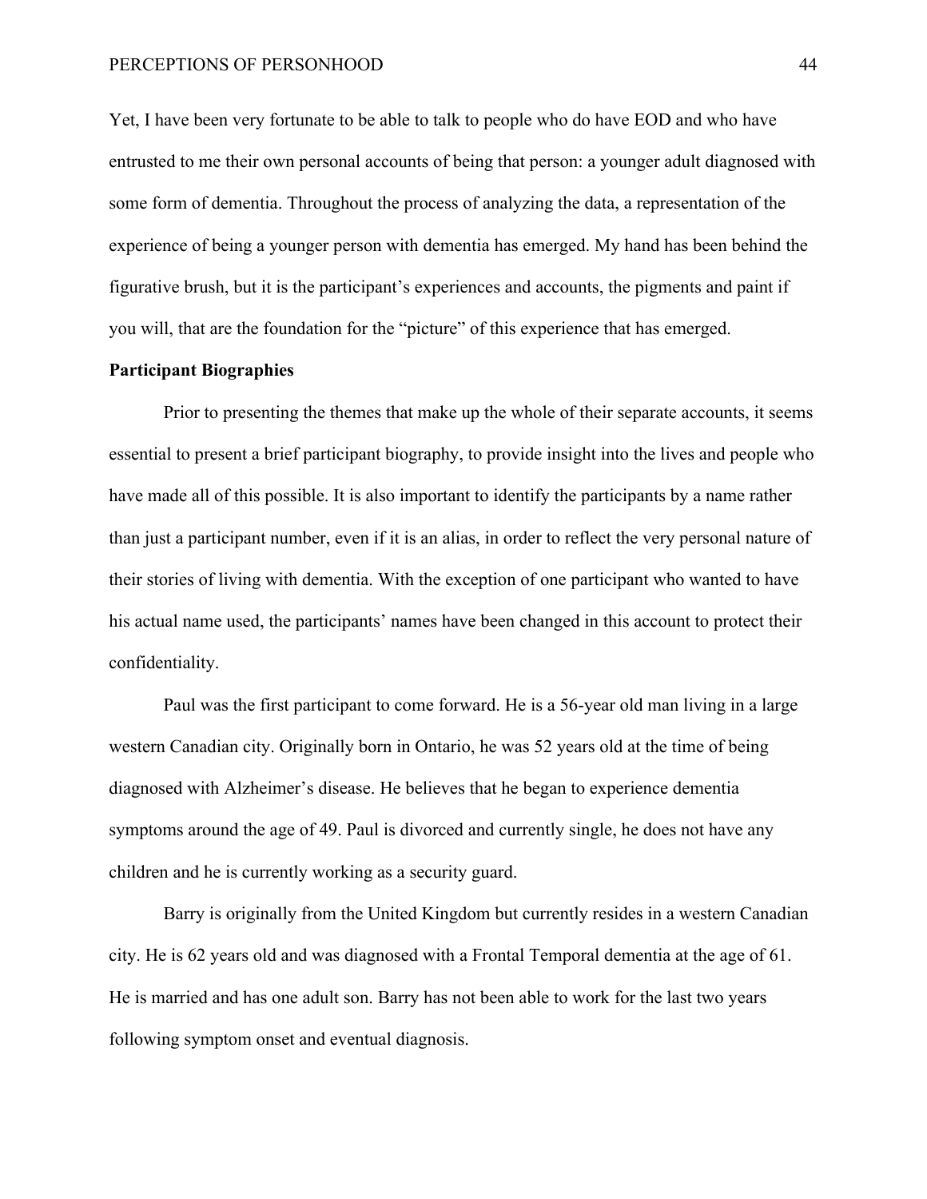Yet, I have been very fortunate to be able to talk to people who do have EOD and who have entrusted to me their own personal accounts of being that person: a younger adult diagnosed with some form of dementia. Throughout the process of analyzing the data, a representation of the experience of being a younger person with dementia has emerged. My hand has been behind the figurative brush, but it is the participant's experiences and accounts, the pigments and paint if you will, that are the foundation for the "picture" of this experience that has emerged.

**Participant Biographies**

Prior to presenting the themes that make up the whole of their separate accounts, it seems essential to present a brief participant biography, to provide insight into the lives and people who have made all of this possible. It is also important to identify the participants by a name rather than just a participant number, even if it is an alias, in order to reflect the very personal nature of their stories of living with dementia. With the exception of one participant who wanted to have his actual name used, the participants' names have been changed in this account to protect their confidentiality.

Paul was the first participant to come forward. He is a 56-year old man living in a large western Canadian city. Originally born in Ontario, he was 52 years old at the time of being diagnosed with Alzheimer's disease. He believes that he began to experience dementia symptoms around the age of 49. Paul is divorced and currently single, he does not have any children and he is currently working as a security guard.

Barry is originally from the United Kingdom but currently resides in a western Canadian city. He is 62 years old and was diagnosed with a Frontal Temporal dementia at the age of 61. He is married and has one adult son. Barry has not been able to work for the last two years following symptom onset and eventual diagnosis.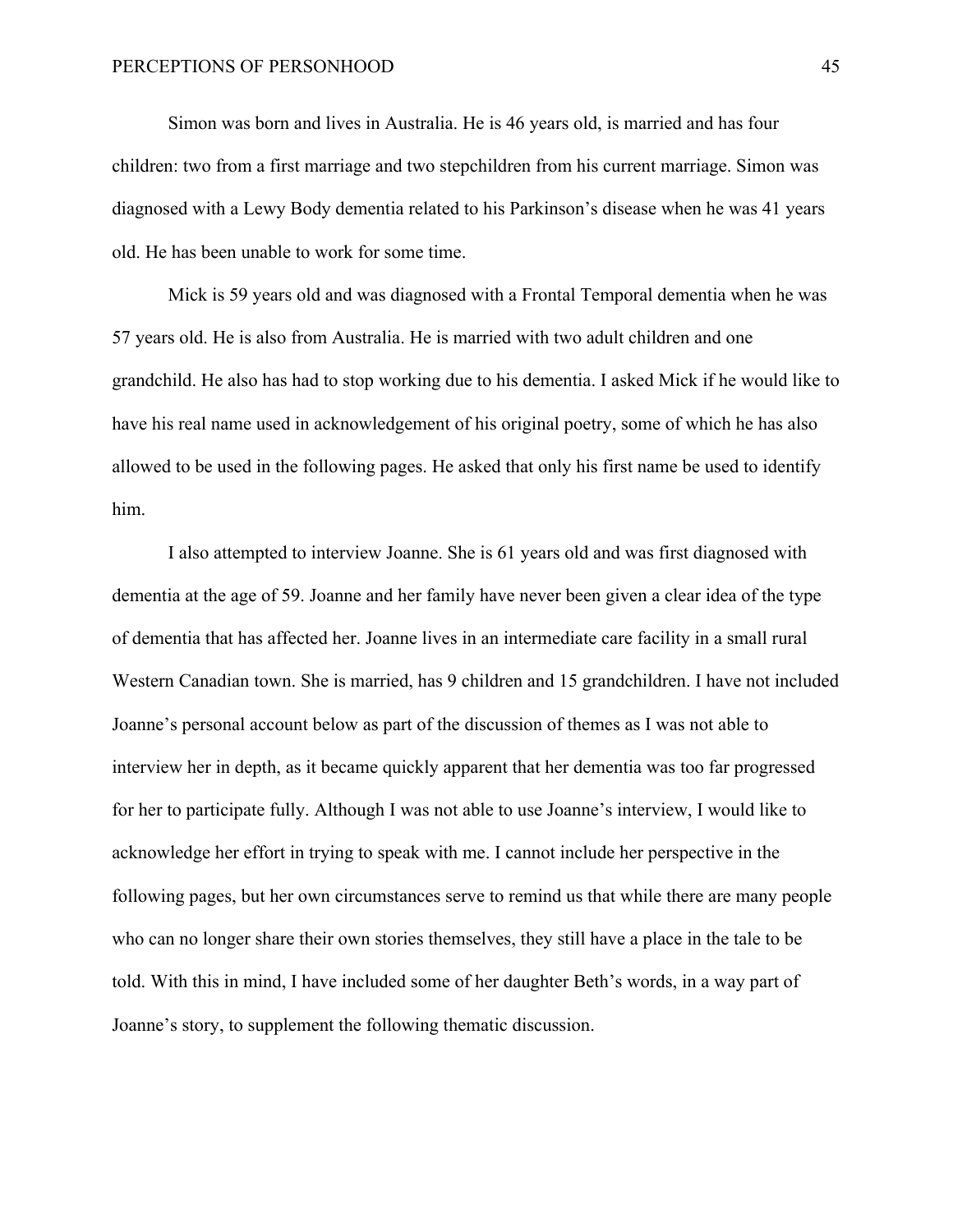Simon was born and lives in Australia. He is 46 years old, is married and has four children: two from a first marriage and two stepchildren from his current marriage. Simon was diagnosed with a Lewy Body dementia related to his Parkinson's disease when he was 41 years old. He has been unable to work for some time.

Mick is 59 years old and was diagnosed with a Frontal Temporal dementia when he was 57 years old. He is also from Australia. He is married with two adult children and one grandchild. He also has had to stop working due to his dementia. I asked Mick if he would like to have his real name used in acknowledgement of his original poetry, some of which he has also allowed to be used in the following pages. He asked that only his first name be used to identify him.

I also attempted to interview Joanne. She is 61 years old and was first diagnosed with dementia at the age of 59. Joanne and her family have never been given a clear idea of the type of dementia that has affected her. Joanne lives in an intermediate care facility in a small rural Western Canadian town. She is married, has 9 children and 15 grandchildren. I have not included Joanne's personal account below as part of the discussion of themes as I was not able to interview her in depth, as it became quickly apparent that her dementia was too far progressed for her to participate fully. Although I was not able to use Joanne's interview, I would like to acknowledge her effort in trying to speak with me. I cannot include her perspective in the following pages, but her own circumstances serve to remind us that while there are many people who can no longer share their own stories themselves, they still have a place in the tale to be told. With this in mind, I have included some of her daughter Beth's words, in a way part of Joanne's story, to supplement the following thematic discussion.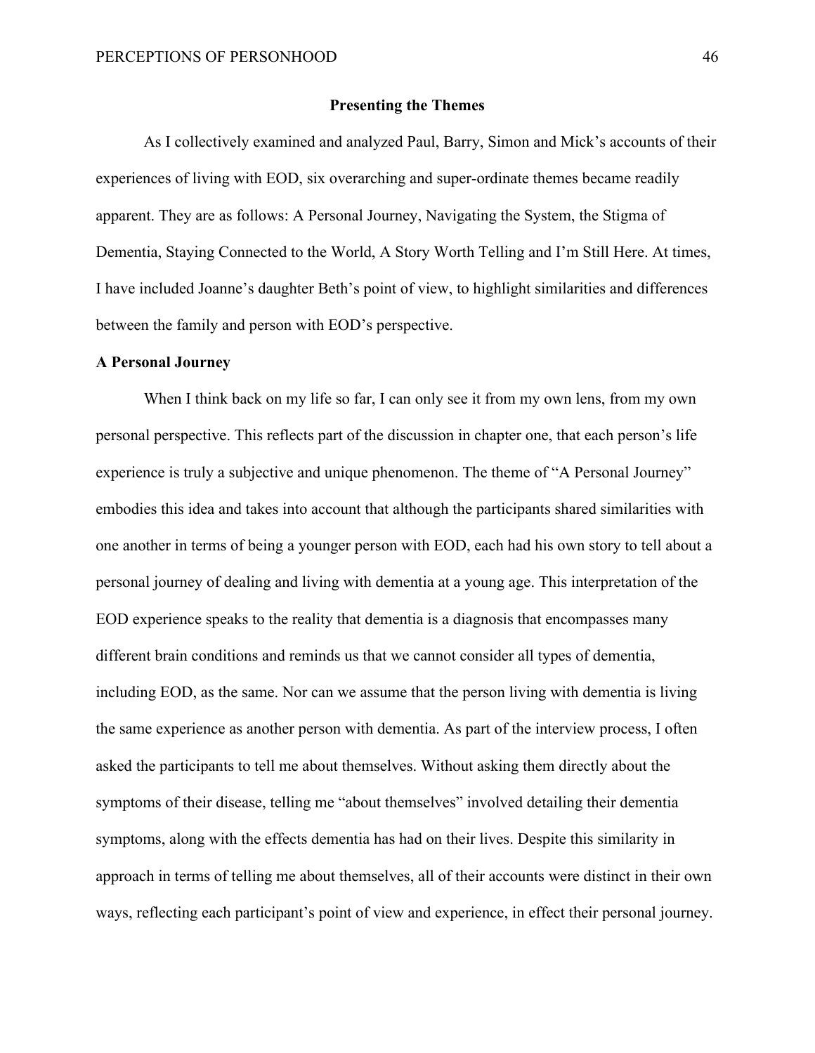## Presenting the Themes

As I collectively examined and analyzed Paul, Barry, Simon and Mick's accounts of their experiences of living with EOD, six overarching and super-ordinate themes became readily apparent. They are as follows: A Personal Journey, Navigating the System, the Stigma of Dementia, Staying Connected to the World, A Story Worth Telling and I'm Still Here. At times, I have included Joanne's daughter Beth's point of view, to highlight similarities and differences between the family and person with EOD's perspective.

### A Personal Journey

When I think back on my life so far, I can only see it from my own lens, from my own personal perspective. This reflects part of the discussion in chapter one, that each person's life experience is truly a subjective and unique phenomenon. The theme of "A Personal Journey" embodies this idea and takes into account that although the participants shared similarities with one another in terms of being a younger person with EOD, each had his own story to tell about a personal journey of dealing and living with dementia at a young age. This interpretation of the EOD experience speaks to the reality that dementia is a diagnosis that encompasses many different brain conditions and reminds us that we cannot consider all types of dementia, including EOD, as the same. Nor can we assume that the person living with dementia is living the same experience as another person with dementia. As part of the interview process, I often asked the participants to tell me about themselves. Without asking them directly about the symptoms of their disease, telling me "about themselves" involved detailing their dementia symptoms, along with the effects dementia has had on their lives. Despite this similarity in approach in terms of telling me about themselves, all of their accounts were distinct in their own ways, reflecting each participant's point of view and experience, in effect their personal journey.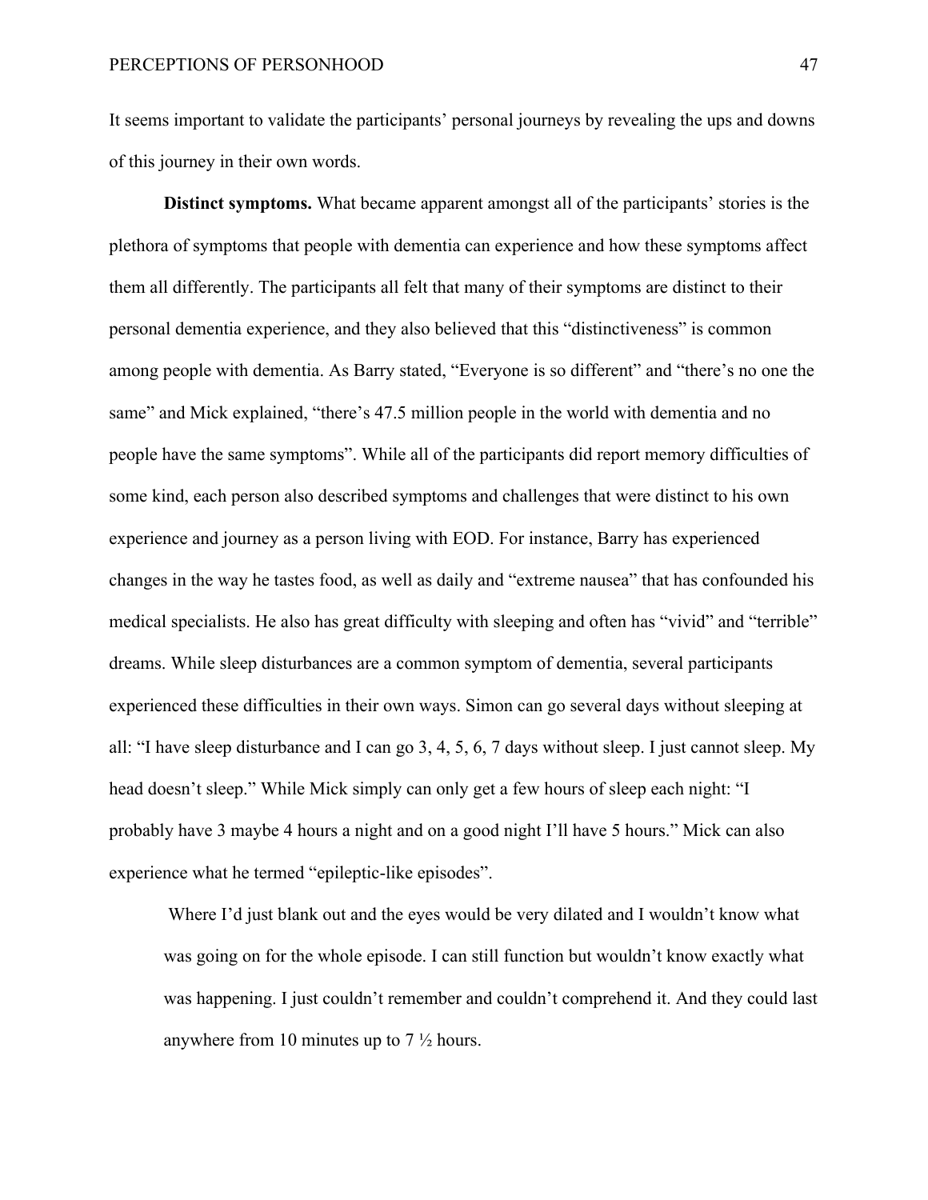It seems important to validate the participants' personal journeys by revealing the ups and downs of this journey in their own words.

**Distinct symptoms.** What became apparent amongst all of the participants' stories is the plethora of symptoms that people with dementia can experience and how these symptoms affect them all differently. The participants all felt that many of their symptoms are distinct to their personal dementia experience, and they also believed that this "distinctiveness" is common among people with dementia. As Barry stated, "Everyone is so different" and "there's no one the same" and Mick explained, "there's 47.5 million people in the world with dementia and no people have the same symptoms". While all of the participants did report memory difficulties of some kind, each person also described symptoms and challenges that were distinct to his own experience and journey as a person living with EOD. For instance, Barry has experienced changes in the way he tastes food, as well as daily and "extreme nausea" that has confounded his medical specialists. He also has great difficulty with sleeping and often has "vivid" and "terrible" dreams. While sleep disturbances are a common symptom of dementia, several participants experienced these difficulties in their own ways. Simon can go several days without sleeping at all: "I have sleep disturbance and I can go 3, 4, 5, 6, 7 days without sleep. I just cannot sleep. My head doesn't sleep." While Mick simply can only get a few hours of sleep each night: "I probably have 3 maybe 4 hours a night and on a good night I'll have 5 hours." Mick can also experience what he termed "epileptic-like episodes".

> Where I'd just blank out and the eyes would be very dilated and I wouldn't know what was going on for the whole episode. I can still function but wouldn't know exactly what was happening. I just couldn't remember and couldn't comprehend it. And they could last anywhere from 10 minutes up to 7 ½ hours.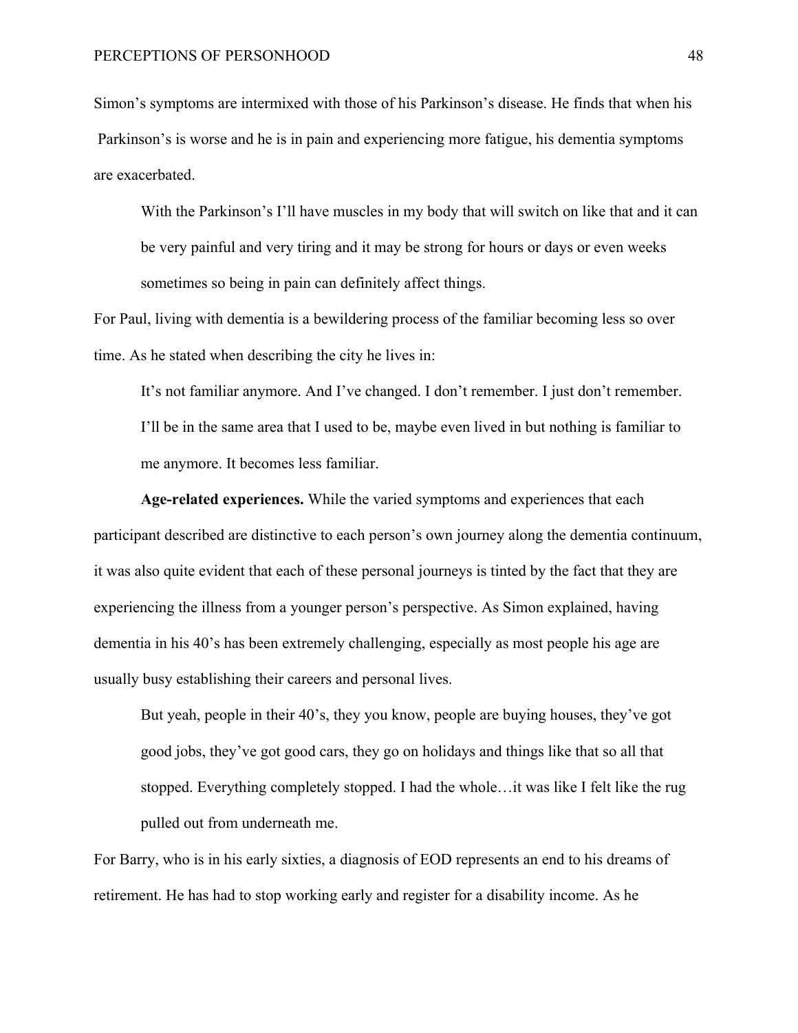Simon's symptoms are intermixed with those of his Parkinson's disease. He finds that when his Parkinson's is worse and he is in pain and experiencing more fatigue, his dementia symptoms are exacerbated.

> With the Parkinson's I'll have muscles in my body that will switch on like that and it can be very painful and very tiring and it may be strong for hours or days or even weeks sometimes so being in pain can definitely affect things.

For Paul, living with dementia is a bewildering process of the familiar becoming less so over time. As he stated when describing the city he lives in:

> It's not familiar anymore. And I've changed. I don't remember. I just don't remember. I'll be in the same area that I used to be, maybe even lived in but nothing is familiar to me anymore. It becomes less familiar.

**Age-related experiences.** While the varied symptoms and experiences that each participant described are distinctive to each person's own journey along the dementia continuum, it was also quite evident that each of these personal journeys is tinted by the fact that they are experiencing the illness from a younger person's perspective. As Simon explained, having dementia in his 40's has been extremely challenging, especially as most people his age are usually busy establishing their careers and personal lives.

> But yeah, people in their 40's, they you know, people are buying houses, they've got good jobs, they've got good cars, they go on holidays and things like that so all that stopped. Everything completely stopped. I had the whole…it was like I felt like the rug pulled out from underneath me.

For Barry, who is in his early sixties, a diagnosis of EOD represents an end to his dreams of retirement. He has had to stop working early and register for a disability income. As he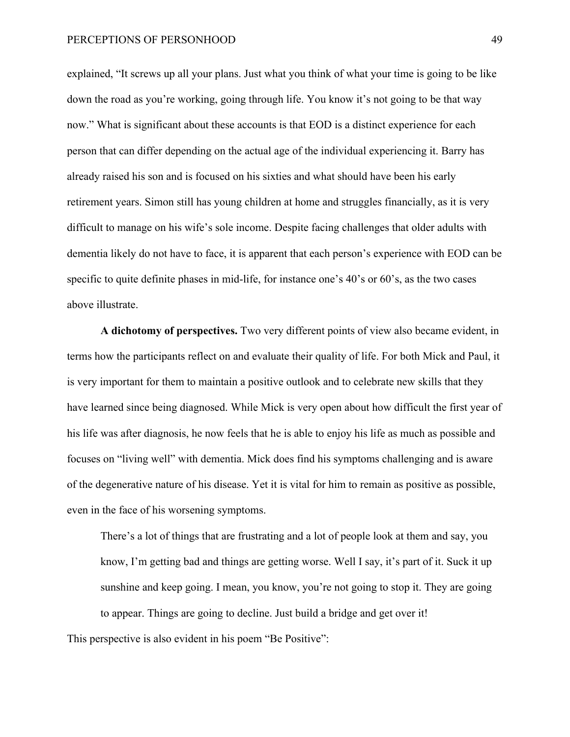explained, "It screws up all your plans. Just what you think of what your time is going to be like down the road as you're working, going through life. You know it's not going to be that way now." What is significant about these accounts is that EOD is a distinct experience for each person that can differ depending on the actual age of the individual experiencing it. Barry has already raised his son and is focused on his sixties and what should have been his early retirement years. Simon still has young children at home and struggles financially, as it is very difficult to manage on his wife's sole income. Despite facing challenges that older adults with dementia likely do not have to face, it is apparent that each person's experience with EOD can be specific to quite definite phases in mid-life, for instance one's 40's or 60's, as the two cases above illustrate.

**A dichotomy of perspectives.** Two very different points of view also became evident, in terms how the participants reflect on and evaluate their quality of life. For both Mick and Paul, it is very important for them to maintain a positive outlook and to celebrate new skills that they have learned since being diagnosed. While Mick is very open about how difficult the first year of his life was after diagnosis, he now feels that he is able to enjoy his life as much as possible and focuses on "living well" with dementia. Mick does find his symptoms challenging and is aware of the degenerative nature of his disease. Yet it is vital for him to remain as positive as possible, even in the face of his worsening symptoms.

> There's a lot of things that are frustrating and a lot of people look at them and say, you know, I'm getting bad and things are getting worse. Well I say, it's part of it. Suck it up sunshine and keep going. I mean, you know, you're not going to stop it. They are going to appear. Things are going to decline. Just build a bridge and get over it!

This perspective is also evident in his poem "Be Positive":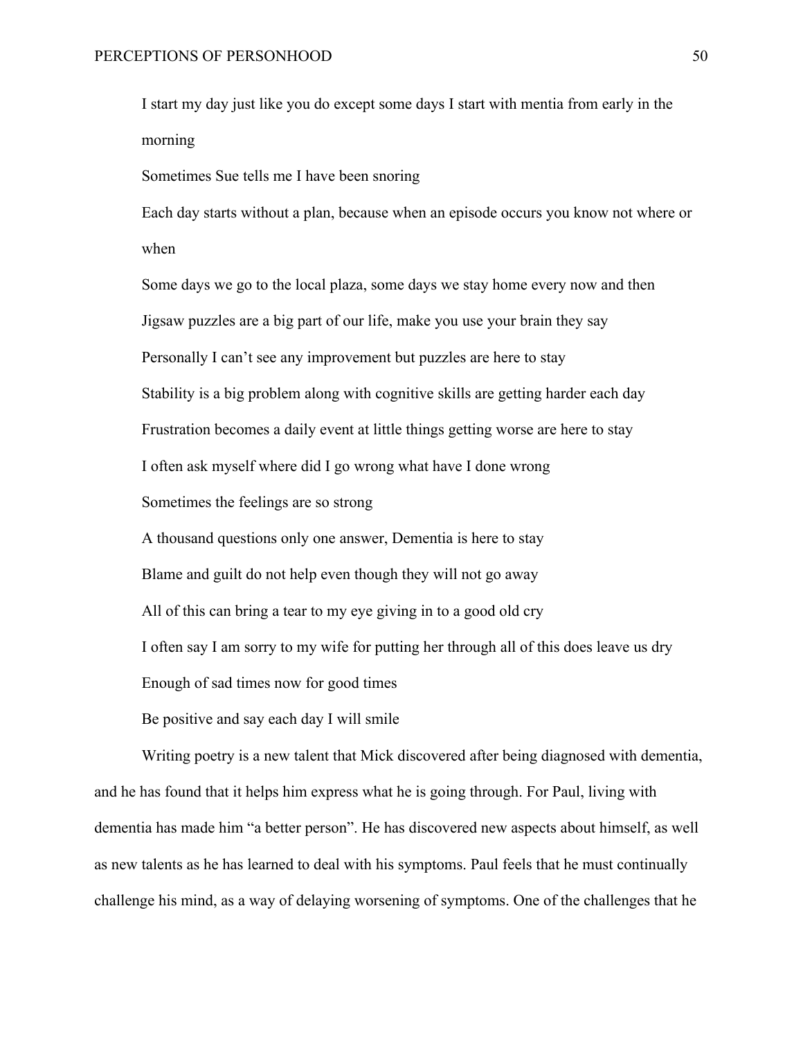I start my day just like you do except some days I start with mentia from early in the morning

Sometimes Sue tells me I have been snoring

Each day starts without a plan, because when an episode occurs you know not where or when

Some days we go to the local plaza, some days we stay home every now and then

Jigsaw puzzles are a big part of our life, make you use your brain they say

Personally I can't see any improvement but puzzles are here to stay

Stability is a big problem along with cognitive skills are getting harder each day

Frustration becomes a daily event at little things getting worse are here to stay

I often ask myself where did I go wrong what have I done wrong

Sometimes the feelings are so strong

A thousand questions only one answer, Dementia is here to stay

Blame and guilt do not help even though they will not go away

All of this can bring a tear to my eye giving in to a good old cry

I often say I am sorry to my wife for putting her through all of this does leave us dry

Enough of sad times now for good times

Be positive and say each day I will smile

Writing poetry is a new talent that Mick discovered after being diagnosed with dementia, and he has found that it helps him express what he is going through. For Paul, living with dementia has made him "a better person". He has discovered new aspects about himself, as well as new talents as he has learned to deal with his symptoms. Paul feels that he must continually challenge his mind, as a way of delaying worsening of symptoms. One of the challenges that he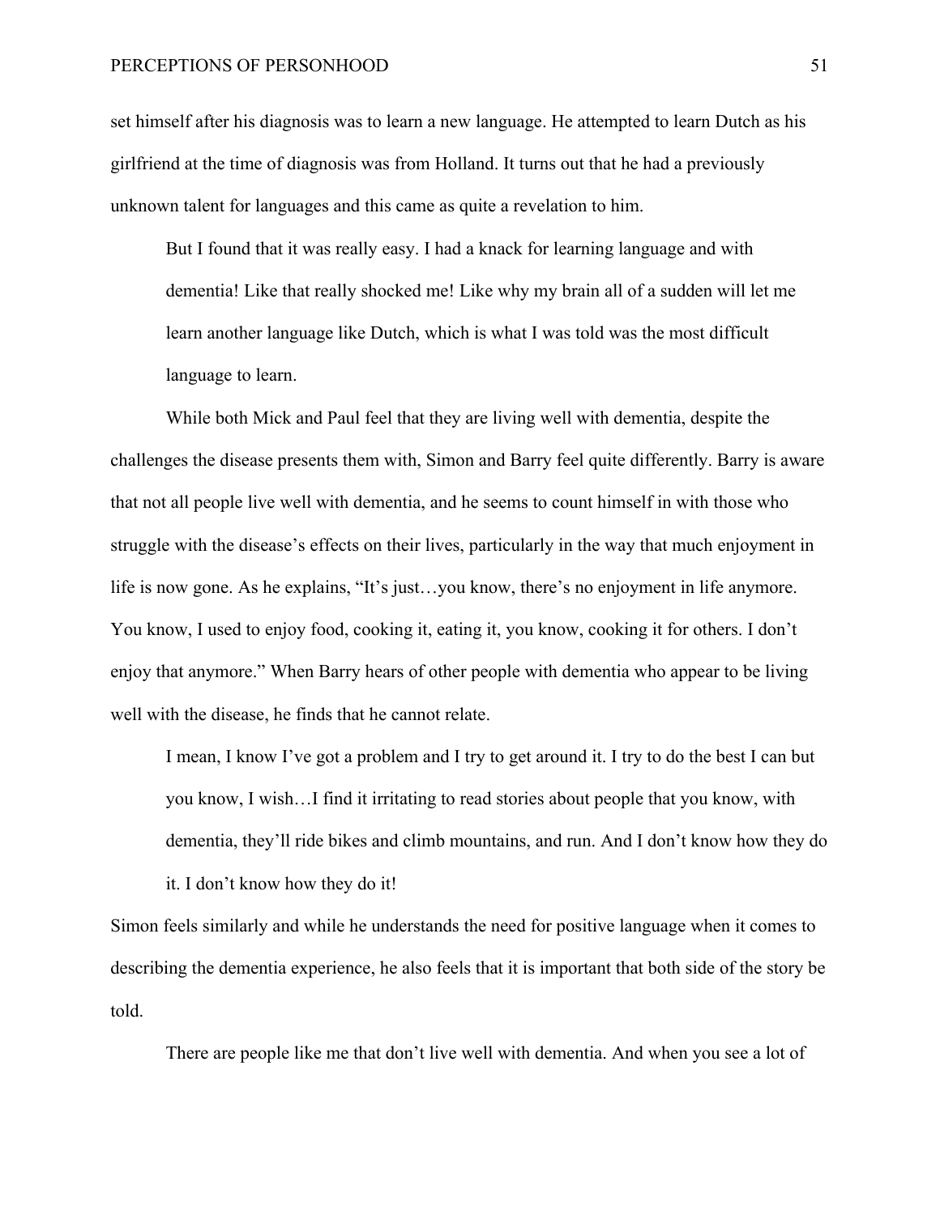set himself after his diagnosis was to learn a new language. He attempted to learn Dutch as his girlfriend at the time of diagnosis was from Holland. It turns out that he had a previously unknown talent for languages and this came as quite a revelation to him.

> But I found that it was really easy. I had a knack for learning language and with dementia! Like that really shocked me! Like why my brain all of a sudden will let me learn another language like Dutch, which is what I was told was the most difficult language to learn.

While both Mick and Paul feel that they are living well with dementia, despite the challenges the disease presents them with, Simon and Barry feel quite differently. Barry is aware that not all people live well with dementia, and he seems to count himself in with those who struggle with the disease's effects on their lives, particularly in the way that much enjoyment in life is now gone. As he explains, "It's just…you know, there's no enjoyment in life anymore. You know, I used to enjoy food, cooking it, eating it, you know, cooking it for others. I don't enjoy that anymore." When Barry hears of other people with dementia who appear to be living well with the disease, he finds that he cannot relate.

> I mean, I know I've got a problem and I try to get around it. I try to do the best I can but you know, I wish…I find it irritating to read stories about people that you know, with dementia, they'll ride bikes and climb mountains, and run. And I don't know how they do it. I don't know how they do it!

Simon feels similarly and while he understands the need for positive language when it comes to describing the dementia experience, he also feels that it is important that both side of the story be told.

> There are people like me that don't live well with dementia. And when you see a lot of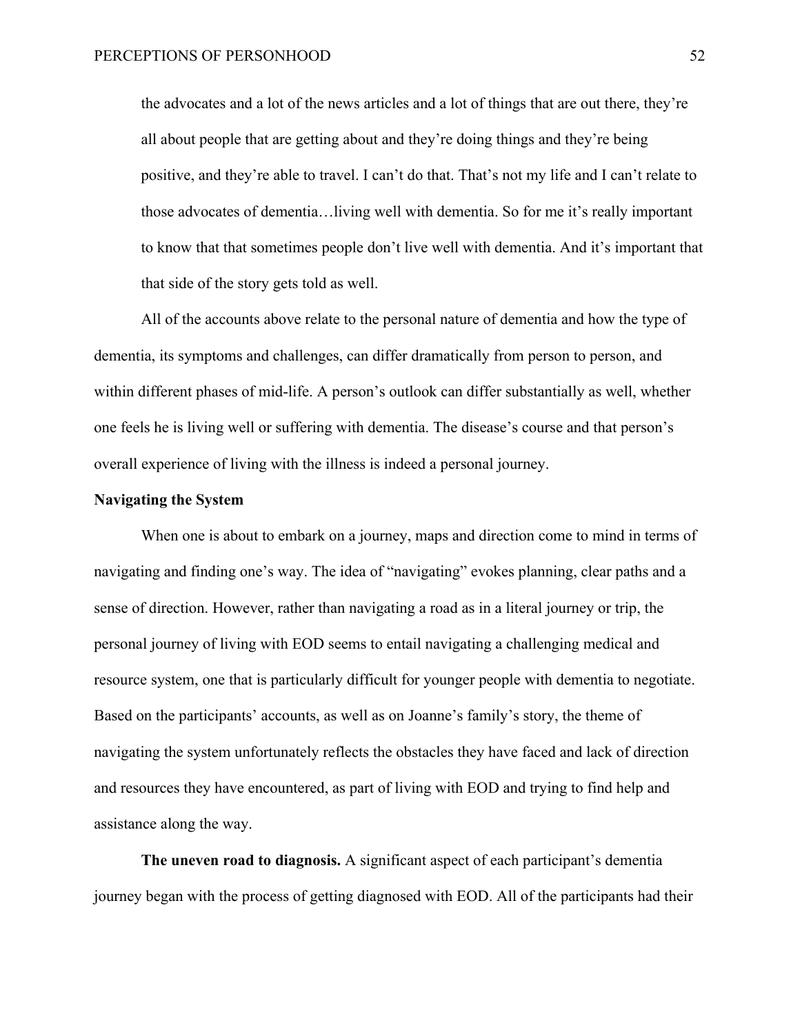> the advocates and a lot of the news articles and a lot of things that are out there, they're all about people that are getting about and they're doing things and they're being positive, and they're able to travel. I can't do that. That's not my life and I can't relate to those advocates of dementia…living well with dementia. So for me it's really important to know that that sometimes people don't live well with dementia. And it's important that that side of the story gets told as well.

All of the accounts above relate to the personal nature of dementia and how the type of dementia, its symptoms and challenges, can differ dramatically from person to person, and within different phases of mid-life. A person's outlook can differ substantially as well, whether one feels he is living well or suffering with dementia. The disease's course and that person's overall experience of living with the illness is indeed a personal journey.

**Navigating the System**

When one is about to embark on a journey, maps and direction come to mind in terms of navigating and finding one's way. The idea of "navigating" evokes planning, clear paths and a sense of direction. However, rather than navigating a road as in a literal journey or trip, the personal journey of living with EOD seems to entail navigating a challenging medical and resource system, one that is particularly difficult for younger people with dementia to negotiate. Based on the participants' accounts, as well as on Joanne's family's story, the theme of navigating the system unfortunately reflects the obstacles they have faced and lack of direction and resources they have encountered, as part of living with EOD and trying to find help and assistance along the way.

**The uneven road to diagnosis.** A significant aspect of each participant's dementia journey began with the process of getting diagnosed with EOD. All of the participants had their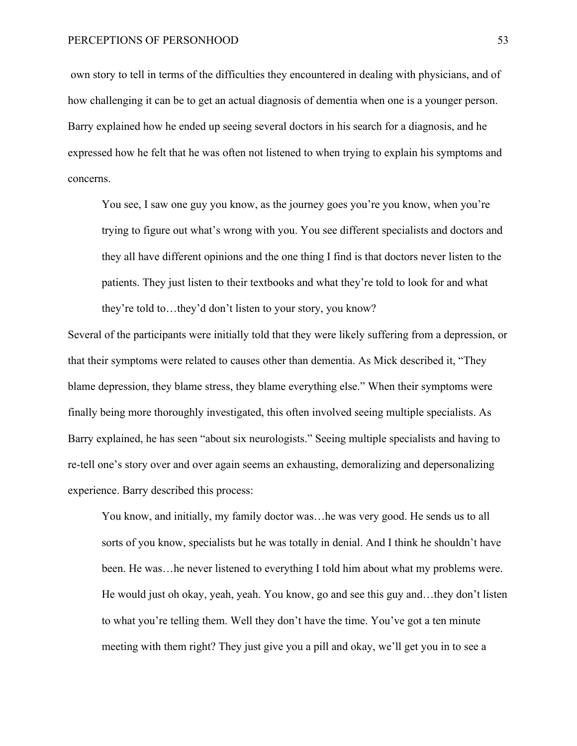own story to tell in terms of the difficulties they encountered in dealing with physicians, and of how challenging it can be to get an actual diagnosis of dementia when one is a younger person. Barry explained how he ended up seeing several doctors in his search for a diagnosis, and he expressed how he felt that he was often not listened to when trying to explain his symptoms and concerns.

> You see, I saw one guy you know, as the journey goes you're you know, when you're trying to figure out what's wrong with you. You see different specialists and doctors and they all have different opinions and the one thing I find is that doctors never listen to the patients. They just listen to their textbooks and what they're told to look for and what they're told to…they'd don't listen to your story, you know?

Several of the participants were initially told that they were likely suffering from a depression, or that their symptoms were related to causes other than dementia. As Mick described it, "They blame depression, they blame stress, they blame everything else." When their symptoms were finally being more thoroughly investigated, this often involved seeing multiple specialists. As Barry explained, he has seen "about six neurologists." Seeing multiple specialists and having to re-tell one's story over and over again seems an exhausting, demoralizing and depersonalizing experience. Barry described this process:

> You know, and initially, my family doctor was…he was very good. He sends us to all sorts of you know, specialists but he was totally in denial. And I think he shouldn't have been. He was…he never listened to everything I told him about what my problems were. He would just oh okay, yeah, yeah. You know, go and see this guy and…they don't listen to what you're telling them. Well they don't have the time. You've got a ten minute meeting with them right? They just give you a pill and okay, we'll get you in to see a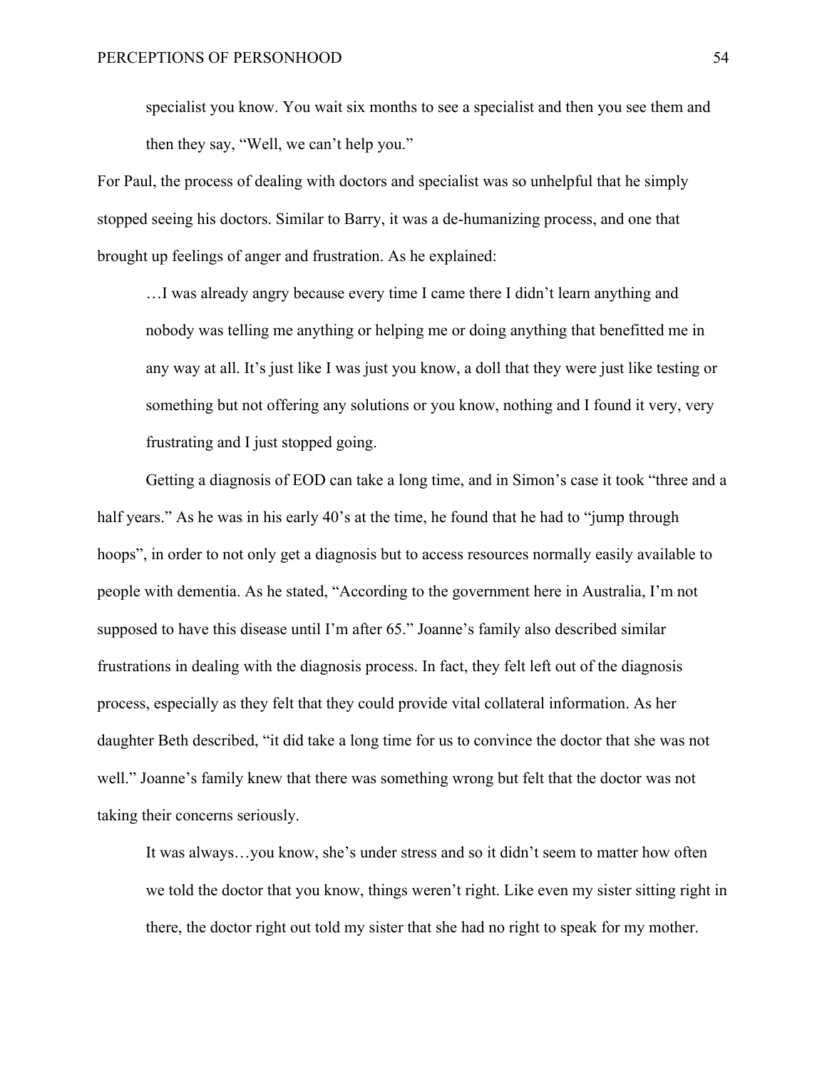> specialist you know. You wait six months to see a specialist and then you see them and then they say, "Well, we can't help you."

For Paul, the process of dealing with doctors and specialist was so unhelpful that he simply stopped seeing his doctors. Similar to Barry, it was a de-humanizing process, and one that brought up feelings of anger and frustration. As he explained:

> …I was already angry because every time I came there I didn't learn anything and nobody was telling me anything or helping me or doing anything that benefitted me in any way at all. It's just like I was just you know, a doll that they were just like testing or something but not offering any solutions or you know, nothing and I found it very, very frustrating and I just stopped going.

Getting a diagnosis of EOD can take a long time, and in Simon's case it took "three and a half years." As he was in his early 40's at the time, he found that he had to "jump through hoops", in order to not only get a diagnosis but to access resources normally easily available to people with dementia. As he stated, "According to the government here in Australia, I'm not supposed to have this disease until I'm after 65." Joanne's family also described similar frustrations in dealing with the diagnosis process. In fact, they felt left out of the diagnosis process, especially as they felt that they could provide vital collateral information. As her daughter Beth described, "it did take a long time for us to convince the doctor that she was not well." Joanne's family knew that there was something wrong but felt that the doctor was not taking their concerns seriously.

> It was always…you know, she's under stress and so it didn't seem to matter how often we told the doctor that you know, things weren't right. Like even my sister sitting right in there, the doctor right out told my sister that she had no right to speak for my mother.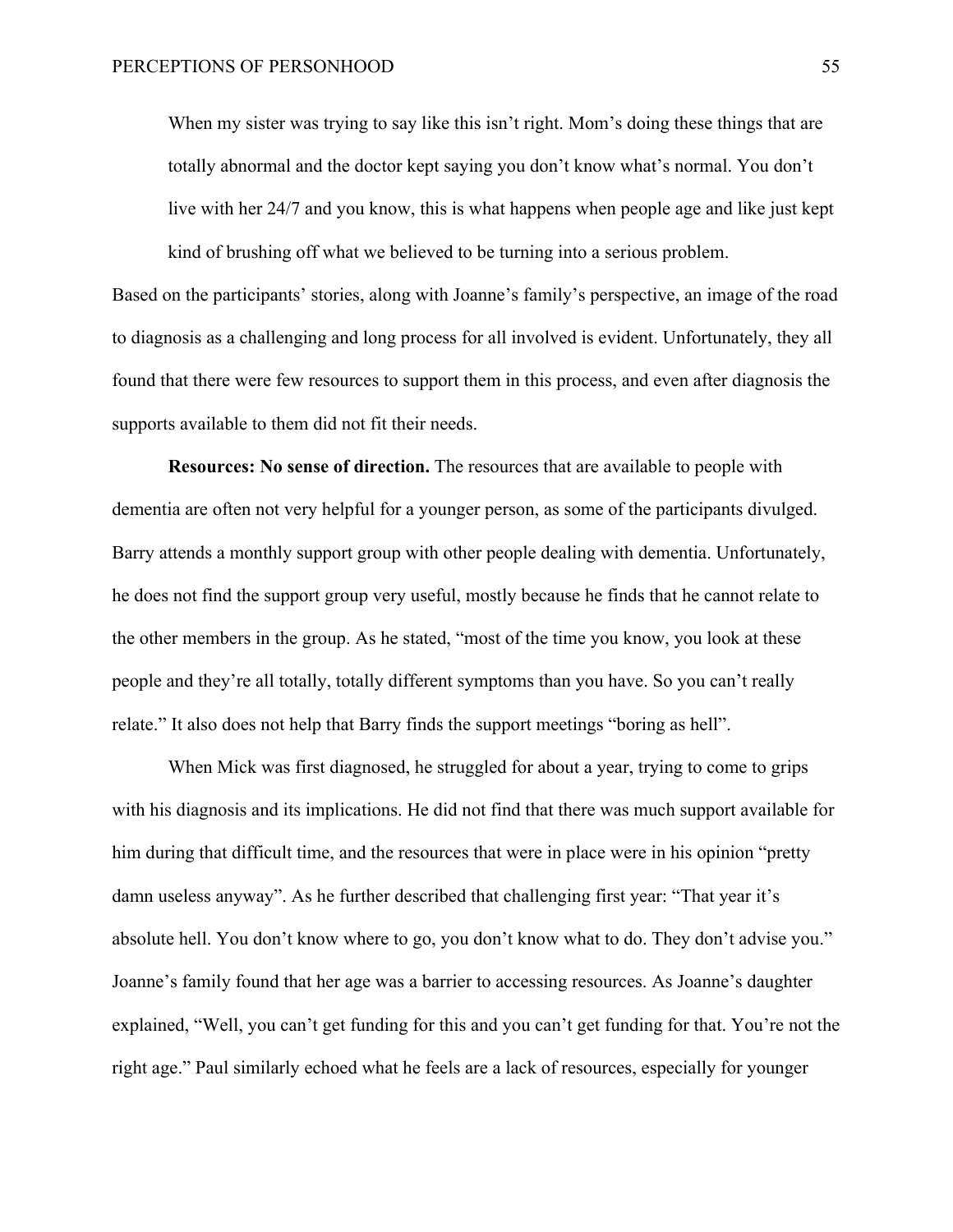> When my sister was trying to say like this isn't right. Mom's doing these things that are totally abnormal and the doctor kept saying you don't know what's normal. You don't live with her 24/7 and you know, this is what happens when people age and like just kept kind of brushing off what we believed to be turning into a serious problem.

Based on the participants' stories, along with Joanne's family's perspective, an image of the road to diagnosis as a challenging and long process for all involved is evident. Unfortunately, they all found that there were few resources to support them in this process, and even after diagnosis the supports available to them did not fit their needs.

**Resources: No sense of direction.** The resources that are available to people with dementia are often not very helpful for a younger person, as some of the participants divulged. Barry attends a monthly support group with other people dealing with dementia. Unfortunately, he does not find the support group very useful, mostly because he finds that he cannot relate to the other members in the group. As he stated, "most of the time you know, you look at these people and they're all totally, totally different symptoms than you have. So you can't really relate." It also does not help that Barry finds the support meetings "boring as hell".

When Mick was first diagnosed, he struggled for about a year, trying to come to grips with his diagnosis and its implications. He did not find that there was much support available for him during that difficult time, and the resources that were in place were in his opinion "pretty damn useless anyway". As he further described that challenging first year: "That year it's absolute hell. You don't know where to go, you don't know what to do. They don't advise you." Joanne's family found that her age was a barrier to accessing resources. As Joanne's daughter explained, "Well, you can't get funding for this and you can't get funding for that. You're not the right age." Paul similarly echoed what he feels are a lack of resources, especially for younger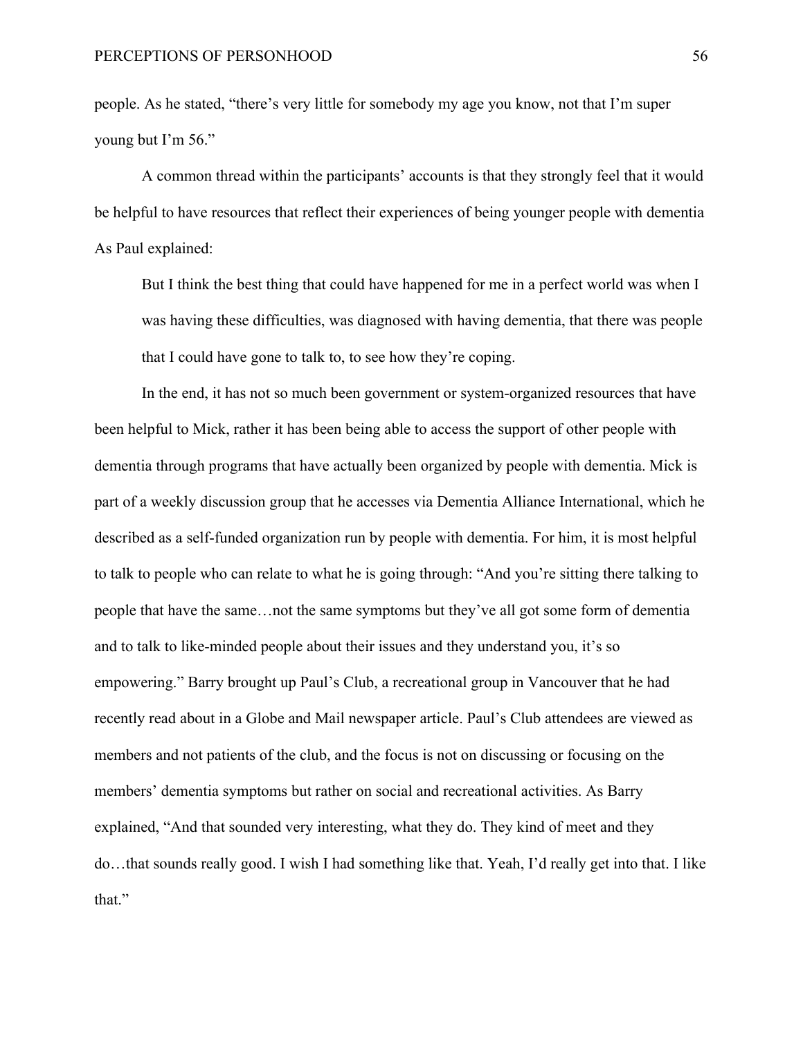people. As he stated, "there's very little for somebody my age you know, not that I'm super young but I'm 56."

A common thread within the participants' accounts is that they strongly feel that it would be helpful to have resources that reflect their experiences of being younger people with dementia As Paul explained:

> But I think the best thing that could have happened for me in a perfect world was when I was having these difficulties, was diagnosed with having dementia, that there was people that I could have gone to talk to, to see how they're coping.

In the end, it has not so much been government or system-organized resources that have been helpful to Mick, rather it has been being able to access the support of other people with dementia through programs that have actually been organized by people with dementia. Mick is part of a weekly discussion group that he accesses via Dementia Alliance International, which he described as a self-funded organization run by people with dementia. For him, it is most helpful to talk to people who can relate to what he is going through: "And you're sitting there talking to people that have the same…not the same symptoms but they've all got some form of dementia and to talk to like-minded people about their issues and they understand you, it's so empowering." Barry brought up Paul's Club, a recreational group in Vancouver that he had recently read about in a Globe and Mail newspaper article. Paul's Club attendees are viewed as members and not patients of the club, and the focus is not on discussing or focusing on the members' dementia symptoms but rather on social and recreational activities. As Barry explained, "And that sounded very interesting, what they do. They kind of meet and they do…that sounds really good. I wish I had something like that. Yeah, I'd really get into that. I like that."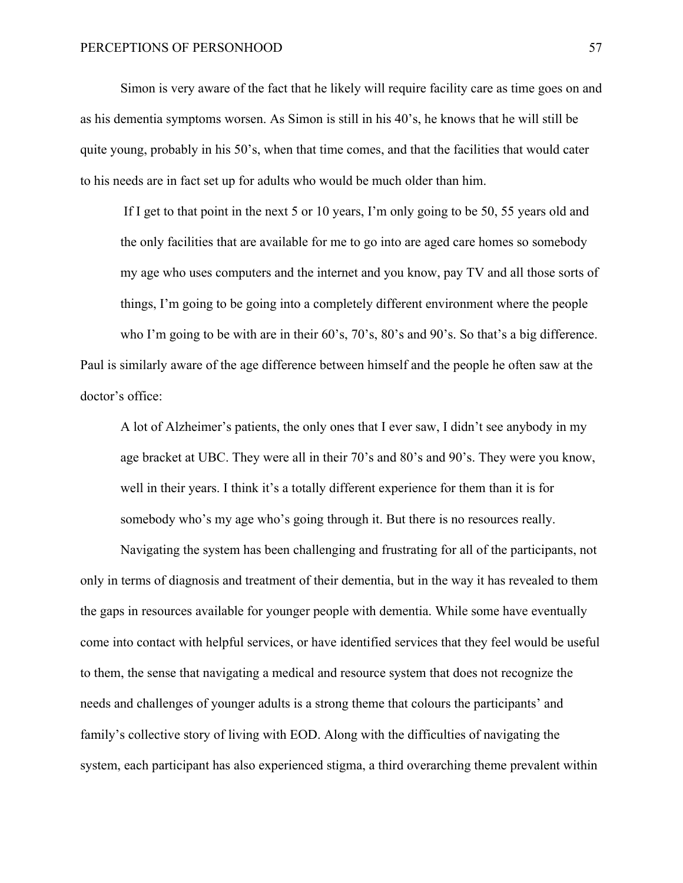Simon is very aware of the fact that he likely will require facility care as time goes on and as his dementia symptoms worsen. As Simon is still in his 40's, he knows that he will still be quite young, probably in his 50's, when that time comes, and that the facilities that would cater to his needs are in fact set up for adults who would be much older than him.

> If I get to that point in the next 5 or 10 years, I'm only going to be 50, 55 years old and the only facilities that are available for me to go into are aged care homes so somebody my age who uses computers and the internet and you know, pay TV and all those sorts of things, I'm going to be going into a completely different environment where the people who I'm going to be with are in their 60's, 70's, 80's and 90's. So that's a big difference.

Paul is similarly aware of the age difference between himself and the people he often saw at the doctor's office:

> A lot of Alzheimer's patients, the only ones that I ever saw, I didn't see anybody in my age bracket at UBC. They were all in their 70's and 80's and 90's. They were you know, well in their years. I think it's a totally different experience for them than it is for somebody who's my age who's going through it. But there is no resources really.

Navigating the system has been challenging and frustrating for all of the participants, not only in terms of diagnosis and treatment of their dementia, but in the way it has revealed to them the gaps in resources available for younger people with dementia. While some have eventually come into contact with helpful services, or have identified services that they feel would be useful to them, the sense that navigating a medical and resource system that does not recognize the needs and challenges of younger adults is a strong theme that colours the participants' and family's collective story of living with EOD. Along with the difficulties of navigating the system, each participant has also experienced stigma, a third overarching theme prevalent within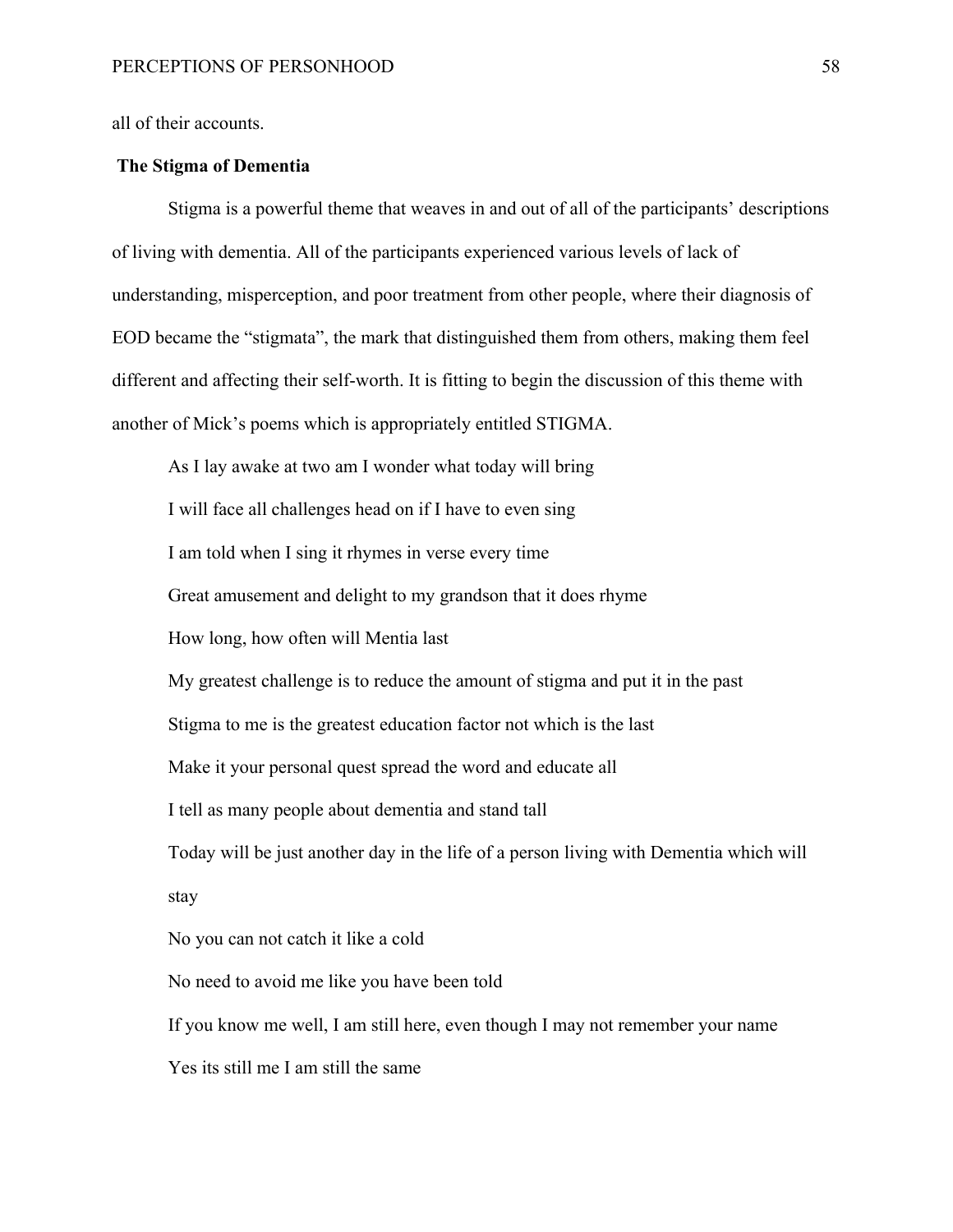all of their accounts.

## The Stigma of Dementia

Stigma is a powerful theme that weaves in and out of all of the participants' descriptions of living with dementia. All of the participants experienced various levels of lack of understanding, misperception, and poor treatment from other people, where their diagnosis of EOD became the "stigmata", the mark that distinguished them from others, making them feel different and affecting their self-worth. It is fitting to begin the discussion of this theme with another of Mick's poems which is appropriately entitled STIGMA.

As I lay awake at two am I wonder what today will bring  
I will face all challenges head on if I have to even sing  
I am told when I sing it rhymes in verse every time  
Great amusement and delight to my grandson that it does rhyme  
How long, how often will Mentia last  
My greatest challenge is to reduce the amount of stigma and put it in the past  
Stigma to me is the greatest education factor not which is the last  
Make it your personal quest spread the word and educate all  
I tell as many people about dementia and stand tall  
Today will be just another day in the life of a person living with Dementia which will stay  
No you can not catch it like a cold  
No need to avoid me like you have been told  
If you know me well, I am still here, even though I may not remember your name  
Yes its still me I am still the same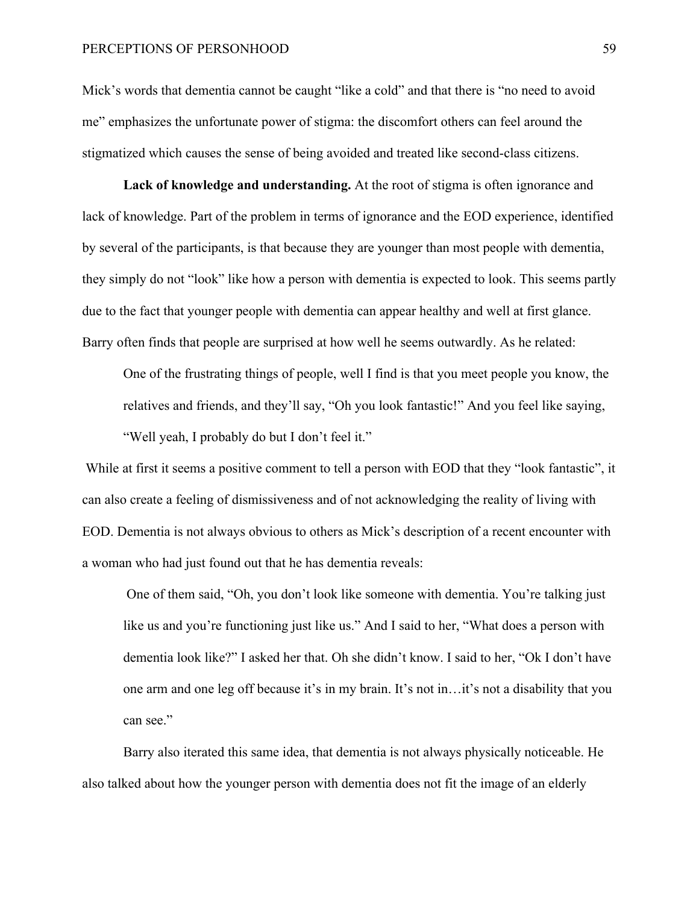Mick's words that dementia cannot be caught "like a cold" and that there is "no need to avoid me" emphasizes the unfortunate power of stigma: the discomfort others can feel around the stigmatized which causes the sense of being avoided and treated like second-class citizens.

**Lack of knowledge and understanding.** At the root of stigma is often ignorance and lack of knowledge. Part of the problem in terms of ignorance and the EOD experience, identified by several of the participants, is that because they are younger than most people with dementia, they simply do not "look" like how a person with dementia is expected to look. This seems partly due to the fact that younger people with dementia can appear healthy and well at first glance. Barry often finds that people are surprised at how well he seems outwardly. As he related:

> One of the frustrating things of people, well I find is that you meet people you know, the relatives and friends, and they'll say, "Oh you look fantastic!" And you feel like saying, "Well yeah, I probably do but I don't feel it."

While at first it seems a positive comment to tell a person with EOD that they "look fantastic", it can also create a feeling of dismissiveness and of not acknowledging the reality of living with EOD. Dementia is not always obvious to others as Mick's description of a recent encounter with a woman who had just found out that he has dementia reveals:

> One of them said, "Oh, you don't look like someone with dementia. You're talking just like us and you're functioning just like us." And I said to her, "What does a person with dementia look like?" I asked her that. Oh she didn't know. I said to her, "Ok I don't have one arm and one leg off because it's in my brain. It's not in…it's not a disability that you can see."

Barry also iterated this same idea, that dementia is not always physically noticeable. He also talked about how the younger person with dementia does not fit the image of an elderly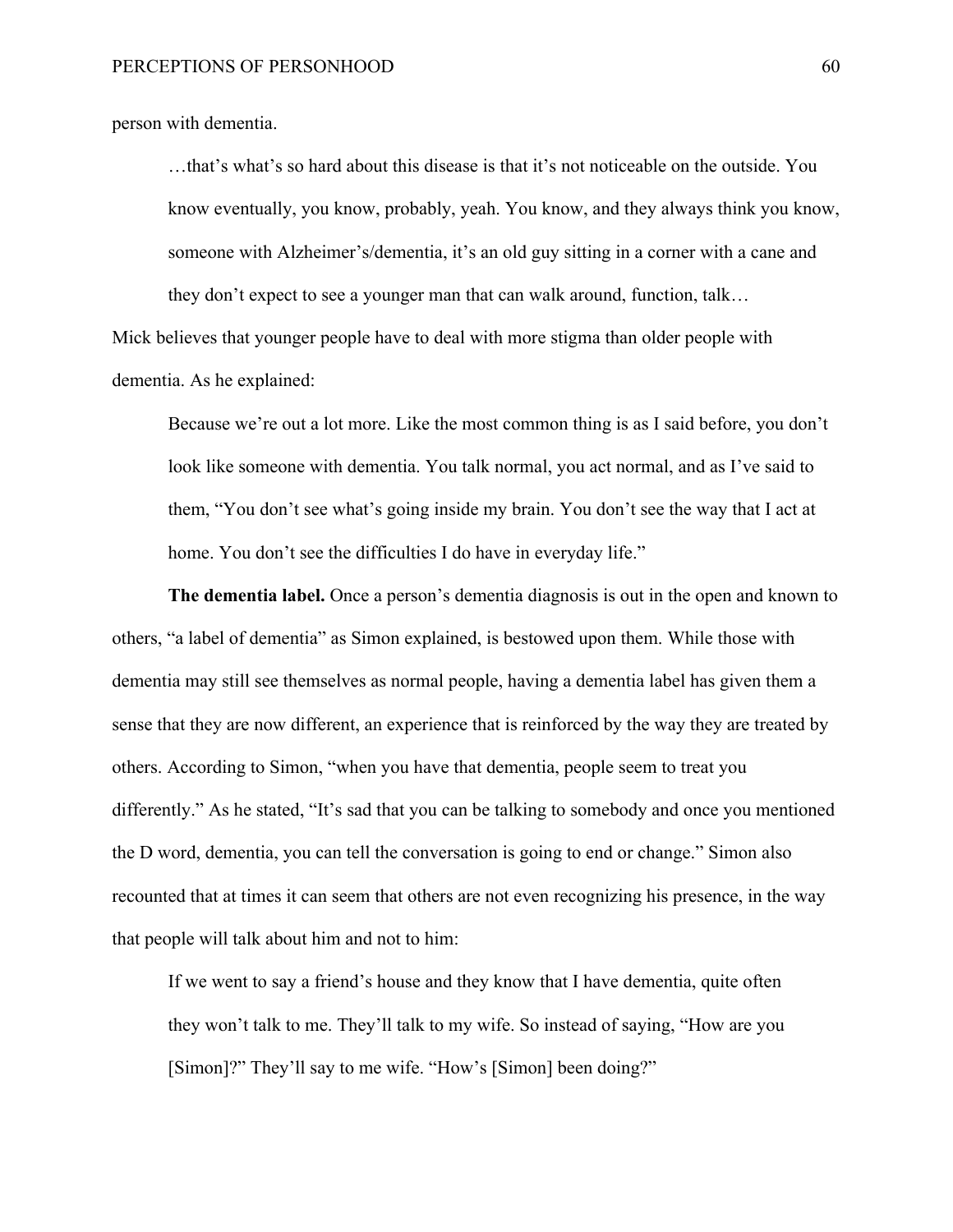person with dementia.

> …that's what's so hard about this disease is that it's not noticeable on the outside. You know eventually, you know, probably, yeah. You know, and they always think you know, someone with Alzheimer's/dementia, it's an old guy sitting in a corner with a cane and they don't expect to see a younger man that can walk around, function, talk…

Mick believes that younger people have to deal with more stigma than older people with dementia. As he explained:

> Because we're out a lot more. Like the most common thing is as I said before, you don't look like someone with dementia. You talk normal, you act normal, and as I've said to them, "You don't see what's going inside my brain. You don't see the way that I act at home. You don't see the difficulties I do have in everyday life."

**The dementia label.** Once a person's dementia diagnosis is out in the open and known to others, "a label of dementia" as Simon explained, is bestowed upon them. While those with dementia may still see themselves as normal people, having a dementia label has given them a sense that they are now different, an experience that is reinforced by the way they are treated by others. According to Simon, "when you have that dementia, people seem to treat you differently." As he stated, "It's sad that you can be talking to somebody and once you mentioned the D word, dementia, you can tell the conversation is going to end or change." Simon also recounted that at times it can seem that others are not even recognizing his presence, in the way that people will talk about him and not to him:

> If we went to say a friend's house and they know that I have dementia, quite often they won't talk to me. They'll talk to my wife. So instead of saying, "How are you [Simon]?" They'll say to me wife. "How's [Simon] been doing?"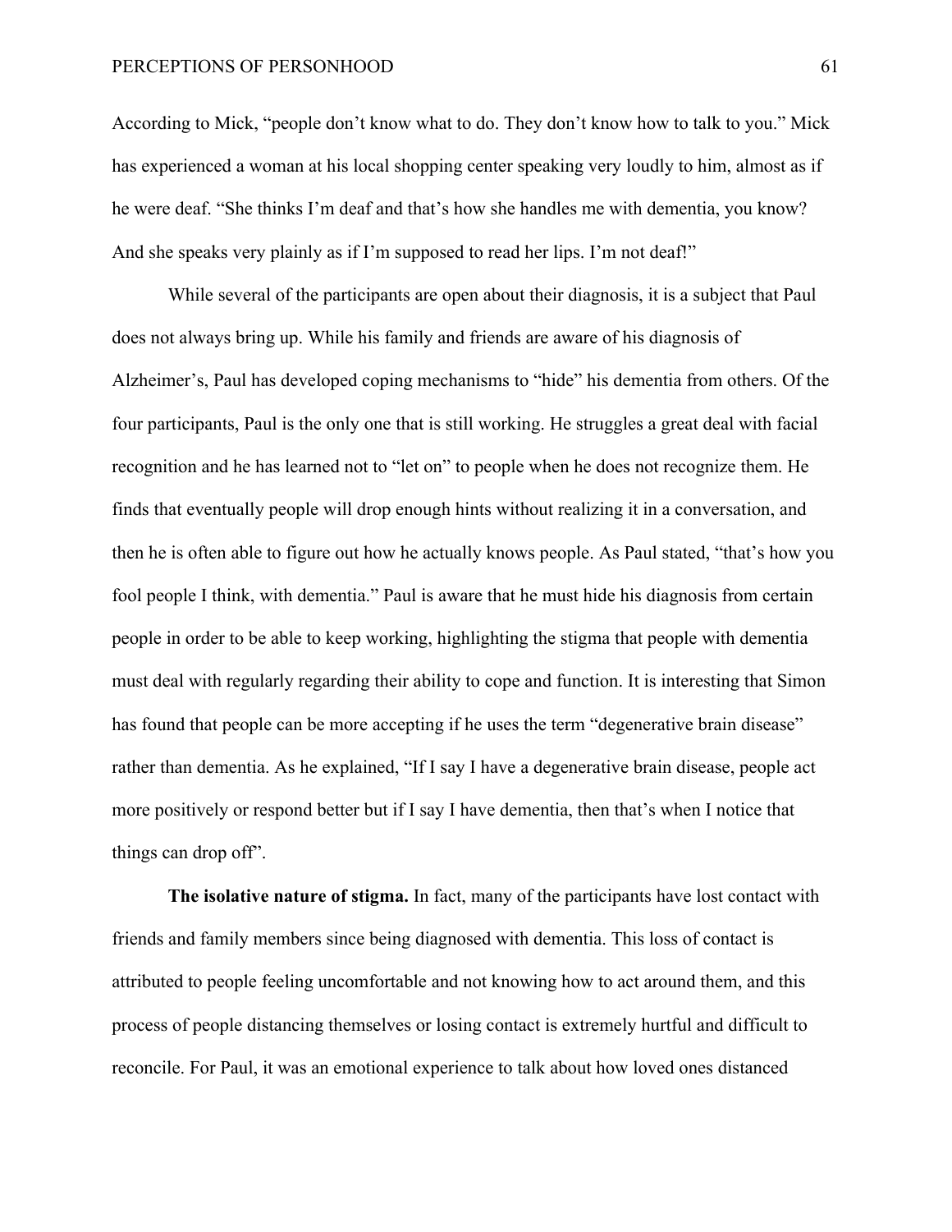According to Mick, “people don’t know what to do. They don’t know how to talk to you.” Mick has experienced a woman at his local shopping center speaking very loudly to him, almost as if he were deaf. “She thinks I’m deaf and that’s how she handles me with dementia, you know? And she speaks very plainly as if I’m supposed to read her lips. I’m not deaf!”

While several of the participants are open about their diagnosis, it is a subject that Paul does not always bring up. While his family and friends are aware of his diagnosis of Alzheimer’s, Paul has developed coping mechanisms to “hide” his dementia from others. Of the four participants, Paul is the only one that is still working. He struggles a great deal with facial recognition and he has learned not to “let on” to people when he does not recognize them. He finds that eventually people will drop enough hints without realizing it in a conversation, and then he is often able to figure out how he actually knows people. As Paul stated, “that’s how you fool people I think, with dementia.” Paul is aware that he must hide his diagnosis from certain people in order to be able to keep working, highlighting the stigma that people with dementia must deal with regularly regarding their ability to cope and function. It is interesting that Simon has found that people can be more accepting if he uses the term “degenerative brain disease” rather than dementia. As he explained, “If I say I have a degenerative brain disease, people act more positively or respond better but if I say I have dementia, then that’s when I notice that things can drop off”.

**The isolative nature of stigma.** In fact, many of the participants have lost contact with friends and family members since being diagnosed with dementia. This loss of contact is attributed to people feeling uncomfortable and not knowing how to act around them, and this process of people distancing themselves or losing contact is extremely hurtful and difficult to reconcile. For Paul, it was an emotional experience to talk about how loved ones distanced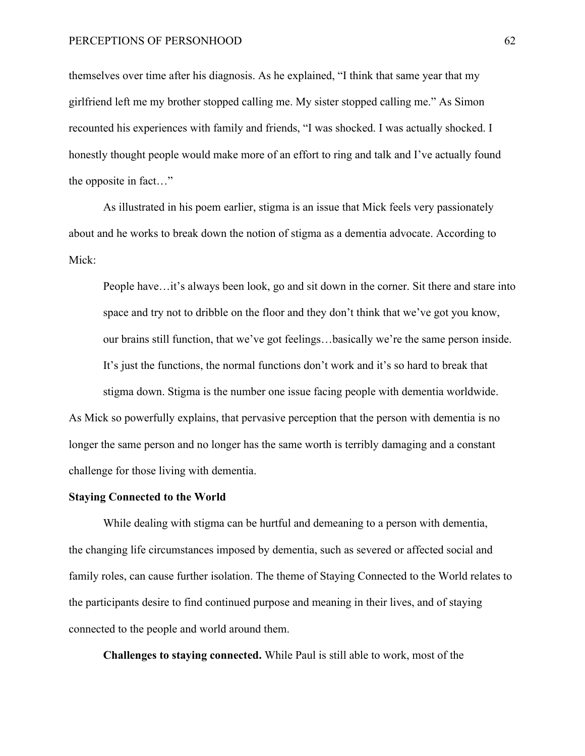themselves over time after his diagnosis. As he explained, "I think that same year that my girlfriend left me my brother stopped calling me. My sister stopped calling me." As Simon recounted his experiences with family and friends, "I was shocked. I was actually shocked. I honestly thought people would make more of an effort to ring and talk and I've actually found the opposite in fact…"

As illustrated in his poem earlier, stigma is an issue that Mick feels very passionately about and he works to break down the notion of stigma as a dementia advocate. According to Mick:

> People have…it's always been look, go and sit down in the corner. Sit there and stare into space and try not to dribble on the floor and they don't think that we've got you know, our brains still function, that we've got feelings…basically we're the same person inside. It's just the functions, the normal functions don't work and it's so hard to break that stigma down. Stigma is the number one issue facing people with dementia worldwide.

As Mick so powerfully explains, that pervasive perception that the person with dementia is no longer the same person and no longer has the same worth is terribly damaging and a constant challenge for those living with dementia.

**Staying Connected to the World**

While dealing with stigma can be hurtful and demeaning to a person with dementia, the changing life circumstances imposed by dementia, such as severed or affected social and family roles, can cause further isolation. The theme of Staying Connected to the World relates to the participants desire to find continued purpose and meaning in their lives, and of staying connected to the people and world around them.

**Challenges to staying connected.** While Paul is still able to work, most of the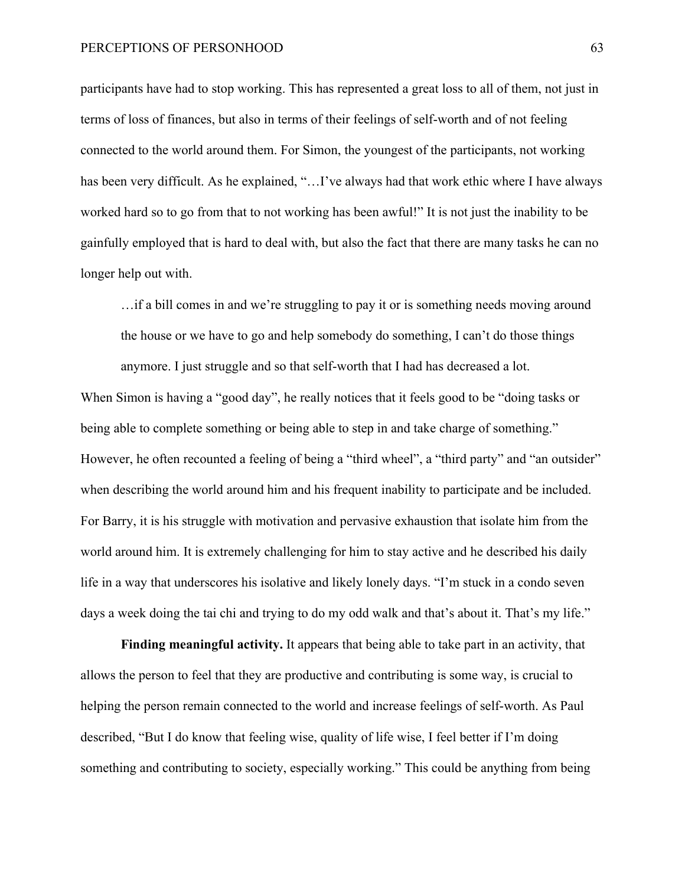participants have had to stop working. This has represented a great loss to all of them, not just in terms of loss of finances, but also in terms of their feelings of self-worth and of not feeling connected to the world around them. For Simon, the youngest of the participants, not working has been very difficult. As he explained, "…I've always had that work ethic where I have always worked hard so to go from that to not working has been awful!" It is not just the inability to be gainfully employed that is hard to deal with, but also the fact that there are many tasks he can no longer help out with.

> …if a bill comes in and we're struggling to pay it or is something needs moving around the house or we have to go and help somebody do something, I can't do those things anymore. I just struggle and so that self-worth that I had has decreased a lot.

When Simon is having a "good day", he really notices that it feels good to be "doing tasks or being able to complete something or being able to step in and take charge of something." However, he often recounted a feeling of being a "third wheel", a "third party" and "an outsider" when describing the world around him and his frequent inability to participate and be included. For Barry, it is his struggle with motivation and pervasive exhaustion that isolate him from the world around him. It is extremely challenging for him to stay active and he described his daily life in a way that underscores his isolative and likely lonely days. "I'm stuck in a condo seven days a week doing the tai chi and trying to do my odd walk and that's about it. That's my life."

**Finding meaningful activity.** It appears that being able to take part in an activity, that allows the person to feel that they are productive and contributing is some way, is crucial to helping the person remain connected to the world and increase feelings of self-worth. As Paul described, "But I do know that feeling wise, quality of life wise, I feel better if I'm doing something and contributing to society, especially working." This could be anything from being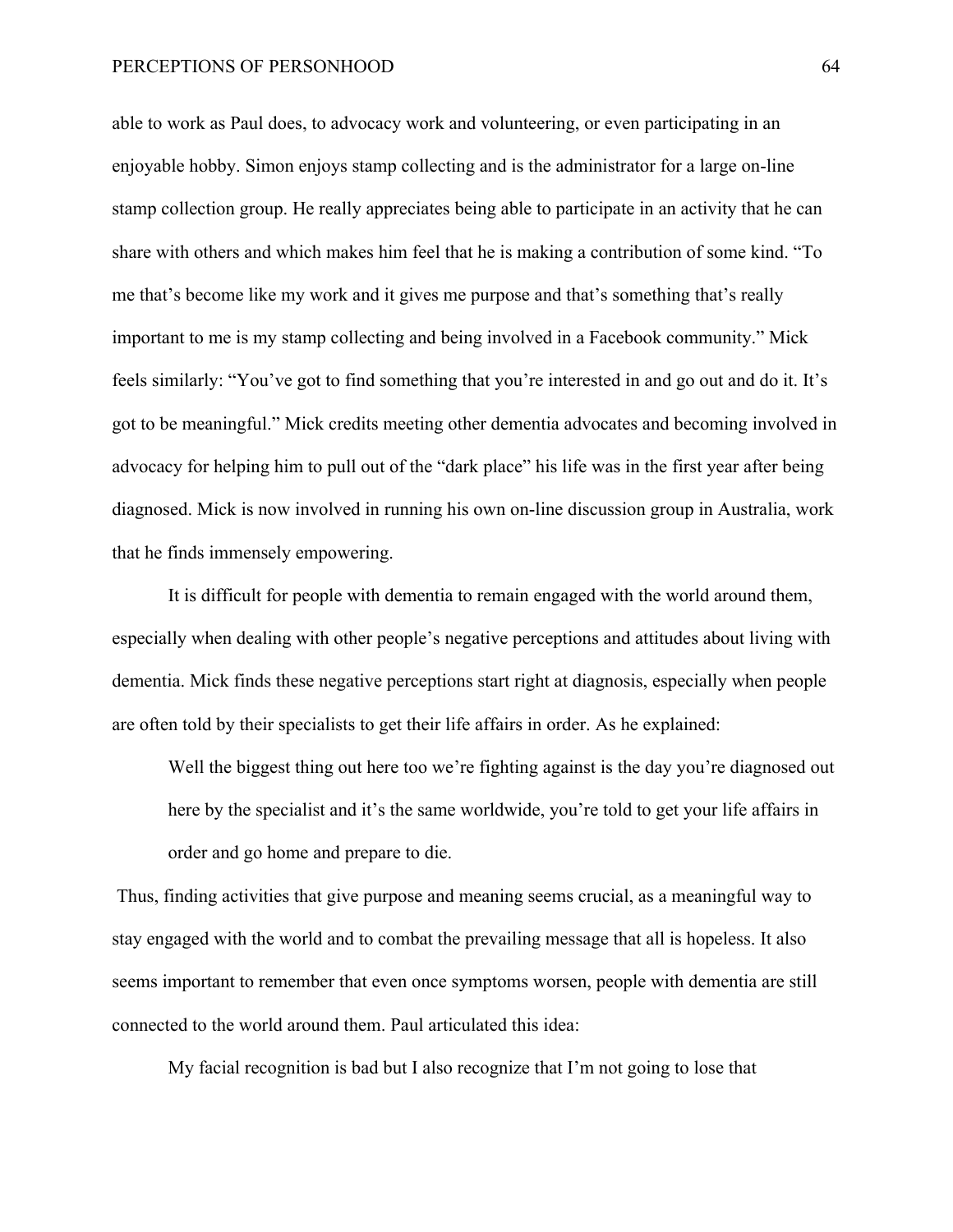able to work as Paul does, to advocacy work and volunteering, or even participating in an enjoyable hobby. Simon enjoys stamp collecting and is the administrator for a large on-line stamp collection group. He really appreciates being able to participate in an activity that he can share with others and which makes him feel that he is making a contribution of some kind. “To me that’s become like my work and it gives me purpose and that’s something that’s really important to me is my stamp collecting and being involved in a Facebook community.” Mick feels similarly: “You’ve got to find something that you’re interested in and go out and do it. It’s got to be meaningful.” Mick credits meeting other dementia advocates and becoming involved in advocacy for helping him to pull out of the “dark place” his life was in the first year after being diagnosed. Mick is now involved in running his own on-line discussion group in Australia, work that he finds immensely empowering.

It is difficult for people with dementia to remain engaged with the world around them, especially when dealing with other people’s negative perceptions and attitudes about living with dementia. Mick finds these negative perceptions start right at diagnosis, especially when people are often told by their specialists to get their life affairs in order. As he explained:

> Well the biggest thing out here too we’re fighting against is the day you’re diagnosed out here by the specialist and it’s the same worldwide, you’re told to get your life affairs in order and go home and prepare to die.

Thus, finding activities that give purpose and meaning seems crucial, as a meaningful way to stay engaged with the world and to combat the prevailing message that all is hopeless. It also seems important to remember that even once symptoms worsen, people with dementia are still connected to the world around them. Paul articulated this idea:

> My facial recognition is bad but I also recognize that I’m not going to lose that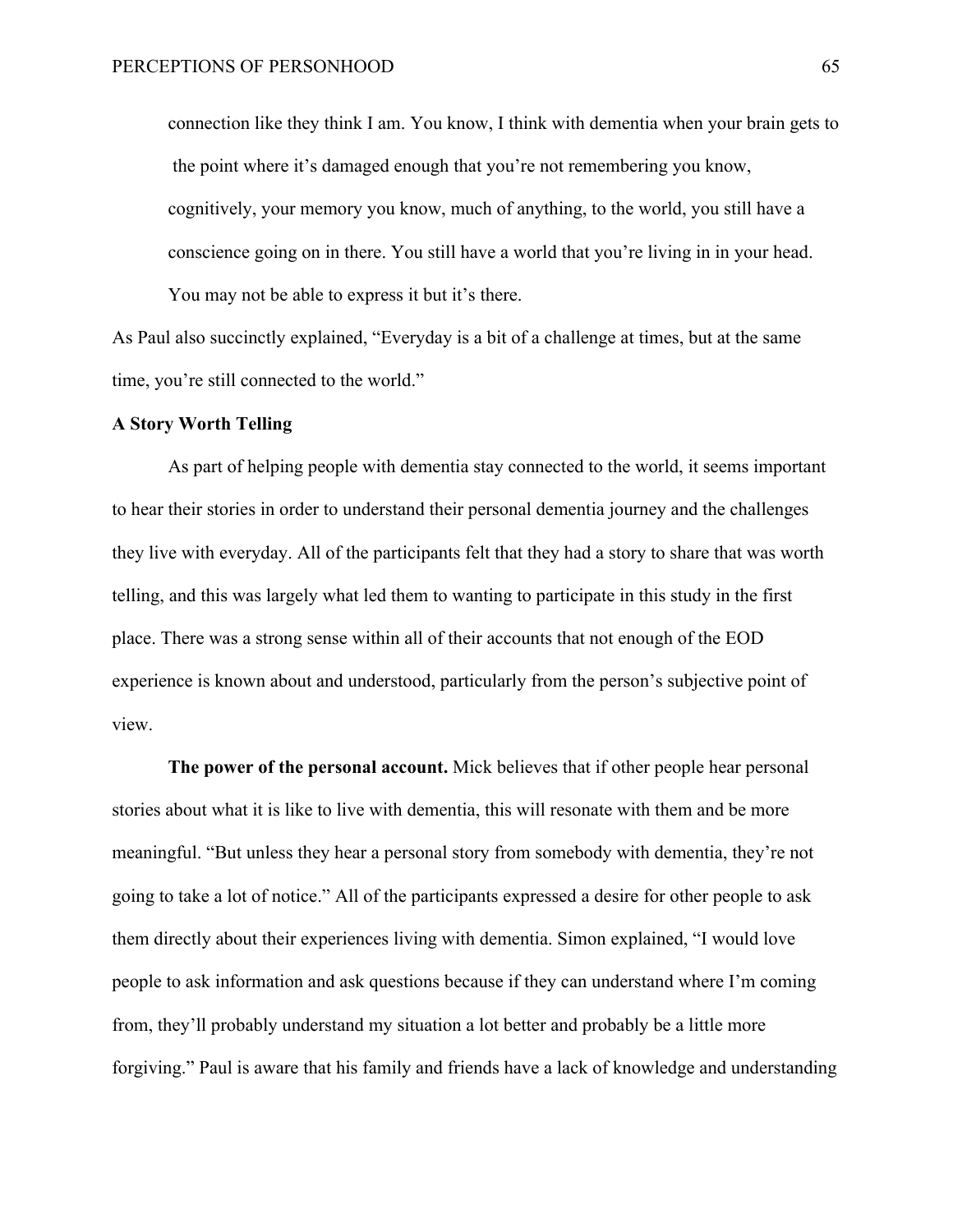> connection like they think I am. You know, I think with dementia when your brain gets to the point where it's damaged enough that you're not remembering you know, cognitively, your memory you know, much of anything, to the world, you still have a conscience going on in there. You still have a world that you're living in in your head. You may not be able to express it but it's there.

As Paul also succinctly explained, "Everyday is a bit of a challenge at times, but at the same time, you're still connected to the world."

### A Story Worth Telling

As part of helping people with dementia stay connected to the world, it seems important to hear their stories in order to understand their personal dementia journey and the challenges they live with everyday. All of the participants felt that they had a story to share that was worth telling, and this was largely what led them to wanting to participate in this study in the first place. There was a strong sense within all of their accounts that not enough of the EOD experience is known about and understood, particularly from the person's subjective point of view.

**The power of the personal account.** Mick believes that if other people hear personal stories about what it is like to live with dementia, this will resonate with them and be more meaningful. "But unless they hear a personal story from somebody with dementia, they're not going to take a lot of notice." All of the participants expressed a desire for other people to ask them directly about their experiences living with dementia. Simon explained, "I would love people to ask information and ask questions because if they can understand where I'm coming from, they'll probably understand my situation a lot better and probably be a little more forgiving." Paul is aware that his family and friends have a lack of knowledge and understanding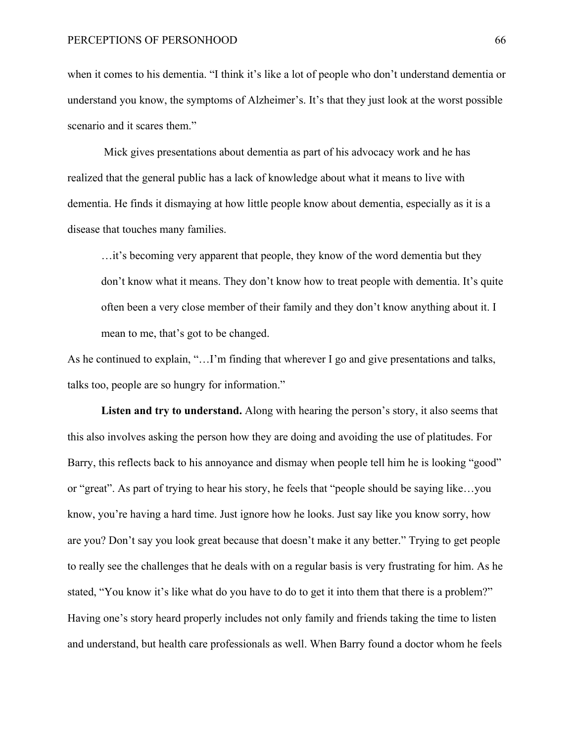when it comes to his dementia. "I think it's like a lot of people who don't understand dementia or understand you know, the symptoms of Alzheimer's. It's that they just look at the worst possible scenario and it scares them."

Mick gives presentations about dementia as part of his advocacy work and he has realized that the general public has a lack of knowledge about what it means to live with dementia. He finds it dismaying at how little people know about dementia, especially as it is a disease that touches many families.

> …it's becoming very apparent that people, they know of the word dementia but they don't know what it means. They don't know how to treat people with dementia. It's quite often been a very close member of their family and they don't know anything about it. I mean to me, that's got to be changed.

As he continued to explain, "…I'm finding that wherever I go and give presentations and talks, talks too, people are so hungry for information."

**Listen and try to understand.** Along with hearing the person's story, it also seems that this also involves asking the person how they are doing and avoiding the use of platitudes. For Barry, this reflects back to his annoyance and dismay when people tell him he is looking "good" or "great". As part of trying to hear his story, he feels that "people should be saying like…you know, you're having a hard time. Just ignore how he looks. Just say like you know sorry, how are you? Don't say you look great because that doesn't make it any better." Trying to get people to really see the challenges that he deals with on a regular basis is very frustrating for him. As he stated, "You know it's like what do you have to do to get it into them that there is a problem?" Having one's story heard properly includes not only family and friends taking the time to listen and understand, but health care professionals as well. When Barry found a doctor whom he feels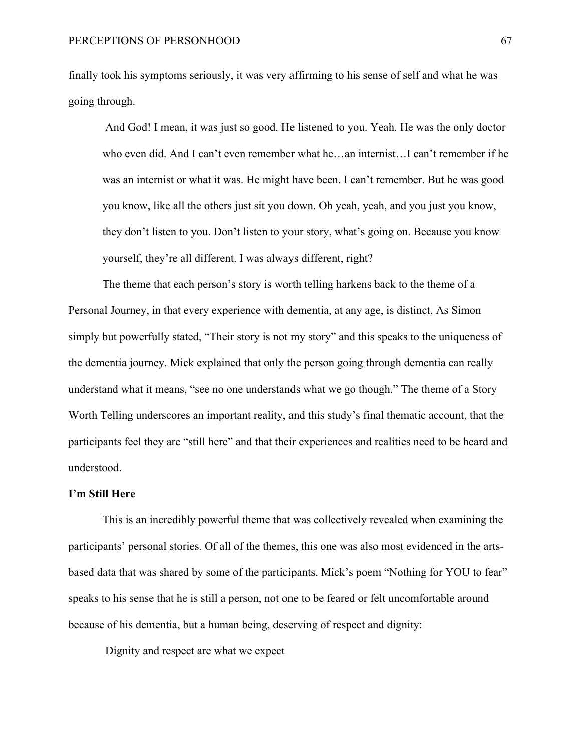finally took his symptoms seriously, it was very affirming to his sense of self and what he was going through.

> And God! I mean, it was just so good. He listened to you. Yeah. He was the only doctor who even did. And I can't even remember what he…an internist…I can't remember if he was an internist or what it was. He might have been. I can't remember. But he was good you know, like all the others just sit you down. Oh yeah, yeah, and you just you know, they don't listen to you. Don't listen to your story, what's going on. Because you know yourself, they're all different. I was always different, right?

The theme that each person's story is worth telling harkens back to the theme of a Personal Journey, in that every experience with dementia, at any age, is distinct. As Simon simply but powerfully stated, "Their story is not my story" and this speaks to the uniqueness of the dementia journey. Mick explained that only the person going through dementia can really understand what it means, "see no one understands what we go though." The theme of a Story Worth Telling underscores an important reality, and this study's final thematic account, that the participants feel they are "still here" and that their experiences and realities need to be heard and understood.

**I'm Still Here**

This is an incredibly powerful theme that was collectively revealed when examining the participants' personal stories. Of all of the themes, this one was also most evidenced in the arts-based data that was shared by some of the participants. Mick's poem "Nothing for YOU to fear" speaks to his sense that he is still a person, not one to be feared or felt uncomfortable around because of his dementia, but a human being, deserving of respect and dignity:

> Dignity and respect are what we expect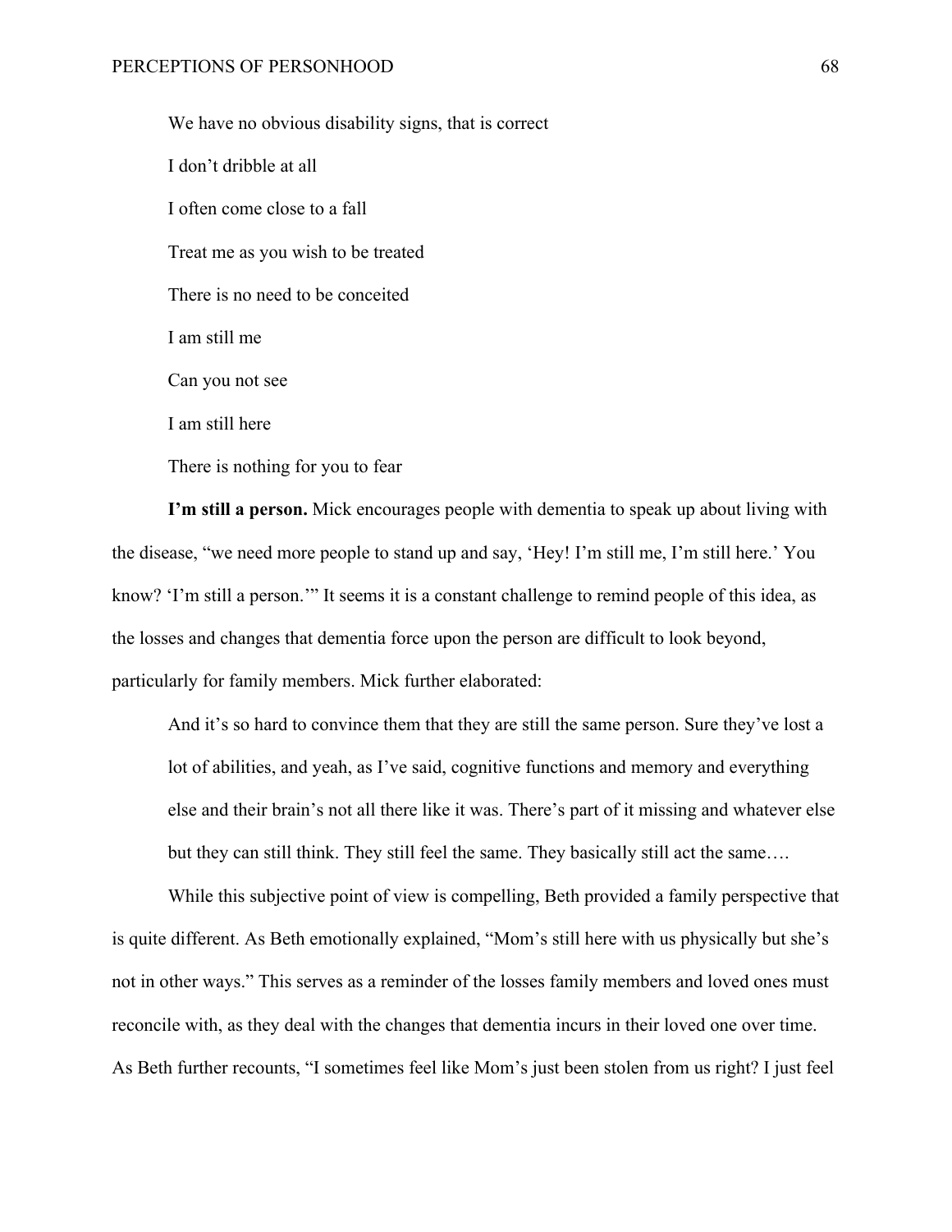> We have no obvious disability signs, that is correct
>
> I don't dribble at all
>
> I often come close to a fall
>
> Treat me as you wish to be treated
>
> There is no need to be conceited
>
> I am still me
>
> Can you not see
>
> I am still here
>
> There is nothing for you to fear

**I'm still a person.** Mick encourages people with dementia to speak up about living with the disease, "we need more people to stand up and say, 'Hey! I'm still me, I'm still here.' You know? 'I'm still a person.'" It seems it is a constant challenge to remind people of this idea, as the losses and changes that dementia force upon the person are difficult to look beyond, particularly for family members. Mick further elaborated:

> And it's so hard to convince them that they are still the same person. Sure they've lost a lot of abilities, and yeah, as I've said, cognitive functions and memory and everything else and their brain's not all there like it was. There's part of it missing and whatever else but they can still think. They still feel the same. They basically still act the same….

While this subjective point of view is compelling, Beth provided a family perspective that is quite different. As Beth emotionally explained, "Mom's still here with us physically but she's not in other ways." This serves as a reminder of the losses family members and loved ones must reconcile with, as they deal with the changes that dementia incurs in their loved one over time. As Beth further recounts, "I sometimes feel like Mom's just been stolen from us right? I just feel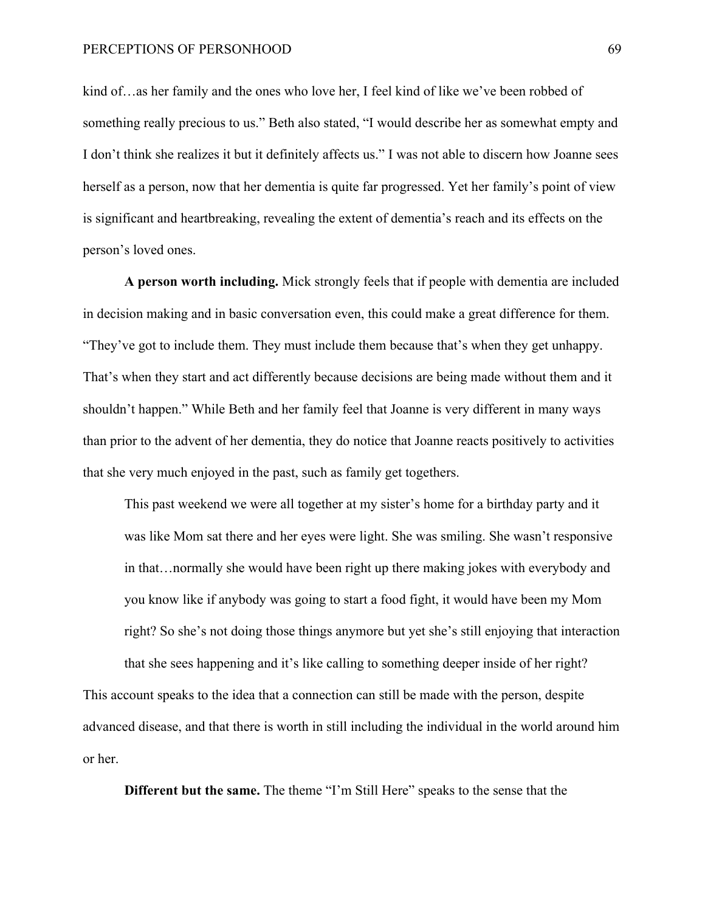kind of…as her family and the ones who love her, I feel kind of like we've been robbed of something really precious to us." Beth also stated, "I would describe her as somewhat empty and I don't think she realizes it but it definitely affects us." I was not able to discern how Joanne sees herself as a person, now that her dementia is quite far progressed. Yet her family's point of view is significant and heartbreaking, revealing the extent of dementia's reach and its effects on the person's loved ones.

**A person worth including.** Mick strongly feels that if people with dementia are included in decision making and in basic conversation even, this could make a great difference for them. "They've got to include them. They must include them because that's when they get unhappy. That's when they start and act differently because decisions are being made without them and it shouldn't happen." While Beth and her family feel that Joanne is very different in many ways than prior to the advent of her dementia, they do notice that Joanne reacts positively to activities that she very much enjoyed in the past, such as family get togethers.

> This past weekend we were all together at my sister's home for a birthday party and it was like Mom sat there and her eyes were light. She was smiling. She wasn't responsive in that…normally she would have been right up there making jokes with everybody and you know like if anybody was going to start a food fight, it would have been my Mom right? So she's not doing those things anymore but yet she's still enjoying that interaction that she sees happening and it's like calling to something deeper inside of her right?

This account speaks to the idea that a connection can still be made with the person, despite advanced disease, and that there is worth in still including the individual in the world around him or her.

**Different but the same.** The theme "I'm Still Here" speaks to the sense that the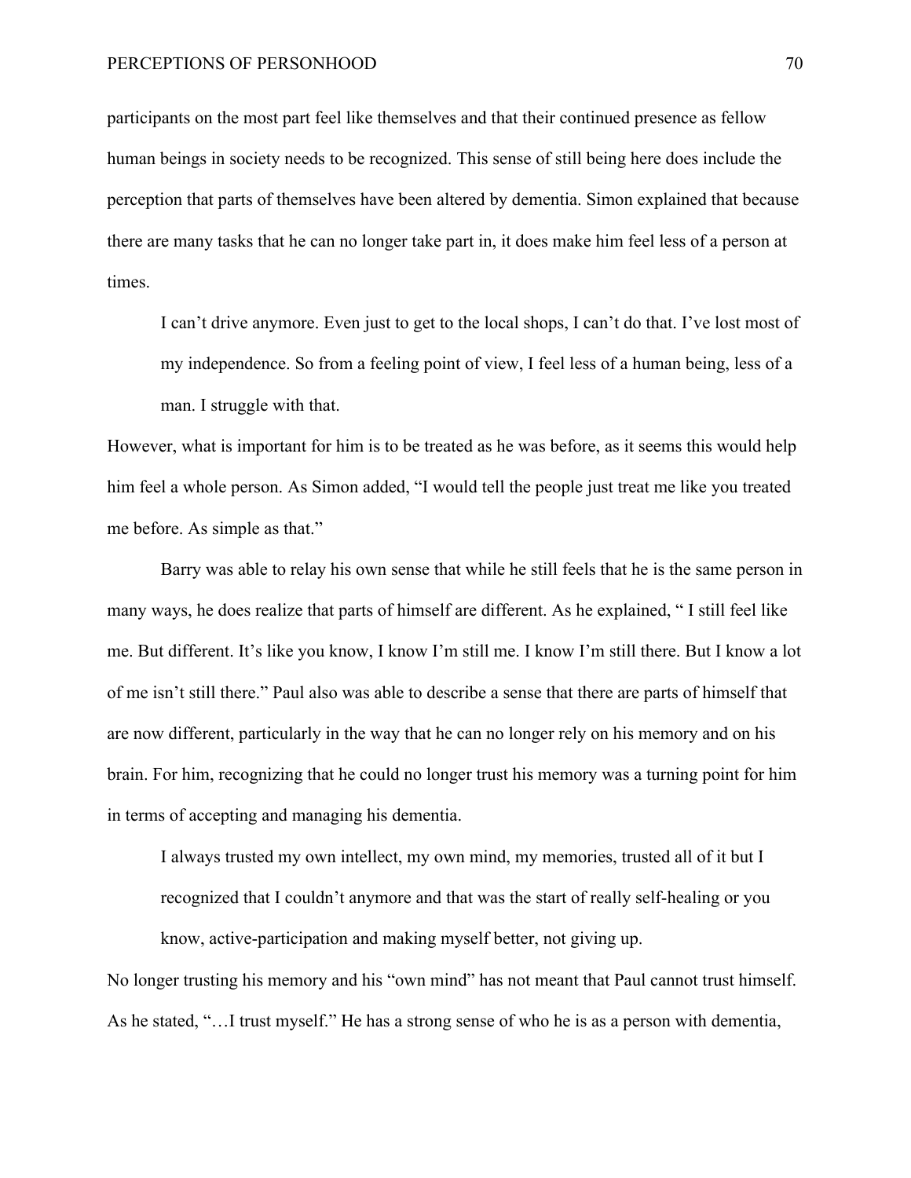participants on the most part feel like themselves and that their continued presence as fellow human beings in society needs to be recognized. This sense of still being here does include the perception that parts of themselves have been altered by dementia. Simon explained that because there are many tasks that he can no longer take part in, it does make him feel less of a person at times.

> I can't drive anymore. Even just to get to the local shops, I can't do that. I've lost most of my independence. So from a feeling point of view, I feel less of a human being, less of a man. I struggle with that.

However, what is important for him is to be treated as he was before, as it seems this would help him feel a whole person. As Simon added, "I would tell the people just treat me like you treated me before. As simple as that."

Barry was able to relay his own sense that while he still feels that he is the same person in many ways, he does realize that parts of himself are different. As he explained, " I still feel like me. But different. It's like you know, I know I'm still me. I know I'm still there. But I know a lot of me isn't still there." Paul also was able to describe a sense that there are parts of himself that are now different, particularly in the way that he can no longer rely on his memory and on his brain. For him, recognizing that he could no longer trust his memory was a turning point for him in terms of accepting and managing his dementia.

> I always trusted my own intellect, my own mind, my memories, trusted all of it but I recognized that I couldn't anymore and that was the start of really self-healing or you know, active-participation and making myself better, not giving up.

No longer trusting his memory and his "own mind" has not meant that Paul cannot trust himself. As he stated, "…I trust myself." He has a strong sense of who he is as a person with dementia,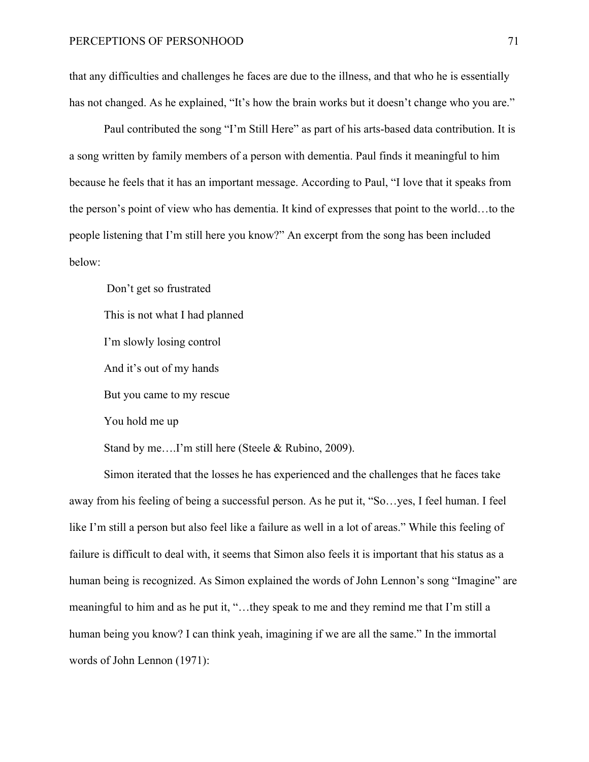that any difficulties and challenges he faces are due to the illness, and that who he is essentially has not changed. As he explained, "It's how the brain works but it doesn't change who you are."

Paul contributed the song "I'm Still Here" as part of his arts-based data contribution. It is a song written by family members of a person with dementia. Paul finds it meaningful to him because he feels that it has an important message. According to Paul, "I love that it speaks from the person's point of view who has dementia. It kind of expresses that point to the world…to the people listening that I'm still here you know?" An excerpt from the song has been included below:

> Don't get so frustrated
>
> This is not what I had planned
>
> I'm slowly losing control
>
> And it's out of my hands
>
> But you came to my rescue
>
> You hold me up
>
> Stand by me….I'm still here (Steele & Rubino, 2009).

Simon iterated that the losses he has experienced and the challenges that he faces take away from his feeling of being a successful person. As he put it, "So…yes, I feel human. I feel like I'm still a person but also feel like a failure as well in a lot of areas." While this feeling of failure is difficult to deal with, it seems that Simon also feels it is important that his status as a human being is recognized. As Simon explained the words of John Lennon's song "Imagine" are meaningful to him and as he put it, "…they speak to me and they remind me that I'm still a human being you know? I can think yeah, imagining if we are all the same." In the immortal words of John Lennon (1971):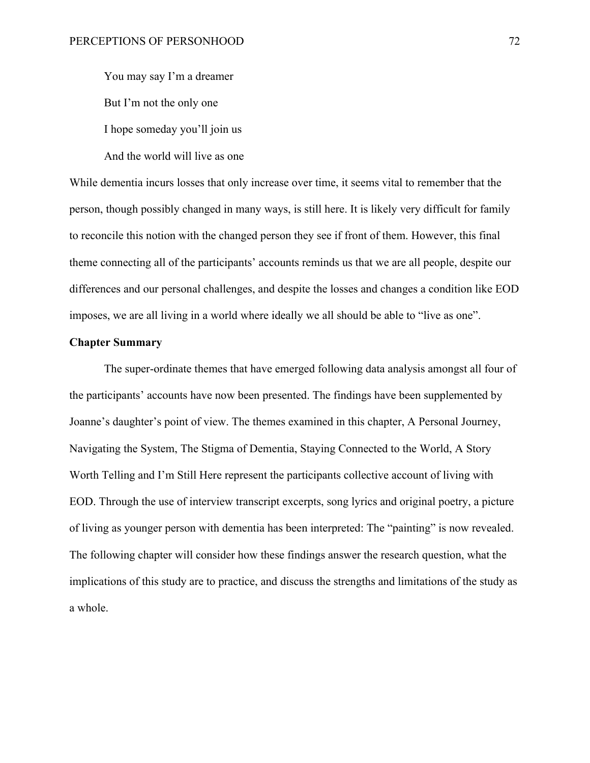You may say I'm a dreamer

But I'm not the only one

I hope someday you'll join us

And the world will live as one

While dementia incurs losses that only increase over time, it seems vital to remember that the person, though possibly changed in many ways, is still here. It is likely very difficult for family to reconcile this notion with the changed person they see if front of them. However, this final theme connecting all of the participants' accounts reminds us that we are all people, despite our differences and our personal challenges, and despite the losses and changes a condition like EOD imposes, we are all living in a world where ideally we all should be able to "live as one".

**Chapter Summary**

The super-ordinate themes that have emerged following data analysis amongst all four of the participants' accounts have now been presented. The findings have been supplemented by Joanne's daughter's point of view. The themes examined in this chapter, A Personal Journey, Navigating the System, The Stigma of Dementia, Staying Connected to the World, A Story Worth Telling and I'm Still Here represent the participants collective account of living with EOD. Through the use of interview transcript excerpts, song lyrics and original poetry, a picture of living as younger person with dementia has been interpreted: The "painting" is now revealed. The following chapter will consider how these findings answer the research question, what the implications of this study are to practice, and discuss the strengths and limitations of the study as a whole.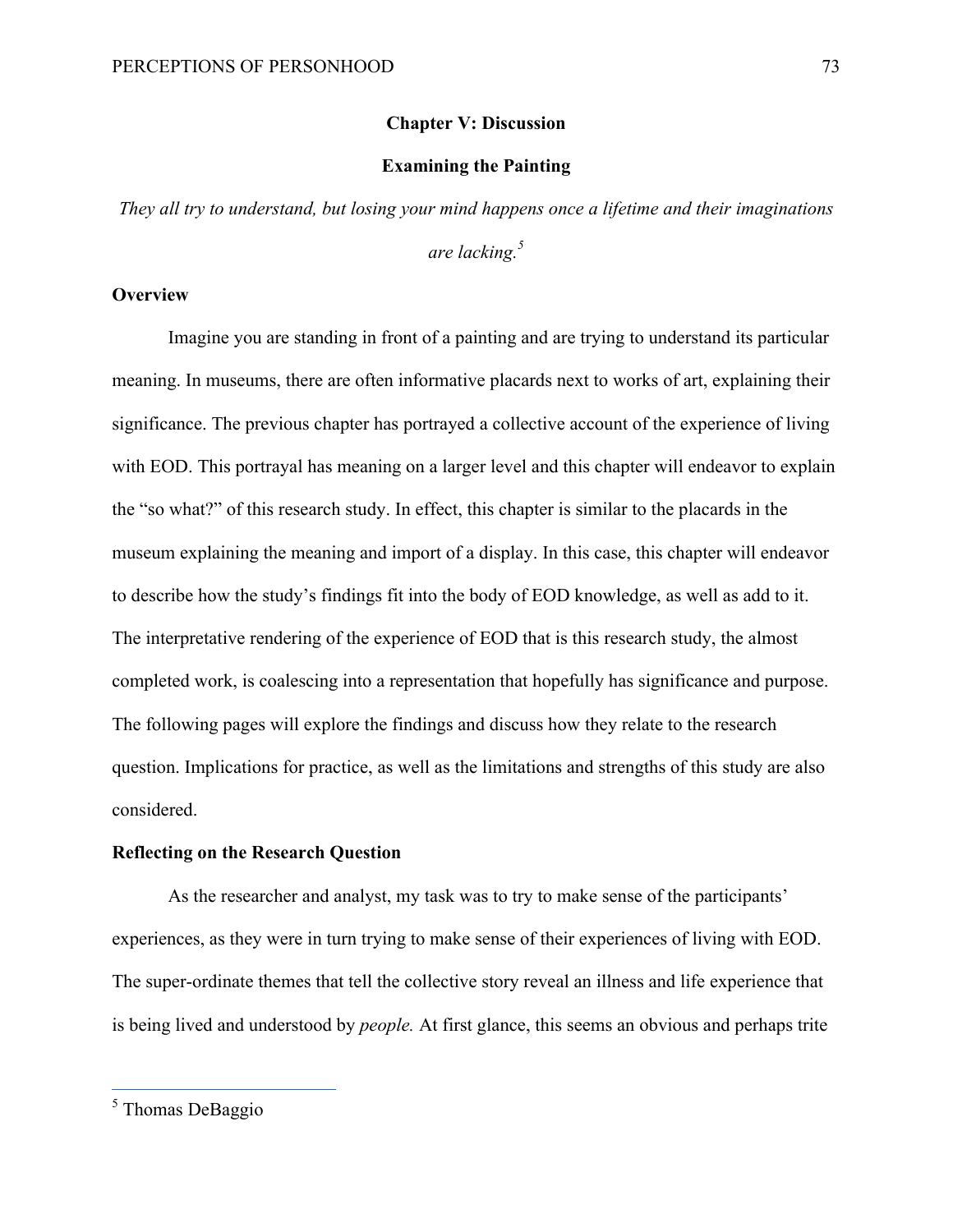# Chapter V: Discussion

## Examining the Painting

*They all try to understand, but losing your mind happens once a lifetime and their imaginations are lacking.*[5]

### Overview

Imagine you are standing in front of a painting and are trying to understand its particular meaning. In museums, there are often informative placards next to works of art, explaining their significance. The previous chapter has portrayed a collective account of the experience of living with EOD. This portrayal has meaning on a larger level and this chapter will endeavor to explain the "so what?" of this research study. In effect, this chapter is similar to the placards in the museum explaining the meaning and import of a display. In this case, this chapter will endeavor to describe how the study's findings fit into the body of EOD knowledge, as well as add to it. The interpretative rendering of the experience of EOD that is this research study, the almost completed work, is coalescing into a representation that hopefully has significance and purpose. The following pages will explore the findings and discuss how they relate to the research question. Implications for practice, as well as the limitations and strengths of this study are also considered.

### Reflecting on the Research Question

As the researcher and analyst, my task was to try to make sense of the participants' experiences, as they were in turn trying to make sense of their experiences of living with EOD. The super-ordinate themes that tell the collective story reveal an illness and life experience that is being lived and understood by *people.* At first glance, this seems an obvious and perhaps trite

---

[5] Thomas DeBaggio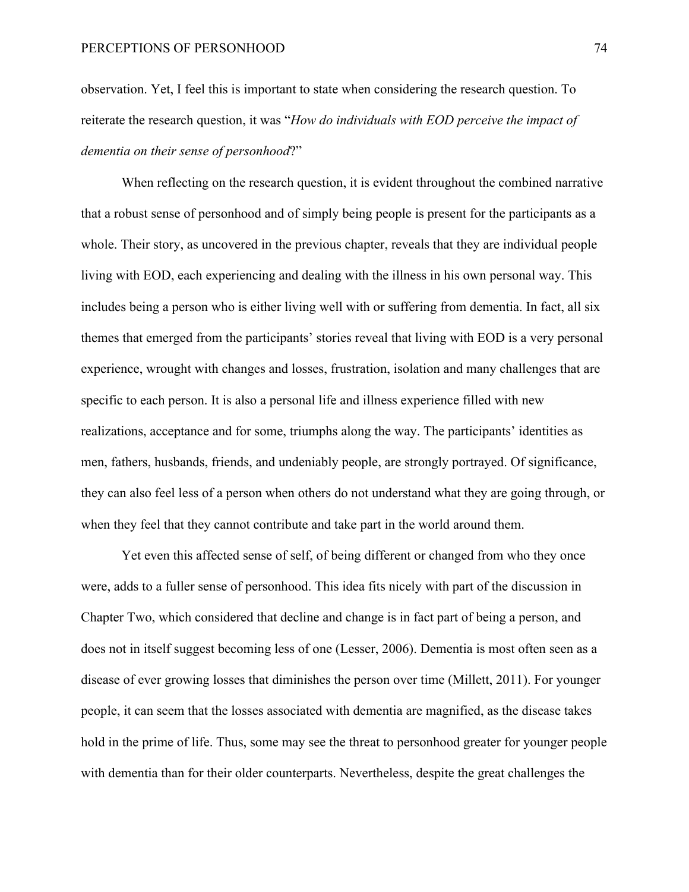observation. Yet, I feel this is important to state when considering the research question. To reiterate the research question, it was "*How do individuals with EOD perceive the impact of dementia on their sense of personhood*?"

When reflecting on the research question, it is evident throughout the combined narrative that a robust sense of personhood and of simply being people is present for the participants as a whole. Their story, as uncovered in the previous chapter, reveals that they are individual people living with EOD, each experiencing and dealing with the illness in his own personal way. This includes being a person who is either living well with or suffering from dementia. In fact, all six themes that emerged from the participants' stories reveal that living with EOD is a very personal experience, wrought with changes and losses, frustration, isolation and many challenges that are specific to each person. It is also a personal life and illness experience filled with new realizations, acceptance and for some, triumphs along the way. The participants' identities as men, fathers, husbands, friends, and undeniably people, are strongly portrayed. Of significance, they can also feel less of a person when others do not understand what they are going through, or when they feel that they cannot contribute and take part in the world around them.

Yet even this affected sense of self, of being different or changed from who they once were, adds to a fuller sense of personhood. This idea fits nicely with part of the discussion in Chapter Two, which considered that decline and change is in fact part of being a person, and does not in itself suggest becoming less of one (Lesser, 2006). Dementia is most often seen as a disease of ever growing losses that diminishes the person over time (Millett, 2011). For younger people, it can seem that the losses associated with dementia are magnified, as the disease takes hold in the prime of life. Thus, some may see the threat to personhood greater for younger people with dementia than for their older counterparts. Nevertheless, despite the great challenges the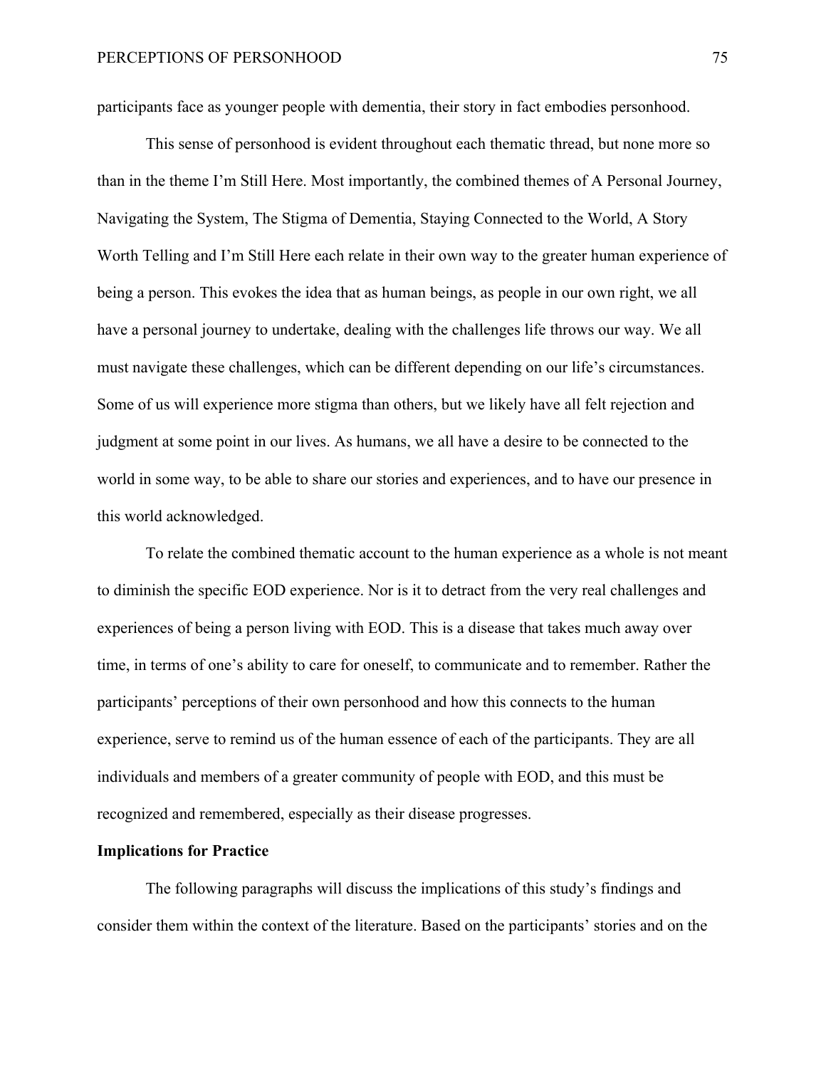participants face as younger people with dementia, their story in fact embodies personhood.

This sense of personhood is evident throughout each thematic thread, but none more so than in the theme I'm Still Here. Most importantly, the combined themes of A Personal Journey, Navigating the System, The Stigma of Dementia, Staying Connected to the World, A Story Worth Telling and I'm Still Here each relate in their own way to the greater human experience of being a person. This evokes the idea that as human beings, as people in our own right, we all have a personal journey to undertake, dealing with the challenges life throws our way. We all must navigate these challenges, which can be different depending on our life's circumstances. Some of us will experience more stigma than others, but we likely have all felt rejection and judgment at some point in our lives. As humans, we all have a desire to be connected to the world in some way, to be able to share our stories and experiences, and to have our presence in this world acknowledged.

To relate the combined thematic account to the human experience as a whole is not meant to diminish the specific EOD experience. Nor is it to detract from the very real challenges and experiences of being a person living with EOD. This is a disease that takes much away over time, in terms of one's ability to care for oneself, to communicate and to remember. Rather the participants' perceptions of their own personhood and how this connects to the human experience, serve to remind us of the human essence of each of the participants. They are all individuals and members of a greater community of people with EOD, and this must be recognized and remembered, especially as their disease progresses.

**Implications for Practice**

The following paragraphs will discuss the implications of this study's findings and consider them within the context of the literature. Based on the participants' stories and on the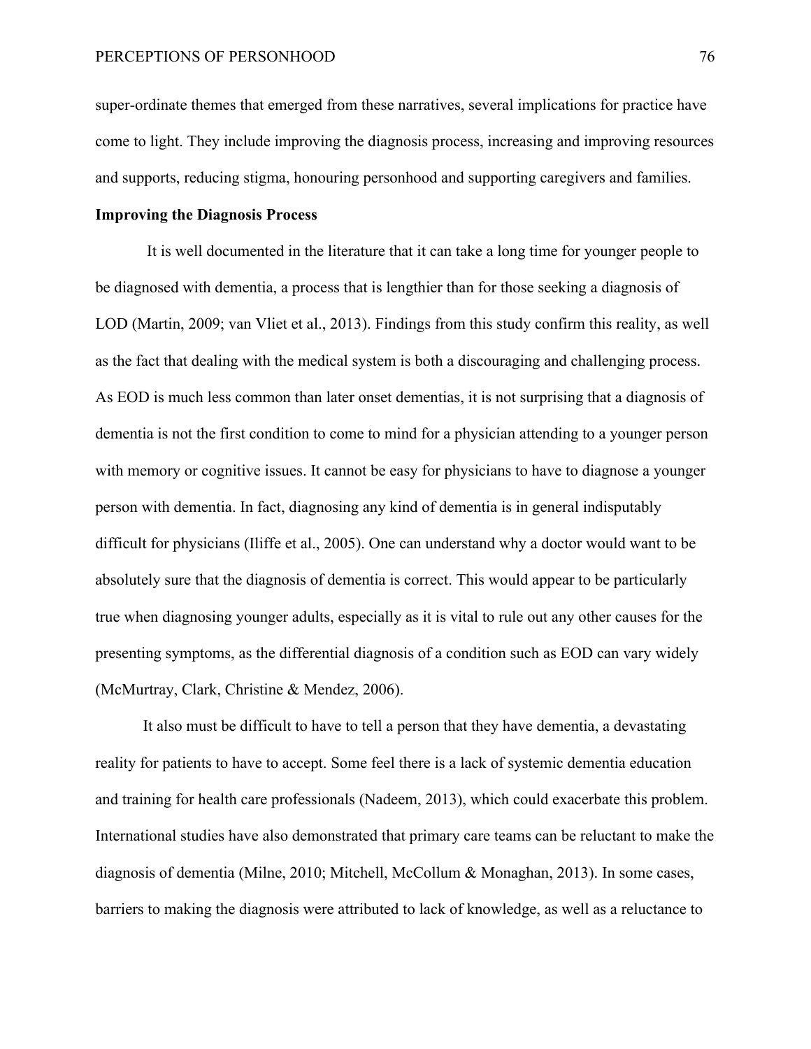super-ordinate themes that emerged from these narratives, several implications for practice have come to light. They include improving the diagnosis process, increasing and improving resources and supports, reducing stigma, honouring personhood and supporting caregivers and families.

**Improving the Diagnosis Process**

It is well documented in the literature that it can take a long time for younger people to be diagnosed with dementia, a process that is lengthier than for those seeking a diagnosis of LOD (Martin, 2009; van Vliet et al., 2013). Findings from this study confirm this reality, as well as the fact that dealing with the medical system is both a discouraging and challenging process. As EOD is much less common than later onset dementias, it is not surprising that a diagnosis of dementia is not the first condition to come to mind for a physician attending to a younger person with memory or cognitive issues. It cannot be easy for physicians to have to diagnose a younger person with dementia. In fact, diagnosing any kind of dementia is in general indisputably difficult for physicians (Iliffe et al., 2005). One can understand why a doctor would want to be absolutely sure that the diagnosis of dementia is correct. This would appear to be particularly true when diagnosing younger adults, especially as it is vital to rule out any other causes for the presenting symptoms, as the differential diagnosis of a condition such as EOD can vary widely (McMurtray, Clark, Christine & Mendez, 2006).

It also must be difficult to have to tell a person that they have dementia, a devastating reality for patients to have to accept. Some feel there is a lack of systemic dementia education and training for health care professionals (Nadeem, 2013), which could exacerbate this problem. International studies have also demonstrated that primary care teams can be reluctant to make the diagnosis of dementia (Milne, 2010; Mitchell, McCollum & Monaghan, 2013). In some cases, barriers to making the diagnosis were attributed to lack of knowledge, as well as a reluctance to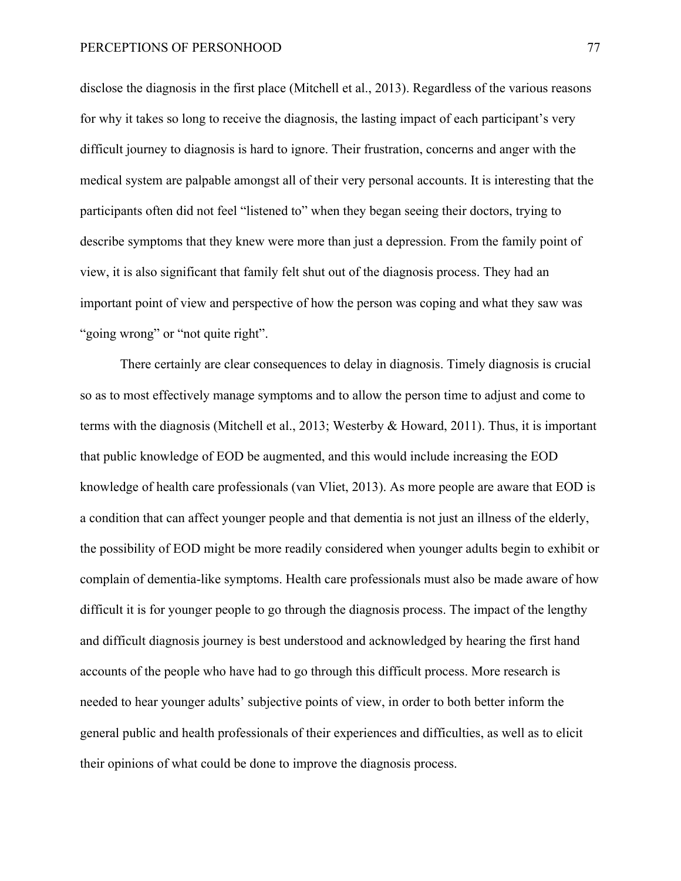disclose the diagnosis in the first place (Mitchell et al., 2013). Regardless of the various reasons for why it takes so long to receive the diagnosis, the lasting impact of each participant's very difficult journey to diagnosis is hard to ignore. Their frustration, concerns and anger with the medical system are palpable amongst all of their very personal accounts. It is interesting that the participants often did not feel "listened to" when they began seeing their doctors, trying to describe symptoms that they knew were more than just a depression. From the family point of view, it is also significant that family felt shut out of the diagnosis process. They had an important point of view and perspective of how the person was coping and what they saw was "going wrong" or "not quite right".

There certainly are clear consequences to delay in diagnosis. Timely diagnosis is crucial so as to most effectively manage symptoms and to allow the person time to adjust and come to terms with the diagnosis (Mitchell et al., 2013; Westerby & Howard, 2011). Thus, it is important that public knowledge of EOD be augmented, and this would include increasing the EOD knowledge of health care professionals (van Vliet, 2013). As more people are aware that EOD is a condition that can affect younger people and that dementia is not just an illness of the elderly, the possibility of EOD might be more readily considered when younger adults begin to exhibit or complain of dementia-like symptoms. Health care professionals must also be made aware of how difficult it is for younger people to go through the diagnosis process. The impact of the lengthy and difficult diagnosis journey is best understood and acknowledged by hearing the first hand accounts of the people who have had to go through this difficult process. More research is needed to hear younger adults' subjective points of view, in order to both better inform the general public and health professionals of their experiences and difficulties, as well as to elicit their opinions of what could be done to improve the diagnosis process.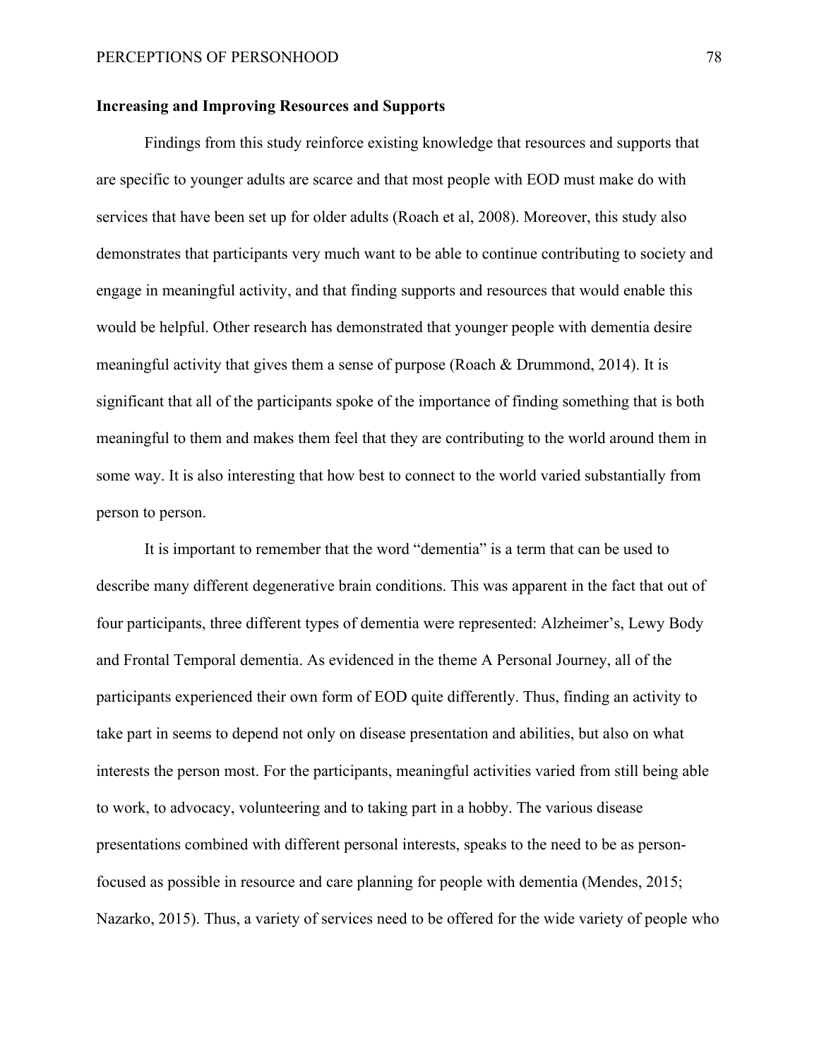**Increasing and Improving Resources and Supports**

Findings from this study reinforce existing knowledge that resources and supports that are specific to younger adults are scarce and that most people with EOD must make do with services that have been set up for older adults (Roach et al, 2008). Moreover, this study also demonstrates that participants very much want to be able to continue contributing to society and engage in meaningful activity, and that finding supports and resources that would enable this would be helpful. Other research has demonstrated that younger people with dementia desire meaningful activity that gives them a sense of purpose (Roach & Drummond, 2014). It is significant that all of the participants spoke of the importance of finding something that is both meaningful to them and makes them feel that they are contributing to the world around them in some way. It is also interesting that how best to connect to the world varied substantially from person to person.

It is important to remember that the word "dementia" is a term that can be used to describe many different degenerative brain conditions. This was apparent in the fact that out of four participants, three different types of dementia were represented: Alzheimer's, Lewy Body and Frontal Temporal dementia. As evidenced in the theme A Personal Journey, all of the participants experienced their own form of EOD quite differently. Thus, finding an activity to take part in seems to depend not only on disease presentation and abilities, but also on what interests the person most. For the participants, meaningful activities varied from still being able to work, to advocacy, volunteering and to taking part in a hobby. The various disease presentations combined with different personal interests, speaks to the need to be as person-focused as possible in resource and care planning for people with dementia (Mendes, 2015; Nazarko, 2015). Thus, a variety of services need to be offered for the wide variety of people who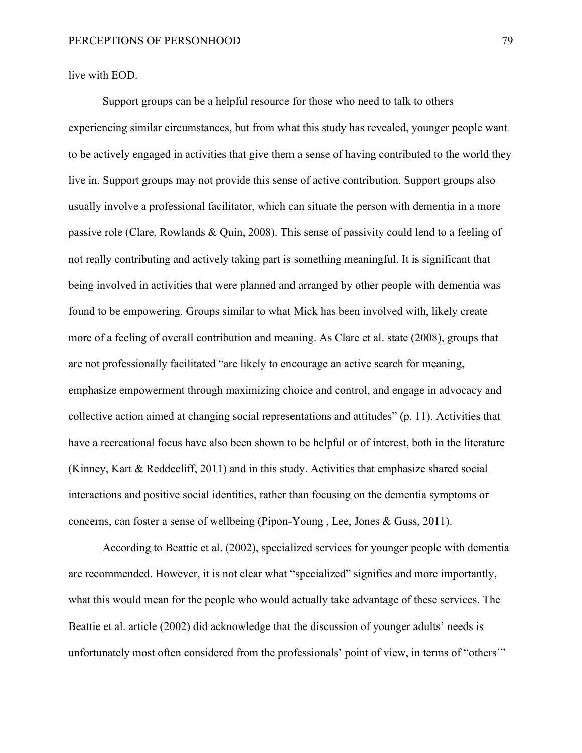live with EOD.

Support groups can be a helpful resource for those who need to talk to others experiencing similar circumstances, but from what this study has revealed, younger people want to be actively engaged in activities that give them a sense of having contributed to the world they live in. Support groups may not provide this sense of active contribution. Support groups also usually involve a professional facilitator, which can situate the person with dementia in a more passive role (Clare, Rowlands & Quin, 2008). This sense of passivity could lend to a feeling of not really contributing and actively taking part is something meaningful. It is significant that being involved in activities that were planned and arranged by other people with dementia was found to be empowering. Groups similar to what Mick has been involved with, likely create more of a feeling of overall contribution and meaning. As Clare et al. state (2008), groups that are not professionally facilitated "are likely to encourage an active search for meaning, emphasize empowerment through maximizing choice and control, and engage in advocacy and collective action aimed at changing social representations and attitudes" (p. 11). Activities that have a recreational focus have also been shown to be helpful or of interest, both in the literature (Kinney, Kart & Reddecliff, 2011) and in this study. Activities that emphasize shared social interactions and positive social identities, rather than focusing on the dementia symptoms or concerns, can foster a sense of wellbeing (Pipon-Young , Lee, Jones & Guss, 2011).

According to Beattie et al. (2002), specialized services for younger people with dementia are recommended. However, it is not clear what "specialized" signifies and more importantly, what this would mean for the people who would actually take advantage of these services. The Beattie et al. article (2002) did acknowledge that the discussion of younger adults' needs is unfortunately most often considered from the professionals' point of view, in terms of "others'"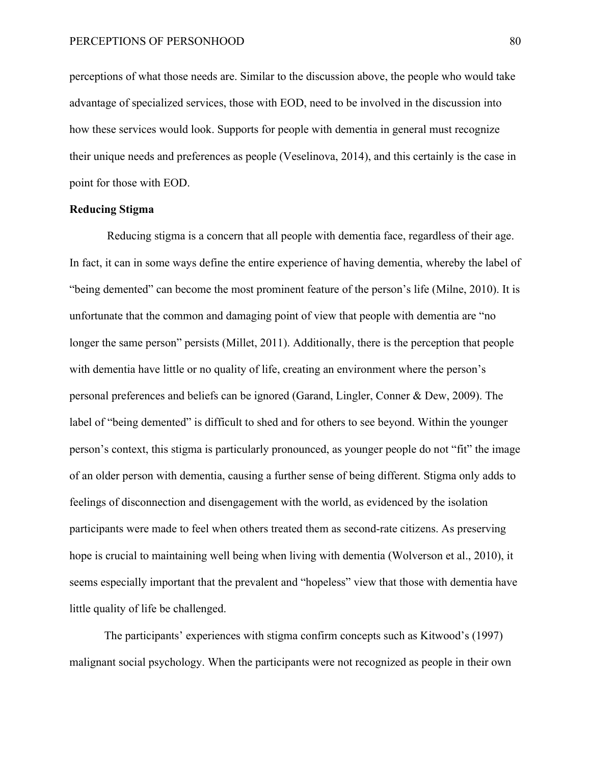perceptions of what those needs are. Similar to the discussion above, the people who would take advantage of specialized services, those with EOD, need to be involved in the discussion into how these services would look. Supports for people with dementia in general must recognize their unique needs and preferences as people (Veselinova, 2014), and this certainly is the case in point for those with EOD.

**Reducing Stigma**

Reducing stigma is a concern that all people with dementia face, regardless of their age. In fact, it can in some ways define the entire experience of having dementia, whereby the label of "being demented" can become the most prominent feature of the person's life (Milne, 2010). It is unfortunate that the common and damaging point of view that people with dementia are "no longer the same person" persists (Millet, 2011). Additionally, there is the perception that people with dementia have little or no quality of life, creating an environment where the person's personal preferences and beliefs can be ignored (Garand, Lingler, Conner & Dew, 2009). The label of "being demented" is difficult to shed and for others to see beyond. Within the younger person's context, this stigma is particularly pronounced, as younger people do not "fit" the image of an older person with dementia, causing a further sense of being different. Stigma only adds to feelings of disconnection and disengagement with the world, as evidenced by the isolation participants were made to feel when others treated them as second-rate citizens. As preserving hope is crucial to maintaining well being when living with dementia (Wolverson et al., 2010), it seems especially important that the prevalent and "hopeless" view that those with dementia have little quality of life be challenged.

The participants' experiences with stigma confirm concepts such as Kitwood's (1997) malignant social psychology. When the participants were not recognized as people in their own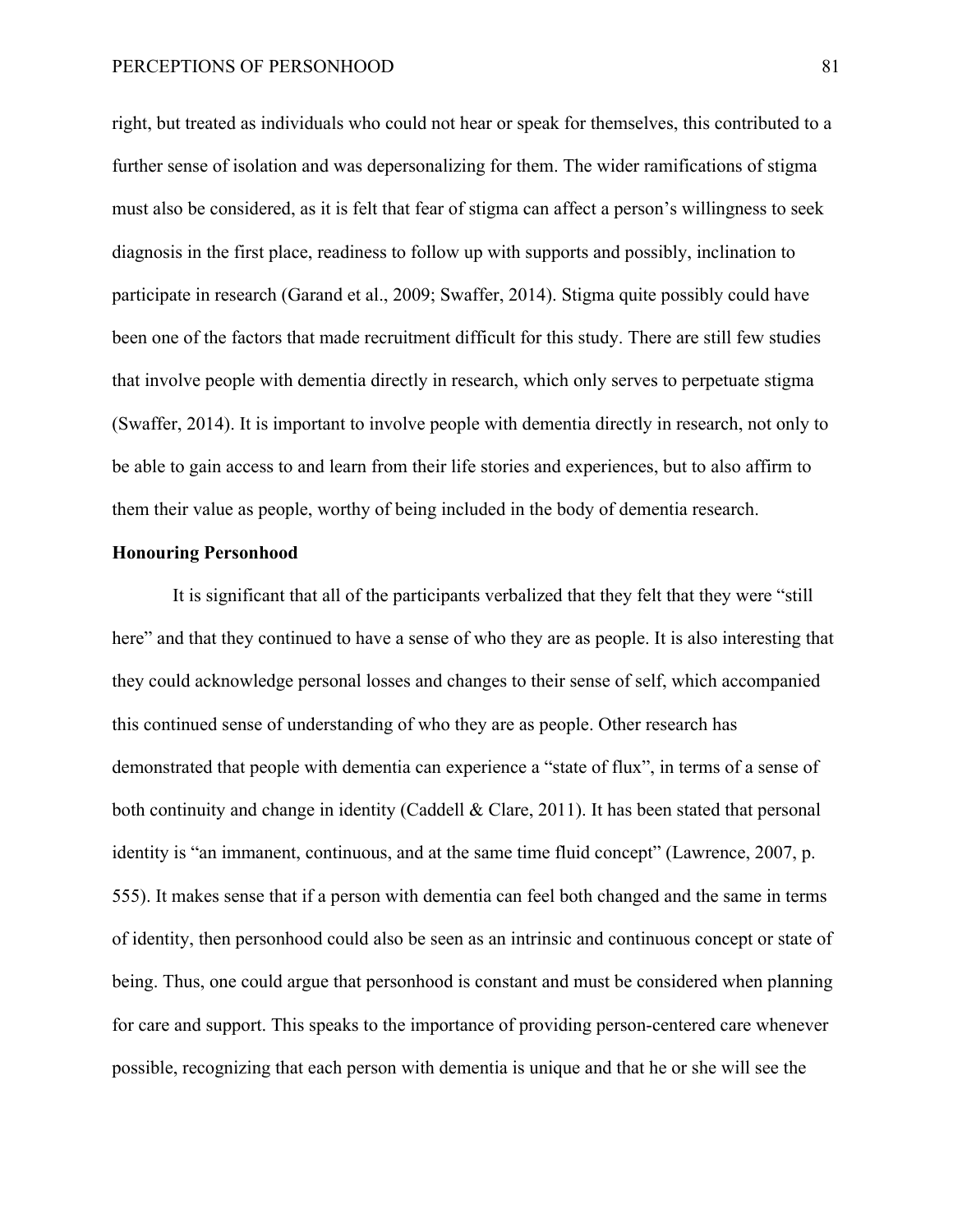right, but treated as individuals who could not hear or speak for themselves, this contributed to a further sense of isolation and was depersonalizing for them. The wider ramifications of stigma must also be considered, as it is felt that fear of stigma can affect a person's willingness to seek diagnosis in the first place, readiness to follow up with supports and possibly, inclination to participate in research (Garand et al., 2009; Swaffer, 2014). Stigma quite possibly could have been one of the factors that made recruitment difficult for this study. There are still few studies that involve people with dementia directly in research, which only serves to perpetuate stigma (Swaffer, 2014). It is important to involve people with dementia directly in research, not only to be able to gain access to and learn from their life stories and experiences, but to also affirm to them their value as people, worthy of being included in the body of dementia research.

**Honouring Personhood**

It is significant that all of the participants verbalized that they felt that they were "still here" and that they continued to have a sense of who they are as people. It is also interesting that they could acknowledge personal losses and changes to their sense of self, which accompanied this continued sense of understanding of who they are as people. Other research has demonstrated that people with dementia can experience a "state of flux", in terms of a sense of both continuity and change in identity (Caddell & Clare, 2011). It has been stated that personal identity is "an immanent, continuous, and at the same time fluid concept" (Lawrence, 2007, p. 555). It makes sense that if a person with dementia can feel both changed and the same in terms of identity, then personhood could also be seen as an intrinsic and continuous concept or state of being. Thus, one could argue that personhood is constant and must be considered when planning for care and support. This speaks to the importance of providing person-centered care whenever possible, recognizing that each person with dementia is unique and that he or she will see the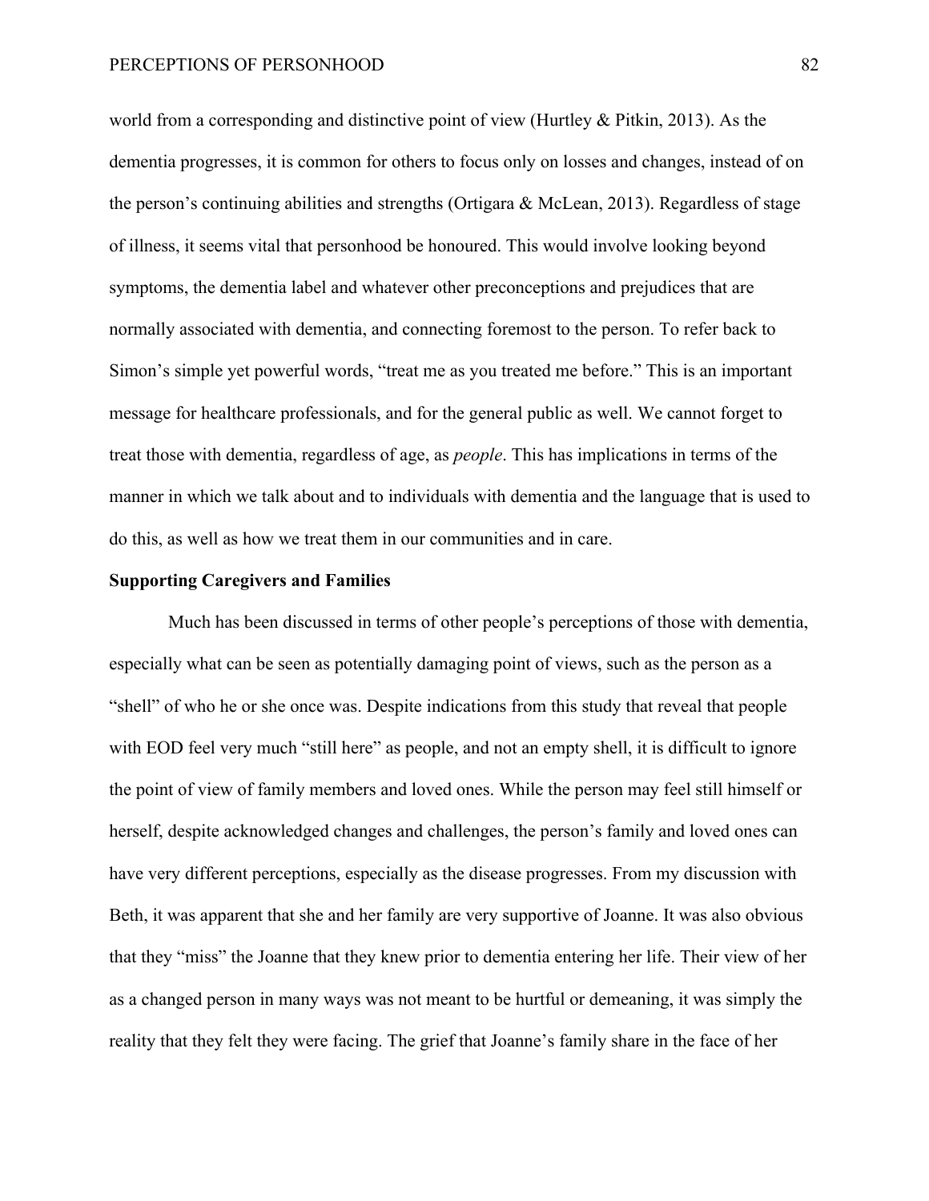world from a corresponding and distinctive point of view (Hurtley & Pitkin, 2013). As the dementia progresses, it is common for others to focus only on losses and changes, instead of on the person's continuing abilities and strengths (Ortigara & McLean, 2013). Regardless of stage of illness, it seems vital that personhood be honoured. This would involve looking beyond symptoms, the dementia label and whatever other preconceptions and prejudices that are normally associated with dementia, and connecting foremost to the person. To refer back to Simon's simple yet powerful words, "treat me as you treated me before." This is an important message for healthcare professionals, and for the general public as well. We cannot forget to treat those with dementia, regardless of age, as *people*. This has implications in terms of the manner in which we talk about and to individuals with dementia and the language that is used to do this, as well as how we treat them in our communities and in care.

**Supporting Caregivers and Families**

Much has been discussed in terms of other people's perceptions of those with dementia, especially what can be seen as potentially damaging point of views, such as the person as a "shell" of who he or she once was. Despite indications from this study that reveal that people with EOD feel very much "still here" as people, and not an empty shell, it is difficult to ignore the point of view of family members and loved ones. While the person may feel still himself or herself, despite acknowledged changes and challenges, the person's family and loved ones can have very different perceptions, especially as the disease progresses. From my discussion with Beth, it was apparent that she and her family are very supportive of Joanne. It was also obvious that they "miss" the Joanne that they knew prior to dementia entering her life. Their view of her as a changed person in many ways was not meant to be hurtful or demeaning, it was simply the reality that they felt they were facing. The grief that Joanne's family share in the face of her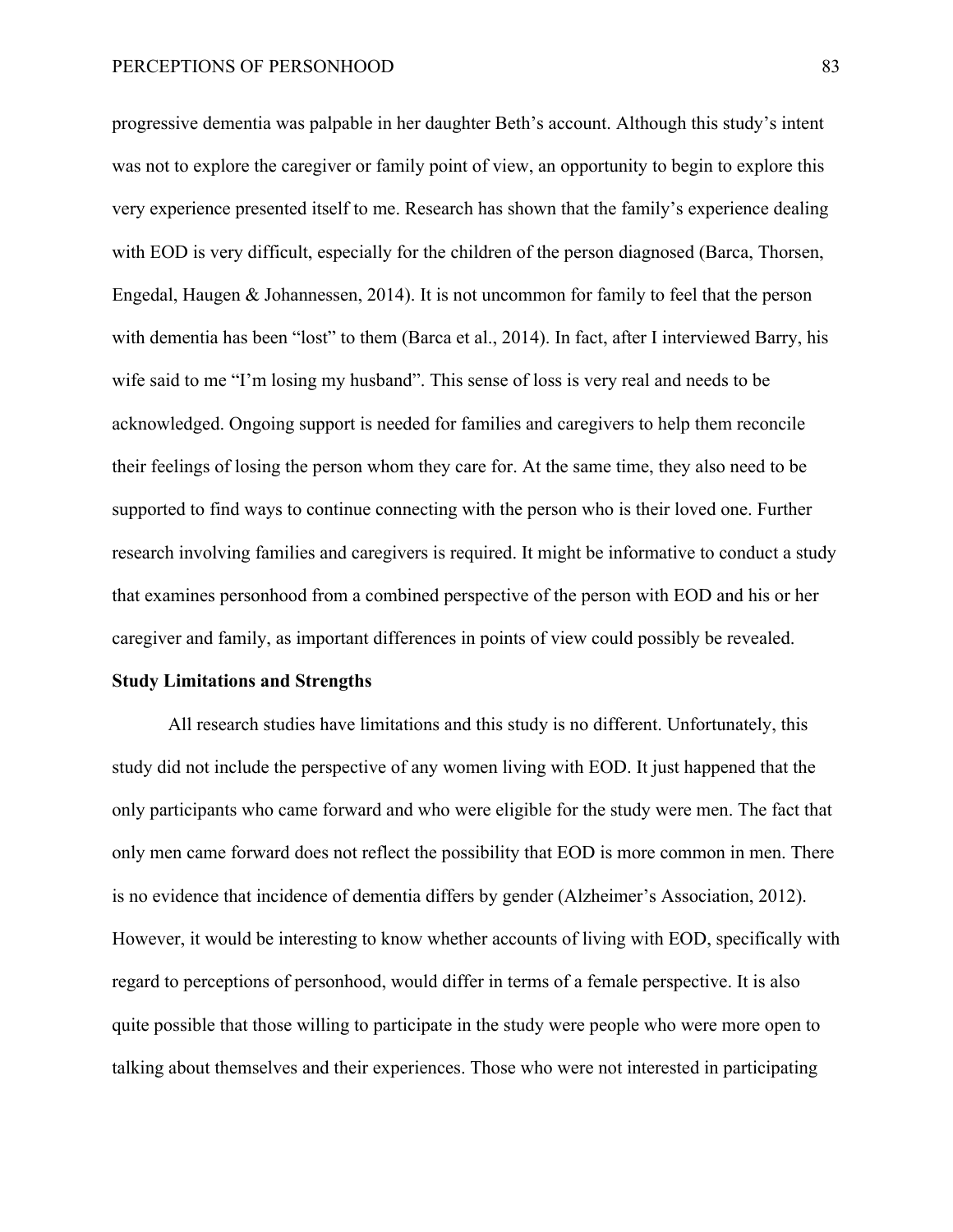progressive dementia was palpable in her daughter Beth's account. Although this study's intent was not to explore the caregiver or family point of view, an opportunity to begin to explore this very experience presented itself to me. Research has shown that the family's experience dealing with EOD is very difficult, especially for the children of the person diagnosed (Barca, Thorsen, Engedal, Haugen & Johannessen, 2014). It is not uncommon for family to feel that the person with dementia has been "lost" to them (Barca et al., 2014). In fact, after I interviewed Barry, his wife said to me "I'm losing my husband". This sense of loss is very real and needs to be acknowledged. Ongoing support is needed for families and caregivers to help them reconcile their feelings of losing the person whom they care for. At the same time, they also need to be supported to find ways to continue connecting with the person who is their loved one. Further research involving families and caregivers is required. It might be informative to conduct a study that examines personhood from a combined perspective of the person with EOD and his or her caregiver and family, as important differences in points of view could possibly be revealed.

**Study Limitations and Strengths**

All research studies have limitations and this study is no different. Unfortunately, this study did not include the perspective of any women living with EOD. It just happened that the only participants who came forward and who were eligible for the study were men. The fact that only men came forward does not reflect the possibility that EOD is more common in men. There is no evidence that incidence of dementia differs by gender (Alzheimer's Association, 2012). However, it would be interesting to know whether accounts of living with EOD, specifically with regard to perceptions of personhood, would differ in terms of a female perspective. It is also quite possible that those willing to participate in the study were people who were more open to talking about themselves and their experiences. Those who were not interested in participating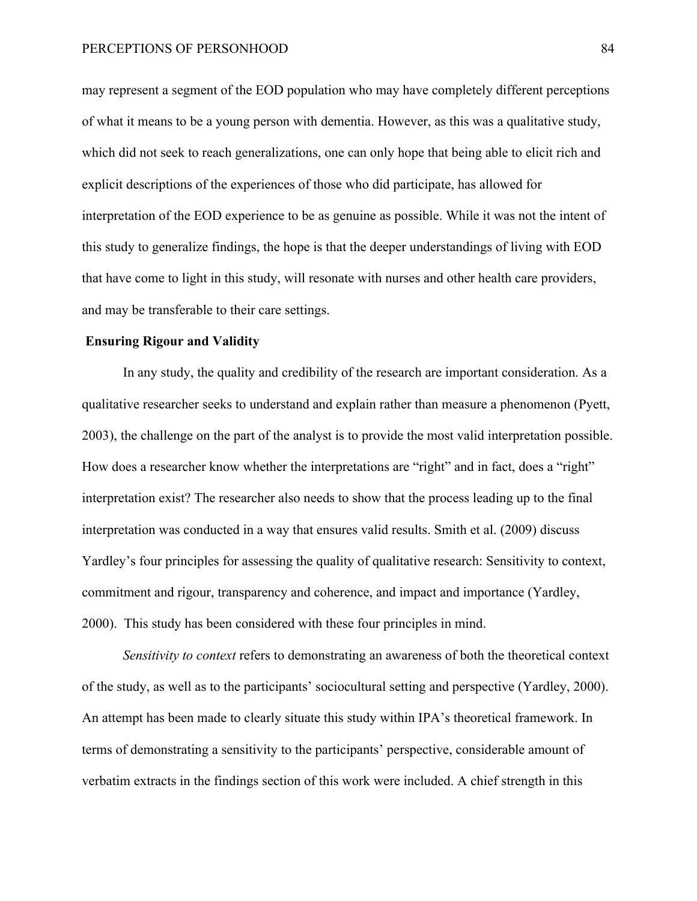may represent a segment of the EOD population who may have completely different perceptions of what it means to be a young person with dementia. However, as this was a qualitative study, which did not seek to reach generalizations, one can only hope that being able to elicit rich and explicit descriptions of the experiences of those who did participate, has allowed for interpretation of the EOD experience to be as genuine as possible. While it was not the intent of this study to generalize findings, the hope is that the deeper understandings of living with EOD that have come to light in this study, will resonate with nurses and other health care providers, and may be transferable to their care settings.

**Ensuring Rigour and Validity**

In any study, the quality and credibility of the research are important consideration. As a qualitative researcher seeks to understand and explain rather than measure a phenomenon (Pyett, 2003), the challenge on the part of the analyst is to provide the most valid interpretation possible. How does a researcher know whether the interpretations are "right" and in fact, does a "right" interpretation exist? The researcher also needs to show that the process leading up to the final interpretation was conducted in a way that ensures valid results. Smith et al. (2009) discuss Yardley's four principles for assessing the quality of qualitative research: Sensitivity to context, commitment and rigour, transparency and coherence, and impact and importance (Yardley, 2000). This study has been considered with these four principles in mind.

*Sensitivity to context* refers to demonstrating an awareness of both the theoretical context of the study, as well as to the participants' sociocultural setting and perspective (Yardley, 2000). An attempt has been made to clearly situate this study within IPA's theoretical framework. In terms of demonstrating a sensitivity to the participants' perspective, considerable amount of verbatim extracts in the findings section of this work were included. A chief strength in this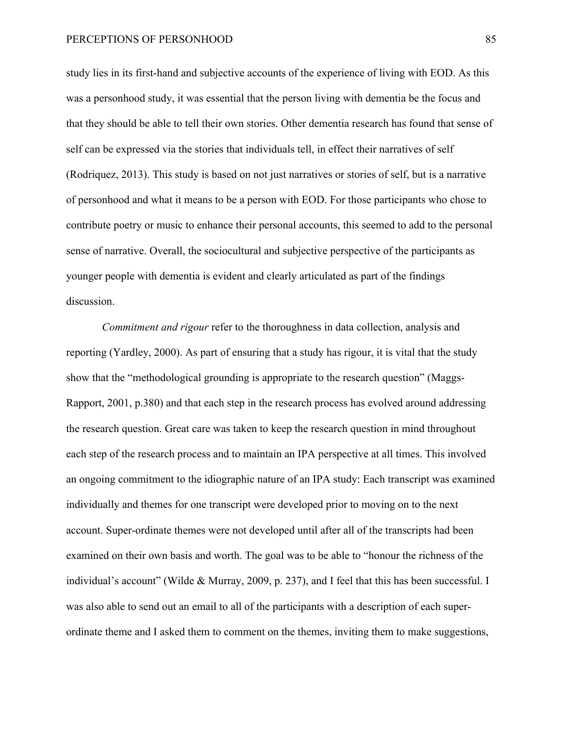study lies in its first-hand and subjective accounts of the experience of living with EOD. As this was a personhood study, it was essential that the person living with dementia be the focus and that they should be able to tell their own stories. Other dementia research has found that sense of self can be expressed via the stories that individuals tell, in effect their narratives of self (Rodriquez, 2013). This study is based on not just narratives or stories of self, but is a narrative of personhood and what it means to be a person with EOD. For those participants who chose to contribute poetry or music to enhance their personal accounts, this seemed to add to the personal sense of narrative. Overall, the sociocultural and subjective perspective of the participants as younger people with dementia is evident and clearly articulated as part of the findings discussion.

*Commitment and rigour* refer to the thoroughness in data collection, analysis and reporting (Yardley, 2000). As part of ensuring that a study has rigour, it is vital that the study show that the "methodological grounding is appropriate to the research question" (Maggs-Rapport, 2001, p.380) and that each step in the research process has evolved around addressing the research question. Great care was taken to keep the research question in mind throughout each step of the research process and to maintain an IPA perspective at all times. This involved an ongoing commitment to the idiographic nature of an IPA study: Each transcript was examined individually and themes for one transcript were developed prior to moving on to the next account. Super-ordinate themes were not developed until after all of the transcripts had been examined on their own basis and worth. The goal was to be able to "honour the richness of the individual's account" (Wilde & Murray, 2009, p. 237), and I feel that this has been successful. I was also able to send out an email to all of the participants with a description of each super-ordinate theme and I asked them to comment on the themes, inviting them to make suggestions,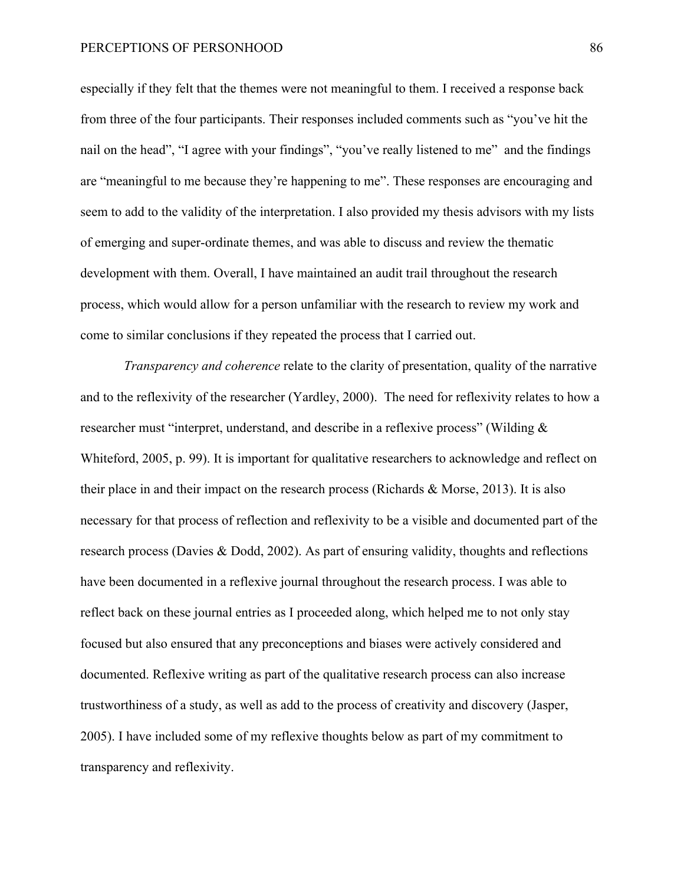especially if they felt that the themes were not meaningful to them. I received a response back from three of the four participants. Their responses included comments such as "you've hit the nail on the head", "I agree with your findings", "you've really listened to me" and the findings are "meaningful to me because they're happening to me". These responses are encouraging and seem to add to the validity of the interpretation. I also provided my thesis advisors with my lists of emerging and super-ordinate themes, and was able to discuss and review the thematic development with them. Overall, I have maintained an audit trail throughout the research process, which would allow for a person unfamiliar with the research to review my work and come to similar conclusions if they repeated the process that I carried out.

*Transparency and coherence* relate to the clarity of presentation, quality of the narrative and to the reflexivity of the researcher (Yardley, 2000). The need for reflexivity relates to how a researcher must "interpret, understand, and describe in a reflexive process" (Wilding & Whiteford, 2005, p. 99). It is important for qualitative researchers to acknowledge and reflect on their place in and their impact on the research process (Richards & Morse, 2013). It is also necessary for that process of reflection and reflexivity to be a visible and documented part of the research process (Davies & Dodd, 2002). As part of ensuring validity, thoughts and reflections have been documented in a reflexive journal throughout the research process. I was able to reflect back on these journal entries as I proceeded along, which helped me to not only stay focused but also ensured that any preconceptions and biases were actively considered and documented. Reflexive writing as part of the qualitative research process can also increase trustworthiness of a study, as well as add to the process of creativity and discovery (Jasper, 2005). I have included some of my reflexive thoughts below as part of my commitment to transparency and reflexivity.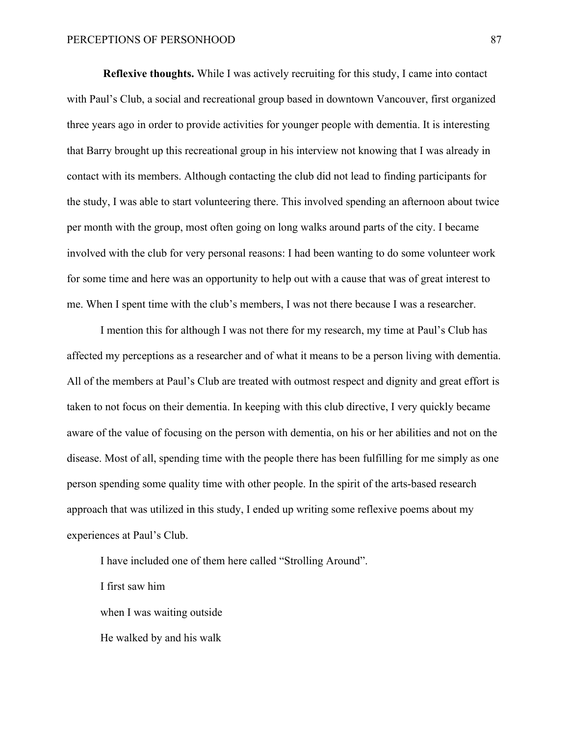**Reflexive thoughts.** While I was actively recruiting for this study, I came into contact with Paul's Club, a social and recreational group based in downtown Vancouver, first organized three years ago in order to provide activities for younger people with dementia. It is interesting that Barry brought up this recreational group in his interview not knowing that I was already in contact with its members. Although contacting the club did not lead to finding participants for the study, I was able to start volunteering there. This involved spending an afternoon about twice per month with the group, most often going on long walks around parts of the city. I became involved with the club for very personal reasons: I had been wanting to do some volunteer work for some time and here was an opportunity to help out with a cause that was of great interest to me. When I spent time with the club's members, I was not there because I was a researcher.

I mention this for although I was not there for my research, my time at Paul's Club has affected my perceptions as a researcher and of what it means to be a person living with dementia. All of the members at Paul's Club are treated with outmost respect and dignity and great effort is taken to not focus on their dementia. In keeping with this club directive, I very quickly became aware of the value of focusing on the person with dementia, on his or her abilities and not on the disease. Most of all, spending time with the people there has been fulfilling for me simply as one person spending some quality time with other people. In the spirit of the arts-based research approach that was utilized in this study, I ended up writing some reflexive poems about my experiences at Paul's Club.

I have included one of them here called "Strolling Around".

I first saw him

when I was waiting outside

He walked by and his walk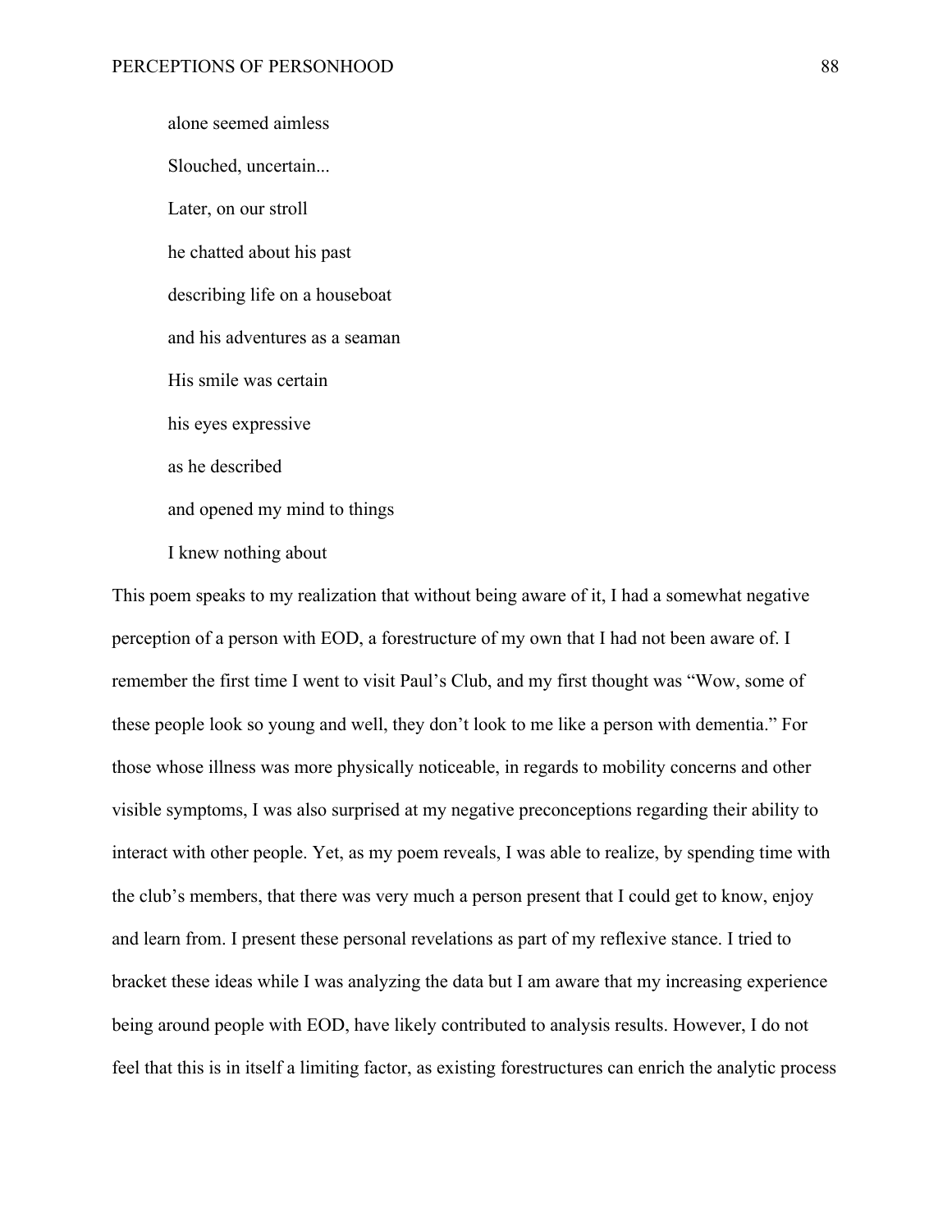alone seemed aimless

Slouched, uncertain...

Later, on our stroll

he chatted about his past

describing life on a houseboat

and his adventures as a seaman

His smile was certain

his eyes expressive

as he described

and opened my mind to things

I knew nothing about

This poem speaks to my realization that without being aware of it, I had a somewhat negative perception of a person with EOD, a forestructure of my own that I had not been aware of. I remember the first time I went to visit Paul's Club, and my first thought was "Wow, some of these people look so young and well, they don't look to me like a person with dementia." For those whose illness was more physically noticeable, in regards to mobility concerns and other visible symptoms, I was also surprised at my negative preconceptions regarding their ability to interact with other people. Yet, as my poem reveals, I was able to realize, by spending time with the club's members, that there was very much a person present that I could get to know, enjoy and learn from. I present these personal revelations as part of my reflexive stance. I tried to bracket these ideas while I was analyzing the data but I am aware that my increasing experience being around people with EOD, have likely contributed to analysis results. However, I do not feel that this is in itself a limiting factor, as existing forestructures can enrich the analytic process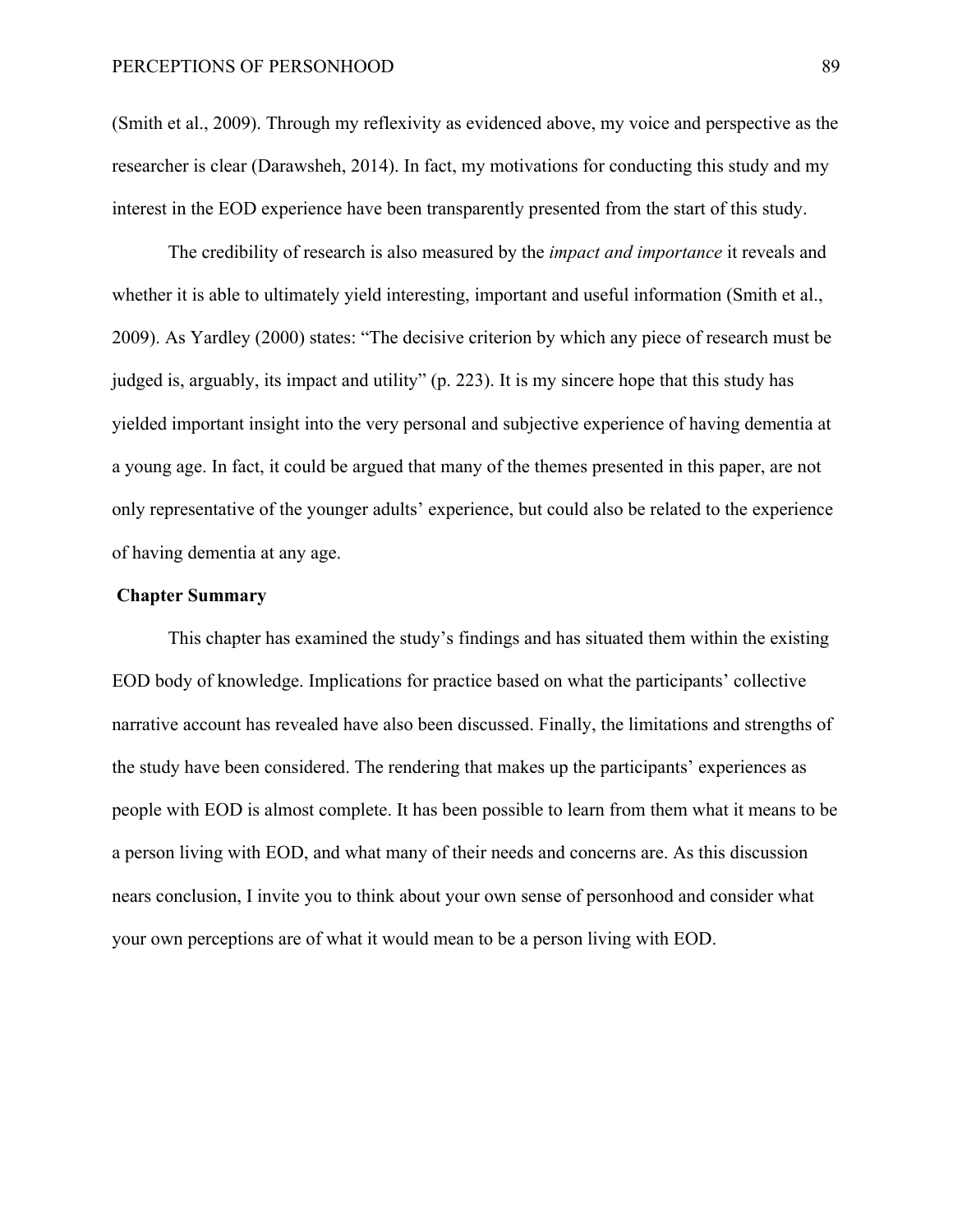(Smith et al., 2009). Through my reflexivity as evidenced above, my voice and perspective as the researcher is clear (Darawsheh, 2014). In fact, my motivations for conducting this study and my interest in the EOD experience have been transparently presented from the start of this study.

The credibility of research is also measured by the *impact and importance* it reveals and whether it is able to ultimately yield interesting, important and useful information (Smith et al., 2009). As Yardley (2000) states: "The decisive criterion by which any piece of research must be judged is, arguably, its impact and utility" (p. 223). It is my sincere hope that this study has yielded important insight into the very personal and subjective experience of having dementia at a young age. In fact, it could be argued that many of the themes presented in this paper, are not only representative of the younger adults' experience, but could also be related to the experience of having dementia at any age.

## Chapter Summary

This chapter has examined the study's findings and has situated them within the existing EOD body of knowledge. Implications for practice based on what the participants' collective narrative account has revealed have also been discussed. Finally, the limitations and strengths of the study have been considered. The rendering that makes up the participants' experiences as people with EOD is almost complete. It has been possible to learn from them what it means to be a person living with EOD, and what many of their needs and concerns are. As this discussion nears conclusion, I invite you to think about your own sense of personhood and consider what your own perceptions are of what it would mean to be a person living with EOD.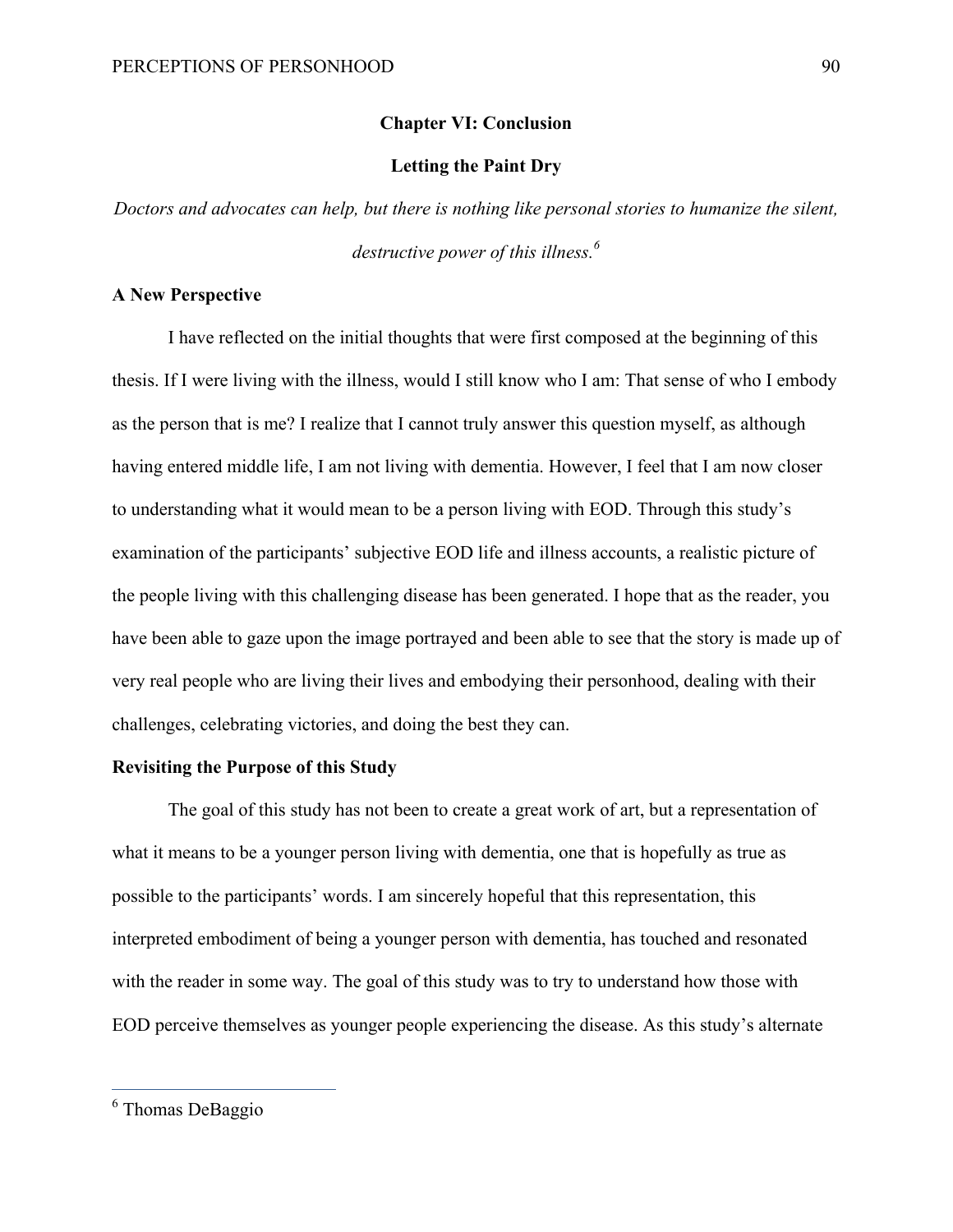# Chapter VI: Conclusion

## Letting the Paint Dry

*Doctors and advocates can help, but there is nothing like personal stories to humanize the silent, destructive power of this illness.*[6]

### A New Perspective

I have reflected on the initial thoughts that were first composed at the beginning of this thesis. If I were living with the illness, would I still know who I am: That sense of who I embody as the person that is me? I realize that I cannot truly answer this question myself, as although having entered middle life, I am not living with dementia. However, I feel that I am now closer to understanding what it would mean to be a person living with EOD. Through this study's examination of the participants' subjective EOD life and illness accounts, a realistic picture of the people living with this challenging disease has been generated. I hope that as the reader, you have been able to gaze upon the image portrayed and been able to see that the story is made up of very real people who are living their lives and embodying their personhood, dealing with their challenges, celebrating victories, and doing the best they can.

### Revisiting the Purpose of this Study

The goal of this study has not been to create a great work of art, but a representation of what it means to be a younger person living with dementia, one that is hopefully as true as possible to the participants' words. I am sincerely hopeful that this representation, this interpreted embodiment of being a younger person with dementia, has touched and resonated with the reader in some way. The goal of this study was to try to understand how those with EOD perceive themselves as younger people experiencing the disease. As this study's alternate

---

[6] Thomas DeBaggio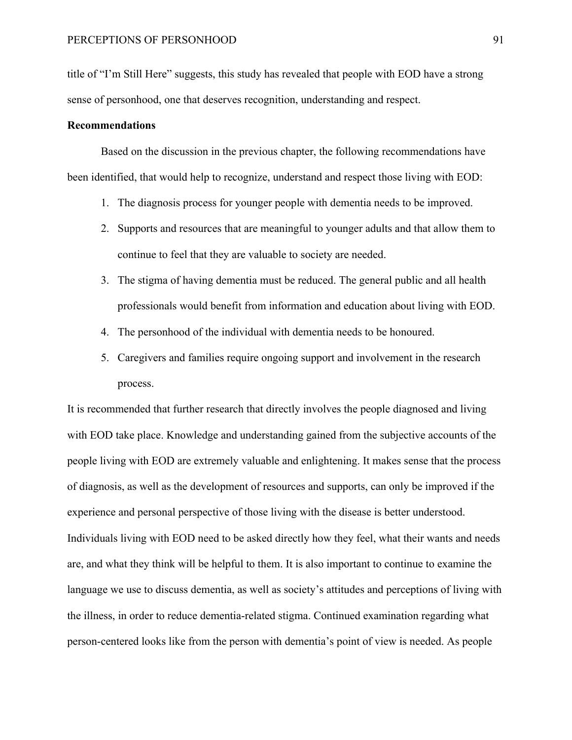title of “I’m Still Here” suggests, this study has revealed that people with EOD have a strong sense of personhood, one that deserves recognition, understanding and respect.

**Recommendations**

Based on the discussion in the previous chapter, the following recommendations have been identified, that would help to recognize, understand and respect those living with EOD:

1. The diagnosis process for younger people with dementia needs to be improved.
2. Supports and resources that are meaningful to younger adults and that allow them to continue to feel that they are valuable to society are needed.
3. The stigma of having dementia must be reduced. The general public and all health professionals would benefit from information and education about living with EOD.
4. The personhood of the individual with dementia needs to be honoured.
5. Caregivers and families require ongoing support and involvement in the research process.

It is recommended that further research that directly involves the people diagnosed and living with EOD take place. Knowledge and understanding gained from the subjective accounts of the people living with EOD are extremely valuable and enlightening. It makes sense that the process of diagnosis, as well as the development of resources and supports, can only be improved if the experience and personal perspective of those living with the disease is better understood. Individuals living with EOD need to be asked directly how they feel, what their wants and needs are, and what they think will be helpful to them. It is also important to continue to examine the language we use to discuss dementia, as well as society’s attitudes and perceptions of living with the illness, in order to reduce dementia-related stigma. Continued examination regarding what person-centered looks like from the person with dementia’s point of view is needed. As people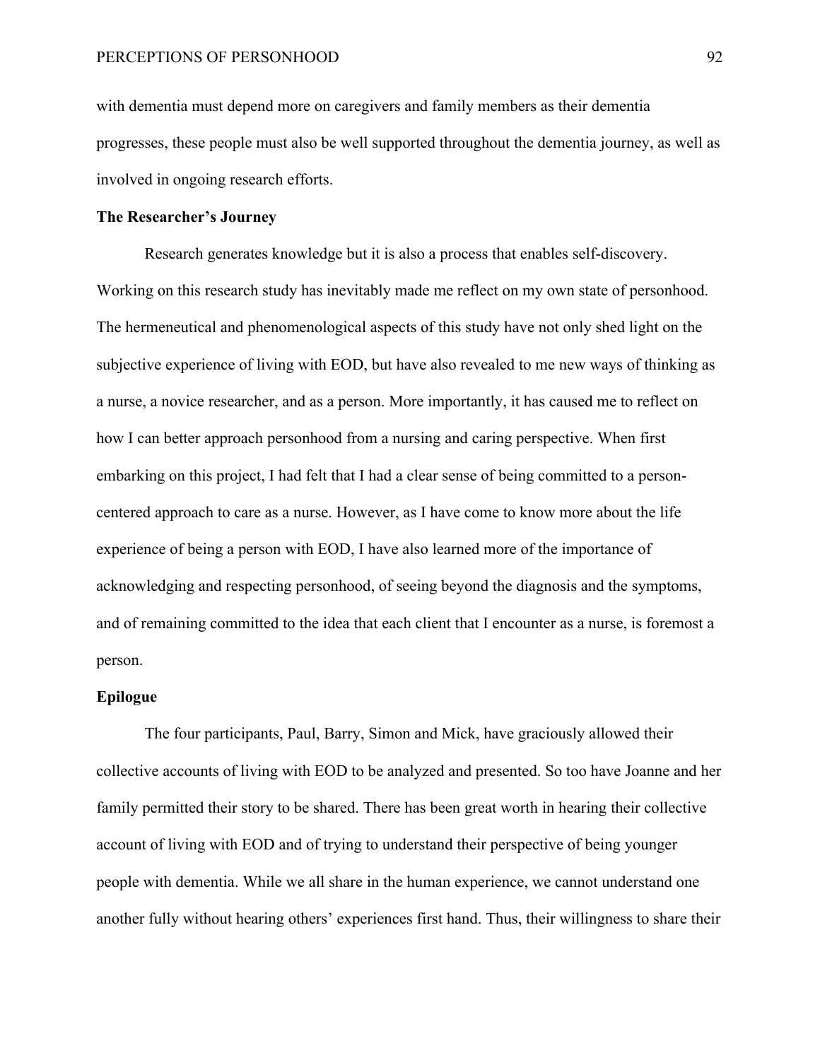with dementia must depend more on caregivers and family members as their dementia progresses, these people must also be well supported throughout the dementia journey, as well as involved in ongoing research efforts.

**The Researcher's Journey**

Research generates knowledge but it is also a process that enables self-discovery. Working on this research study has inevitably made me reflect on my own state of personhood. The hermeneutical and phenomenological aspects of this study have not only shed light on the subjective experience of living with EOD, but have also revealed to me new ways of thinking as a nurse, a novice researcher, and as a person. More importantly, it has caused me to reflect on how I can better approach personhood from a nursing and caring perspective. When first embarking on this project, I had felt that I had a clear sense of being committed to a person-centered approach to care as a nurse. However, as I have come to know more about the life experience of being a person with EOD, I have also learned more of the importance of acknowledging and respecting personhood, of seeing beyond the diagnosis and the symptoms, and of remaining committed to the idea that each client that I encounter as a nurse, is foremost a person.

**Epilogue**

The four participants, Paul, Barry, Simon and Mick, have graciously allowed their collective accounts of living with EOD to be analyzed and presented. So too have Joanne and her family permitted their story to be shared. There has been great worth in hearing their collective account of living with EOD and of trying to understand their perspective of being younger people with dementia. While we all share in the human experience, we cannot understand one another fully without hearing others' experiences first hand. Thus, their willingness to share their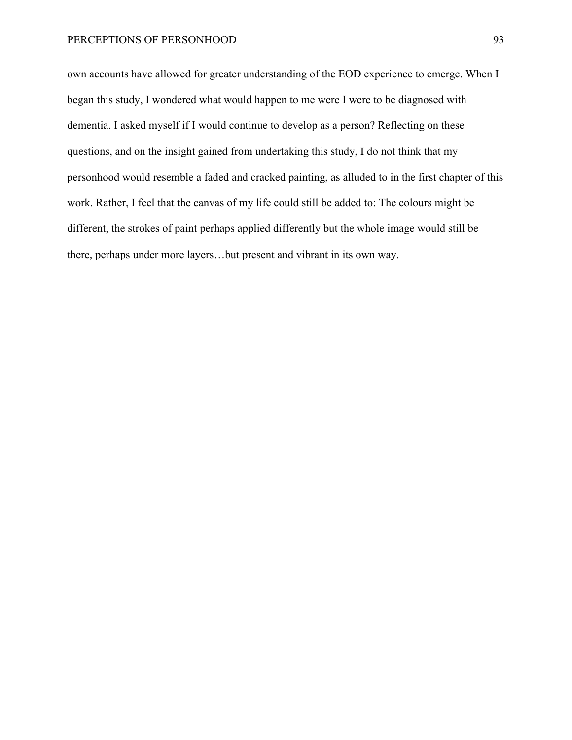own accounts have allowed for greater understanding of the EOD experience to emerge. When I began this study, I wondered what would happen to me were I were to be diagnosed with dementia. I asked myself if I would continue to develop as a person? Reflecting on these questions, and on the insight gained from undertaking this study, I do not think that my personhood would resemble a faded and cracked painting, as alluded to in the first chapter of this work. Rather, I feel that the canvas of my life could still be added to: The colours might be different, the strokes of paint perhaps applied differently but the whole image would still be there, perhaps under more layers…but present and vibrant in its own way.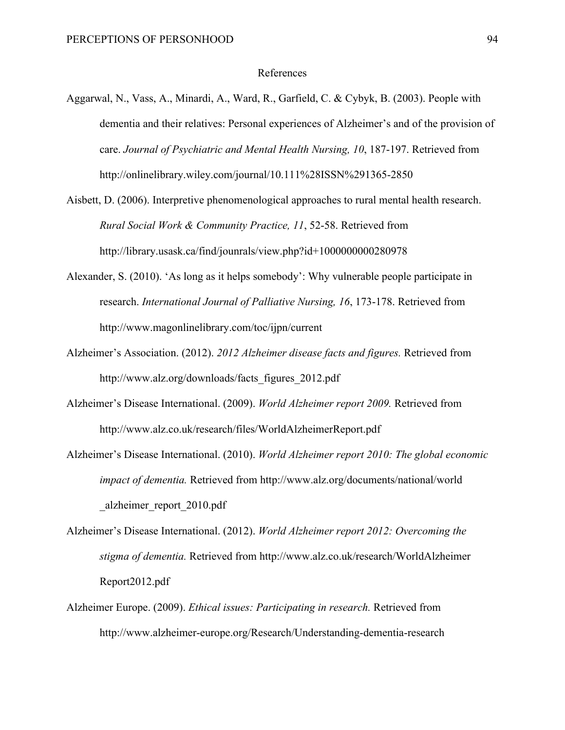# References

Aggarwal, N., Vass, A., Minardi, A., Ward, R., Garfield, C. & Cybyk, B. (2003). People with dementia and their relatives: Personal experiences of Alzheimer's and of the provision of care. *Journal of Psychiatric and Mental Health Nursing, 10*, 187-197. Retrieved from http://onlinelibrary.wiley.com/journal/10.111%28ISSN%291365-2850

Aisbett, D. (2006). Interpretive phenomenological approaches to rural mental health research. *Rural Social Work & Community Practice, 11*, 52-58. Retrieved from http://library.usask.ca/find/jounrals/view.php?id+1000000000280978

Alexander, S. (2010). 'As long as it helps somebody': Why vulnerable people participate in research. *International Journal of Palliative Nursing, 16*, 173-178. Retrieved from http://www.magonlinelibrary.com/toc/ijpn/current

Alzheimer's Association. (2012). *2012 Alzheimer disease facts and figures.* Retrieved from http://www.alz.org/downloads/facts_figures_2012.pdf

Alzheimer's Disease International. (2009). *World Alzheimer report 2009.* Retrieved from http://www.alz.co.uk/research/files/WorldAlzheimerReport.pdf

Alzheimer's Disease International. (2010). *World Alzheimer report 2010: The global economic impact of dementia.* Retrieved from http://www.alz.org/documents/national/world _alzheimer_report_2010.pdf

Alzheimer's Disease International. (2012). *World Alzheimer report 2012: Overcoming the stigma of dementia.* Retrieved from http://www.alz.co.uk/research/WorldAlzheimer Report2012.pdf

Alzheimer Europe. (2009). *Ethical issues: Participating in research.* Retrieved from http://www.alzheimer-europe.org/Research/Understanding-dementia-research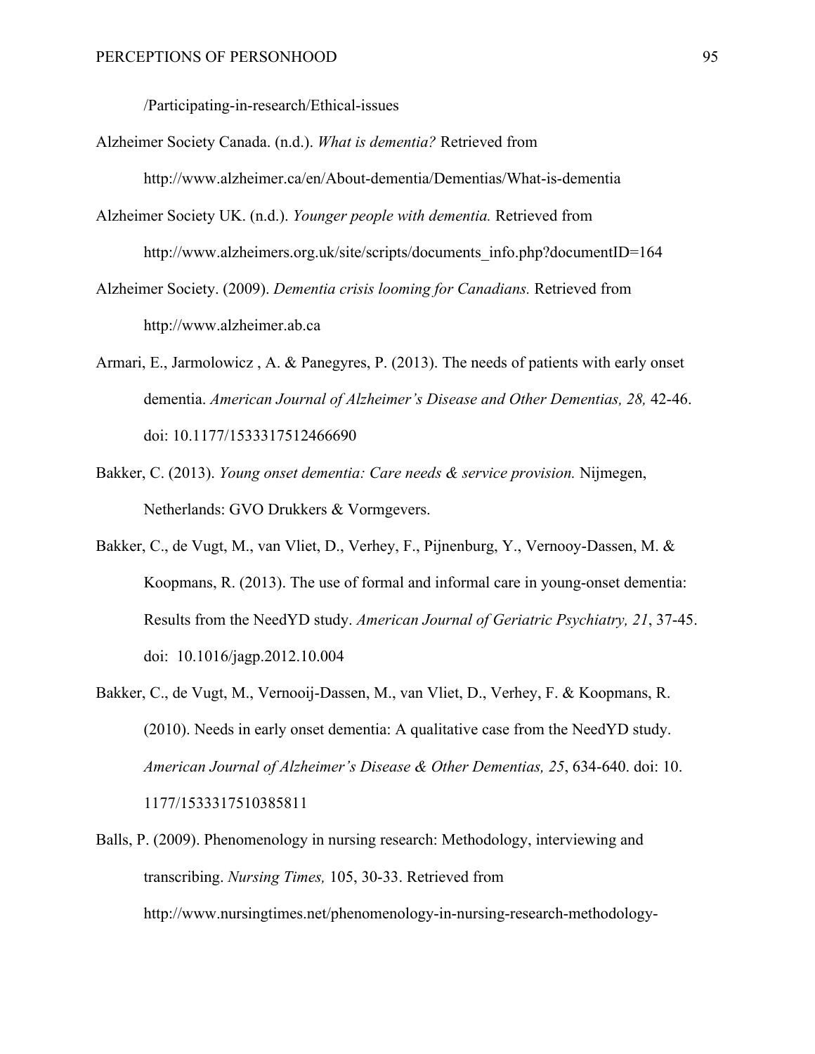/Participating-in-research/Ethical-issues

Alzheimer Society Canada. (n.d.). *What is dementia?* Retrieved from http://www.alzheimer.ca/en/About-dementia/Dementias/What-is-dementia

Alzheimer Society UK. (n.d.). *Younger people with dementia.* Retrieved from http://www.alzheimers.org.uk/site/scripts/documents_info.php?documentID=164

Alzheimer Society. (2009). *Dementia crisis looming for Canadians.* Retrieved from http://www.alzheimer.ab.ca

Armari, E., Jarmolowicz , A. & Panegyres, P. (2013). The needs of patients with early onset dementia. *American Journal of Alzheimer's Disease and Other Dementias, 28,* 42-46. doi: 10.1177/1533317512466690

Bakker, C. (2013). *Young onset dementia: Care needs & service provision.* Nijmegen, Netherlands: GVO Drukkers & Vormgevers.

Bakker, C., de Vugt, M., van Vliet, D., Verhey, F., Pijnenburg, Y., Vernooy-Dassen, M. & Koopmans, R. (2013). The use of formal and informal care in young-onset dementia: Results from the NeedYD study. *American Journal of Geriatric Psychiatry, 21*, 37-45. doi: 10.1016/jagp.2012.10.004

Bakker, C., de Vugt, M., Vernooij-Dassen, M., van Vliet, D., Verhey, F. & Koopmans, R. (2010). Needs in early onset dementia: A qualitative case from the NeedYD study. *American Journal of Alzheimer's Disease & Other Dementias, 25*, 634-640. doi: 10. 1177/1533317510385811

Balls, P. (2009). Phenomenology in nursing research: Methodology, interviewing and transcribing. *Nursing Times,* 105, 30-33. Retrieved from http://www.nursingtimes.net/phenomenology-in-nursing-research-methodology-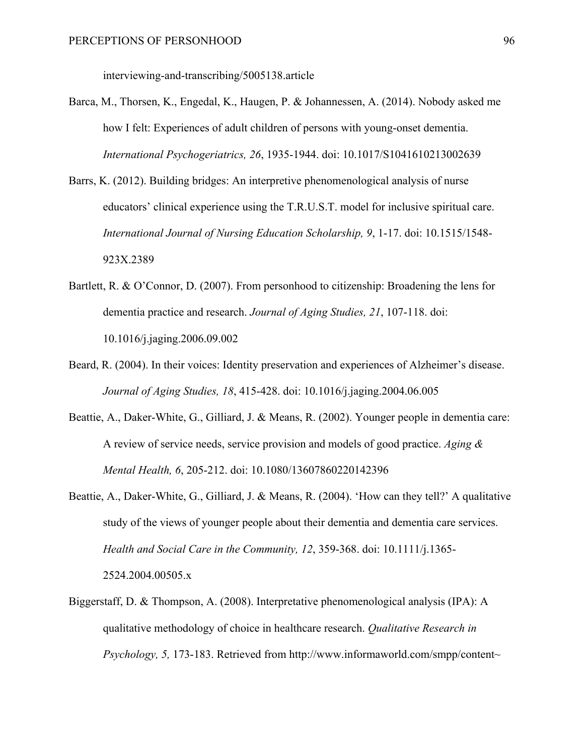interviewing-and-transcribing/5005138.article

Barca, M., Thorsen, K., Engedal, K., Haugen, P. & Johannessen, A. (2014). Nobody asked me how I felt: Experiences of adult children of persons with young-onset dementia. *International Psychogeriatrics, 26*, 1935-1944. doi: 10.1017/S1041610213002639

Barrs, K. (2012). Building bridges: An interpretive phenomenological analysis of nurse educators' clinical experience using the T.R.U.S.T. model for inclusive spiritual care. *International Journal of Nursing Education Scholarship, 9*, 1-17. doi: 10.1515/1548-923X.2389

Bartlett, R. & O'Connor, D. (2007). From personhood to citizenship: Broadening the lens for dementia practice and research. *Journal of Aging Studies, 21*, 107-118. doi: 10.1016/j.jaging.2006.09.002

Beard, R. (2004). In their voices: Identity preservation and experiences of Alzheimer's disease. *Journal of Aging Studies, 18*, 415-428. doi: 10.1016/j.jaging.2004.06.005

Beattie, A., Daker-White, G., Gilliard, J. & Means, R. (2002). Younger people in dementia care: A review of service needs, service provision and models of good practice. *Aging & Mental Health, 6*, 205-212. doi: 10.1080/13607860220142396

Beattie, A., Daker-White, G., Gilliard, J. & Means, R. (2004). 'How can they tell?' A qualitative study of the views of younger people about their dementia and dementia care services. *Health and Social Care in the Community, 12*, 359-368. doi: 10.1111/j.1365-2524.2004.00505.x

Biggerstaff, D. & Thompson, A. (2008). Interpretative phenomenological analysis (IPA): A qualitative methodology of choice in healthcare research. *Qualitative Research in Psychology, 5,* 173-183. Retrieved from http://www.informaworld.com/smpp/content~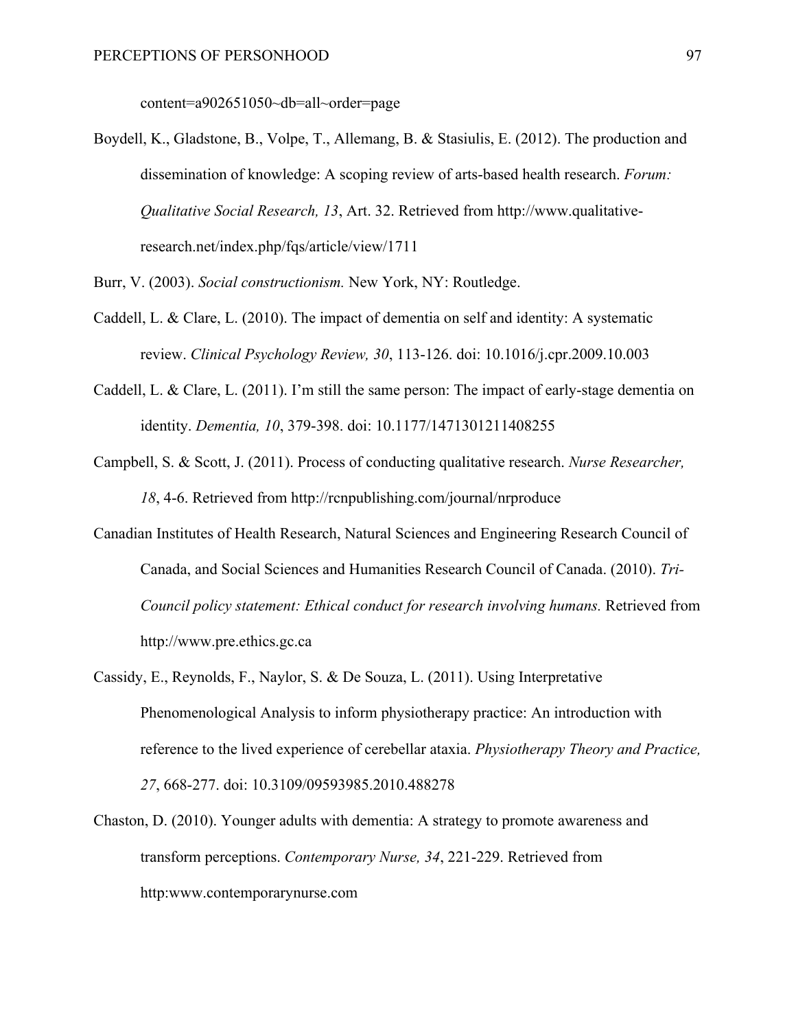content=a902651050~db=all~order=page

Boydell, K., Gladstone, B., Volpe, T., Allemang, B. & Stasiulis, E. (2012). The production and dissemination of knowledge: A scoping review of arts-based health research. *Forum: Qualitative Social Research, 13*, Art. 32. Retrieved from http://www.qualitative-research.net/index.php/fqs/article/view/1711

Burr, V. (2003). *Social constructionism.* New York, NY: Routledge.

Caddell, L. & Clare, L. (2010). The impact of dementia on self and identity: A systematic review. *Clinical Psychology Review, 30*, 113-126. doi: 10.1016/j.cpr.2009.10.003

Caddell, L. & Clare, L. (2011). I'm still the same person: The impact of early-stage dementia on identity. *Dementia, 10*, 379-398. doi: 10.1177/1471301211408255

Campbell, S. & Scott, J. (2011). Process of conducting qualitative research. *Nurse Researcher, 18*, 4-6. Retrieved from http://rcnpublishing.com/journal/nrproduce

Canadian Institutes of Health Research, Natural Sciences and Engineering Research Council of Canada, and Social Sciences and Humanities Research Council of Canada. (2010). *Tri-Council policy statement: Ethical conduct for research involving humans.* Retrieved from http://www.pre.ethics.gc.ca

Cassidy, E., Reynolds, F., Naylor, S. & De Souza, L. (2011). Using Interpretative Phenomenological Analysis to inform physiotherapy practice: An introduction with reference to the lived experience of cerebellar ataxia. *Physiotherapy Theory and Practice, 27*, 668-277. doi: 10.3109/09593985.2010.488278

Chaston, D. (2010). Younger adults with dementia: A strategy to promote awareness and transform perceptions. *Contemporary Nurse, 34*, 221-229. Retrieved from http:www.contemporarynurse.com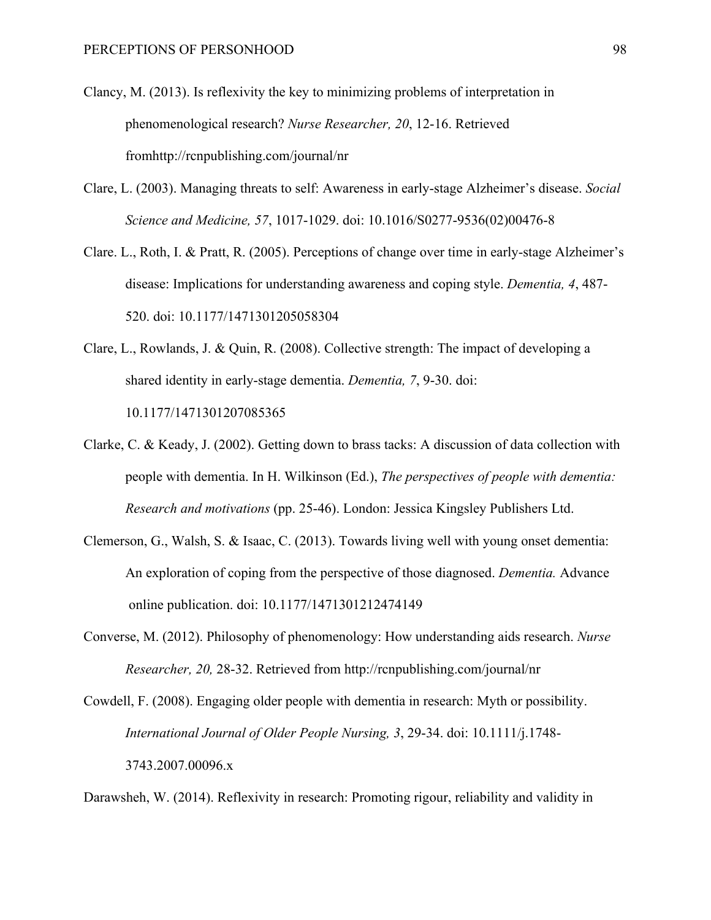Clancy, M. (2013). Is reflexivity the key to minimizing problems of interpretation in phenomenological research? *Nurse Researcher, 20*, 12-16. Retrieved fromhttp://rcnpublishing.com/journal/nr

Clare, L. (2003). Managing threats to self: Awareness in early-stage Alzheimer's disease. *Social Science and Medicine, 57*, 1017-1029. doi: 10.1016/S0277-9536(02)00476-8

Clare. L., Roth, I. & Pratt, R. (2005). Perceptions of change over time in early-stage Alzheimer's disease: Implications for understanding awareness and coping style. *Dementia, 4*, 487-520. doi: 10.1177/1471301205058304

Clare, L., Rowlands, J. & Quin, R. (2008). Collective strength: The impact of developing a shared identity in early-stage dementia. *Dementia, 7*, 9-30. doi: 10.1177/1471301207085365

Clarke, C. & Keady, J. (2002). Getting down to brass tacks: A discussion of data collection with people with dementia. In H. Wilkinson (Ed.), *The perspectives of people with dementia: Research and motivations* (pp. 25-46). London: Jessica Kingsley Publishers Ltd.

Clemerson, G., Walsh, S. & Isaac, C. (2013). Towards living well with young onset dementia: An exploration of coping from the perspective of those diagnosed. *Dementia.* Advance online publication. doi: 10.1177/1471301212474149

Converse, M. (2012). Philosophy of phenomenology: How understanding aids research. *Nurse Researcher, 20,* 28-32. Retrieved from http://rcnpublishing.com/journal/nr

Cowdell, F. (2008). Engaging older people with dementia in research: Myth or possibility. *International Journal of Older People Nursing, 3*, 29-34. doi: 10.1111/j.1748-3743.2007.00096.x

Darawsheh, W. (2014). Reflexivity in research: Promoting rigour, reliability and validity in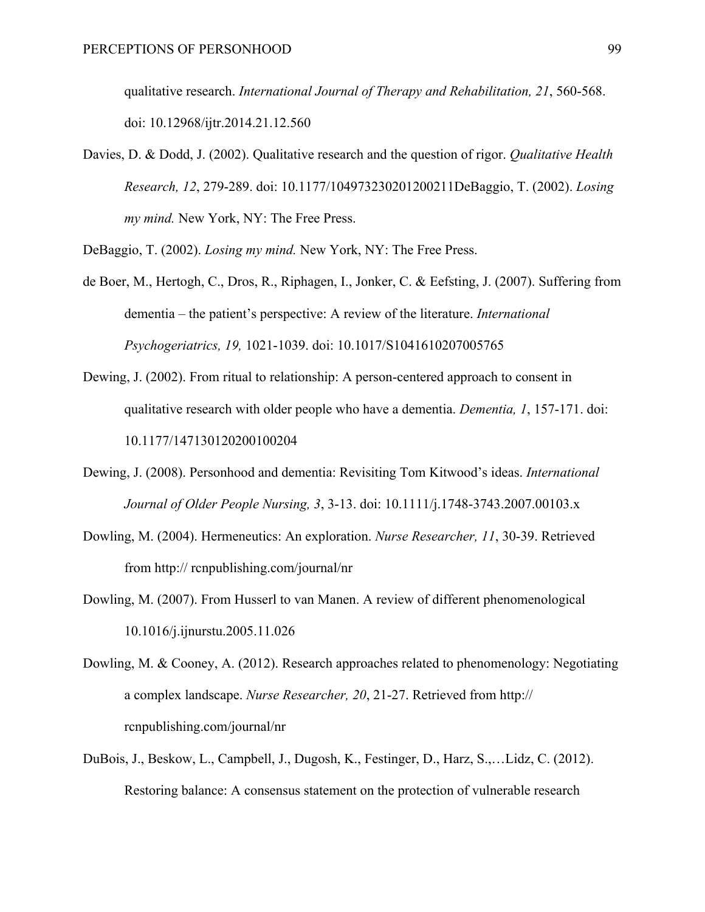qualitative research. *International Journal of Therapy and Rehabilitation, 21*, 560-568. doi: 10.12968/ijtr.2014.21.12.560

Davies, D. & Dodd, J. (2002). Qualitative research and the question of rigor. *Qualitative Health Research, 12*, 279-289. doi: 10.1177/104973230201200211DeBaggio, T. (2002). *Losing my mind.* New York, NY: The Free Press.

DeBaggio, T. (2002). *Losing my mind.* New York, NY: The Free Press.

de Boer, M., Hertogh, C., Dros, R., Riphagen, I., Jonker, C. & Eefsting, J. (2007). Suffering from dementia – the patient's perspective: A review of the literature. *International Psychogeriatrics, 19,* 1021-1039. doi: 10.1017/S1041610207005765

Dewing, J. (2002). From ritual to relationship: A person-centered approach to consent in qualitative research with older people who have a dementia. *Dementia, 1*, 157-171. doi: 10.1177/147130120200100204

Dewing, J. (2008). Personhood and dementia: Revisiting Tom Kitwood's ideas. *International Journal of Older People Nursing, 3*, 3-13. doi: 10.1111/j.1748-3743.2007.00103.x

Dowling, M. (2004). Hermeneutics: An exploration. *Nurse Researcher, 11*, 30-39. Retrieved from http:// rcnpublishing.com/journal/nr

Dowling, M. (2007). From Husserl to van Manen. A review of different phenomenological 10.1016/j.ijnurstu.2005.11.026

Dowling, M. & Cooney, A. (2012). Research approaches related to phenomenology: Negotiating a complex landscape. *Nurse Researcher, 20*, 21-27. Retrieved from http:// rcnpublishing.com/journal/nr

DuBois, J., Beskow, L., Campbell, J., Dugosh, K., Festinger, D., Harz, S.,…Lidz, C. (2012). Restoring balance: A consensus statement on the protection of vulnerable research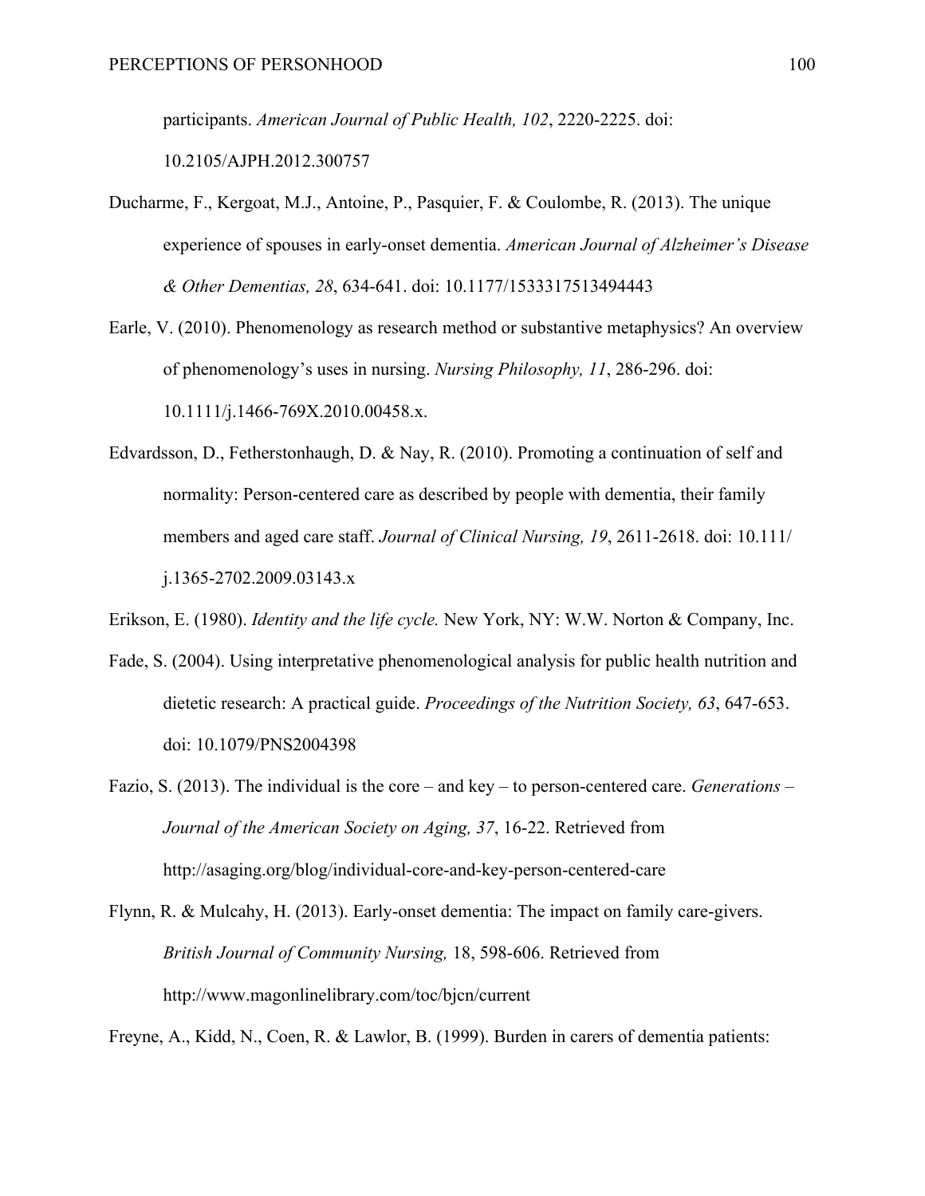participants. *American Journal of Public Health, 102*, 2220-2225. doi: 10.2105/AJPH.2012.300757

Ducharme, F., Kergoat, M.J., Antoine, P., Pasquier, F. & Coulombe, R. (2013). The unique experience of spouses in early-onset dementia. *American Journal of Alzheimer's Disease & Other Dementias, 28*, 634-641. doi: 10.1177/1533317513494443

Earle, V. (2010). Phenomenology as research method or substantive metaphysics? An overview of phenomenology's uses in nursing. *Nursing Philosophy, 11*, 286-296. doi: 10.1111/j.1466-769X.2010.00458.x.

Edvardsson, D., Fetherstonhaugh, D. & Nay, R. (2010). Promoting a continuation of self and normality: Person-centered care as described by people with dementia, their family members and aged care staff. *Journal of Clinical Nursing, 19*, 2611-2618. doi: 10.111/ j.1365-2702.2009.03143.x

Erikson, E. (1980). *Identity and the life cycle.* New York, NY: W.W. Norton & Company, Inc.

Fade, S. (2004). Using interpretative phenomenological analysis for public health nutrition and dietetic research: A practical guide. *Proceedings of the Nutrition Society, 63*, 647-653. doi: 10.1079/PNS2004398

Fazio, S. (2013). The individual is the core – and key – to person-centered care. *Generations – Journal of the American Society on Aging, 37*, 16-22. Retrieved from http://asaging.org/blog/individual-core-and-key-person-centered-care

Flynn, R. & Mulcahy, H. (2013). Early-onset dementia: The impact on family care-givers. *British Journal of Community Nursing,* 18, 598-606. Retrieved from http://www.magonlinelibrary.com/toc/bjcn/current

Freyne, A., Kidd, N., Coen, R. & Lawlor, B. (1999). Burden in carers of dementia patients: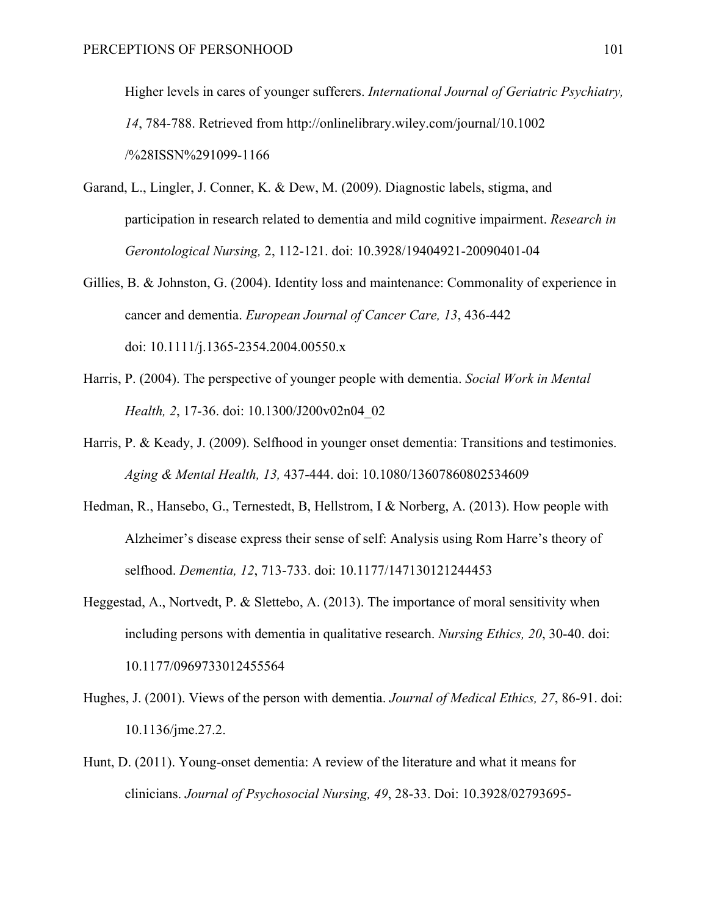Higher levels in cares of younger sufferers. *International Journal of Geriatric Psychiatry, 14*, 784-788. Retrieved from http://onlinelibrary.wiley.com/journal/10.1002/%28ISSN%291099-1166

Garand, L., Lingler, J. Conner, K. & Dew, M. (2009). Diagnostic labels, stigma, and participation in research related to dementia and mild cognitive impairment. *Research in Gerontological Nursing,* 2, 112-121. doi: 10.3928/19404921-20090401-04

Gillies, B. & Johnston, G. (2004). Identity loss and maintenance: Commonality of experience in cancer and dementia. *European Journal of Cancer Care, 13*, 436-442 doi: 10.1111/j.1365-2354.2004.00550.x

Harris, P. (2004). The perspective of younger people with dementia. *Social Work in Mental Health, 2*, 17-36. doi: 10.1300/J200v02n04_02

Harris, P. & Keady, J. (2009). Selfhood in younger onset dementia: Transitions and testimonies. *Aging & Mental Health, 13,* 437-444. doi: 10.1080/13607860802534609

Hedman, R., Hansebo, G., Ternestedt, B, Hellstrom, I & Norberg, A. (2013). How people with Alzheimer's disease express their sense of self: Analysis using Rom Harre's theory of selfhood. *Dementia, 12*, 713-733. doi: 10.1177/147130121244453

Heggestad, A., Nortvedt, P. & Slettebo, A. (2013). The importance of moral sensitivity when including persons with dementia in qualitative research. *Nursing Ethics, 20*, 30-40. doi: 10.1177/0969733012455564

Hughes, J. (2001). Views of the person with dementia. *Journal of Medical Ethics, 27*, 86-91. doi: 10.1136/jme.27.2.

Hunt, D. (2011). Young-onset dementia: A review of the literature and what it means for clinicians. *Journal of Psychosocial Nursing, 49*, 28-33. Doi: 10.3928/02793695-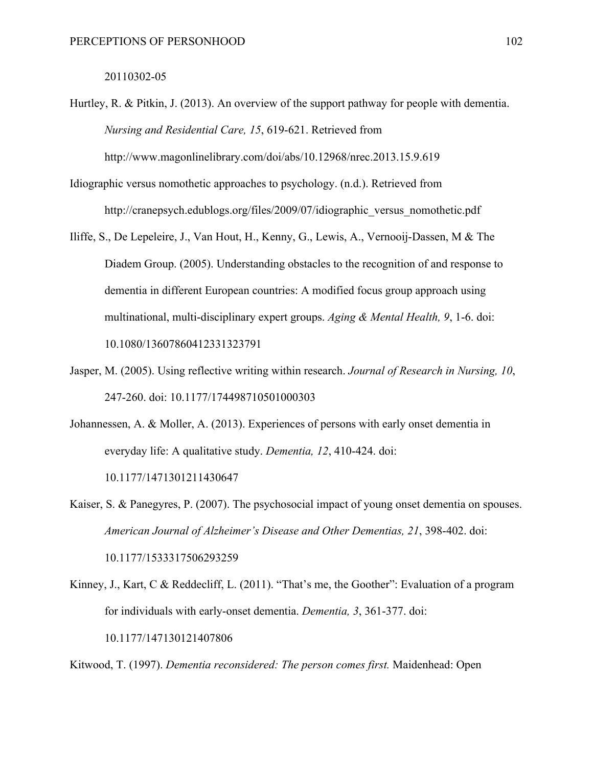20110302-05

Hurtley, R. & Pitkin, J. (2013). An overview of the support pathway for people with dementia. *Nursing and Residential Care, 15*, 619-621. Retrieved from http://www.magonlinelibrary.com/doi/abs/10.12968/nrec.2013.15.9.619

Idiographic versus nomothetic approaches to psychology. (n.d.). Retrieved from http://cranepsych.edublogs.org/files/2009/07/idiographic_versus_nomothetic.pdf

Iliffe, S., De Lepeleire, J., Van Hout, H., Kenny, G., Lewis, A., Vernooij-Dassen, M & The Diadem Group. (2005). Understanding obstacles to the recognition of and response to dementia in different European countries: A modified focus group approach using multinational, multi-disciplinary expert groups. *Aging & Mental Health, 9*, 1-6. doi: 10.1080/13607860412331323791

Jasper, M. (2005). Using reflective writing within research. *Journal of Research in Nursing, 10*, 247-260. doi: 10.1177/174498710501000303

Johannessen, A. & Moller, A. (2013). Experiences of persons with early onset dementia in everyday life: A qualitative study. *Dementia, 12*, 410-424. doi: 10.1177/1471301211430647

Kaiser, S. & Panegyres, P. (2007). The psychosocial impact of young onset dementia on spouses. *American Journal of Alzheimer's Disease and Other Dementias, 21*, 398-402. doi: 10.1177/1533317506293259

Kinney, J., Kart, C & Reddecliff, L. (2011). "That's me, the Goother": Evaluation of a program for individuals with early-onset dementia. *Dementia, 3*, 361-377. doi: 10.1177/147130121407806

Kitwood, T. (1997). *Dementia reconsidered: The person comes first.* Maidenhead: Open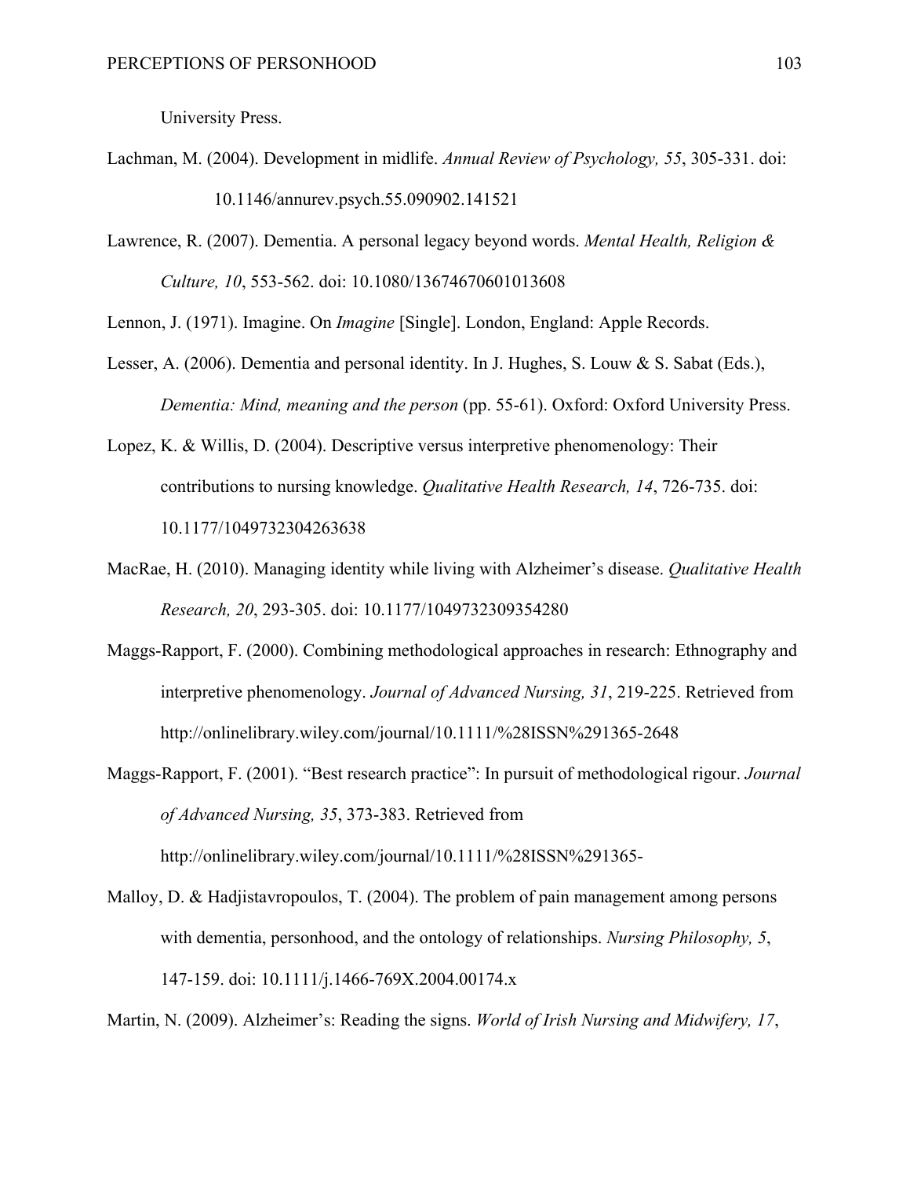University Press.

Lachman, M. (2004). Development in midlife. *Annual Review of Psychology, 55*, 305-331. doi: 10.1146/annurev.psych.55.090902.141521

Lawrence, R. (2007). Dementia. A personal legacy beyond words. *Mental Health, Religion & Culture, 10*, 553-562. doi: 10.1080/13674670601013608

Lennon, J. (1971). Imagine. On *Imagine* [Single]. London, England: Apple Records.

Lesser, A. (2006). Dementia and personal identity. In J. Hughes, S. Louw & S. Sabat (Eds.), *Dementia: Mind, meaning and the person* (pp. 55-61). Oxford: Oxford University Press.

Lopez, K. & Willis, D. (2004). Descriptive versus interpretive phenomenology: Their contributions to nursing knowledge. *Qualitative Health Research, 14*, 726-735. doi: 10.1177/1049732304263638

MacRae, H. (2010). Managing identity while living with Alzheimer's disease. *Qualitative Health Research, 20*, 293-305. doi: 10.1177/1049732309354280

Maggs-Rapport, F. (2000). Combining methodological approaches in research: Ethnography and interpretive phenomenology. *Journal of Advanced Nursing, 31*, 219-225. Retrieved from http://onlinelibrary.wiley.com/journal/10.1111/%28ISSN%291365-2648

Maggs-Rapport, F. (2001). "Best research practice": In pursuit of methodological rigour. *Journal of Advanced Nursing, 35*, 373-383. Retrieved from http://onlinelibrary.wiley.com/journal/10.1111/%28ISSN%291365-

Malloy, D. & Hadjistavropoulos, T. (2004). The problem of pain management among persons with dementia, personhood, and the ontology of relationships. *Nursing Philosophy, 5*, 147-159. doi: 10.1111/j.1466-769X.2004.00174.x

Martin, N. (2009). Alzheimer's: Reading the signs. *World of Irish Nursing and Midwifery, 17*,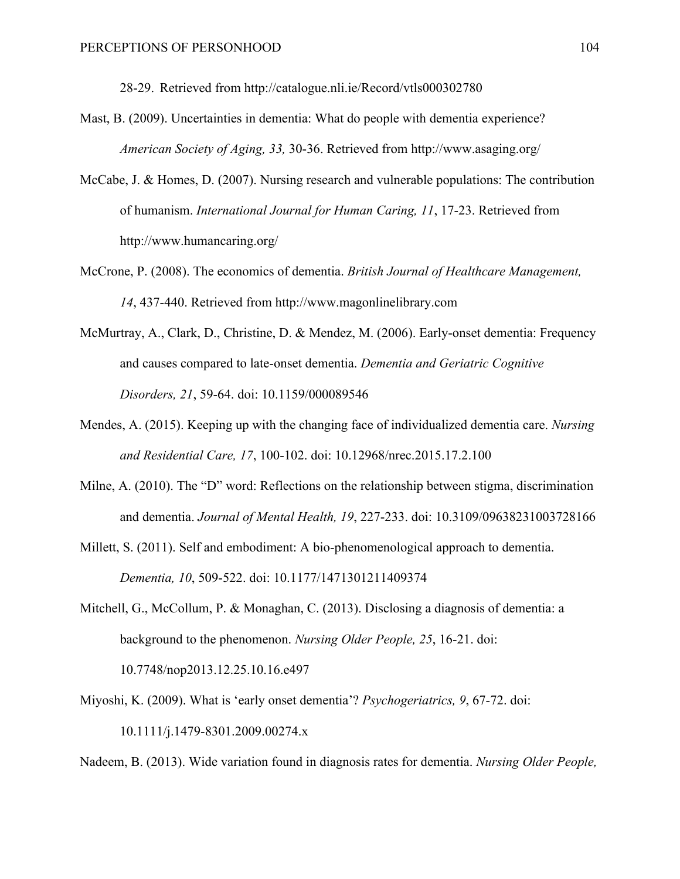28-29. Retrieved from http://catalogue.nli.ie/Record/vtls000302780

Mast, B. (2009). Uncertainties in dementia: What do people with dementia experience? *American Society of Aging, 33,* 30-36. Retrieved from http://www.asaging.org/

McCabe, J. & Homes, D. (2007). Nursing research and vulnerable populations: The contribution of humanism. *International Journal for Human Caring, 11*, 17-23. Retrieved from http://www.humancaring.org/

McCrone, P. (2008). The economics of dementia. *British Journal of Healthcare Management, 14*, 437-440. Retrieved from http://www.magonlinelibrary.com

McMurtray, A., Clark, D., Christine, D. & Mendez, M. (2006). Early-onset dementia: Frequency and causes compared to late-onset dementia. *Dementia and Geriatric Cognitive Disorders, 21*, 59-64. doi: 10.1159/000089546

Mendes, A. (2015). Keeping up with the changing face of individualized dementia care. *Nursing and Residential Care, 17*, 100-102. doi: 10.12968/nrec.2015.17.2.100

Milne, A. (2010). The "D" word: Reflections on the relationship between stigma, discrimination and dementia. *Journal of Mental Health, 19*, 227-233. doi: 10.3109/09638231003728166

Millett, S. (2011). Self and embodiment: A bio-phenomenological approach to dementia. *Dementia, 10*, 509-522. doi: 10.1177/1471301211409374

Mitchell, G., McCollum, P. & Monaghan, C. (2013). Disclosing a diagnosis of dementia: a background to the phenomenon. *Nursing Older People, 25*, 16-21. doi: 10.7748/nop2013.12.25.10.16.e497

Miyoshi, K. (2009). What is 'early onset dementia'? *Psychogeriatrics, 9*, 67-72. doi: 10.1111/j.1479-8301.2009.00274.x

Nadeem, B. (2013). Wide variation found in diagnosis rates for dementia. *Nursing Older People,*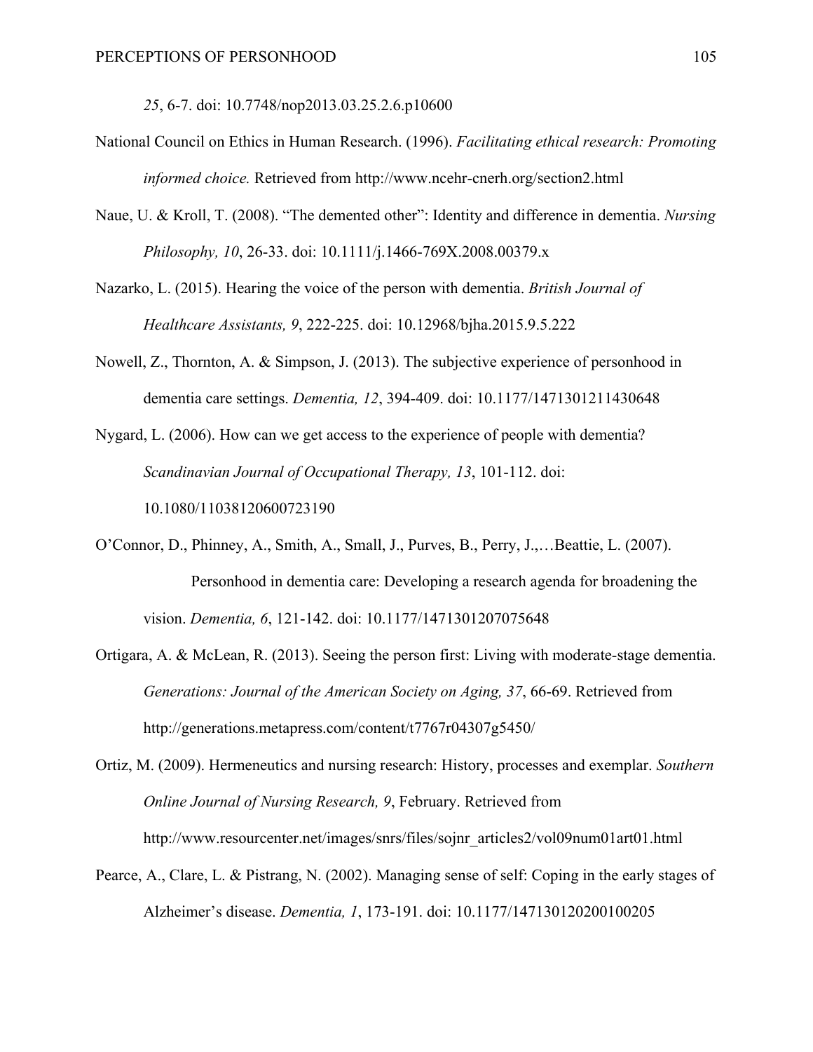*25*, 6-7. doi: 10.7748/nop2013.03.25.2.6.p10600

National Council on Ethics in Human Research. (1996). *Facilitating ethical research: Promoting informed choice.* Retrieved from http://www.ncehr-cnerh.org/section2.html

Naue, U. & Kroll, T. (2008). "The demented other": Identity and difference in dementia. *Nursing Philosophy, 10*, 26-33. doi: 10.1111/j.1466-769X.2008.00379.x

Nazarko, L. (2015). Hearing the voice of the person with dementia. *British Journal of Healthcare Assistants, 9*, 222-225. doi: 10.12968/bjha.2015.9.5.222

Nowell, Z., Thornton, A. & Simpson, J. (2013). The subjective experience of personhood in dementia care settings. *Dementia, 12*, 394-409. doi: 10.1177/1471301211430648

Nygard, L. (2006). How can we get access to the experience of people with dementia? *Scandinavian Journal of Occupational Therapy, 13*, 101-112. doi: 10.1080/11038120600723190

O'Connor, D., Phinney, A., Smith, A., Small, J., Purves, B., Perry, J.,…Beattie, L. (2007). Personhood in dementia care: Developing a research agenda for broadening the vision. *Dementia, 6*, 121-142. doi: 10.1177/1471301207075648

Ortigara, A. & McLean, R. (2013). Seeing the person first: Living with moderate-stage dementia. *Generations: Journal of the American Society on Aging, 37*, 66-69. Retrieved from http://generations.metapress.com/content/t7767r04307g5450/

Ortiz, M. (2009). Hermeneutics and nursing research: History, processes and exemplar. *Southern Online Journal of Nursing Research, 9*, February. Retrieved from http://www.resourcenter.net/images/snrs/files/sojnr_articles2/vol09num01art01.html

Pearce, A., Clare, L. & Pistrang, N. (2002). Managing sense of self: Coping in the early stages of Alzheimer's disease. *Dementia, 1*, 173-191. doi: 10.1177/147130120200100205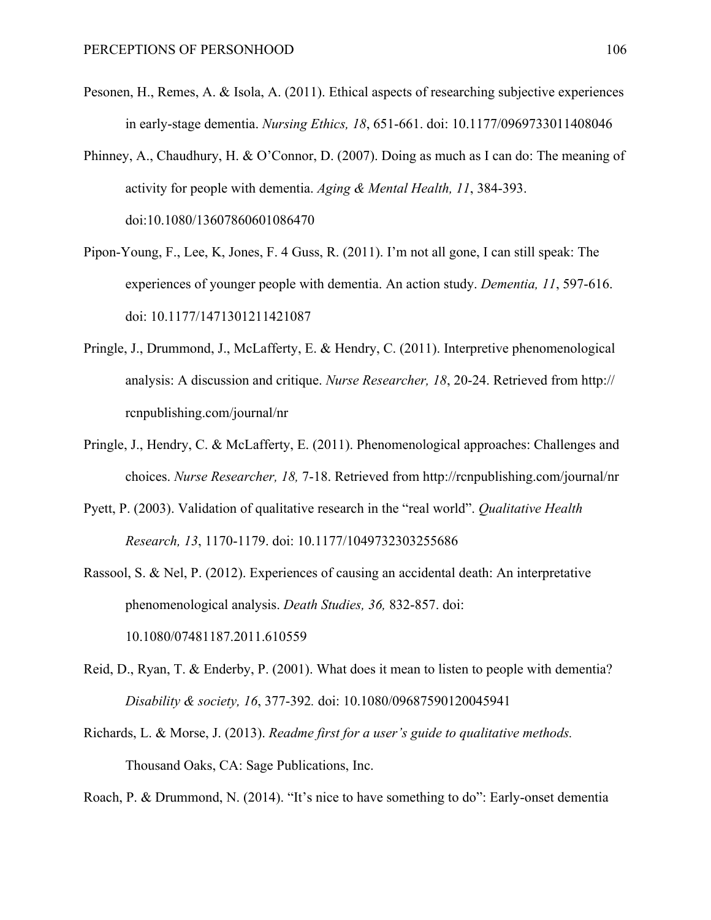Pesonen, H., Remes, A. & Isola, A. (2011). Ethical aspects of researching subjective experiences in early-stage dementia. *Nursing Ethics, 18*, 651-661. doi: 10.1177/0969733011408046

Phinney, A., Chaudhury, H. & O'Connor, D. (2007). Doing as much as I can do: The meaning of activity for people with dementia. *Aging & Mental Health, 11*, 384-393. doi:10.1080/13607860601086470

Pipon-Young, F., Lee, K, Jones, F. 4 Guss, R. (2011). I'm not all gone, I can still speak: The experiences of younger people with dementia. An action study. *Dementia, 11*, 597-616. doi: 10.1177/1471301211421087

Pringle, J., Drummond, J., McLafferty, E. & Hendry, C. (2011). Interpretive phenomenological analysis: A discussion and critique. *Nurse Researcher, 18*, 20-24. Retrieved from http://rcnpublishing.com/journal/nr

Pringle, J., Hendry, C. & McLafferty, E. (2011). Phenomenological approaches: Challenges and choices. *Nurse Researcher, 18,* 7-18. Retrieved from http://rcnpublishing.com/journal/nr

Pyett, P. (2003). Validation of qualitative research in the "real world". *Qualitative Health Research, 13*, 1170-1179. doi: 10.1177/1049732303255686

Rassool, S. & Nel, P. (2012). Experiences of causing an accidental death: An interpretative phenomenological analysis. *Death Studies, 36,* 832-857. doi: 10.1080/07481187.2011.610559

Reid, D., Ryan, T. & Enderby, P. (2001). What does it mean to listen to people with dementia? *Disability & society, 16*, 377-392. doi: 10.1080/09687590120045941

Richards, L. & Morse, J. (2013). *Readme first for a user's guide to qualitative methods.* Thousand Oaks, CA: Sage Publications, Inc.

Roach, P. & Drummond, N. (2014). "It's nice to have something to do": Early-onset dementia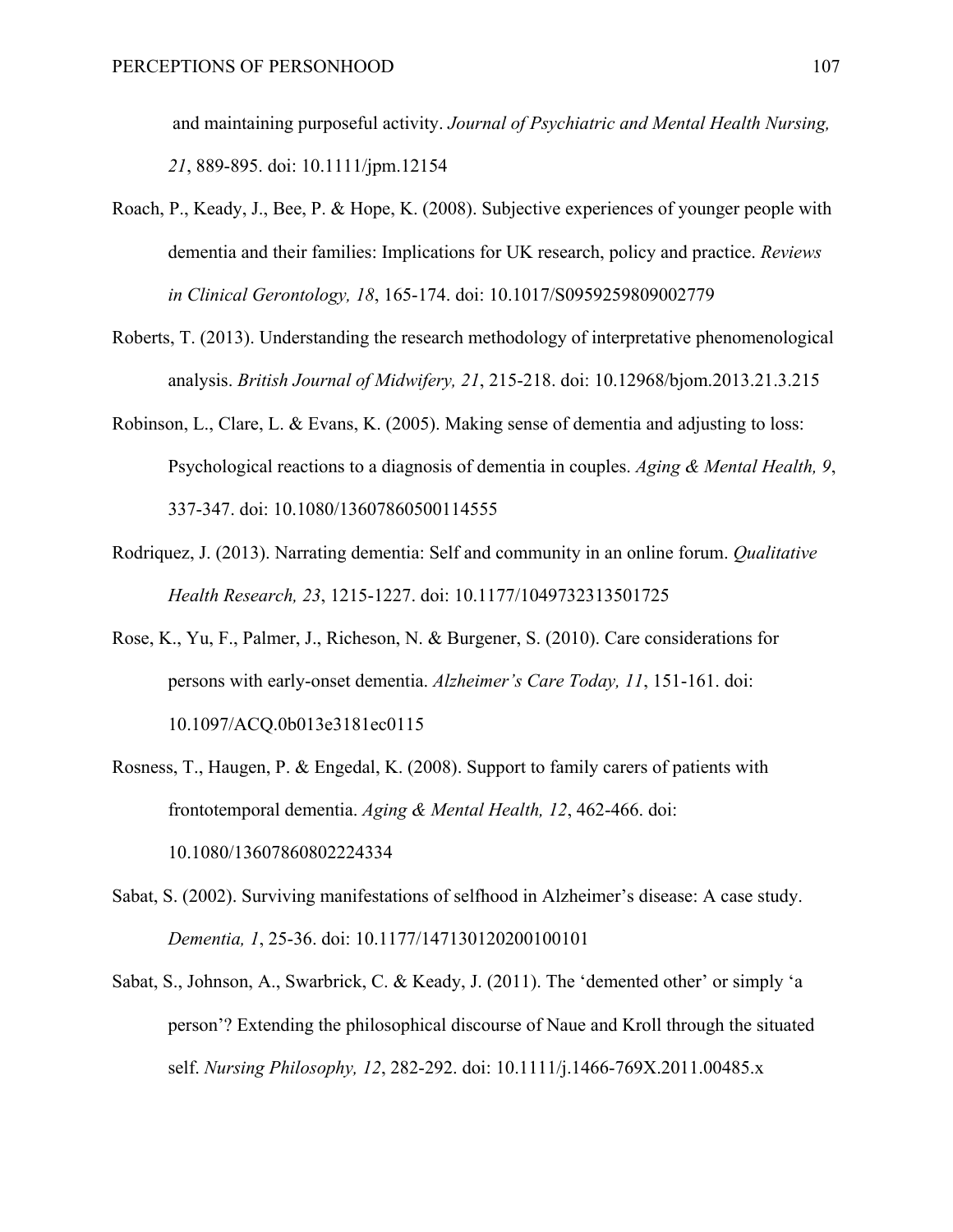and maintaining purposeful activity. *Journal of Psychiatric and Mental Health Nursing, 21*, 889-895. doi: 10.1111/jpm.12154

Roach, P., Keady, J., Bee, P. & Hope, K. (2008). Subjective experiences of younger people with dementia and their families: Implications for UK research, policy and practice. *Reviews in Clinical Gerontology, 18*, 165-174. doi: 10.1017/S0959259809002779

Roberts, T. (2013). Understanding the research methodology of interpretative phenomenological analysis. *British Journal of Midwifery, 21*, 215-218. doi: 10.12968/bjom.2013.21.3.215

Robinson, L., Clare, L. & Evans, K. (2005). Making sense of dementia and adjusting to loss: Psychological reactions to a diagnosis of dementia in couples. *Aging & Mental Health, 9*, 337-347. doi: 10.1080/13607860500114555

Rodriquez, J. (2013). Narrating dementia: Self and community in an online forum. *Qualitative Health Research, 23*, 1215-1227. doi: 10.1177/1049732313501725

Rose, K., Yu, F., Palmer, J., Richeson, N. & Burgener, S. (2010). Care considerations for persons with early-onset dementia. *Alzheimer's Care Today, 11*, 151-161. doi: 10.1097/ACQ.0b013e3181ec0115

Rosness, T., Haugen, P. & Engedal, K. (2008). Support to family carers of patients with frontotemporal dementia. *Aging & Mental Health, 12*, 462-466. doi: 10.1080/13607860802224334

Sabat, S. (2002). Surviving manifestations of selfhood in Alzheimer's disease: A case study. *Dementia, 1*, 25-36. doi: 10.1177/147130120200100101

Sabat, S., Johnson, A., Swarbrick, C. & Keady, J. (2011). The 'demented other' or simply 'a person'? Extending the philosophical discourse of Naue and Kroll through the situated self. *Nursing Philosophy, 12*, 282-292. doi: 10.1111/j.1466-769X.2011.00485.x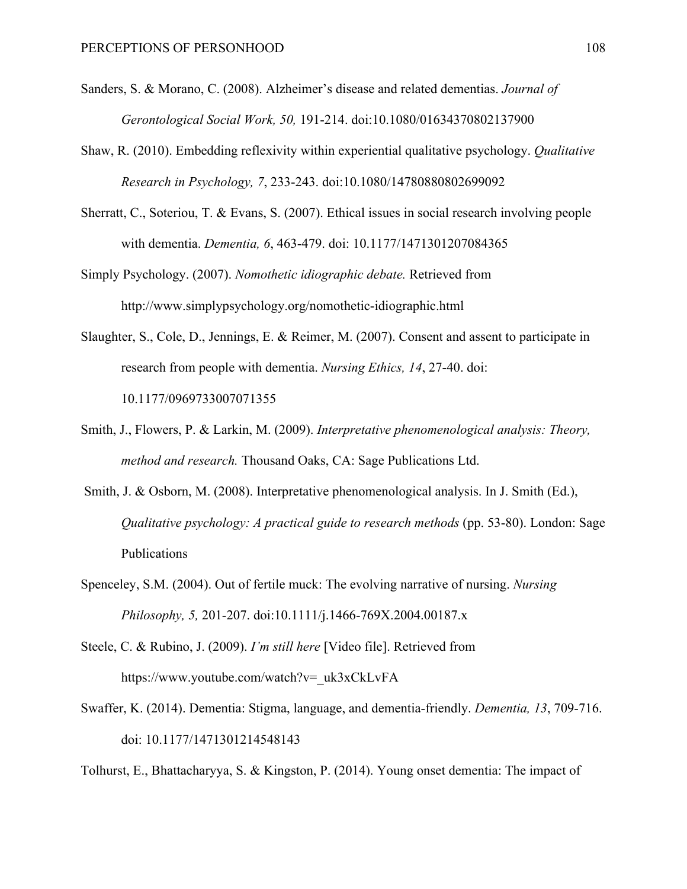Sanders, S. & Morano, C. (2008). Alzheimer's disease and related dementias. *Journal of Gerontological Social Work, 50,* 191-214. doi:10.1080/01634370802137900

Shaw, R. (2010). Embedding reflexivity within experiential qualitative psychology. *Qualitative Research in Psychology, 7*, 233-243. doi:10.1080/14780880802699092

Sherratt, C., Soteriou, T. & Evans, S. (2007). Ethical issues in social research involving people with dementia. *Dementia, 6*, 463-479. doi: 10.1177/1471301207084365

Simply Psychology. (2007). *Nomothetic idiographic debate.* Retrieved from http://www.simplypsychology.org/nomothetic-idiographic.html

Slaughter, S., Cole, D., Jennings, E. & Reimer, M. (2007). Consent and assent to participate in research from people with dementia. *Nursing Ethics, 14*, 27-40. doi: 10.1177/0969733007071355

Smith, J., Flowers, P. & Larkin, M. (2009). *Interpretative phenomenological analysis: Theory, method and research.* Thousand Oaks, CA: Sage Publications Ltd.

Smith, J. & Osborn, M. (2008). Interpretative phenomenological analysis. In J. Smith (Ed.), *Qualitative psychology: A practical guide to research methods* (pp. 53-80). London: Sage Publications

Spenceley, S.M. (2004). Out of fertile muck: The evolving narrative of nursing. *Nursing Philosophy, 5,* 201-207. doi:10.1111/j.1466-769X.2004.00187.x

Steele, C. & Rubino, J. (2009). *I'm still here* [Video file]. Retrieved from https://www.youtube.com/watch?v=_uk3xCkLvFA

Swaffer, K. (2014). Dementia: Stigma, language, and dementia-friendly. *Dementia, 13*, 709-716. doi: 10.1177/1471301214548143

Tolhurst, E., Bhattacharyya, S. & Kingston, P. (2014). Young onset dementia: The impact of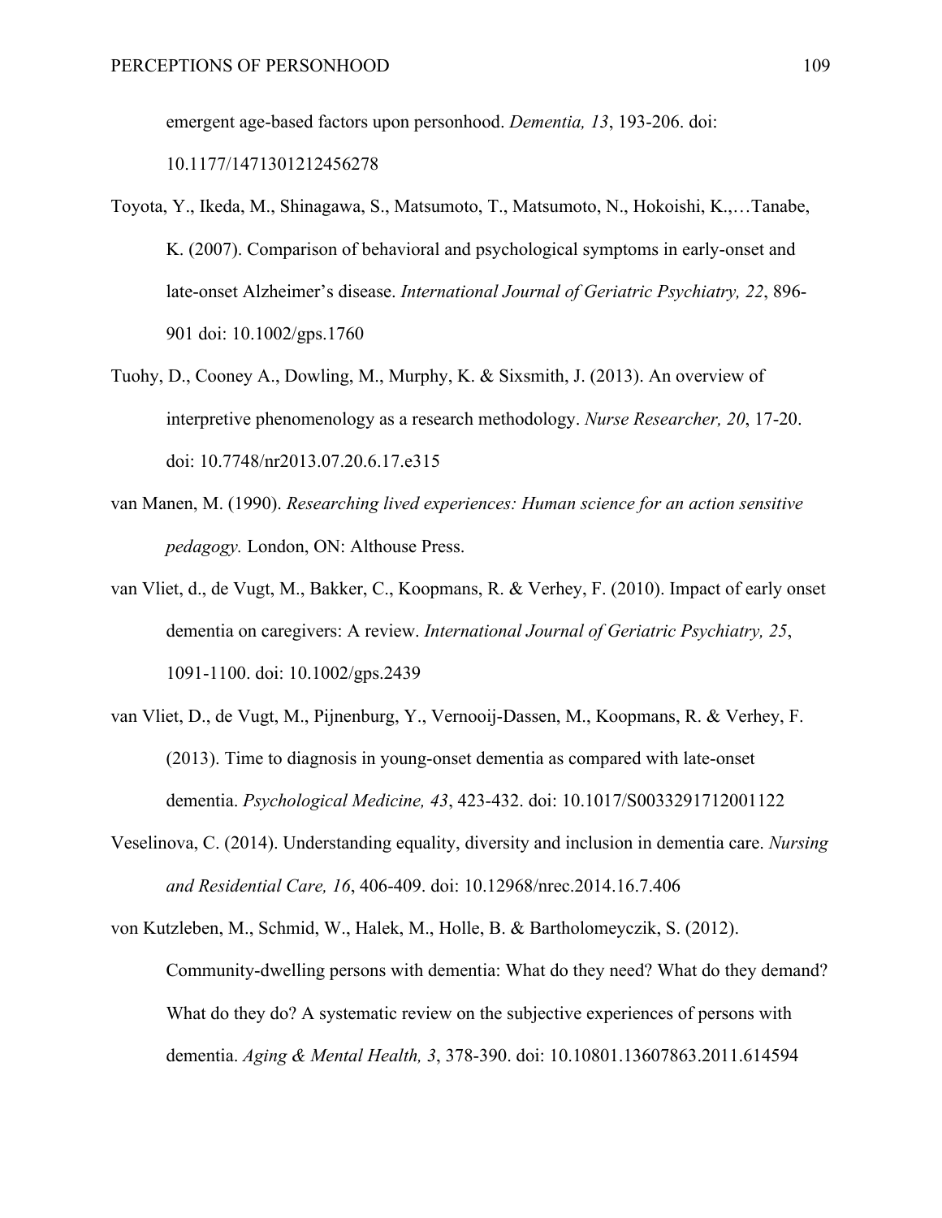emergent age-based factors upon personhood. *Dementia, 13*, 193-206. doi: 10.1177/1471301212456278

Toyota, Y., Ikeda, M., Shinagawa, S., Matsumoto, T., Matsumoto, N., Hokoishi, K.,…Tanabe, K. (2007). Comparison of behavioral and psychological symptoms in early-onset and late-onset Alzheimer's disease. *International Journal of Geriatric Psychiatry, 22*, 896-901 doi: 10.1002/gps.1760

Tuohy, D., Cooney A., Dowling, M., Murphy, K. & Sixsmith, J. (2013). An overview of interpretive phenomenology as a research methodology. *Nurse Researcher, 20*, 17-20. doi: 10.7748/nr2013.07.20.6.17.e315

van Manen, M. (1990). *Researching lived experiences: Human science for an action sensitive pedagogy.* London, ON: Althouse Press.

van Vliet, d., de Vugt, M., Bakker, C., Koopmans, R. & Verhey, F. (2010). Impact of early onset dementia on caregivers: A review. *International Journal of Geriatric Psychiatry, 25*, 1091-1100. doi: 10.1002/gps.2439

van Vliet, D., de Vugt, M., Pijnenburg, Y., Vernooij-Dassen, M., Koopmans, R. & Verhey, F. (2013). Time to diagnosis in young-onset dementia as compared with late-onset dementia. *Psychological Medicine, 43*, 423-432. doi: 10.1017/S0033291712001122

Veselinova, C. (2014). Understanding equality, diversity and inclusion in dementia care. *Nursing and Residential Care, 16*, 406-409. doi: 10.12968/nrec.2014.16.7.406

von Kutzleben, M., Schmid, W., Halek, M., Holle, B. & Bartholomeyczik, S. (2012). Community-dwelling persons with dementia: What do they need? What do they demand? What do they do? A systematic review on the subjective experiences of persons with dementia. *Aging & Mental Health, 3*, 378-390. doi: 10.10801.13607863.2011.614594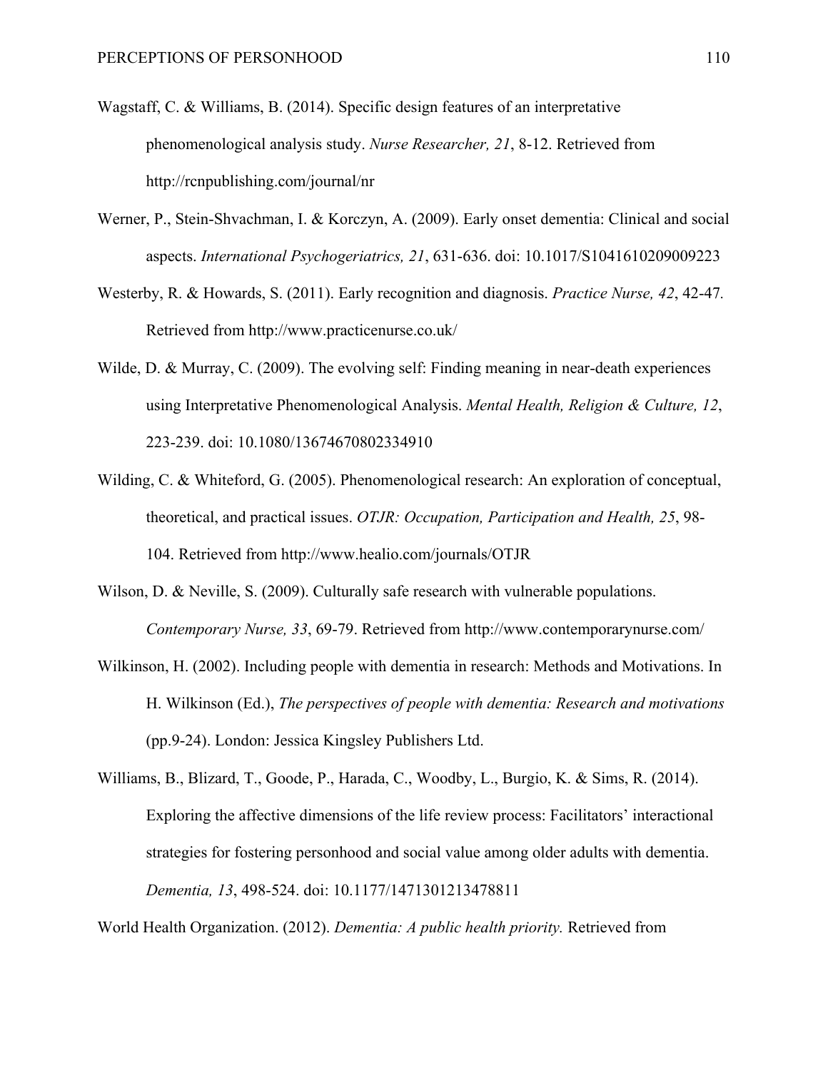Wagstaff, C. & Williams, B. (2014). Specific design features of an interpretative phenomenological analysis study. *Nurse Researcher, 21*, 8-12. Retrieved from http://rcnpublishing.com/journal/nr

Werner, P., Stein-Shvachman, I. & Korczyn, A. (2009). Early onset dementia: Clinical and social aspects. *International Psychogeriatrics, 21*, 631-636. doi: 10.1017/S1041610209009223

Westerby, R. & Howards, S. (2011). Early recognition and diagnosis. *Practice Nurse, 42*, 42-47. Retrieved from http://www.practicenurse.co.uk/

Wilde, D. & Murray, C. (2009). The evolving self: Finding meaning in near-death experiences using Interpretative Phenomenological Analysis. *Mental Health, Religion & Culture, 12*, 223-239. doi: 10.1080/13674670802334910

Wilding, C. & Whiteford, G. (2005). Phenomenological research: An exploration of conceptual, theoretical, and practical issues. *OTJR: Occupation, Participation and Health, 25*, 98-104. Retrieved from http://www.healio.com/journals/OTJR

Wilson, D. & Neville, S. (2009). Culturally safe research with vulnerable populations. *Contemporary Nurse, 33*, 69-79. Retrieved from http://www.contemporarynurse.com/

Wilkinson, H. (2002). Including people with dementia in research: Methods and Motivations. In H. Wilkinson (Ed.), *The perspectives of people with dementia: Research and motivations* (pp.9-24). London: Jessica Kingsley Publishers Ltd.

Williams, B., Blizard, T., Goode, P., Harada, C., Woodby, L., Burgio, K. & Sims, R. (2014). Exploring the affective dimensions of the life review process: Facilitators' interactional strategies for fostering personhood and social value among older adults with dementia. *Dementia, 13*, 498-524. doi: 10.1177/1471301213478811

World Health Organization. (2012). *Dementia: A public health priority.* Retrieved from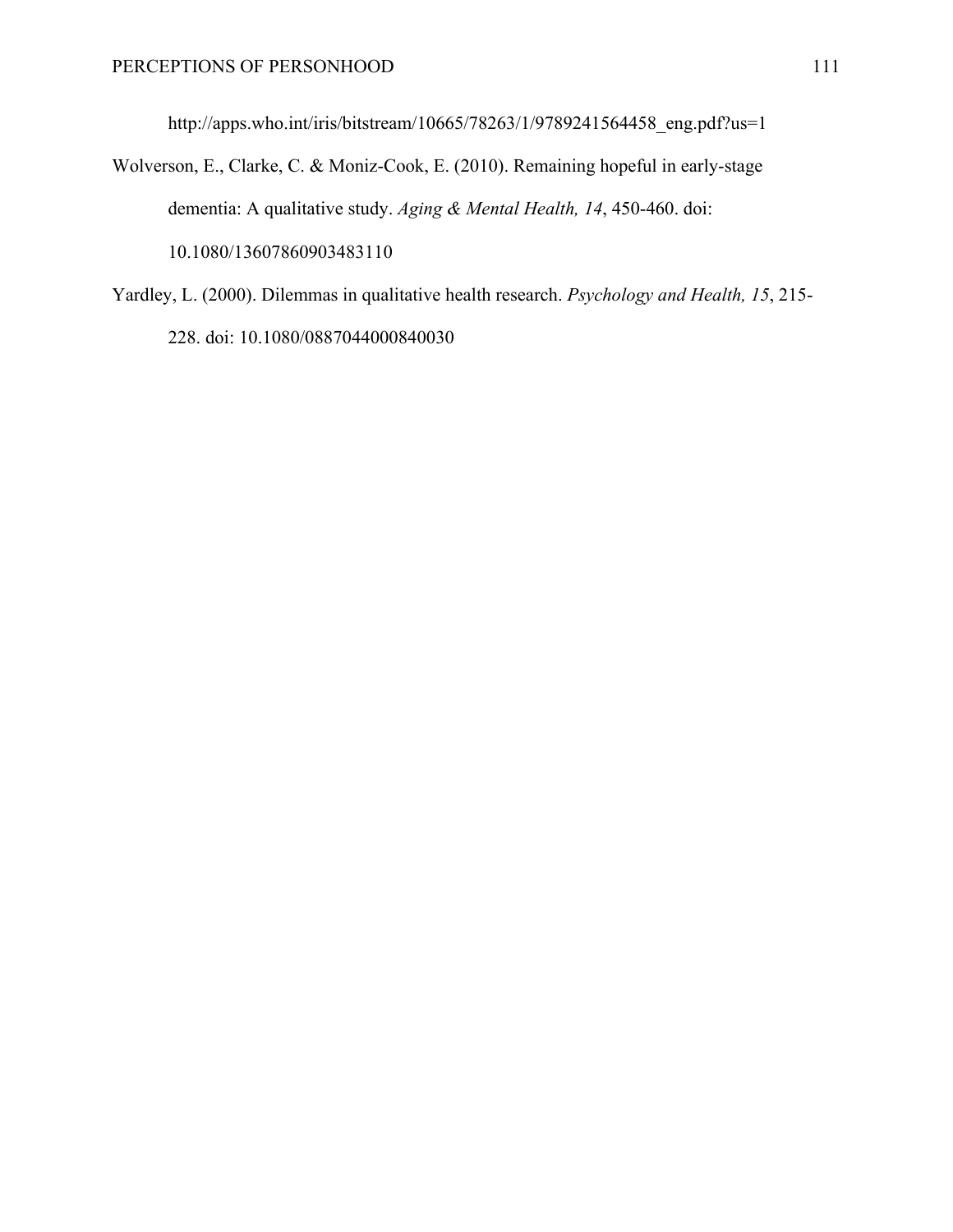http://apps.who.int/iris/bitstream/10665/78263/1/9789241564458_eng.pdf?us=1

Wolverson, E., Clarke, C. & Moniz-Cook, E. (2010). Remaining hopeful in early-stage dementia: A qualitative study. *Aging & Mental Health, 14*, 450-460. doi: 10.1080/13607860903483110

Yardley, L. (2000). Dilemmas in qualitative health research. *Psychology and Health, 15*, 215-228. doi: 10.1080/0887044000840030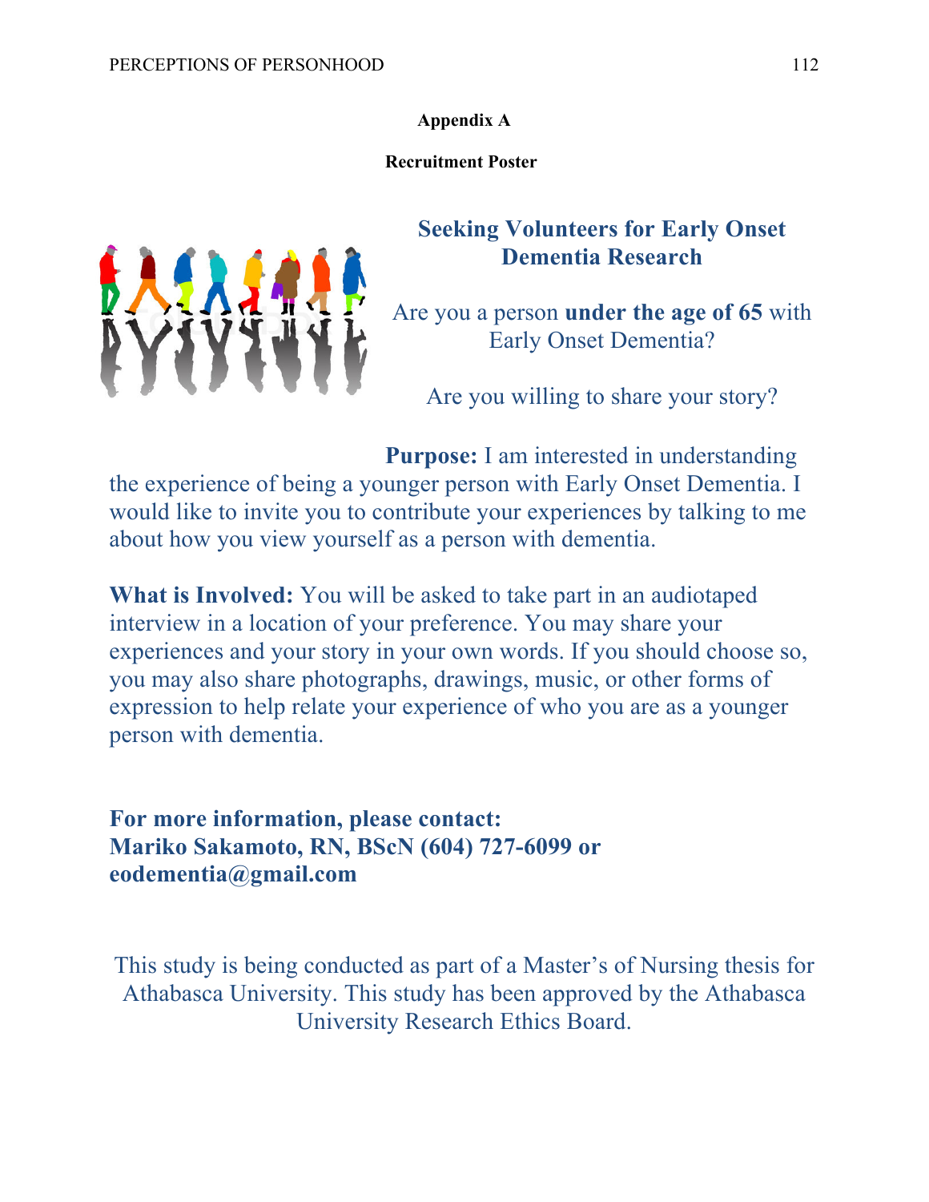**Appendix A**

**Recruitment Poster**

## Seeking Volunteers for Early Onset Dementia Research

Are you a person **under the age of 65** with Early Onset Dementia?

Are you willing to share your story?

**Purpose:** I am interested in understanding the experience of being a younger person with Early Onset Dementia. I would like to invite you to contribute your experiences by talking to me about how you view yourself as a person with dementia.

**What is Involved:** You will be asked to take part in an audiotaped interview in a location of your preference. You may share your experiences and your story in your own words. If you should choose so, you may also share photographs, drawings, music, or other forms of expression to help relate your experience of who you are as a younger person with dementia.

**For more information, please contact:**
**Mariko Sakamoto, RN, BScN (604) 727-6099 or eodementia@gmail.com**

This study is being conducted as part of a Master's of Nursing thesis for Athabasca University. This study has been approved by the Athabasca University Research Ethics Board.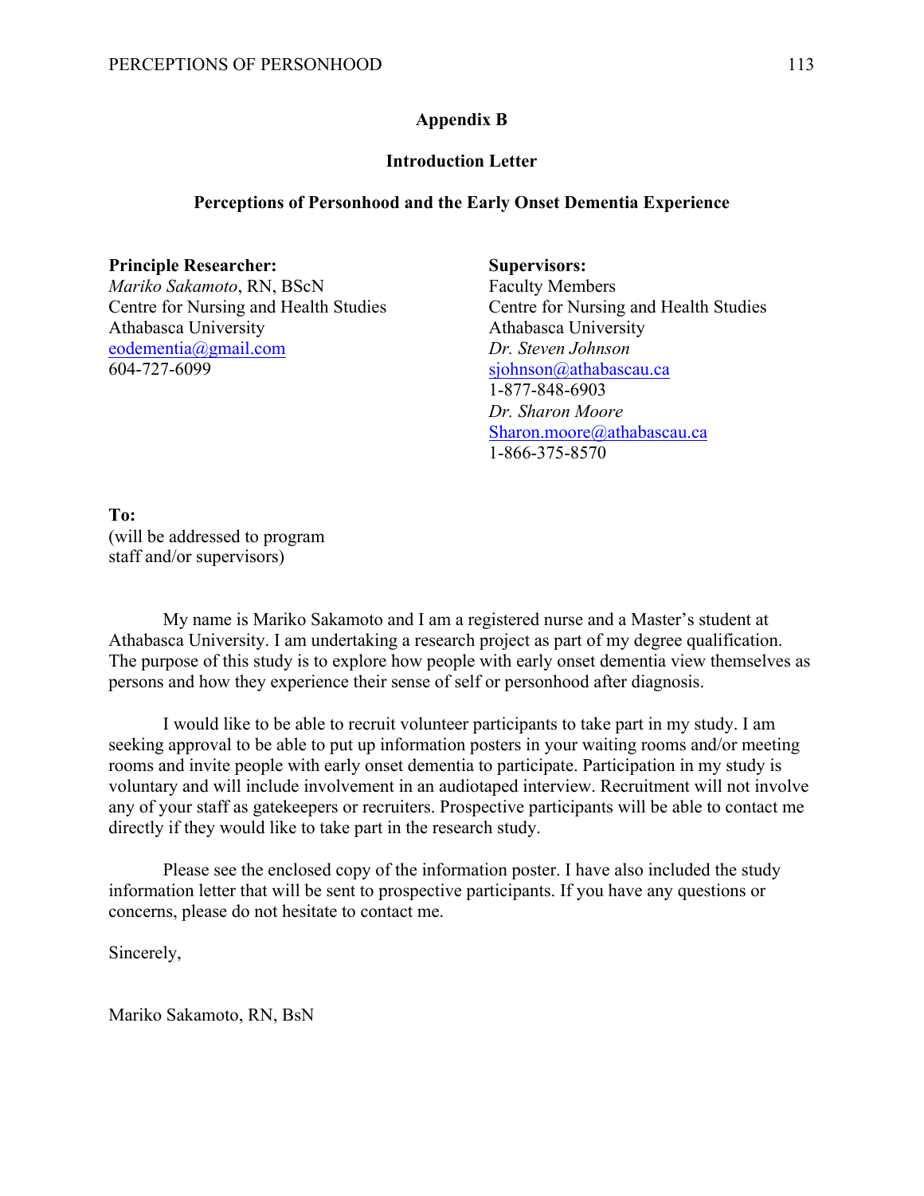## Appendix B

### Introduction Letter

### Perceptions of Personhood and the Early Onset Dementia Experience

**Principle Researcher:**
*Mariko Sakamoto*, RN, BScN
Centre for Nursing and Health Studies
Athabasca University
eodementia@gmail.com
604-727-6099

**Supervisors:**
Faculty Members
Centre for Nursing and Health Studies
Athabasca University
*Dr. Steven Johnson*
sjohnson@athabascau.ca
1-877-848-6903
*Dr. Sharon Moore*
Sharon.moore@athabascau.ca
1-866-375-8570

**To:**
(will be addressed to program staff and/or supervisors)

My name is Mariko Sakamoto and I am a registered nurse and a Master's student at Athabasca University. I am undertaking a research project as part of my degree qualification. The purpose of this study is to explore how people with early onset dementia view themselves as persons and how they experience their sense of self or personhood after diagnosis.

I would like to be able to recruit volunteer participants to take part in my study. I am seeking approval to be able to put up information posters in your waiting rooms and/or meeting rooms and invite people with early onset dementia to participate. Participation in my study is voluntary and will include involvement in an audiotaped interview. Recruitment will not involve any of your staff as gatekeepers or recruiters. Prospective participants will be able to contact me directly if they would like to take part in the research study.

Please see the enclosed copy of the information poster. I have also included the study information letter that will be sent to prospective participants. If you have any questions or concerns, please do not hesitate to contact me.

Sincerely,

Mariko Sakamoto, RN, BsN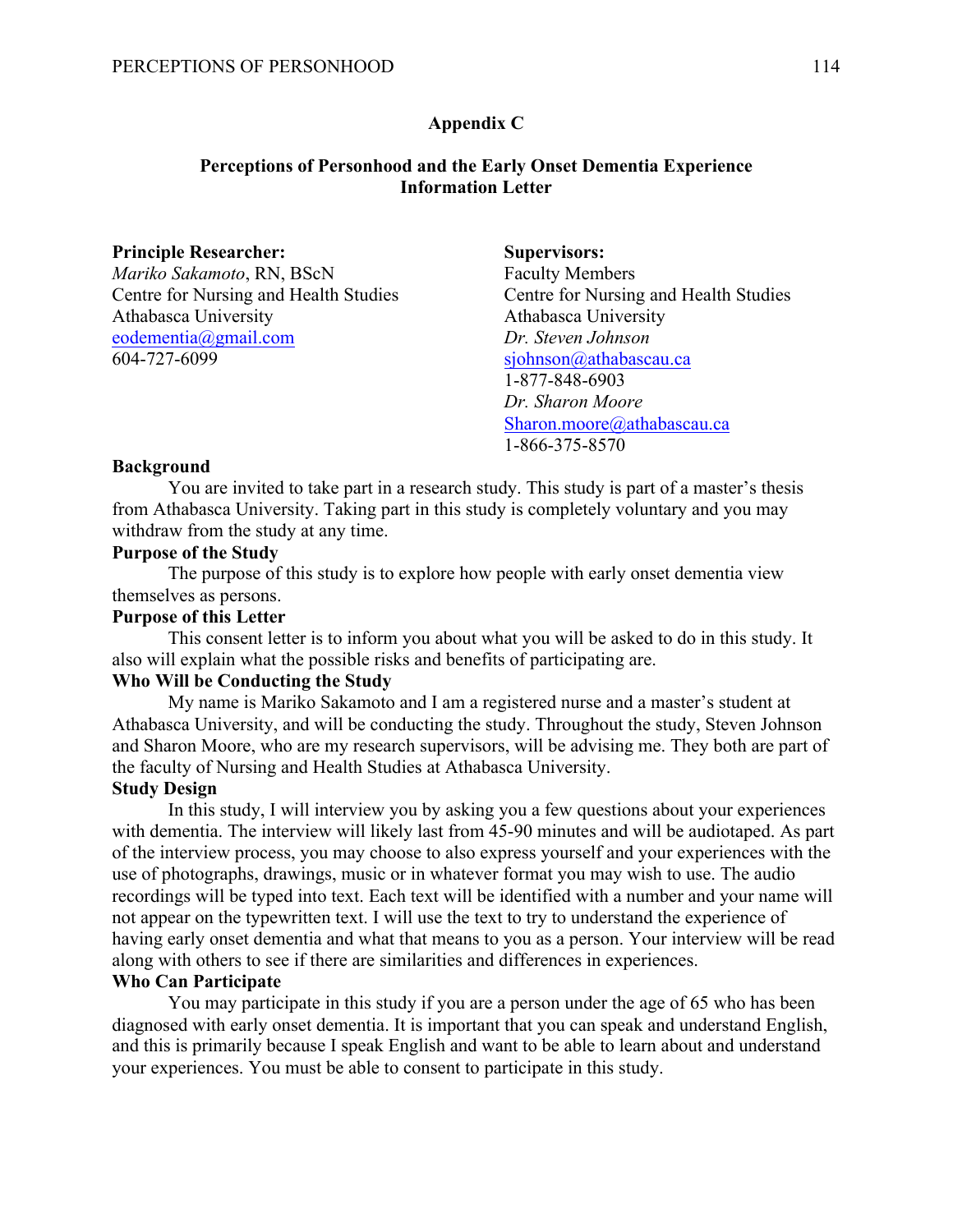**Appendix C**

**Perceptions of Personhood and the Early Onset Dementia Experience**
**Information Letter**

**Principle Researcher:**
*Mariko Sakamoto*, RN, BScN
Centre for Nursing and Health Studies
Athabasca University
eodementia@gmail.com
604-727-6099

**Supervisors:**
Faculty Members
Centre for Nursing and Health Studies
Athabasca University
*Dr. Steven Johnson*
sjohnson@athabascau.ca
1-877-848-6903
*Dr. Sharon Moore*
Sharon.moore@athabascau.ca
1-866-375-8570

**Background**

You are invited to take part in a research study. This study is part of a master's thesis from Athabasca University. Taking part in this study is completely voluntary and you may withdraw from the study at any time.

**Purpose of the Study**

The purpose of this study is to explore how people with early onset dementia view themselves as persons.

**Purpose of this Letter**

This consent letter is to inform you about what you will be asked to do in this study. It also will explain what the possible risks and benefits of participating are.

**Who Will be Conducting the Study**

My name is Mariko Sakamoto and I am a registered nurse and a master's student at Athabasca University, and will be conducting the study. Throughout the study, Steven Johnson and Sharon Moore, who are my research supervisors, will be advising me. They both are part of the faculty of Nursing and Health Studies at Athabasca University.

**Study Design**

In this study, I will interview you by asking you a few questions about your experiences with dementia. The interview will likely last from 45-90 minutes and will be audiotaped. As part of the interview process, you may choose to also express yourself and your experiences with the use of photographs, drawings, music or in whatever format you may wish to use. The audio recordings will be typed into text. Each text will be identified with a number and your name will not appear on the typewritten text. I will use the text to try to understand the experience of having early onset dementia and what that means to you as a person. Your interview will be read along with others to see if there are similarities and differences in experiences.

**Who Can Participate**

You may participate in this study if you are a person under the age of 65 who has been diagnosed with early onset dementia. It is important that you can speak and understand English, and this is primarily because I speak English and want to be able to learn about and understand your experiences. You must be able to consent to participate in this study.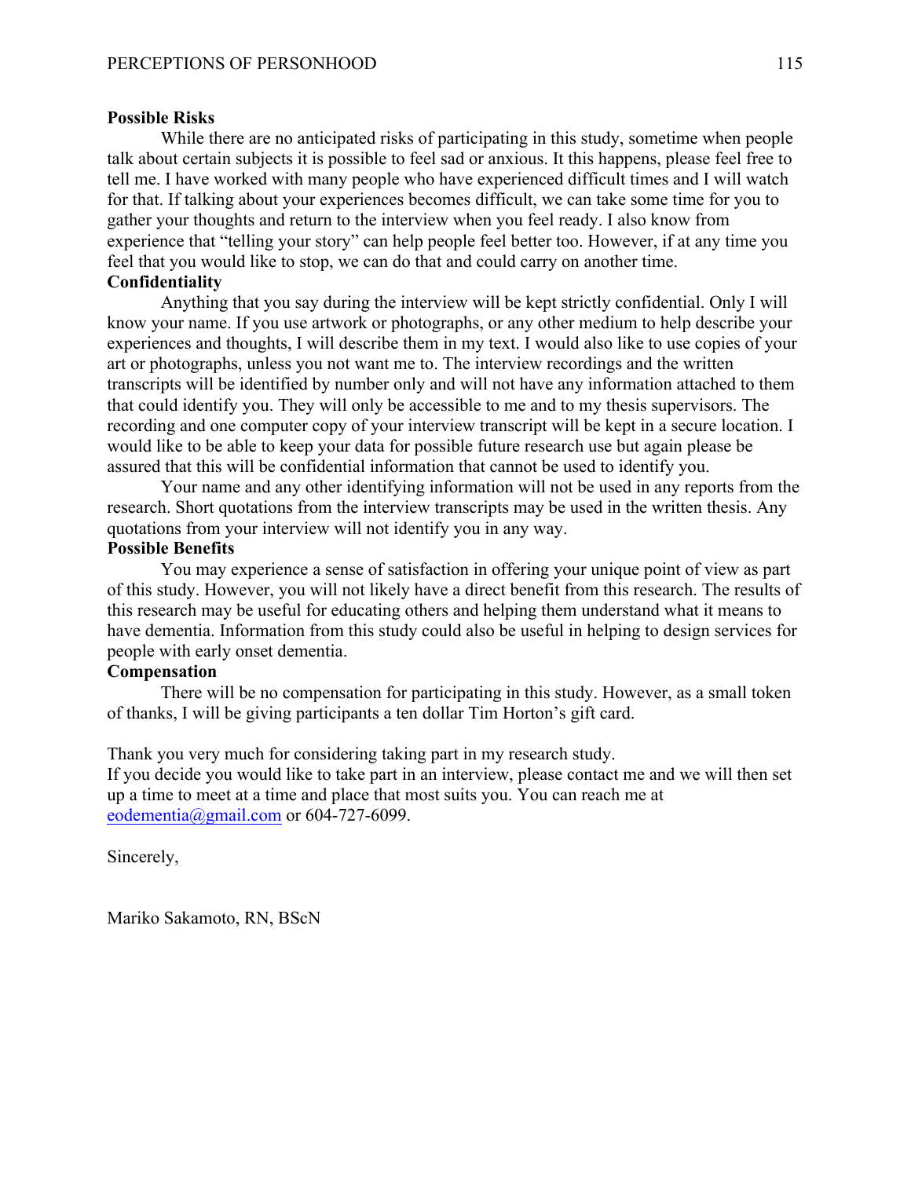**Possible Risks**

While there are no anticipated risks of participating in this study, sometime when people talk about certain subjects it is possible to feel sad or anxious. It this happens, please feel free to tell me. I have worked with many people who have experienced difficult times and I will watch for that. If talking about your experiences becomes difficult, we can take some time for you to gather your thoughts and return to the interview when you feel ready. I also know from experience that "telling your story" can help people feel better too. However, if at any time you feel that you would like to stop, we can do that and could carry on another time.

**Confidentiality**

Anything that you say during the interview will be kept strictly confidential. Only I will know your name. If you use artwork or photographs, or any other medium to help describe your experiences and thoughts, I will describe them in my text. I would also like to use copies of your art or photographs, unless you not want me to. The interview recordings and the written transcripts will be identified by number only and will not have any information attached to them that could identify you. They will only be accessible to me and to my thesis supervisors. The recording and one computer copy of your interview transcript will be kept in a secure location. I would like to be able to keep your data for possible future research use but again please be assured that this will be confidential information that cannot be used to identify you.

Your name and any other identifying information will not be used in any reports from the research. Short quotations from the interview transcripts may be used in the written thesis. Any quotations from your interview will not identify you in any way.

**Possible Benefits**

You may experience a sense of satisfaction in offering your unique point of view as part of this study. However, you will not likely have a direct benefit from this research. The results of this research may be useful for educating others and helping them understand what it means to have dementia. Information from this study could also be useful in helping to design services for people with early onset dementia.

**Compensation**

There will be no compensation for participating in this study. However, as a small token of thanks, I will be giving participants a ten dollar Tim Horton's gift card.

Thank you very much for considering taking part in my research study.
If you decide you would like to take part in an interview, please contact me and we will then set up a time to meet at a time and place that most suits you. You can reach me at eodementia@gmail.com or 604-727-6099.

Sincerely,

Mariko Sakamoto, RN, BScN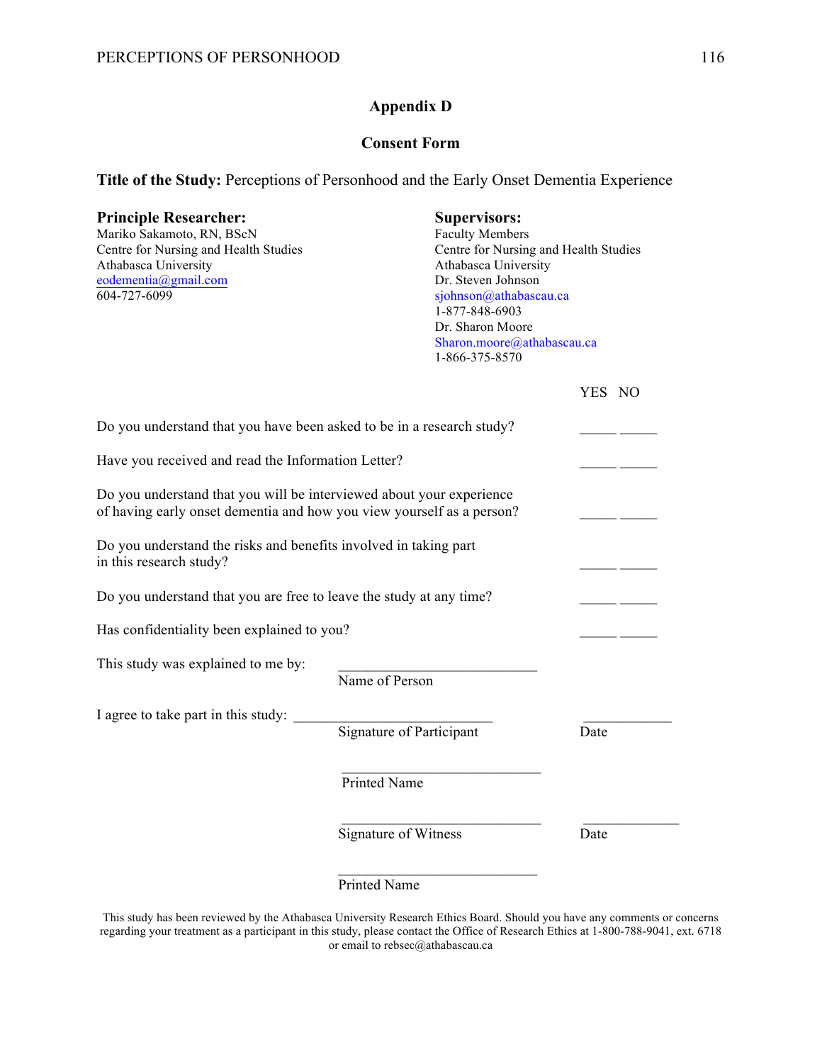## Appendix D

## Consent Form

**Title of the Study:** Perceptions of Personhood and the Early Onset Dementia Experience

**Principle Researcher:**
Mariko Sakamoto, RN, BScN
Centre for Nursing and Health Studies
Athabasca University
eodementia@gmail.com
604-727-6099

**Supervisors:**
Faculty Members
Centre for Nursing and Health Studies
Athabasca University
Dr. Steven Johnson
sjohnson@athabascau.ca
1-877-848-6903
Dr. Sharon Moore
Sharon.moore@athabascau.ca
1-866-375-8570

| | YES | NO |
|---|---|---|
| Do you understand that you have been asked to be in a research study? | _____ | _____ |
| Have you received and read the Information Letter? | _____ | _____ |
| Do you understand that you will be interviewed about your experience of having early onset dementia and how you view yourself as a person? | _____ | _____ |
| Do you understand the risks and benefits involved in taking part in this research study? | _____ | _____ |
| Do you understand that you are free to leave the study at any time? | _____ | _____ |
| Has confidentiality been explained to you? | _____ | _____ |

This study was explained to me by: ____________________________
Name of Person

I agree to take part in this study: ____________________________ ____________
Signature of Participant Date

____________________________
Printed Name

____________________________ ____________
Signature of Witness Date

____________________________
Printed Name

This study has been reviewed by the Athabasca University Research Ethics Board. Should you have any comments or concerns regarding your treatment as a participant in this study, please contact the Office of Research Ethics at 1-800-788-9041, ext. 6718 or email to rebsec@athabascau.ca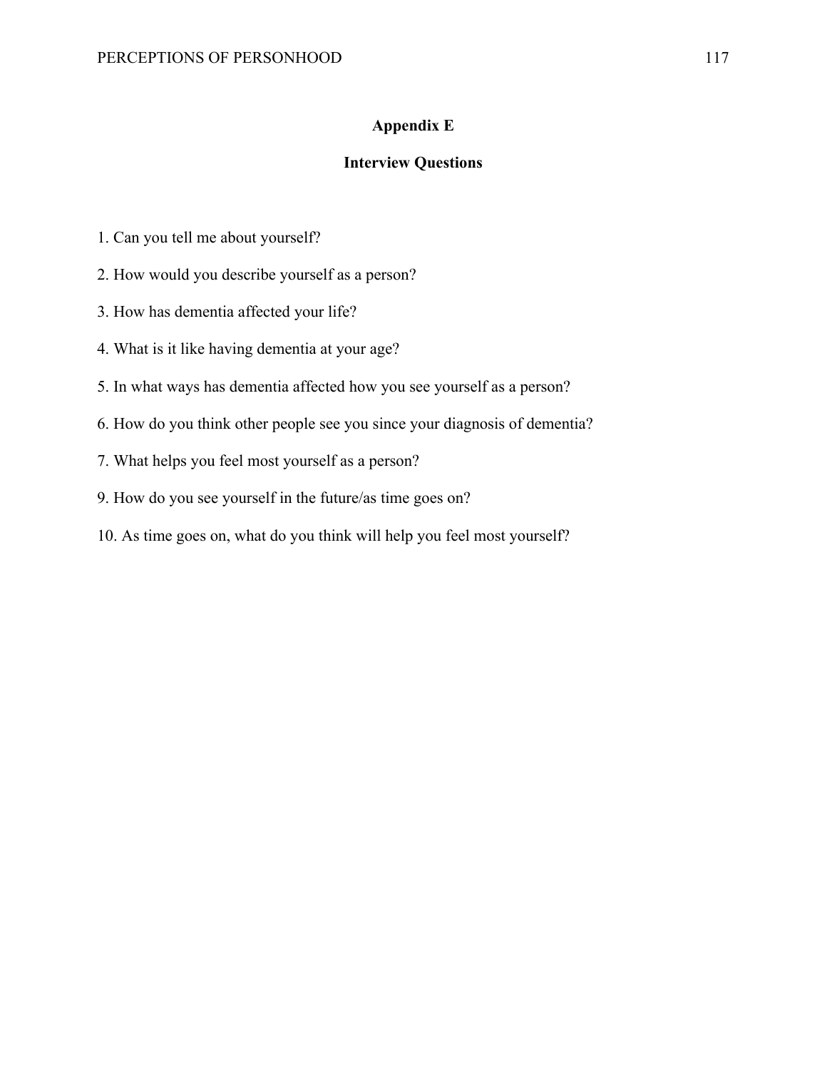# Appendix E

## Interview Questions

1. Can you tell me about yourself?

2. How would you describe yourself as a person?

3. How has dementia affected your life?

4. What is it like having dementia at your age?

5. In what ways has dementia affected how you see yourself as a person?

6. How do you think other people see you since your diagnosis of dementia?

7. What helps you feel most yourself as a person?

9. How do you see yourself in the future/as time goes on?

10. As time goes on, what do you think will help you feel most yourself?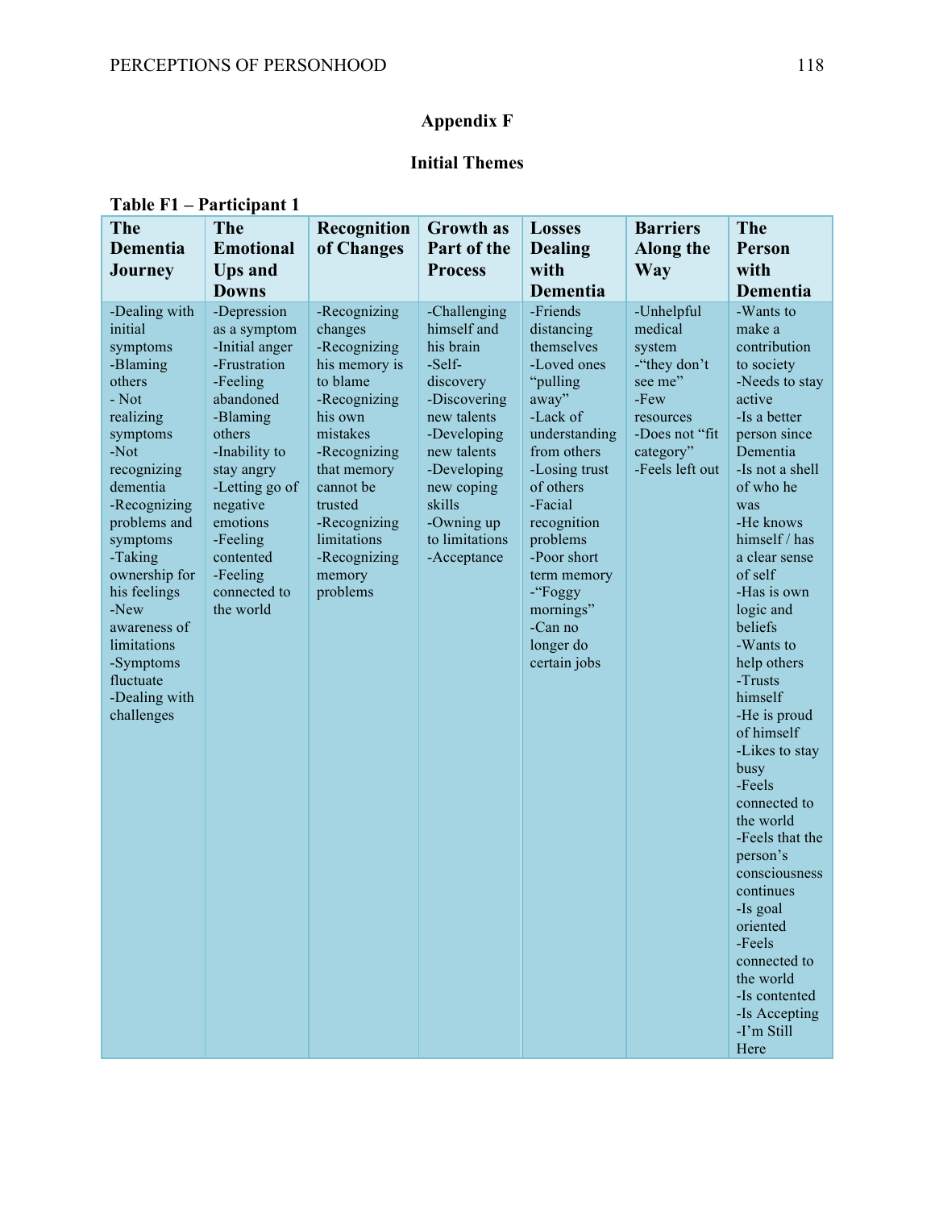# Appendix F

## Initial Themes

**Table F1 – Participant 1**

| The Dementia Journey | The Emotional Ups and Downs | Recognition of Changes | Growth as Part of the Process | Losses Dealing with Dementia | Barriers Along the Way | The Person with Dementia |
|---|---|---|---|---|---|---|
| -Dealing with initial symptoms<br>-Blaming others<br>- Not realizing symptoms<br>-Not recognizing dementia<br>-Recognizing problems and symptoms<br>-Taking ownership for his feelings<br>-New awareness of limitations<br>-Symptoms fluctuate<br>-Dealing with challenges | -Depression as a symptom<br>-Initial anger<br>-Frustration<br>-Feeling abandoned<br>-Blaming others<br>-Inability to stay angry<br>-Letting go of negative emotions<br>-Feeling contented<br>-Feeling connected to the world | -Recognizing changes<br>-Recognizing his memory is to blame<br>-Recognizing his own mistakes<br>-Recognizing that memory cannot be trusted<br>-Recognizing limitations<br>-Recognizing memory problems | -Challenging himself and his brain<br>-Self-discovery<br>-Discovering new talents<br>-Developing new talents<br>-Developing new coping skills<br>-Owning up to limitations<br>-Acceptance | -Friends distancing themselves<br>-Loved ones "pulling away"<br>-Lack of understanding from others<br>-Losing trust of others<br>-Facial recognition problems<br>-Poor short term memory<br>-"Foggy mornings"<br>-Can no longer do certain jobs | -Unhelpful medical system<br>-"they don't see me"<br>-Few resources<br>-Does not "fit category"<br>-Feels left out | -Wants to make a contribution to society<br>-Needs to stay active<br>-Is a better person since Dementia<br>-Is not a shell of who he was<br>-He knows himself / has a clear sense of self<br>-Has is own logic and beliefs<br>-Wants to help others<br>-Trusts himself<br>-He is proud of himself<br>-Likes to stay busy<br>-Feels connected to the world<br>-Feels that the person's consciousness continues<br>-Is goal oriented<br>-Feels connected to the world<br>-Is contented<br>-Is Accepting<br>-I'm Still Here |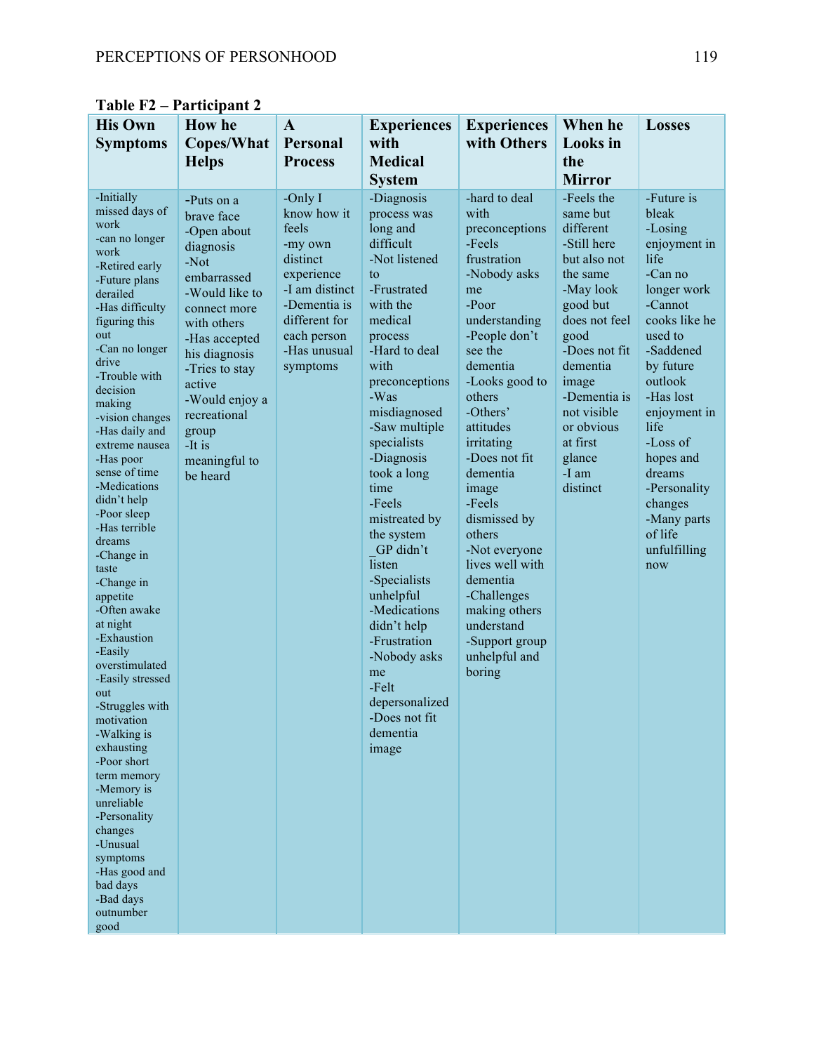**Table F2 – Participant 2**

| His Own Symptoms | How he Copes/What Helps | A Personal Process | Experiences with Medical System | Experiences with Others | When he Looks in the Mirror | Losses |
|---|---|---|---|---|---|---|
| -Initially missed days of work<br>-can no longer work<br>-Retired early<br>-Future plans derailed<br>-Has difficulty figuring this out<br>-Can no longer drive<br>-Trouble with decision making<br>-vision changes<br>-Has daily and extreme nausea<br>-Has poor sense of time<br>-Medications didn't help<br>-Poor sleep<br>-Has terrible dreams<br>-Change in taste<br>-Change in appetite<br>-Often awake at night<br>-Exhaustion<br>-Easily overstimulated<br>-Easily stressed out<br>-Struggles with motivation<br>-Walking is exhausting<br>-Poor short term memory<br>-Memory is unreliable<br>-Personality changes<br>-Unusual symptoms<br>-Has good and bad days<br>-Bad days outnumber good | -Puts on a brave face<br>-Open about diagnosis<br>-Not embarrassed<br>-Would like to connect more with others<br>-Has accepted his diagnosis<br>-Tries to stay active<br>-Would enjoy a recreational group<br>-It is meaningful to be heard | -Only I know how it feels<br>-my own distinct experience<br>-I am distinct<br>-Dementia is different for each person<br>-Has unusual symptoms | -Diagnosis process was long and difficult<br>-Not listened to<br>-Frustrated with the medical process<br>-Hard to deal with preconceptions<br>-Was misdiagnosed<br>-Saw multiple specialists<br>-Diagnosis took a long time<br>-Feels mistreated by the system<br>_GP didn't listen<br>-Specialists unhelpful<br>-Medications didn't help<br>-Frustration<br>-Nobody asks me<br>-Felt depersonalized<br>-Does not fit dementia image | -hard to deal with preconceptions<br>-Feels frustration<br>-Nobody asks me<br>-Poor understanding<br>-People don't see the dementia<br>-Looks good to others<br>-Others' attitudes irritating<br>-Does not fit dementia image<br>-Feels dismissed by others<br>-Not everyone lives well with dementia<br>-Challenges making others understand<br>-Support group unhelpful and boring | -Feels the same but different<br>-Still here but also not the same<br>-May look good but does not feel good<br>-Does not fit dementia image<br>-Dementia is not visible or obvious at first glance<br>-I am distinct | -Future is bleak<br>-Losing enjoyment in life<br>-Can no longer work<br>-Cannot cooks like he used to<br>-Saddened by future outlook<br>-Has lost enjoyment in life<br>-Loss of hopes and dreams<br>-Personality changes<br>-Many parts of life unfulfilling now |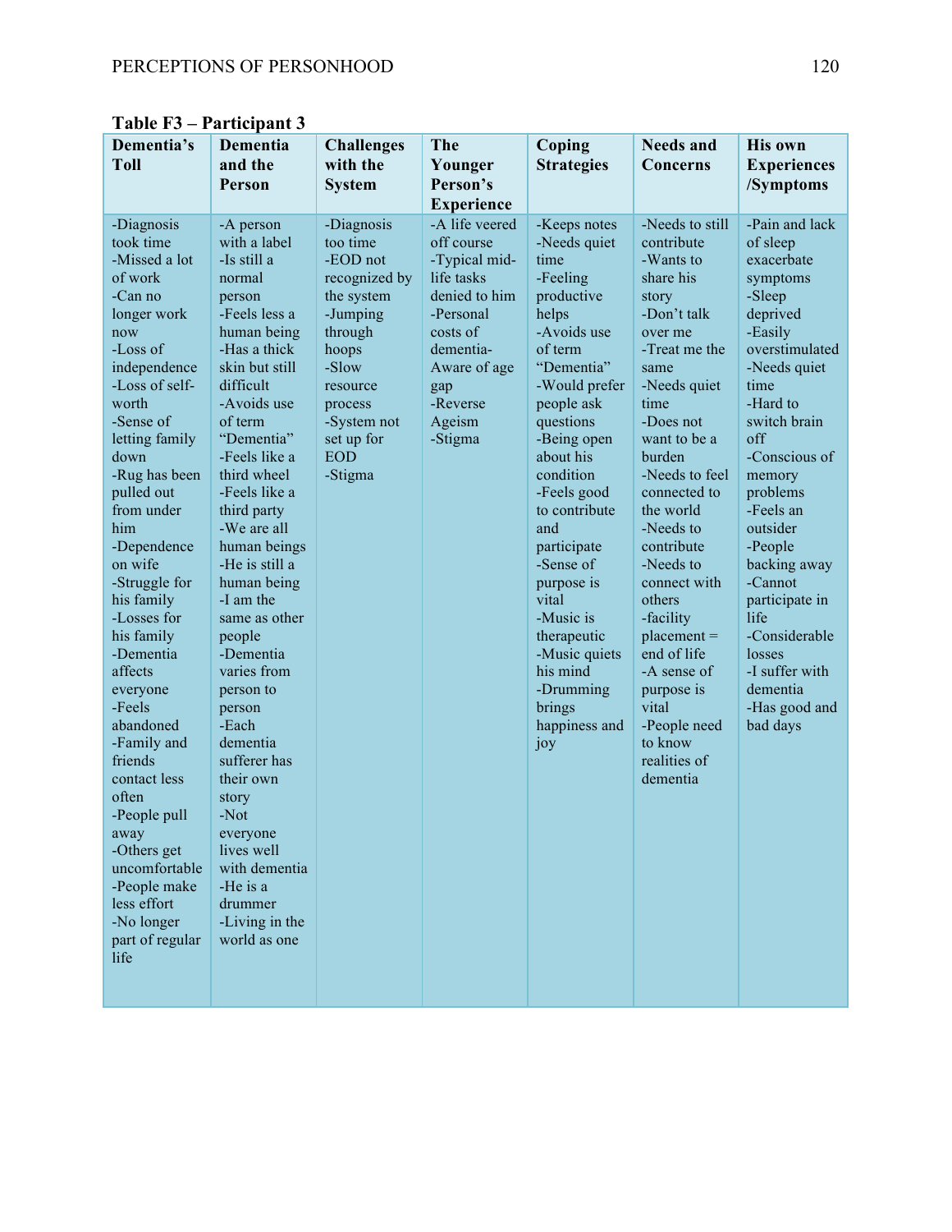**Table F3 – Participant 3**

| Dementia's Toll | Dementia and the Person | Challenges with the System | The Younger Person's Experience | Coping Strategies | Needs and Concerns | His own Experiences /Symptoms |
|---|---|---|---|---|---|---|
| -Diagnosis took time<br>-Missed a lot of work<br>-Can no longer work now<br>-Loss of independence<br>-Loss of self-worth<br>-Sense of letting family down<br>-Rug has been pulled out from under him<br>-Dependence on wife<br>-Struggle for his family<br>-Losses for his family<br>-Dementia affects everyone<br>-Feels abandoned<br>-Family and friends contact less often<br>-People pull away<br>-Others get uncomfortable<br>-People make less effort<br>-No longer part of regular life | -A person with a label<br>-Is still a normal person<br>-Feels less a human being<br>-Has a thick skin but still difficult<br>-Avoids use of term "Dementia"<br>-Feels like a third wheel<br>-Feels like a third party<br>-We are all human beings<br>-He is still a human being<br>-I am the same as other people<br>-Dementia varies from person to person<br>-Each dementia sufferer has their own story<br>-Not everyone lives well with dementia<br>-He is a drummer<br>-Living in the world as one | -Diagnosis too time<br>-EOD not recognized by the system<br>-Jumping through hoops<br>-Slow resource process<br>-System not set up for EOD<br>-Stigma | -A life veered off course<br>-Typical mid-life tasks denied to him<br>-Personal costs of dementia-Aware of age gap<br>-Reverse Ageism<br>-Stigma | -Keeps notes<br>-Needs quiet time<br>-Feeling productive helps<br>-Avoids use of term "Dementia"<br>-Would prefer people ask questions<br>-Being open about his condition<br>-Feels good to contribute and participate<br>-Sense of purpose is vital<br>-Music is therapeutic<br>-Music quiets his mind<br>-Drumming brings happiness and joy | -Needs to still contribute<br>-Wants to share his story<br>-Don't talk over me<br>-Treat me the same<br>-Needs quiet time<br>-Does not want to be a burden<br>-Needs to feel connected to the world<br>-Needs to contribute<br>-Needs to connect with others<br>-facility placement = end of life<br>-A sense of purpose is vital<br>-People need to know realities of dementia | -Pain and lack of sleep exacerbate symptoms<br>-Sleep deprived<br>-Easily overstimulated<br>-Needs quiet time<br>-Hard to switch brain off<br>-Conscious of memory problems<br>-Feels an outsider<br>-People backing away<br>-Cannot participate in life<br>-Considerable losses<br>-I suffer with dementia<br>-Has good and bad days |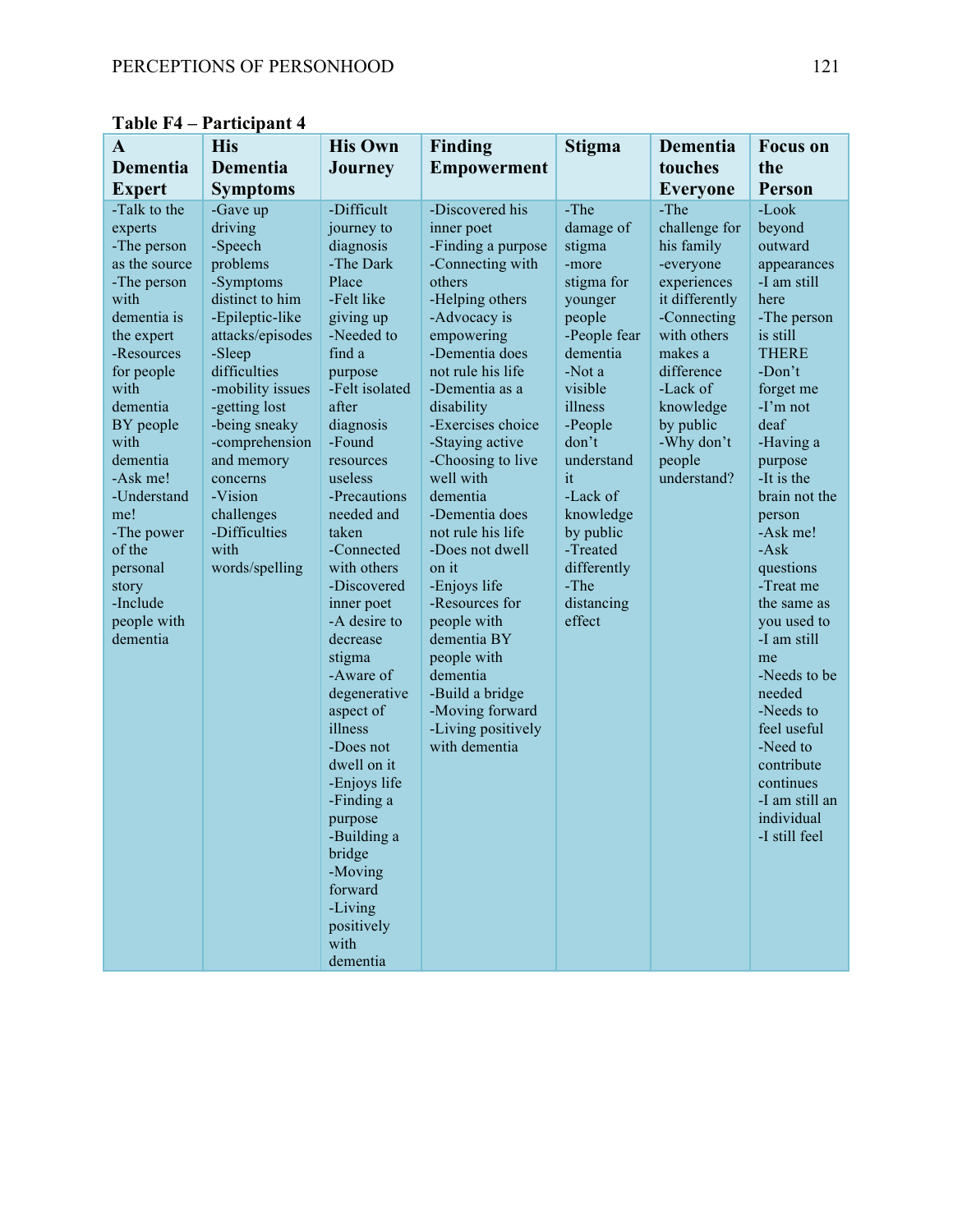**Table F4 – Participant 4**

| A Dementia Expert | His Dementia Symptoms | His Own Journey | Finding Empowerment | Stigma | Dementia touches Everyone | Focus on the Person |
|---|---|---|---|---|---|---|
| -Talk to the experts<br>-The person as the source<br>-The person with dementia is the expert<br>-Resources for people with dementia BY people with dementia<br>-Ask me!<br>-Understand me!<br>-The power of the personal story<br>-Include people with dementia | -Gave up driving<br>-Speech problems<br>-Symptoms distinct to him<br>-Epileptic-like attacks/episodes<br>-Sleep difficulties<br>-mobility issues<br>-getting lost<br>-being sneaky<br>-comprehension and memory concerns<br>-Vision challenges<br>-Difficulties with words/spelling | -Difficult journey to diagnosis<br>-The Dark Place<br>-Felt like giving up<br>-Needed to find a purpose<br>-Felt isolated after diagnosis<br>-Found resources useless<br>-Precautions needed and taken<br>-Connected with others<br>-Discovered inner poet<br>-A desire to decrease stigma<br>-Aware of degenerative aspect of illness<br>-Does not dwell on it<br>-Enjoys life<br>-Finding a purpose<br>-Building a bridge<br>-Moving forward<br>-Living positively with dementia | -Discovered his inner poet<br>-Finding a purpose<br>-Connecting with others<br>-Helping others<br>-Advocacy is empowering<br>-Dementia does not rule his life<br>-Dementia as a disability<br>-Exercises choice<br>-Staying active<br>-Choosing to live well with dementia<br>-Dementia does not rule his life<br>-Does not dwell on it<br>-Enjoys life<br>-Resources for people with dementia BY people with dementia<br>-Build a bridge<br>-Moving forward<br>-Living positively with dementia | -The damage of stigma<br>-more stigma for younger people<br>-People fear dementia<br>-Not a visible illness<br>-People don't understand it<br>-Lack of knowledge by public<br>-Treated differently<br>-The distancing effect | -The challenge for his family<br>-everyone experiences it differently<br>-Connecting with others makes a difference<br>-Lack of knowledge by public<br>-Why don't people understand? | -Look beyond outward appearances<br>-I am still here<br>-The person is still THERE<br>-Don't forget me<br>-I'm not deaf<br>-Having a purpose<br>-It is the brain not the person<br>-Ask me!<br>-Ask questions<br>-Treat me the same as you used to<br>-I am still me<br>-Needs to be needed<br>-Needs to feel useful<br>-Need to contribute continues<br>-I am still an individual<br>-I still feel |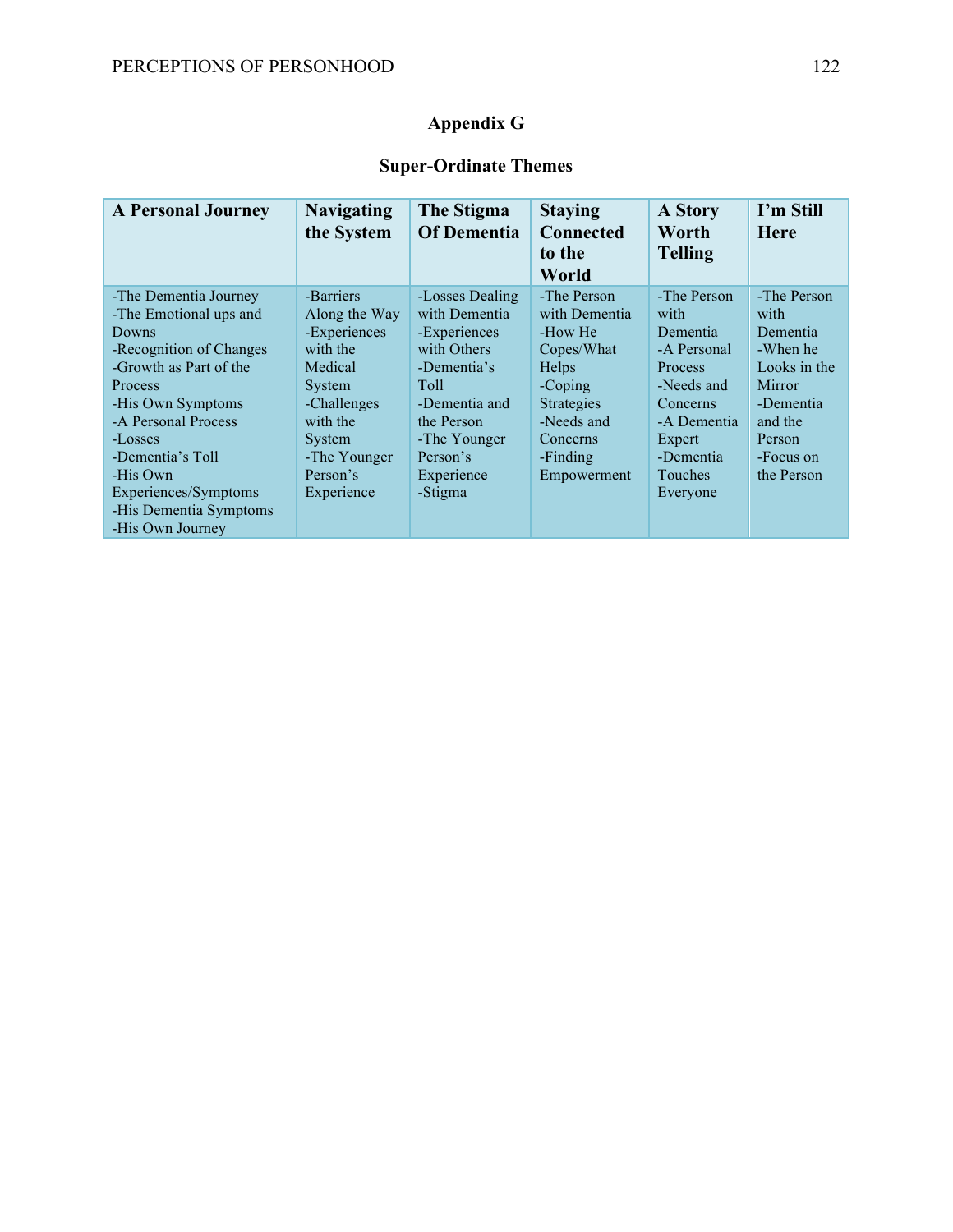# Appendix G

## Super-Ordinate Themes

| A Personal Journey | Navigating the System | The Stigma Of Dementia | Staying Connected to the World | A Story Worth Telling | I'm Still Here |
|---|---|---|---|---|---|
| -The Dementia Journey<br>-The Emotional ups and Downs<br>-Recognition of Changes<br>-Growth as Part of the Process<br>-His Own Symptoms<br>-A Personal Process<br>-Losses<br>-Dementia's Toll<br>-His Own Experiences/Symptoms<br>-His Dementia Symptoms<br>-His Own Journey | -Barriers Along the Way<br>-Experiences with the Medical System<br>-Challenges with the System<br>-The Younger Person's Experience | -Losses Dealing with Dementia<br>-Experiences with Others<br>-Dementia's Toll<br>-Dementia and the Person<br>-The Younger Person's Experience<br>-Stigma | -The Person with Dementia<br>-How He Copes/What Helps<br>-Coping Strategies<br>-Needs and Concerns<br>-Finding Empowerment | -The Person with Dementia<br>-A Personal Process<br>-Needs and Concerns<br>-A Dementia Expert<br>-Dementia Touches Everyone | -The Person with Dementia<br>-When he Looks in the Mirror<br>-Dementia and the Person<br>-Focus on the Person |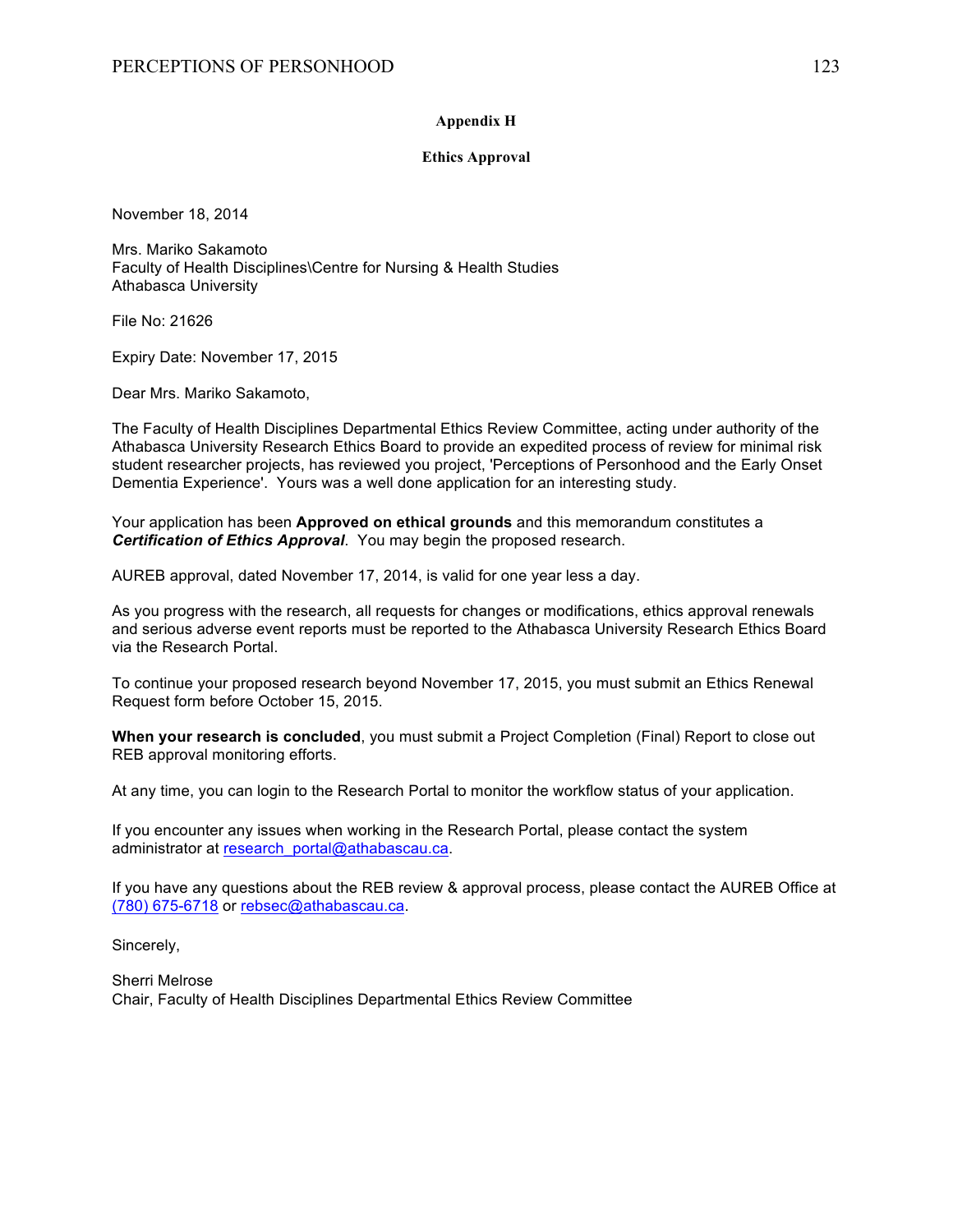## Appendix H

## Ethics Approval

November 18, 2014

Mrs. Mariko Sakamoto
Faculty of Health Disciplines\Centre for Nursing & Health Studies
Athabasca University

File No: 21626

Expiry Date: November 17, 2015

Dear Mrs. Mariko Sakamoto,

The Faculty of Health Disciplines Departmental Ethics Review Committee, acting under authority of the Athabasca University Research Ethics Board to provide an expedited process of review for minimal risk student researcher projects, has reviewed you project, 'Perceptions of Personhood and the Early Onset Dementia Experience'. Yours was a well done application for an interesting study.

Your application has been **Approved on ethical grounds** and this memorandum constitutes a ***Certification of Ethics Approval***. You may begin the proposed research.

AUREB approval, dated November 17, 2014, is valid for one year less a day.

As you progress with the research, all requests for changes or modifications, ethics approval renewals and serious adverse event reports must be reported to the Athabasca University Research Ethics Board via the Research Portal.

To continue your proposed research beyond November 17, 2015, you must submit an Ethics Renewal Request form before October 15, 2015.

**When your research is concluded**, you must submit a Project Completion (Final) Report to close out REB approval monitoring efforts.

At any time, you can login to the Research Portal to monitor the workflow status of your application.

If you encounter any issues when working in the Research Portal, please contact the system administrator at research_portal@athabascau.ca.

If you have any questions about the REB review & approval process, please contact the AUREB Office at (780) 675-6718 or rebsec@athabascau.ca.

Sincerely,

Sherri Melrose
Chair, Faculty of Health Disciplines Departmental Ethics Review Committee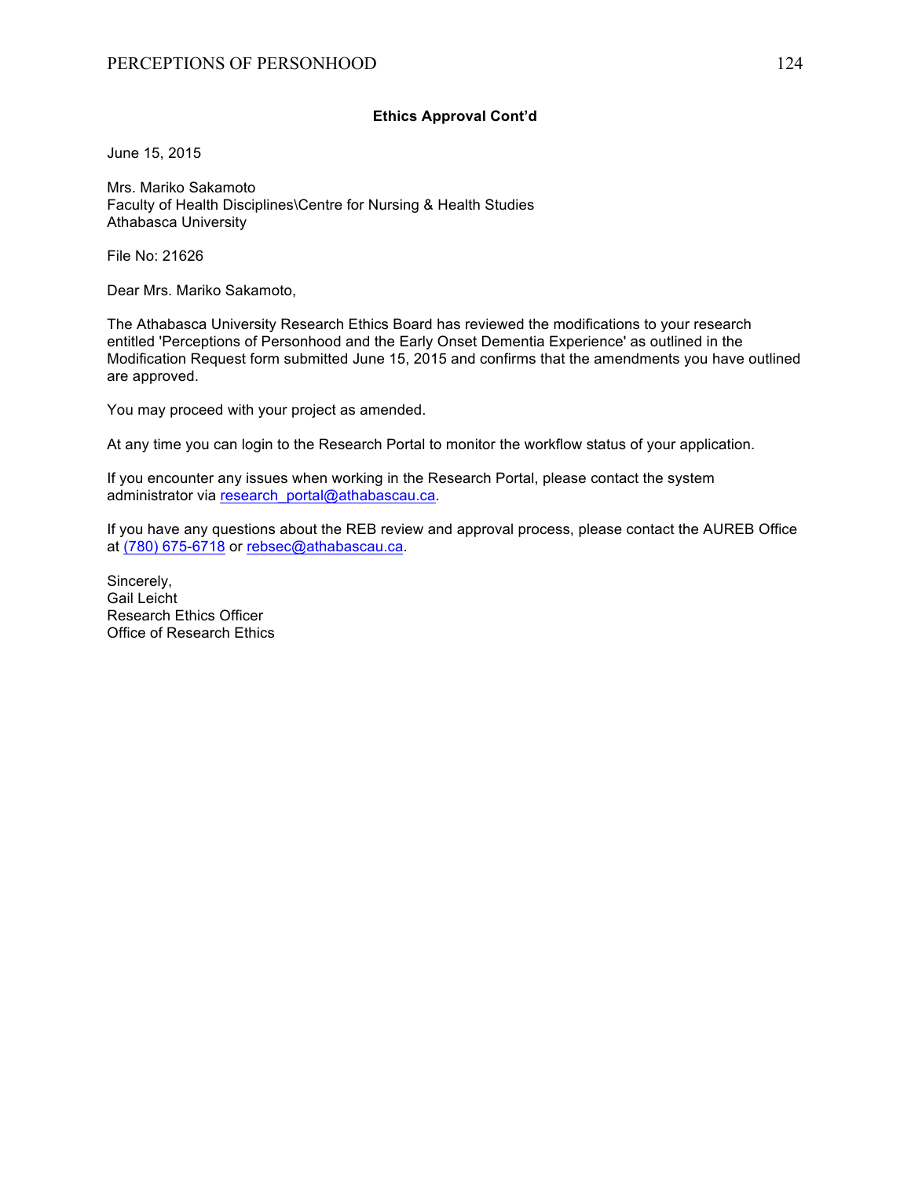**Ethics Approval Cont'd**

June 15, 2015

Mrs. Mariko Sakamoto
Faculty of Health Disciplines\Centre for Nursing & Health Studies
Athabasca University

File No: 21626

Dear Mrs. Mariko Sakamoto,

The Athabasca University Research Ethics Board has reviewed the modifications to your research entitled 'Perceptions of Personhood and the Early Onset Dementia Experience' as outlined in the Modification Request form submitted June 15, 2015 and confirms that the amendments you have outlined are approved.

You may proceed with your project as amended.

At any time you can login to the Research Portal to monitor the workflow status of your application.

If you encounter any issues when working in the Research Portal, please contact the system administrator via research_portal@athabascau.ca.

If you have any questions about the REB review and approval process, please contact the AUREB Office at (780) 675-6718 or rebsec@athabascau.ca.

Sincerely,
Gail Leicht
Research Ethics Officer
Office of Research Ethics